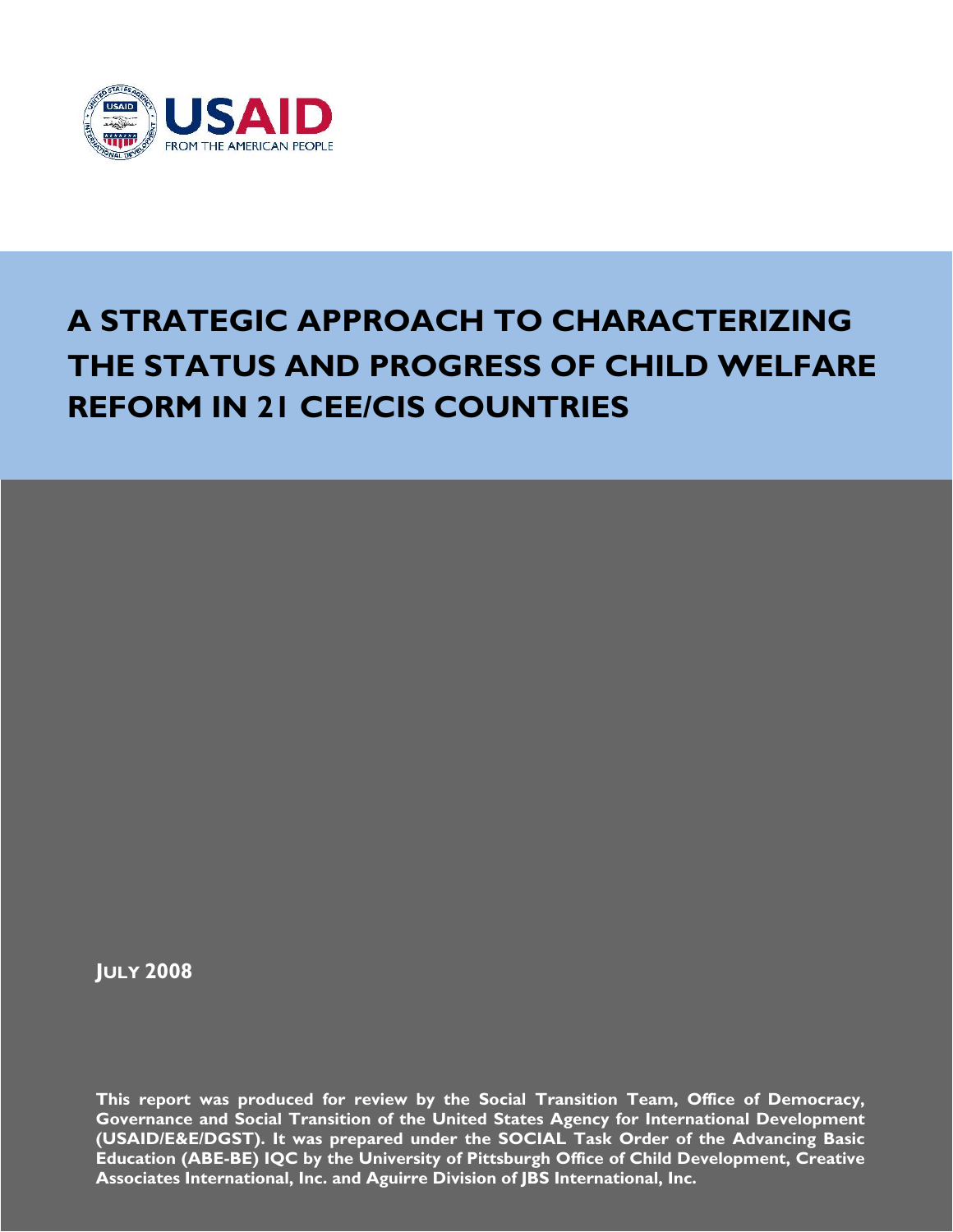USAID
FROM THE AMERICAN PEOPLE

# A STRATEGIC APPROACH TO CHARACTERIZING THE STATUS AND PROGRESS OF CHILD WELFARE REFORM IN 21 CEE/CIS COUNTRIES

**JULY 2008**

**This report was produced for review by the Social Transition Team, Office of Democracy, Governance and Social Transition of the United States Agency for International Development (USAID/E&E/DGST). It was prepared under the SOCIAL Task Order of the Advancing Basic Education (ABE-BE) IQC by the University of Pittsburgh Office of Child Development, Creative Associates International, Inc. and Aguirre Division of JBS International, Inc.**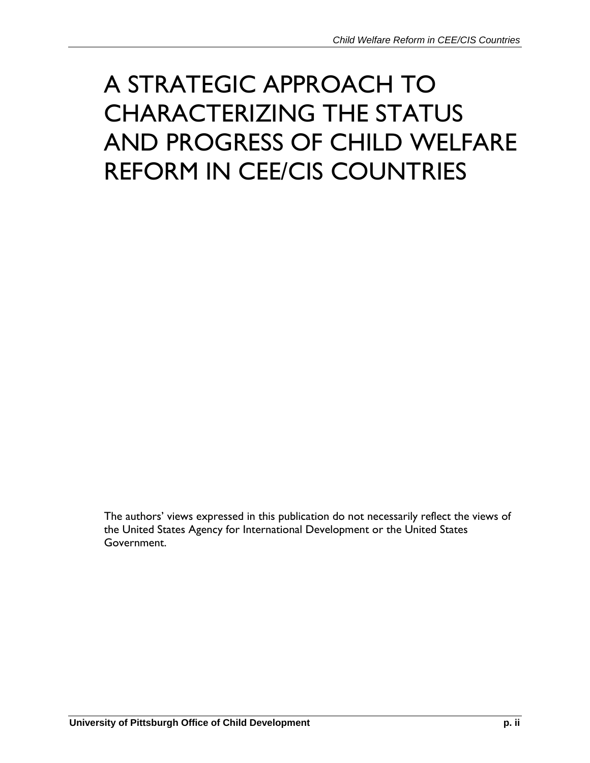# A STRATEGIC APPROACH TO CHARACTERIZING THE STATUS AND PROGRESS OF CHILD WELFARE REFORM IN CEE/CIS COUNTRIES

The authors' views expressed in this publication do not necessarily reflect the views of the United States Agency for International Development or the United States Government.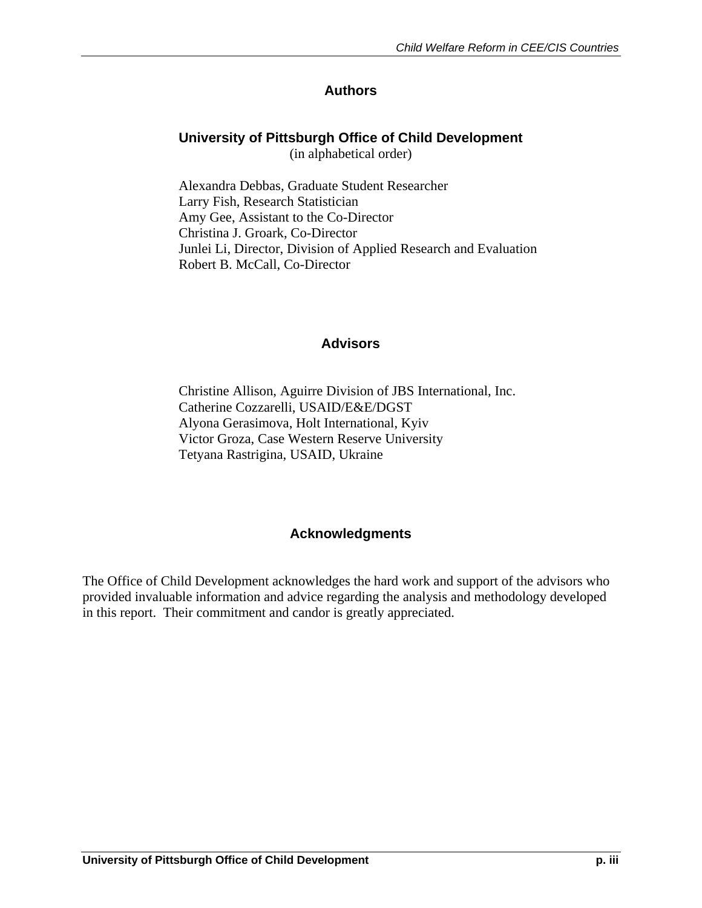## Authors

### University of Pittsburgh Office of Child Development

(in alphabetical order)

Alexandra Debbas, Graduate Student Researcher
Larry Fish, Research Statistician
Amy Gee, Assistant to the Co-Director
Christina J. Groark, Co-Director
Junlei Li, Director, Division of Applied Research and Evaluation
Robert B. McCall, Co-Director

## Advisors

Christine Allison, Aguirre Division of JBS International, Inc.
Catherine Cozzarelli, USAID/E&E/DGST
Alyona Gerasimova, Holt International, Kyiv
Victor Groza, Case Western Reserve University
Tetyana Rastrigina, USAID, Ukraine

## Acknowledgments

The Office of Child Development acknowledges the hard work and support of the advisors who provided invaluable information and advice regarding the analysis and methodology developed in this report. Their commitment and candor is greatly appreciated.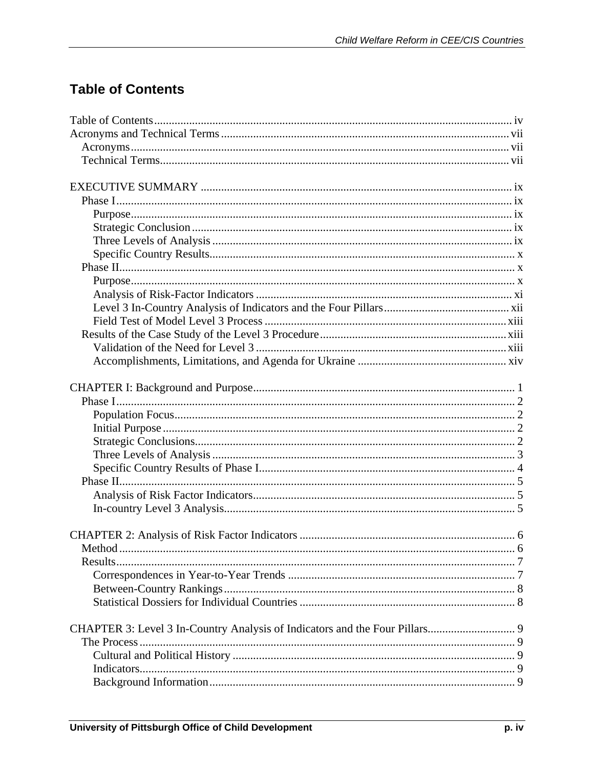## Table of Contents

Table of Contents ... iv
Acronyms and Technical Terms ... vii
- Acronyms ... vii
- Technical Terms ... vii

EXECUTIVE SUMMARY ... ix
- Phase I ... ix
  - Purpose ... ix
  - Strategic Conclusion ... ix
  - Three Levels of Analysis ... ix
  - Specific Country Results ... x
- Phase II ... x
  - Purpose ... x
  - Analysis of Risk-Factor Indicators ... xi
  - Level 3 In-Country Analysis of Indicators and the Four Pillars ... xii
  - Field Test of Model Level 3 Process ... xiii
- Results of the Case Study of the Level 3 Procedure ... xiii
  - Validation of the Need for Level 3 ... xiii
  - Accomplishments, Limitations, and Agenda for Ukraine ... xiv

CHAPTER I: Background and Purpose ... 1
- Phase I ... 2
  - Population Focus ... 2
  - Initial Purpose ... 2
  - Strategic Conclusions ... 2
  - Three Levels of Analysis ... 3
  - Specific Country Results of Phase I ... 4
- Phase II ... 5
  - Analysis of Risk Factor Indicators ... 5
  - In-country Level 3 Analysis ... 5

CHAPTER 2: Analysis of Risk Factor Indicators ... 6
- Method ... 6
- Results ... 7
  - Correspondences in Year-to-Year Trends ... 7
  - Between-Country Rankings ... 8
  - Statistical Dossiers for Individual Countries ... 8

CHAPTER 3: Level 3 In-Country Analysis of Indicators and the Four Pillars ... 9
- The Process ... 9
  - Cultural and Political History ... 9
  - Indicators ... 9
  - Background Information ... 9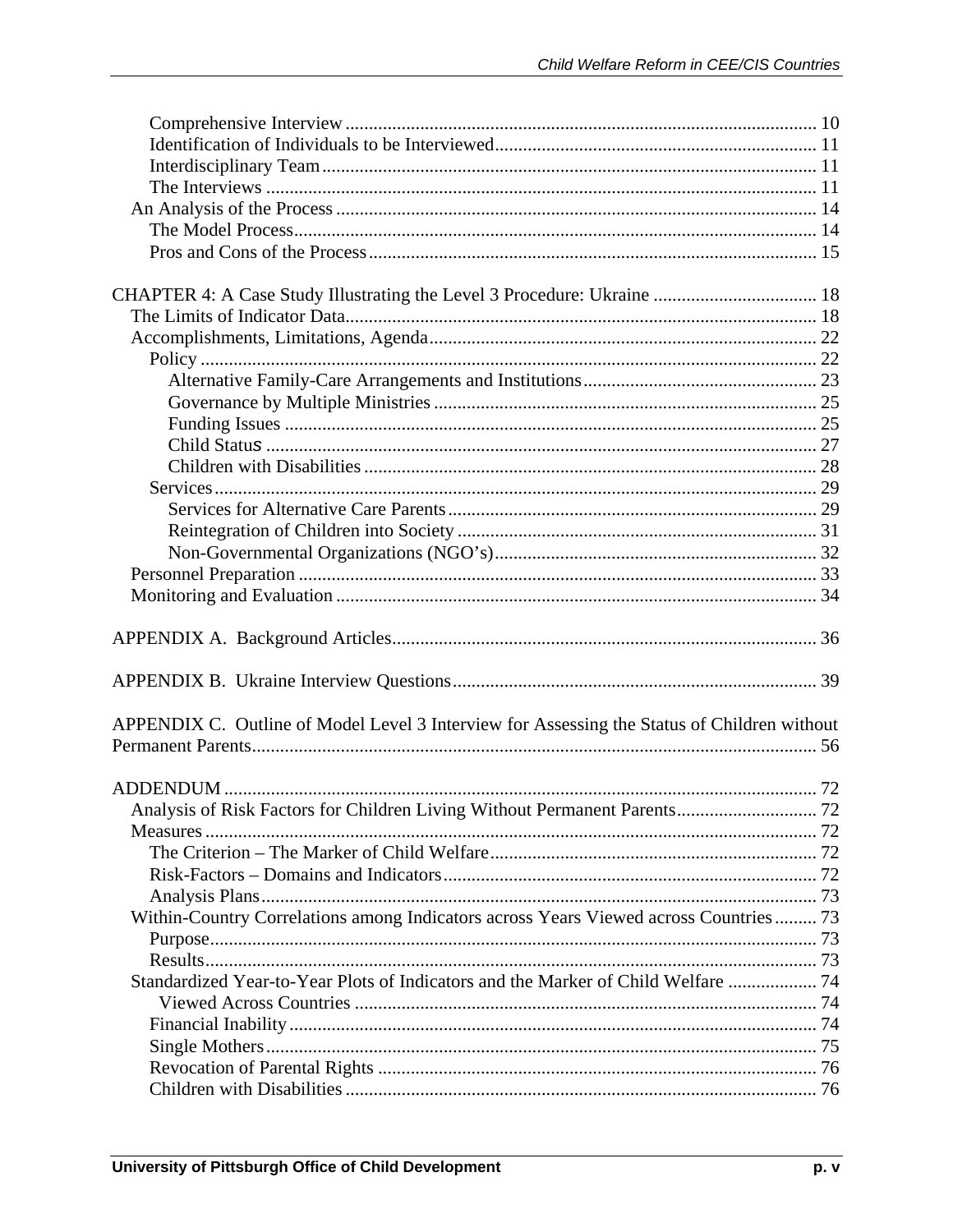- Comprehensive Interview .......... 10
- Identification of Individuals to be Interviewed .......... 11
- Interdisciplinary Team .......... 11
- The Interviews .......... 11
- An Analysis of the Process .......... 14
  - The Model Process .......... 14
  - Pros and Cons of the Process .......... 15

CHAPTER 4: A Case Study Illustrating the Level 3 Procedure: Ukraine .......... 18
- The Limits of Indicator Data .......... 18
- Accomplishments, Limitations, Agenda .......... 22
  - Policy .......... 22
    - Alternative Family-Care Arrangements and Institutions .......... 23
    - Governance by Multiple Ministries .......... 25
    - Funding Issues .......... 25
    - Child Status .......... 27
    - Children with Disabilities .......... 28
  - Services .......... 29
    - Services for Alternative Care Parents .......... 29
    - Reintegration of Children into Society .......... 31
    - Non-Governmental Organizations (NGO's) .......... 32
- Personnel Preparation .......... 33
- Monitoring and Evaluation .......... 34

APPENDIX A. Background Articles .......... 36

APPENDIX B. Ukraine Interview Questions .......... 39

APPENDIX C. Outline of Model Level 3 Interview for Assessing the Status of Children without Permanent Parents .......... 56

ADDENDUM .......... 72
- Analysis of Risk Factors for Children Living Without Permanent Parents .......... 72
- Measures .......... 72
  - The Criterion – The Marker of Child Welfare .......... 72
  - Risk-Factors – Domains and Indicators .......... 72
  - Analysis Plans .......... 73
- Within-Country Correlations among Indicators across Years Viewed across Countries .......... 73
  - Purpose .......... 73
  - Results .......... 73
- Standardized Year-to-Year Plots of Indicators and the Marker of Child Welfare Viewed Across Countries .......... 74
  - Financial Inability .......... 74
  - Single Mothers .......... 75
  - Revocation of Parental Rights .......... 76
  - Children with Disabilities .......... 76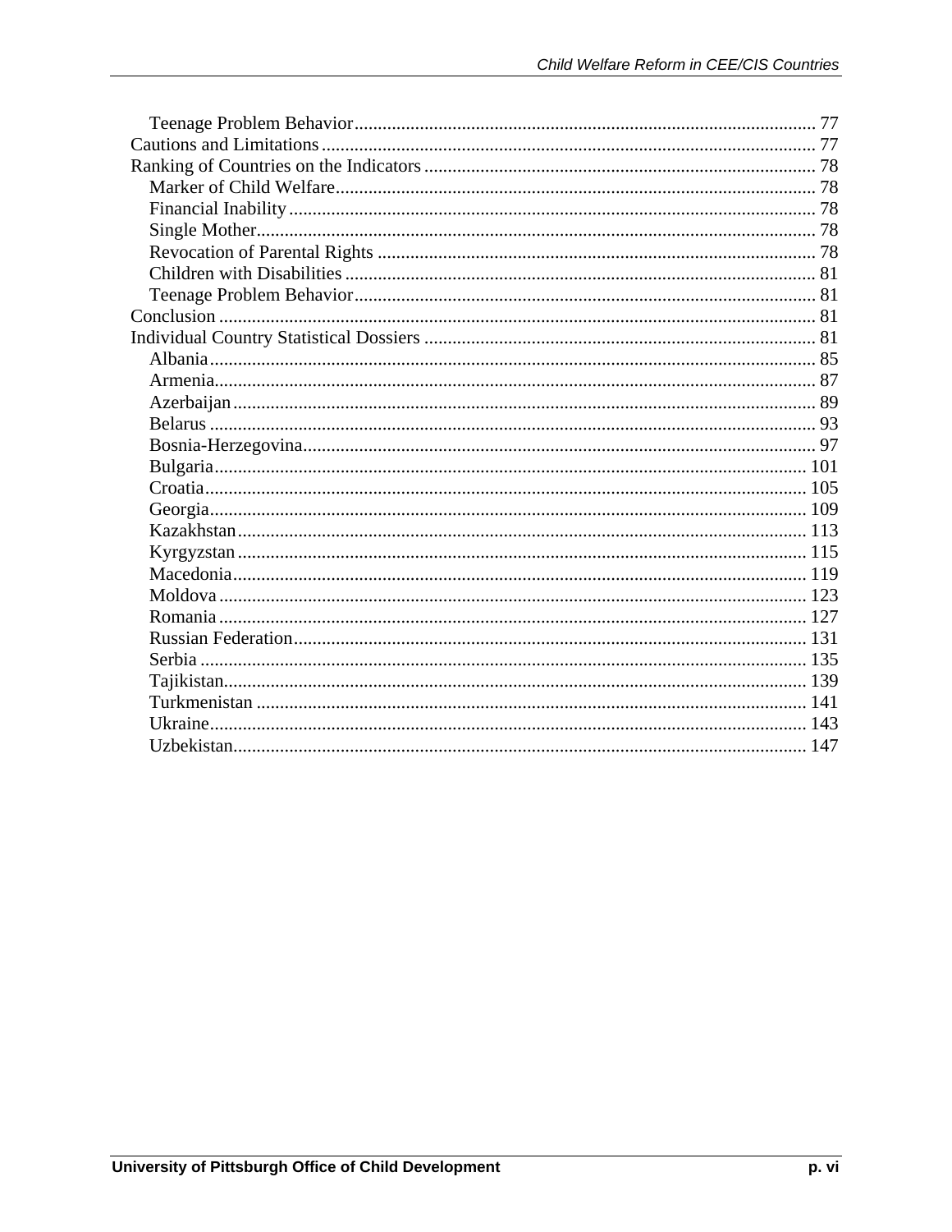- Teenage Problem Behavior ... 77
- Cautions and Limitations ... 77
- Ranking of Countries on the Indicators ... 78
  - Marker of Child Welfare ... 78
  - Financial Inability ... 78
  - Single Mother ... 78
  - Revocation of Parental Rights ... 78
  - Children with Disabilities ... 81
  - Teenage Problem Behavior ... 81
- Conclusion ... 81
- Individual Country Statistical Dossiers ... 81
  - Albania ... 85
  - Armenia ... 87
  - Azerbaijan ... 89
  - Belarus ... 93
  - Bosnia-Herzegovina ... 97
  - Bulgaria ... 101
  - Croatia ... 105
  - Georgia ... 109
  - Kazakhstan ... 113
  - Kyrgyzstan ... 115
  - Macedonia ... 119
  - Moldova ... 123
  - Romania ... 127
  - Russian Federation ... 131
  - Serbia ... 135
  - Tajikistan ... 139
  - Turkmenistan ... 141
  - Ukraine ... 143
  - Uzbekistan ... 147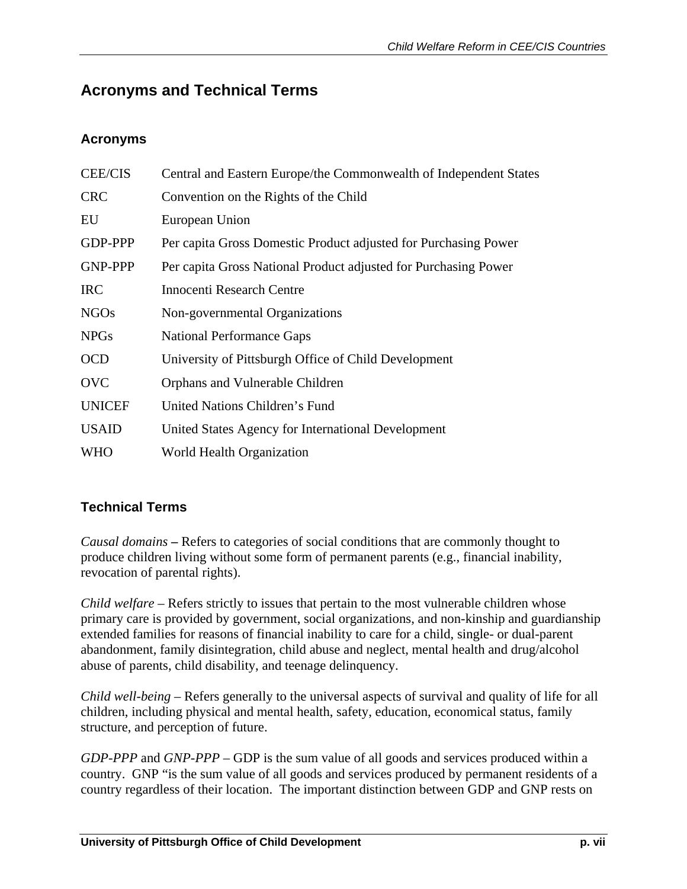## Acronyms and Technical Terms

### Acronyms

| | |
|---|---|
| CEE/CIS | Central and Eastern Europe/the Commonwealth of Independent States |
| CRC | Convention on the Rights of the Child |
| EU | European Union |
| GDP-PPP | Per capita Gross Domestic Product adjusted for Purchasing Power |
| GNP-PPP | Per capita Gross National Product adjusted for Purchasing Power |
| IRC | Innocenti Research Centre |
| NGOs | Non-governmental Organizations |
| NPGs | National Performance Gaps |
| OCD | University of Pittsburgh Office of Child Development |
| OVC | Orphans and Vulnerable Children |
| UNICEF | United Nations Children's Fund |
| USAID | United States Agency for International Development |
| WHO | World Health Organization |

### Technical Terms

*Causal domains* **–** Refers to categories of social conditions that are commonly thought to produce children living without some form of permanent parents (e.g., financial inability, revocation of parental rights).

*Child welfare* – Refers strictly to issues that pertain to the most vulnerable children whose primary care is provided by government, social organizations, and non-kinship and guardianship extended families for reasons of financial inability to care for a child, single- or dual-parent abandonment, family disintegration, child abuse and neglect, mental health and drug/alcohol abuse of parents, child disability, and teenage delinquency.

*Child well-being* – Refers generally to the universal aspects of survival and quality of life for all children, including physical and mental health, safety, education, economical status, family structure, and perception of future.

*GDP-PPP* and *GNP-PPP* – GDP is the sum value of all goods and services produced within a country. GNP "is the sum value of all goods and services produced by permanent residents of a country regardless of their location. The important distinction between GDP and GNP rests on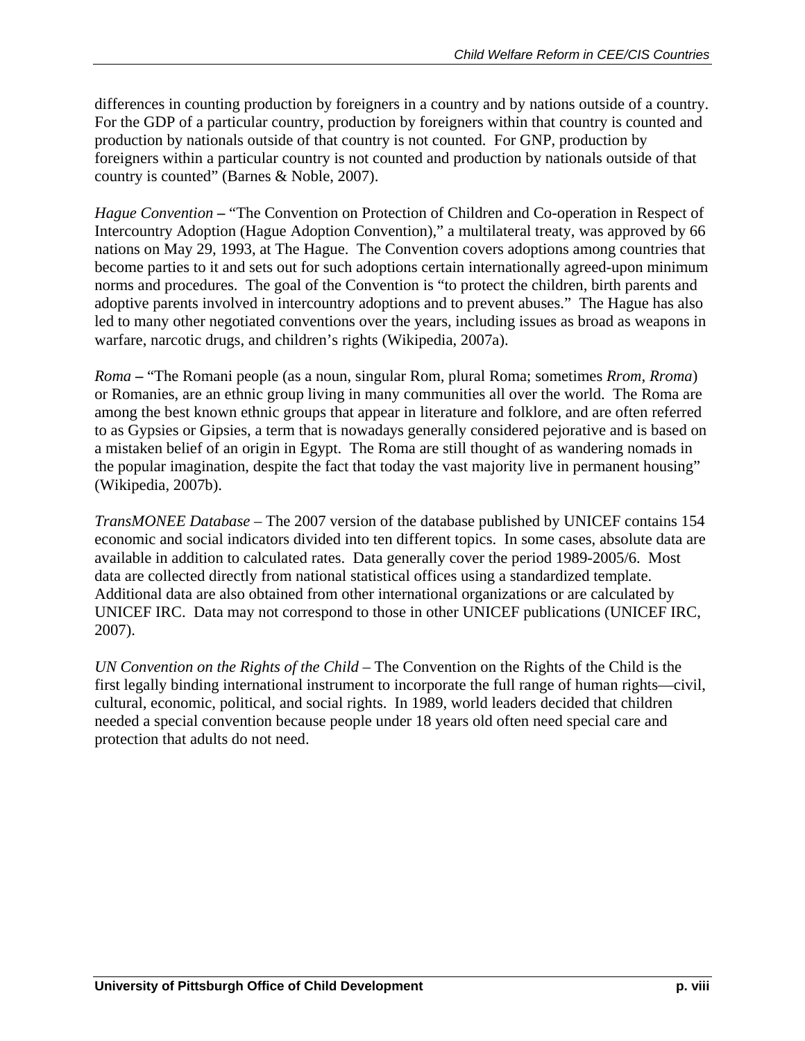differences in counting production by foreigners in a country and by nations outside of a country. For the GDP of a particular country, production by foreigners within that country is counted and production by nationals outside of that country is not counted. For GNP, production by foreigners within a particular country is not counted and production by nationals outside of that country is counted" (Barnes & Noble, 2007).

*Hague Convention* **–** "The Convention on Protection of Children and Co-operation in Respect of Intercountry Adoption (Hague Adoption Convention)," a multilateral treaty, was approved by 66 nations on May 29, 1993, at The Hague. The Convention covers adoptions among countries that become parties to it and sets out for such adoptions certain internationally agreed-upon minimum norms and procedures. The goal of the Convention is "to protect the children, birth parents and adoptive parents involved in intercountry adoptions and to prevent abuses." The Hague has also led to many other negotiated conventions over the years, including issues as broad as weapons in warfare, narcotic drugs, and children's rights (Wikipedia, 2007a).

*Roma* **–** "The Romani people (as a noun, singular Rom, plural Roma; sometimes *Rrom*, *Rroma*) or Romanies, are an ethnic group living in many communities all over the world. The Roma are among the best known ethnic groups that appear in literature and folklore, and are often referred to as Gypsies or Gipsies, a term that is nowadays generally considered pejorative and is based on a mistaken belief of an origin in Egypt. The Roma are still thought of as wandering nomads in the popular imagination, despite the fact that today the vast majority live in permanent housing" (Wikipedia, 2007b).

*TransMONEE Database* – The 2007 version of the database published by UNICEF contains 154 economic and social indicators divided into ten different topics. In some cases, absolute data are available in addition to calculated rates. Data generally cover the period 1989-2005/6. Most data are collected directly from national statistical offices using a standardized template. Additional data are also obtained from other international organizations or are calculated by UNICEF IRC. Data may not correspond to those in other UNICEF publications (UNICEF IRC, 2007).

*UN Convention on the Rights of the Child* – The Convention on the Rights of the Child is the first legally binding international instrument to incorporate the full range of human rights—civil, cultural, economic, political, and social rights. In 1989, world leaders decided that children needed a special convention because people under 18 years old often need special care and protection that adults do not need.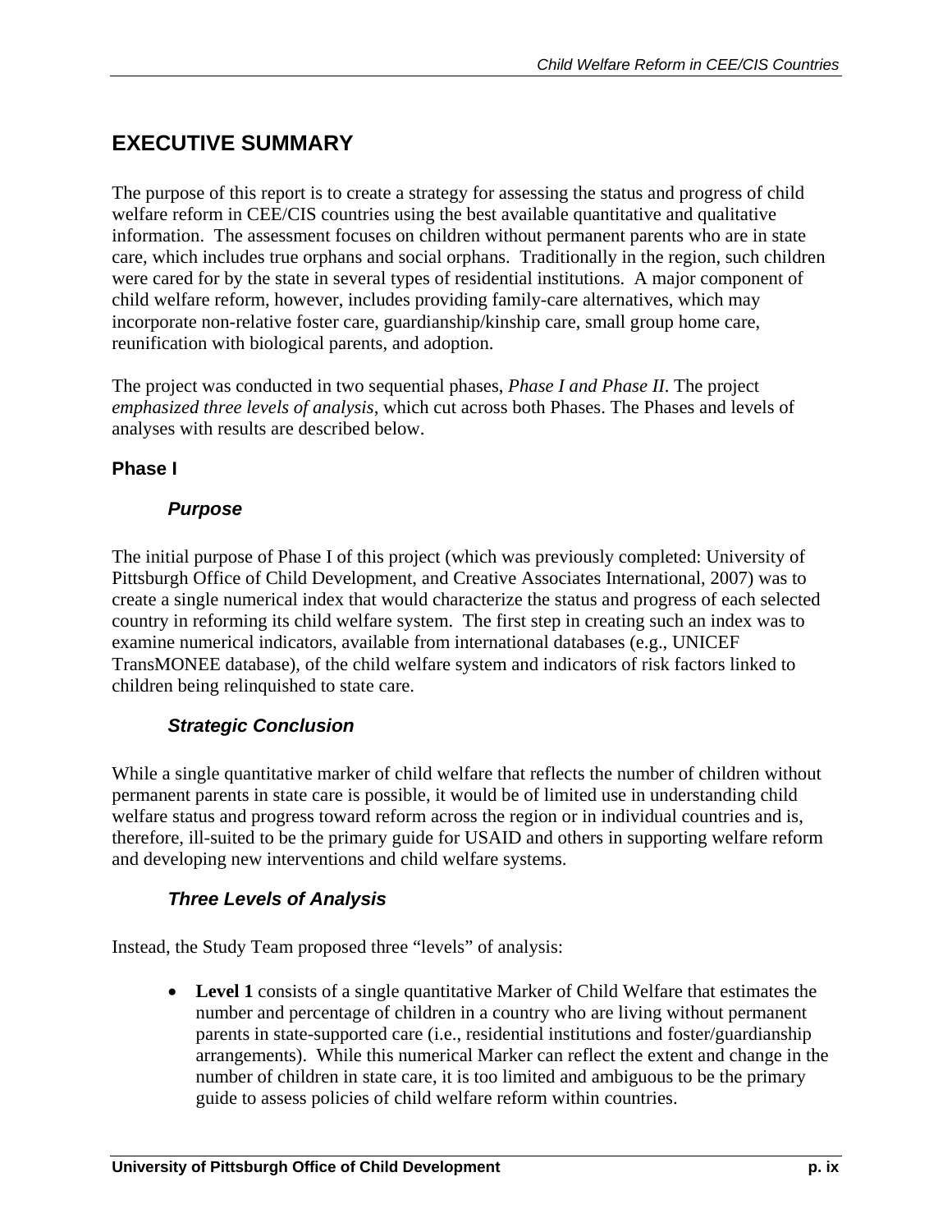# EXECUTIVE SUMMARY

The purpose of this report is to create a strategy for assessing the status and progress of child welfare reform in CEE/CIS countries using the best available quantitative and qualitative information. The assessment focuses on children without permanent parents who are in state care, which includes true orphans and social orphans. Traditionally in the region, such children were cared for by the state in several types of residential institutions. A major component of child welfare reform, however, includes providing family-care alternatives, which may incorporate non-relative foster care, guardianship/kinship care, small group home care, reunification with biological parents, and adoption.

The project was conducted in two sequential phases, *Phase I and Phase II*. The project *emphasized three levels of analysis*, which cut across both Phases. The Phases and levels of analyses with results are described below.

## Phase I

### *Purpose*

The initial purpose of Phase I of this project (which was previously completed: University of Pittsburgh Office of Child Development, and Creative Associates International, 2007) was to create a single numerical index that would characterize the status and progress of each selected country in reforming its child welfare system. The first step in creating such an index was to examine numerical indicators, available from international databases (e.g., UNICEF TransMONEE database), of the child welfare system and indicators of risk factors linked to children being relinquished to state care.

### *Strategic Conclusion*

While a single quantitative marker of child welfare that reflects the number of children without permanent parents in state care is possible, it would be of limited use in understanding child welfare status and progress toward reform across the region or in individual countries and is, therefore, ill-suited to be the primary guide for USAID and others in supporting welfare reform and developing new interventions and child welfare systems.

### *Three Levels of Analysis*

Instead, the Study Team proposed three "levels" of analysis:

- **Level 1** consists of a single quantitative Marker of Child Welfare that estimates the number and percentage of children in a country who are living without permanent parents in state-supported care (i.e., residential institutions and foster/guardianship arrangements). While this numerical Marker can reflect the extent and change in the number of children in state care, it is too limited and ambiguous to be the primary guide to assess policies of child welfare reform within countries.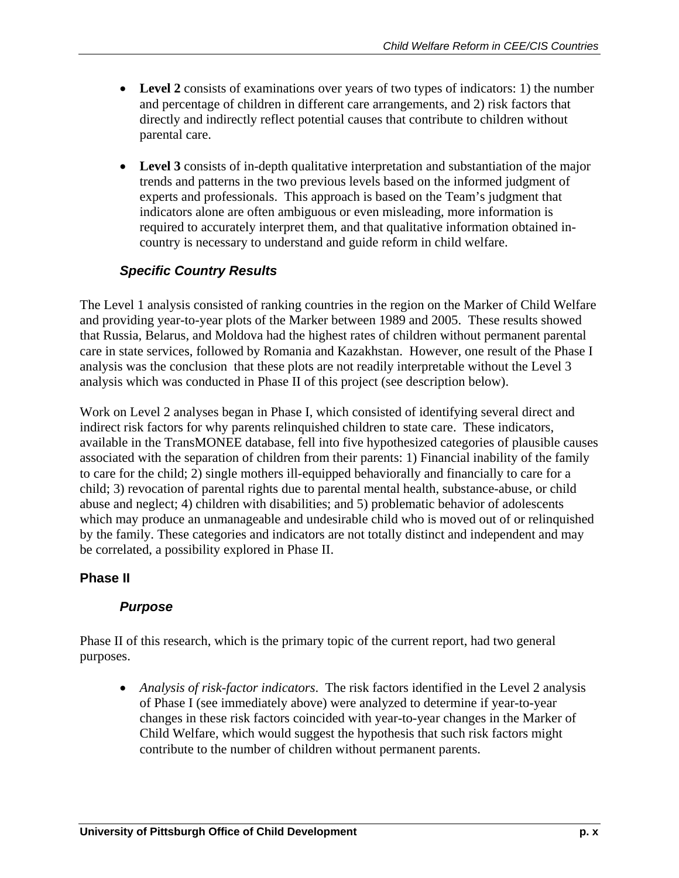- **Level 2** consists of examinations over years of two types of indicators: 1) the number and percentage of children in different care arrangements, and 2) risk factors that directly and indirectly reflect potential causes that contribute to children without parental care.

- **Level 3** consists of in-depth qualitative interpretation and substantiation of the major trends and patterns in the two previous levels based on the informed judgment of experts and professionals. This approach is based on the Team's judgment that indicators alone are often ambiguous or even misleading, more information is required to accurately interpret them, and that qualitative information obtained in-country is necessary to understand and guide reform in child welfare.

### *Specific Country Results*

The Level 1 analysis consisted of ranking countries in the region on the Marker of Child Welfare and providing year-to-year plots of the Marker between 1989 and 2005. These results showed that Russia, Belarus, and Moldova had the highest rates of children without permanent parental care in state services, followed by Romania and Kazakhstan. However, one result of the Phase I analysis was the conclusion that these plots are not readily interpretable without the Level 3 analysis which was conducted in Phase II of this project (see description below).

Work on Level 2 analyses began in Phase I, which consisted of identifying several direct and indirect risk factors for why parents relinquished children to state care. These indicators, available in the TransMONEE database, fell into five hypothesized categories of plausible causes associated with the separation of children from their parents: 1) Financial inability of the family to care for the child; 2) single mothers ill-equipped behaviorally and financially to care for a child; 3) revocation of parental rights due to parental mental health, substance-abuse, or child abuse and neglect; 4) children with disabilities; and 5) problematic behavior of adolescents which may produce an unmanageable and undesirable child who is moved out of or relinquished by the family. These categories and indicators are not totally distinct and independent and may be correlated, a possibility explored in Phase II.

## Phase II

### *Purpose*

Phase II of this research, which is the primary topic of the current report, had two general purposes.

- *Analysis of risk-factor indicators*. The risk factors identified in the Level 2 analysis of Phase I (see immediately above) were analyzed to determine if year-to-year changes in these risk factors coincided with year-to-year changes in the Marker of Child Welfare, which would suggest the hypothesis that such risk factors might contribute to the number of children without permanent parents.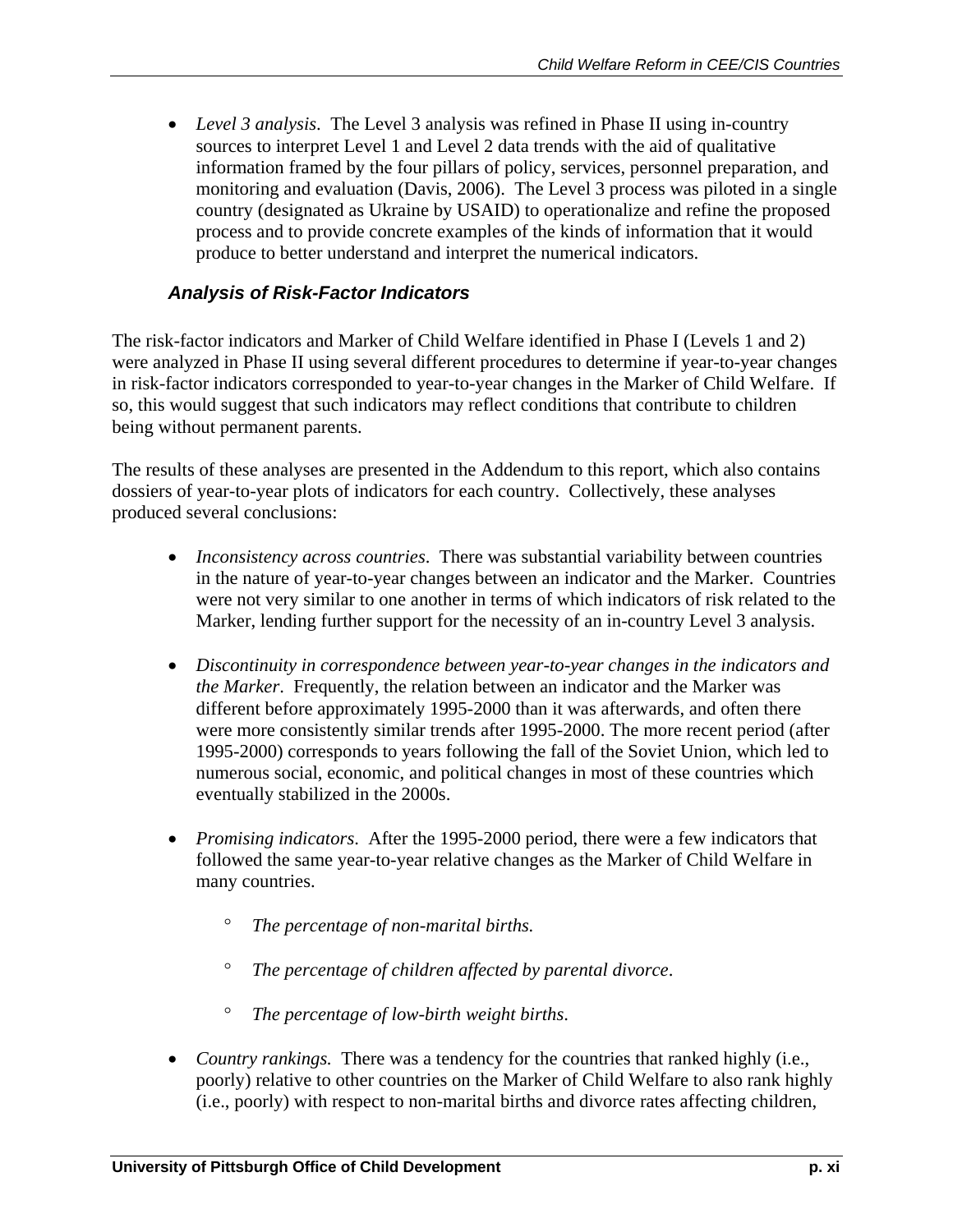- *Level 3 analysis*. The Level 3 analysis was refined in Phase II using in-country sources to interpret Level 1 and Level 2 data trends with the aid of qualitative information framed by the four pillars of policy, services, personnel preparation, and monitoring and evaluation (Davis, 2006). The Level 3 process was piloted in a single country (designated as Ukraine by USAID) to operationalize and refine the proposed process and to provide concrete examples of the kinds of information that it would produce to better understand and interpret the numerical indicators.

### *Analysis of Risk-Factor Indicators*

The risk-factor indicators and Marker of Child Welfare identified in Phase I (Levels 1 and 2) were analyzed in Phase II using several different procedures to determine if year-to-year changes in risk-factor indicators corresponded to year-to-year changes in the Marker of Child Welfare. If so, this would suggest that such indicators may reflect conditions that contribute to children being without permanent parents.

The results of these analyses are presented in the Addendum to this report, which also contains dossiers of year-to-year plots of indicators for each country. Collectively, these analyses produced several conclusions:

- *Inconsistency across countries*. There was substantial variability between countries in the nature of year-to-year changes between an indicator and the Marker. Countries were not very similar to one another in terms of which indicators of risk related to the Marker, lending further support for the necessity of an in-country Level 3 analysis.

- *Discontinuity in correspondence between year-to-year changes in the indicators and the Marker*. Frequently, the relation between an indicator and the Marker was different before approximately 1995-2000 than it was afterwards, and often there were more consistently similar trends after 1995-2000. The more recent period (after 1995-2000) corresponds to years following the fall of the Soviet Union, which led to numerous social, economic, and political changes in most of these countries which eventually stabilized in the 2000s.

- *Promising indicators*. After the 1995-2000 period, there were a few indicators that followed the same year-to-year relative changes as the Marker of Child Welfare in many countries.

  - *The percentage of non-marital births.*

  - *The percentage of children affected by parental divorce*.

  - *The percentage of low-birth weight births*.

- *Country rankings.* There was a tendency for the countries that ranked highly (i.e., poorly) relative to other countries on the Marker of Child Welfare to also rank highly (i.e., poorly) with respect to non-marital births and divorce rates affecting children,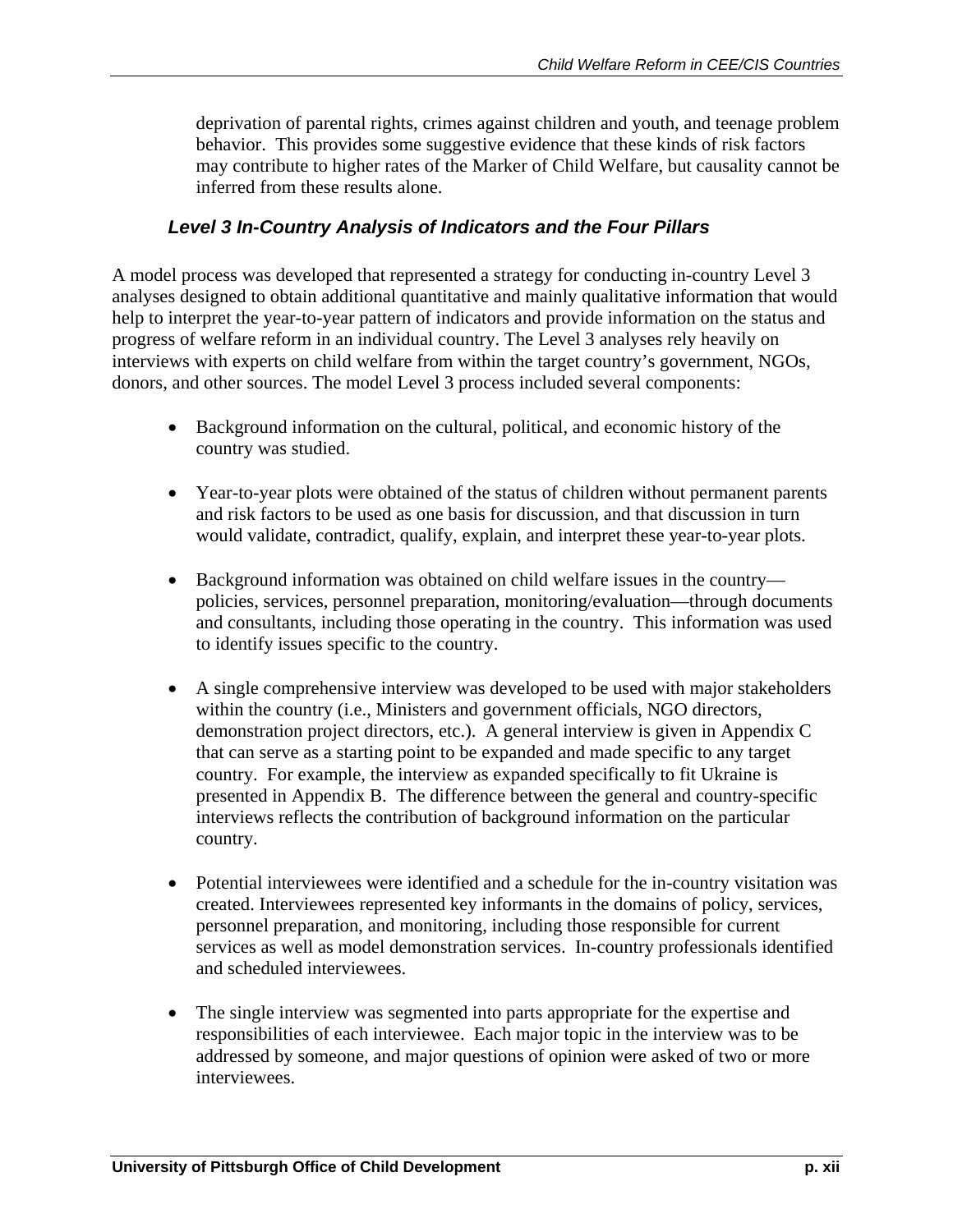deprivation of parental rights, crimes against children and youth, and teenage problem behavior. This provides some suggestive evidence that these kinds of risk factors may contribute to higher rates of the Marker of Child Welfare, but causality cannot be inferred from these results alone.

### *Level 3 In-Country Analysis of Indicators and the Four Pillars*

A model process was developed that represented a strategy for conducting in-country Level 3 analyses designed to obtain additional quantitative and mainly qualitative information that would help to interpret the year-to-year pattern of indicators and provide information on the status and progress of welfare reform in an individual country. The Level 3 analyses rely heavily on interviews with experts on child welfare from within the target country's government, NGOs, donors, and other sources. The model Level 3 process included several components:

- Background information on the cultural, political, and economic history of the country was studied.
- Year-to-year plots were obtained of the status of children without permanent parents and risk factors to be used as one basis for discussion, and that discussion in turn would validate, contradict, qualify, explain, and interpret these year-to-year plots.
- Background information was obtained on child welfare issues in the country—policies, services, personnel preparation, monitoring/evaluation—through documents and consultants, including those operating in the country. This information was used to identify issues specific to the country.
- A single comprehensive interview was developed to be used with major stakeholders within the country (i.e., Ministers and government officials, NGO directors, demonstration project directors, etc.). A general interview is given in Appendix C that can serve as a starting point to be expanded and made specific to any target country. For example, the interview as expanded specifically to fit Ukraine is presented in Appendix B. The difference between the general and country-specific interviews reflects the contribution of background information on the particular country.
- Potential interviewees were identified and a schedule for the in-country visitation was created. Interviewees represented key informants in the domains of policy, services, personnel preparation, and monitoring, including those responsible for current services as well as model demonstration services. In-country professionals identified and scheduled interviewees.
- The single interview was segmented into parts appropriate for the expertise and responsibilities of each interviewee. Each major topic in the interview was to be addressed by someone, and major questions of opinion were asked of two or more interviewees.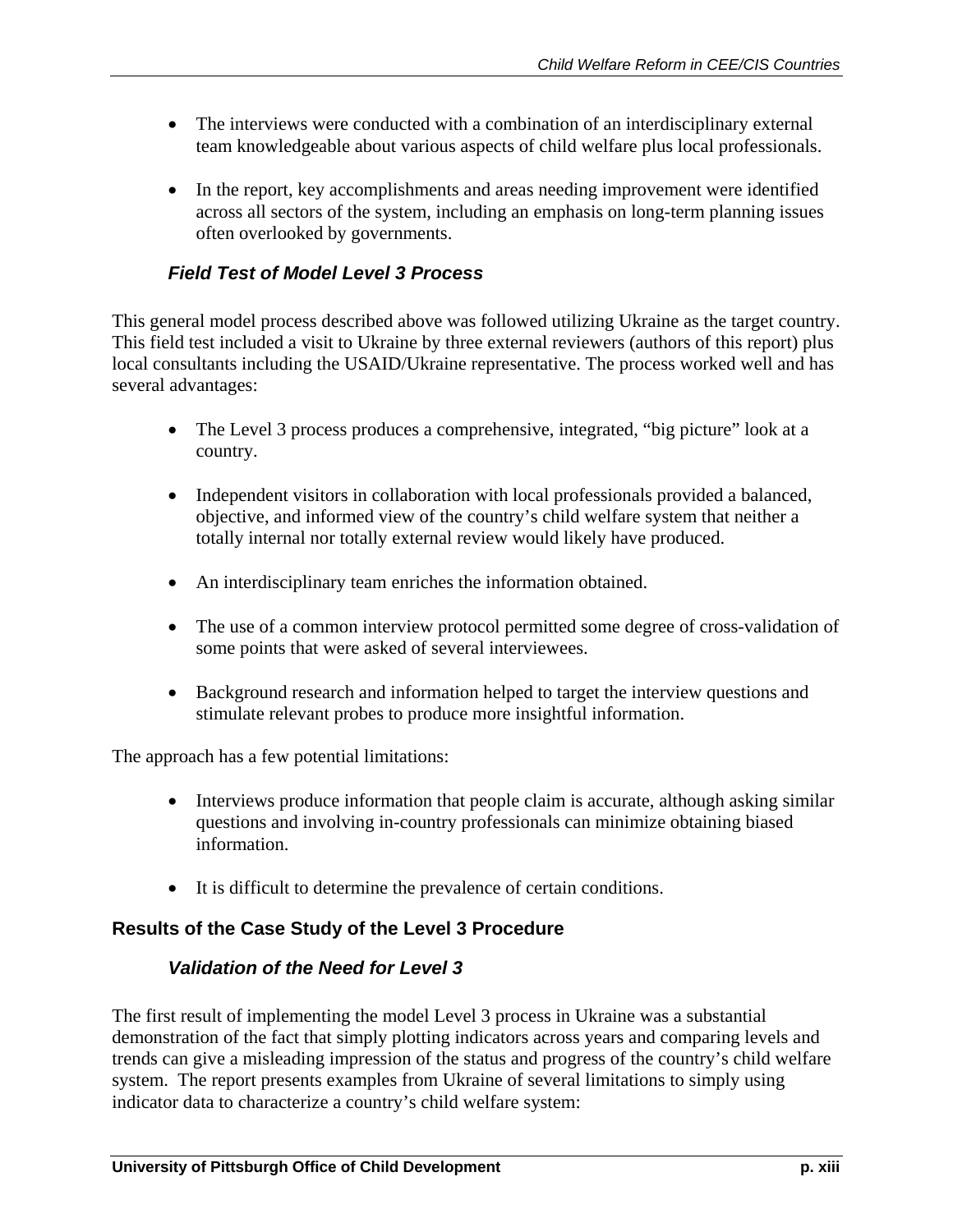- The interviews were conducted with a combination of an interdisciplinary external team knowledgeable about various aspects of child welfare plus local professionals.

- In the report, key accomplishments and areas needing improvement were identified across all sectors of the system, including an emphasis on long-term planning issues often overlooked by governments.

### *Field Test of Model Level 3 Process*

This general model process described above was followed utilizing Ukraine as the target country. This field test included a visit to Ukraine by three external reviewers (authors of this report) plus local consultants including the USAID/Ukraine representative. The process worked well and has several advantages:

- The Level 3 process produces a comprehensive, integrated, "big picture" look at a country.

- Independent visitors in collaboration with local professionals provided a balanced, objective, and informed view of the country's child welfare system that neither a totally internal nor totally external review would likely have produced.

- An interdisciplinary team enriches the information obtained.

- The use of a common interview protocol permitted some degree of cross-validation of some points that were asked of several interviewees.

- Background research and information helped to target the interview questions and stimulate relevant probes to produce more insightful information.

The approach has a few potential limitations:

- Interviews produce information that people claim is accurate, although asking similar questions and involving in-country professionals can minimize obtaining biased information.

- It is difficult to determine the prevalence of certain conditions.

## Results of the Case Study of the Level 3 Procedure

### *Validation of the Need for Level 3*

The first result of implementing the model Level 3 process in Ukraine was a substantial demonstration of the fact that simply plotting indicators across years and comparing levels and trends can give a misleading impression of the status and progress of the country's child welfare system. The report presents examples from Ukraine of several limitations to simply using indicator data to characterize a country's child welfare system: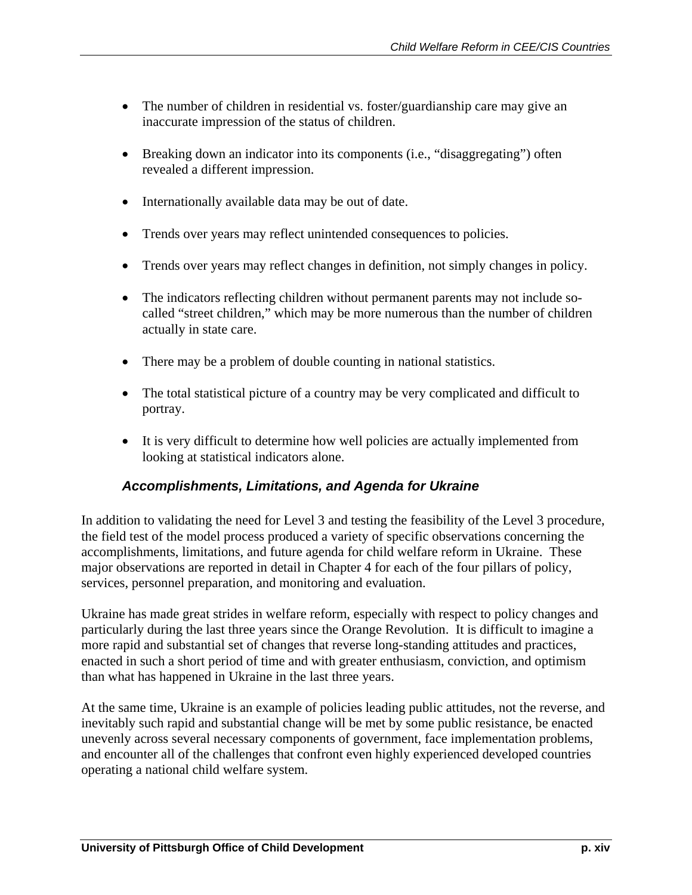- The number of children in residential vs. foster/guardianship care may give an inaccurate impression of the status of children.

- Breaking down an indicator into its components (i.e., "disaggregating") often revealed a different impression.

- Internationally available data may be out of date.

- Trends over years may reflect unintended consequences to policies.

- Trends over years may reflect changes in definition, not simply changes in policy.

- The indicators reflecting children without permanent parents may not include so-called "street children," which may be more numerous than the number of children actually in state care.

- There may be a problem of double counting in national statistics.

- The total statistical picture of a country may be very complicated and difficult to portray.

- It is very difficult to determine how well policies are actually implemented from looking at statistical indicators alone.

### *Accomplishments, Limitations, and Agenda for Ukraine*

In addition to validating the need for Level 3 and testing the feasibility of the Level 3 procedure, the field test of the model process produced a variety of specific observations concerning the accomplishments, limitations, and future agenda for child welfare reform in Ukraine. These major observations are reported in detail in Chapter 4 for each of the four pillars of policy, services, personnel preparation, and monitoring and evaluation.

Ukraine has made great strides in welfare reform, especially with respect to policy changes and particularly during the last three years since the Orange Revolution. It is difficult to imagine a more rapid and substantial set of changes that reverse long-standing attitudes and practices, enacted in such a short period of time and with greater enthusiasm, conviction, and optimism than what has happened in Ukraine in the last three years.

At the same time, Ukraine is an example of policies leading public attitudes, not the reverse, and inevitably such rapid and substantial change will be met by some public resistance, be enacted unevenly across several necessary components of government, face implementation problems, and encounter all of the challenges that confront even highly experienced developed countries operating a national child welfare system.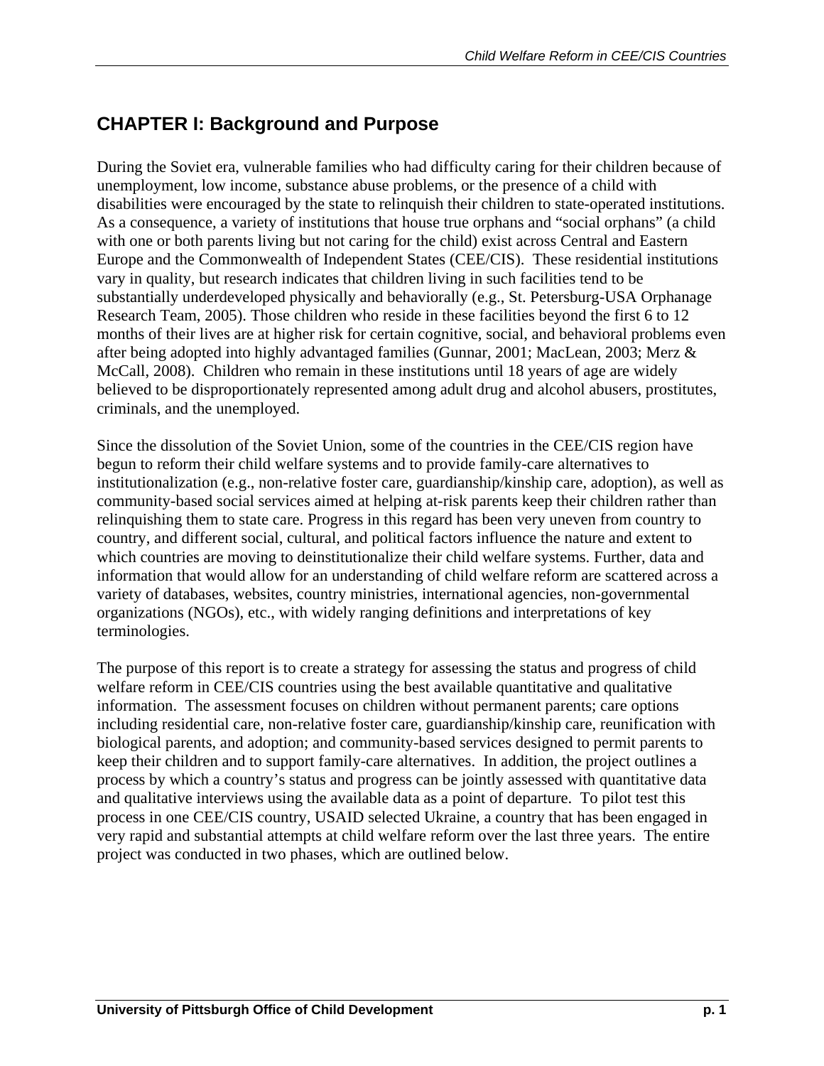# CHAPTER I: Background and Purpose

During the Soviet era, vulnerable families who had difficulty caring for their children because of unemployment, low income, substance abuse problems, or the presence of a child with disabilities were encouraged by the state to relinquish their children to state-operated institutions. As a consequence, a variety of institutions that house true orphans and "social orphans" (a child with one or both parents living but not caring for the child) exist across Central and Eastern Europe and the Commonwealth of Independent States (CEE/CIS). These residential institutions vary in quality, but research indicates that children living in such facilities tend to be substantially underdeveloped physically and behaviorally (e.g., St. Petersburg-USA Orphanage Research Team, 2005). Those children who reside in these facilities beyond the first 6 to 12 months of their lives are at higher risk for certain cognitive, social, and behavioral problems even after being adopted into highly advantaged families (Gunnar, 2001; MacLean, 2003; Merz & McCall, 2008). Children who remain in these institutions until 18 years of age are widely believed to be disproportionately represented among adult drug and alcohol abusers, prostitutes, criminals, and the unemployed.

Since the dissolution of the Soviet Union, some of the countries in the CEE/CIS region have begun to reform their child welfare systems and to provide family-care alternatives to institutionalization (e.g., non-relative foster care, guardianship/kinship care, adoption), as well as community-based social services aimed at helping at-risk parents keep their children rather than relinquishing them to state care. Progress in this regard has been very uneven from country to country, and different social, cultural, and political factors influence the nature and extent to which countries are moving to deinstitutionalize their child welfare systems. Further, data and information that would allow for an understanding of child welfare reform are scattered across a variety of databases, websites, country ministries, international agencies, non-governmental organizations (NGOs), etc., with widely ranging definitions and interpretations of key terminologies.

The purpose of this report is to create a strategy for assessing the status and progress of child welfare reform in CEE/CIS countries using the best available quantitative and qualitative information. The assessment focuses on children without permanent parents; care options including residential care, non-relative foster care, guardianship/kinship care, reunification with biological parents, and adoption; and community-based services designed to permit parents to keep their children and to support family-care alternatives. In addition, the project outlines a process by which a country's status and progress can be jointly assessed with quantitative data and qualitative interviews using the available data as a point of departure. To pilot test this process in one CEE/CIS country, USAID selected Ukraine, a country that has been engaged in very rapid and substantial attempts at child welfare reform over the last three years. The entire project was conducted in two phases, which are outlined below.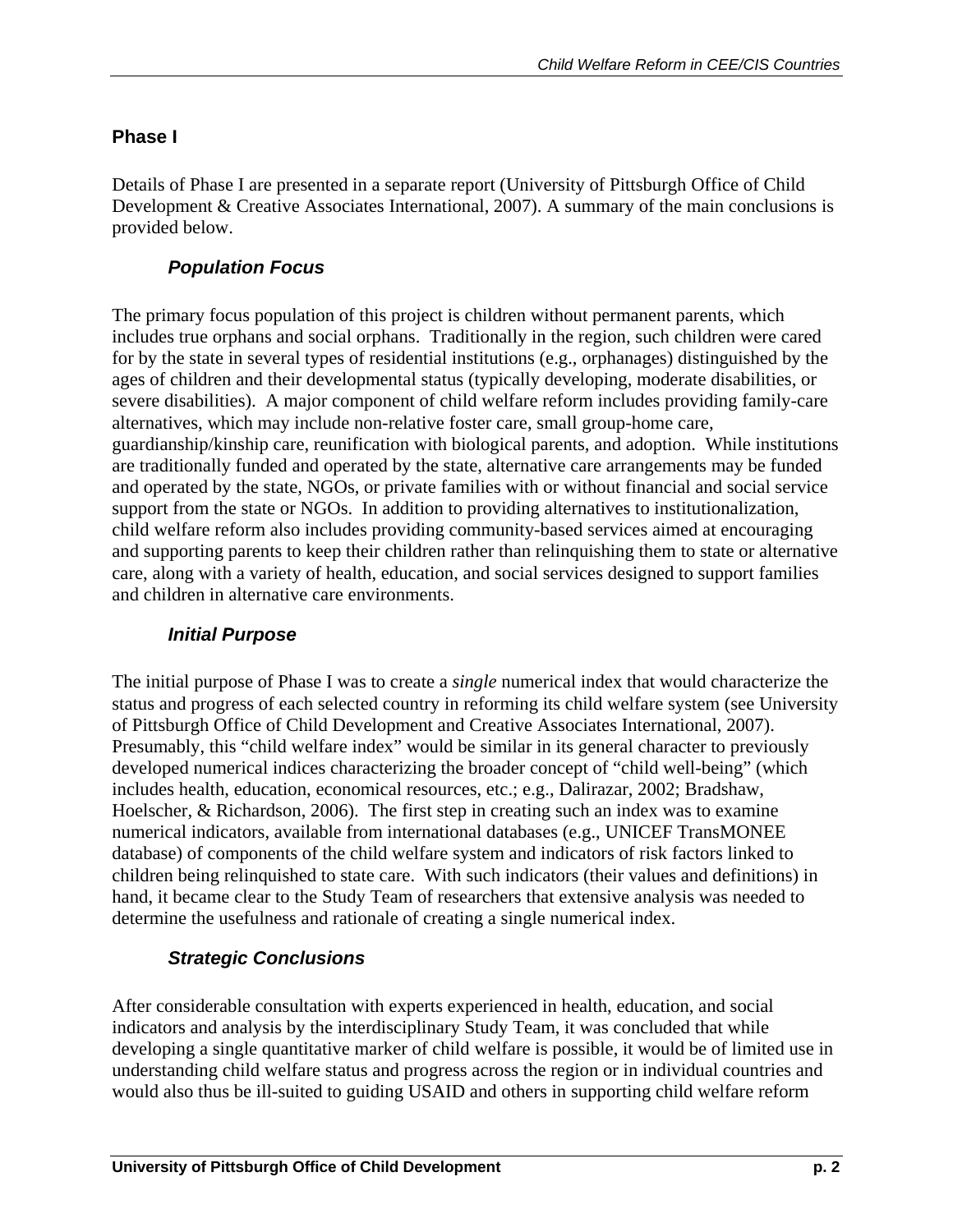## Phase I

Details of Phase I are presented in a separate report (University of Pittsburgh Office of Child Development & Creative Associates International, 2007). A summary of the main conclusions is provided below.

### *Population Focus*

The primary focus population of this project is children without permanent parents, which includes true orphans and social orphans. Traditionally in the region, such children were cared for by the state in several types of residential institutions (e.g., orphanages) distinguished by the ages of children and their developmental status (typically developing, moderate disabilities, or severe disabilities). A major component of child welfare reform includes providing family-care alternatives, which may include non-relative foster care, small group-home care, guardianship/kinship care, reunification with biological parents, and adoption. While institutions are traditionally funded and operated by the state, alternative care arrangements may be funded and operated by the state, NGOs, or private families with or without financial and social service support from the state or NGOs. In addition to providing alternatives to institutionalization, child welfare reform also includes providing community-based services aimed at encouraging and supporting parents to keep their children rather than relinquishing them to state or alternative care, along with a variety of health, education, and social services designed to support families and children in alternative care environments.

### *Initial Purpose*

The initial purpose of Phase I was to create a *single* numerical index that would characterize the status and progress of each selected country in reforming its child welfare system (see University of Pittsburgh Office of Child Development and Creative Associates International, 2007). Presumably, this "child welfare index" would be similar in its general character to previously developed numerical indices characterizing the broader concept of "child well-being" (which includes health, education, economical resources, etc.; e.g., Dalirazar, 2002; Bradshaw, Hoelscher, & Richardson, 2006). The first step in creating such an index was to examine numerical indicators, available from international databases (e.g., UNICEF TransMONEE database) of components of the child welfare system and indicators of risk factors linked to children being relinquished to state care. With such indicators (their values and definitions) in hand, it became clear to the Study Team of researchers that extensive analysis was needed to determine the usefulness and rationale of creating a single numerical index.

### *Strategic Conclusions*

After considerable consultation with experts experienced in health, education, and social indicators and analysis by the interdisciplinary Study Team, it was concluded that while developing a single quantitative marker of child welfare is possible, it would be of limited use in understanding child welfare status and progress across the region or in individual countries and would also thus be ill-suited to guiding USAID and others in supporting child welfare reform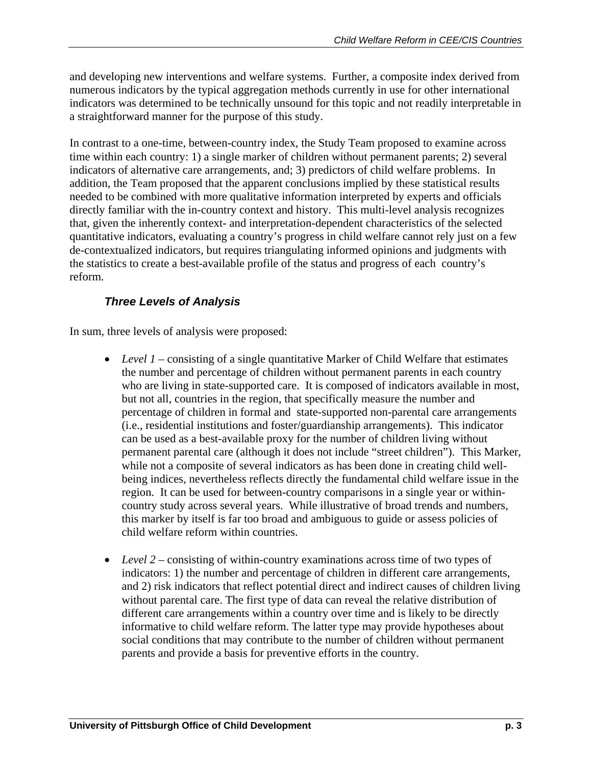and developing new interventions and welfare systems. Further, a composite index derived from numerous indicators by the typical aggregation methods currently in use for other international indicators was determined to be technically unsound for this topic and not readily interpretable in a straightforward manner for the purpose of this study.

In contrast to a one-time, between-country index, the Study Team proposed to examine across time within each country: 1) a single marker of children without permanent parents; 2) several indicators of alternative care arrangements, and; 3) predictors of child welfare problems. In addition, the Team proposed that the apparent conclusions implied by these statistical results needed to be combined with more qualitative information interpreted by experts and officials directly familiar with the in-country context and history. This multi-level analysis recognizes that, given the inherently context- and interpretation-dependent characteristics of the selected quantitative indicators, evaluating a country's progress in child welfare cannot rely just on a few de-contextualized indicators, but requires triangulating informed opinions and judgments with the statistics to create a best-available profile of the status and progress of each country's reform.

### *Three Levels of Analysis*

In sum, three levels of analysis were proposed:

- *Level 1* – consisting of a single quantitative Marker of Child Welfare that estimates the number and percentage of children without permanent parents in each country who are living in state-supported care. It is composed of indicators available in most, but not all, countries in the region, that specifically measure the number and percentage of children in formal and state-supported non-parental care arrangements (i.e., residential institutions and foster/guardianship arrangements). This indicator can be used as a best-available proxy for the number of children living without permanent parental care (although it does not include "street children"). This Marker, while not a composite of several indicators as has been done in creating child well-being indices, nevertheless reflects directly the fundamental child welfare issue in the region. It can be used for between-country comparisons in a single year or within-country study across several years. While illustrative of broad trends and numbers, this marker by itself is far too broad and ambiguous to guide or assess policies of child welfare reform within countries.

- *Level 2* – consisting of within-country examinations across time of two types of indicators: 1) the number and percentage of children in different care arrangements, and 2) risk indicators that reflect potential direct and indirect causes of children living without parental care. The first type of data can reveal the relative distribution of different care arrangements within a country over time and is likely to be directly informative to child welfare reform. The latter type may provide hypotheses about social conditions that may contribute to the number of children without permanent parents and provide a basis for preventive efforts in the country.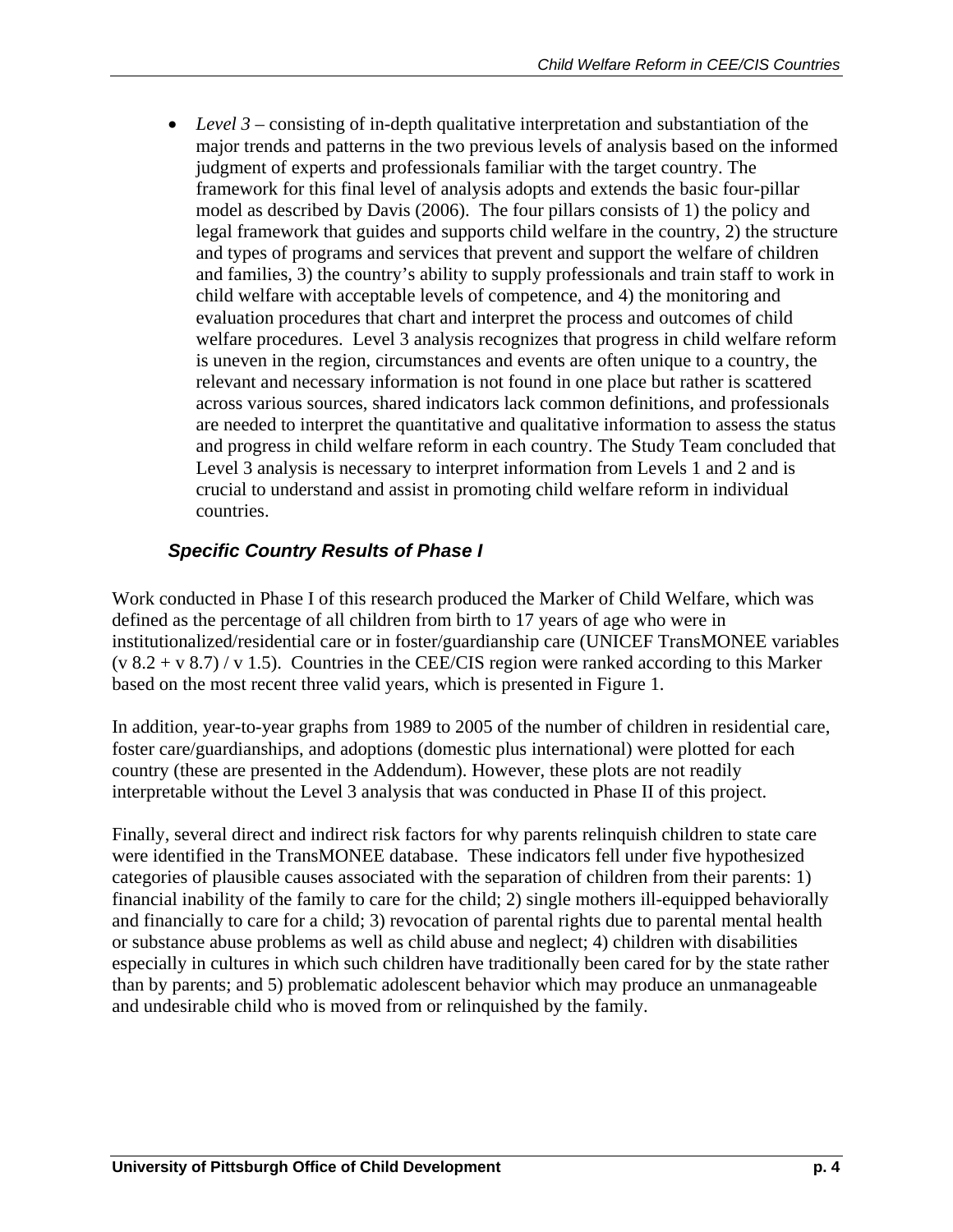- *Level 3* – consisting of in-depth qualitative interpretation and substantiation of the major trends and patterns in the two previous levels of analysis based on the informed judgment of experts and professionals familiar with the target country. The framework for this final level of analysis adopts and extends the basic four-pillar model as described by Davis (2006). The four pillars consists of 1) the policy and legal framework that guides and supports child welfare in the country, 2) the structure and types of programs and services that prevent and support the welfare of children and families, 3) the country's ability to supply professionals and train staff to work in child welfare with acceptable levels of competence, and 4) the monitoring and evaluation procedures that chart and interpret the process and outcomes of child welfare procedures. Level 3 analysis recognizes that progress in child welfare reform is uneven in the region, circumstances and events are often unique to a country, the relevant and necessary information is not found in one place but rather is scattered across various sources, shared indicators lack common definitions, and professionals are needed to interpret the quantitative and qualitative information to assess the status and progress in child welfare reform in each country. The Study Team concluded that Level 3 analysis is necessary to interpret information from Levels 1 and 2 and is crucial to understand and assist in promoting child welfare reform in individual countries.

### *Specific Country Results of Phase I*

Work conducted in Phase I of this research produced the Marker of Child Welfare, which was defined as the percentage of all children from birth to 17 years of age who were in institutionalized/residential care or in foster/guardianship care (UNICEF TransMONEE variables (v 8.2 + v 8.7) / v 1.5). Countries in the CEE/CIS region were ranked according to this Marker based on the most recent three valid years, which is presented in Figure 1.

In addition, year-to-year graphs from 1989 to 2005 of the number of children in residential care, foster care/guardianships, and adoptions (domestic plus international) were plotted for each country (these are presented in the Addendum). However, these plots are not readily interpretable without the Level 3 analysis that was conducted in Phase II of this project.

Finally, several direct and indirect risk factors for why parents relinquish children to state care were identified in the TransMONEE database. These indicators fell under five hypothesized categories of plausible causes associated with the separation of children from their parents: 1) financial inability of the family to care for the child; 2) single mothers ill-equipped behaviorally and financially to care for a child; 3) revocation of parental rights due to parental mental health or substance abuse problems as well as child abuse and neglect; 4) children with disabilities especially in cultures in which such children have traditionally been cared for by the state rather than by parents; and 5) problematic adolescent behavior which may produce an unmanageable and undesirable child who is moved from or relinquished by the family.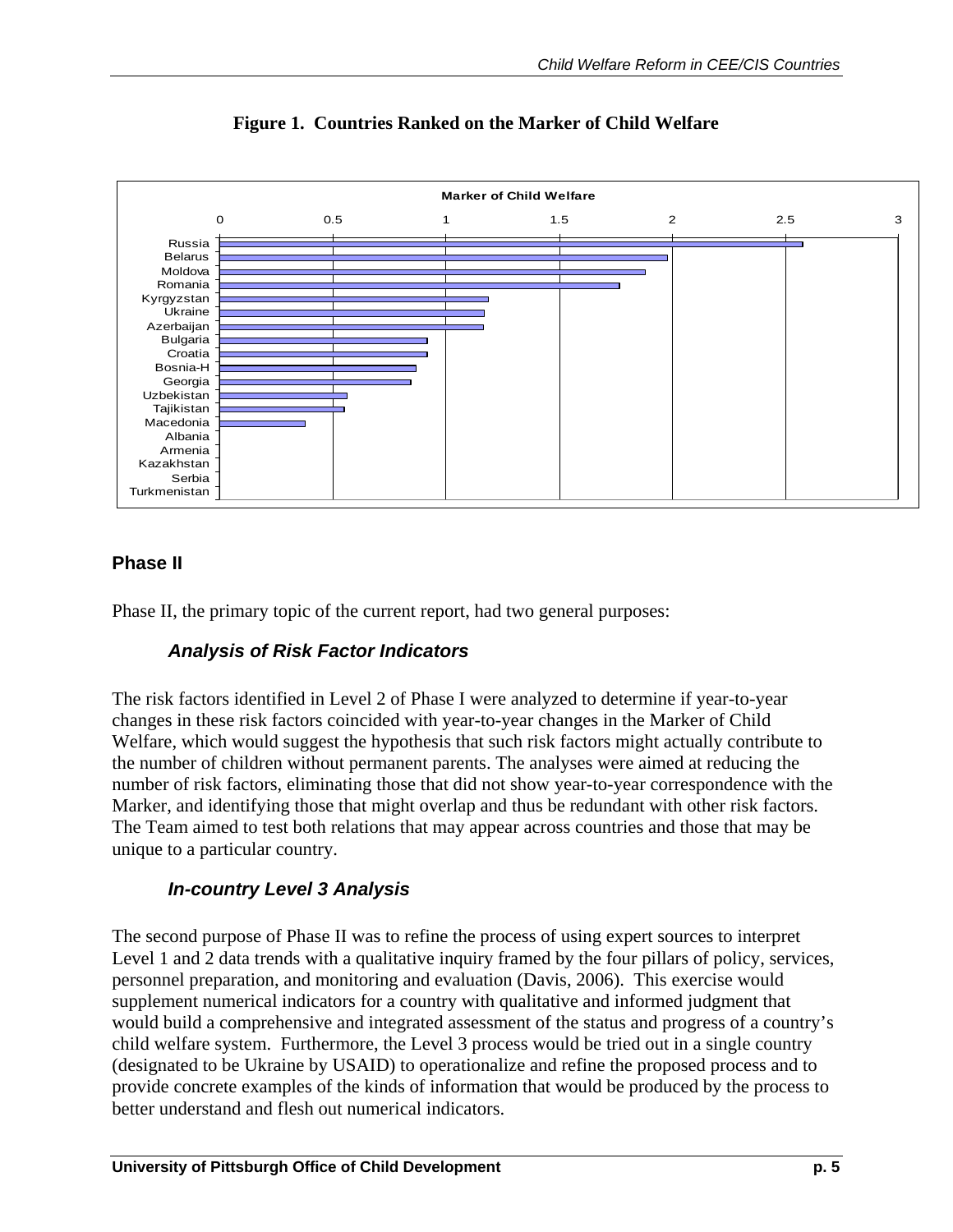**Figure 1. Countries Ranked on the Marker of Child Welfare**

Marker of Child Welfare

| Country | Marker of Child Welfare (approx.) |
|---|---|
| Russia | 2.58 |
| Belarus | 1.98 |
| Moldova | 1.88 |
| Romania | 1.77 |
| Kyrgyzstan | 1.19 |
| Ukraine | 1.17 |
| Azerbaijan | 1.17 |
| Bulgaria | 0.92 |
| Croatia | 0.92 |
| Bosnia-H | 0.87 |
| Georgia | 0.85 |
| Uzbekistan | 0.56 |
| Tajikistan | 0.55 |
| Macedonia | 0.38 |
| Albania | |
| Armenia | |
| Kazakhstan | |
| Serbia | |
| Turkmenistan | |

## Phase II

Phase II, the primary topic of the current report, had two general purposes:

### *Analysis of Risk Factor Indicators*

The risk factors identified in Level 2 of Phase I were analyzed to determine if year-to-year changes in these risk factors coincided with year-to-year changes in the Marker of Child Welfare, which would suggest the hypothesis that such risk factors might actually contribute to the number of children without permanent parents. The analyses were aimed at reducing the number of risk factors, eliminating those that did not show year-to-year correspondence with the Marker, and identifying those that might overlap and thus be redundant with other risk factors. The Team aimed to test both relations that may appear across countries and those that may be unique to a particular country.

### *In-country Level 3 Analysis*

The second purpose of Phase II was to refine the process of using expert sources to interpret Level 1 and 2 data trends with a qualitative inquiry framed by the four pillars of policy, services, personnel preparation, and monitoring and evaluation (Davis, 2006). This exercise would supplement numerical indicators for a country with qualitative and informed judgment that would build a comprehensive and integrated assessment of the status and progress of a country's child welfare system. Furthermore, the Level 3 process would be tried out in a single country (designated to be Ukraine by USAID) to operationalize and refine the proposed process and to provide concrete examples of the kinds of information that would be produced by the process to better understand and flesh out numerical indicators.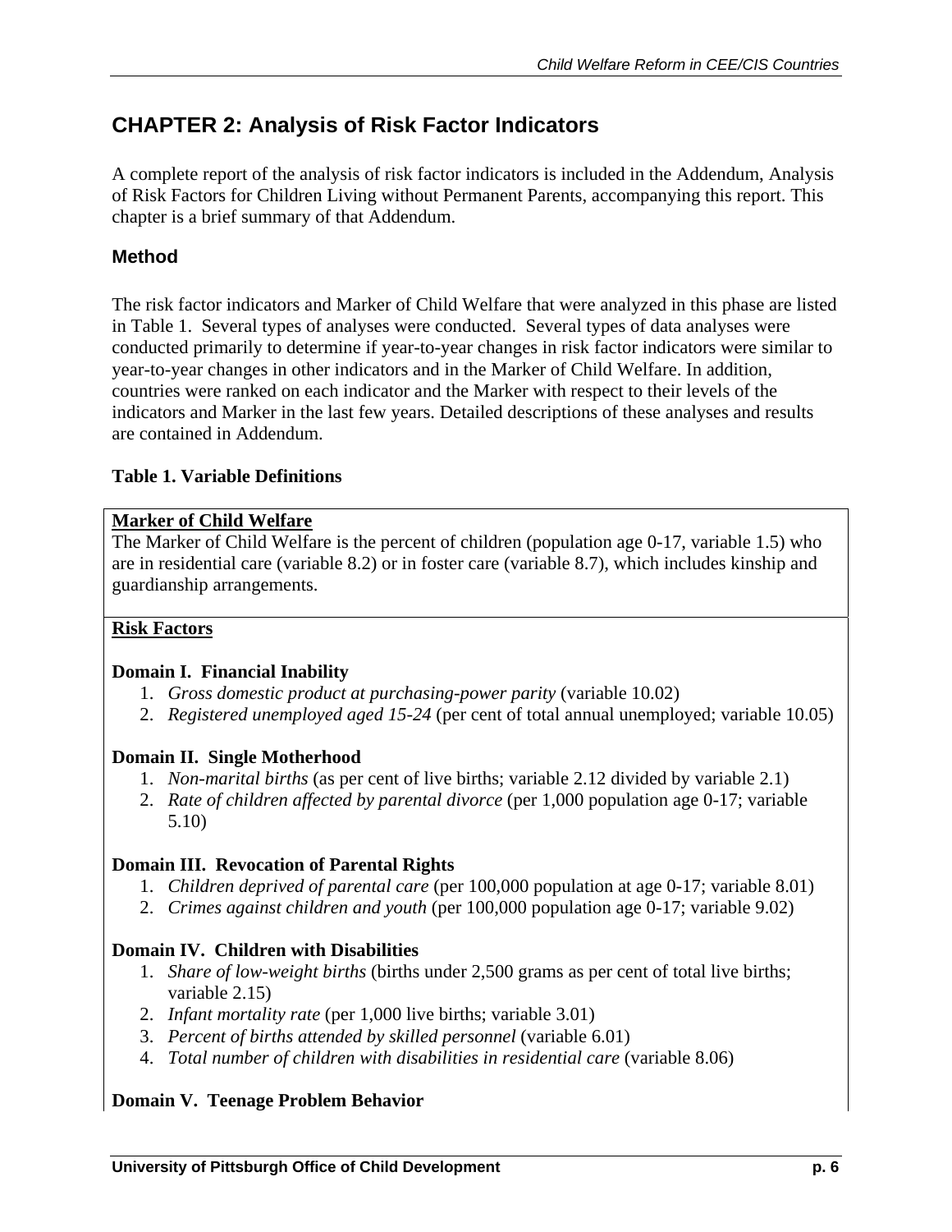## CHAPTER 2: Analysis of Risk Factor Indicators

A complete report of the analysis of risk factor indicators is included in the Addendum, Analysis of Risk Factors for Children Living without Permanent Parents, accompanying this report. This chapter is a brief summary of that Addendum.

### Method

The risk factor indicators and Marker of Child Welfare that were analyzed in this phase are listed in Table 1. Several types of analyses were conducted. Several types of data analyses were conducted primarily to determine if year-to-year changes in risk factor indicators were similar to year-to-year changes in other indicators and in the Marker of Child Welfare. In addition, countries were ranked on each indicator and the Marker with respect to their levels of the indicators and Marker in the last few years. Detailed descriptions of these analyses and results are contained in Addendum.

**Table 1. Variable Definitions**

**Marker of Child Welfare**

The Marker of Child Welfare is the percent of children (population age 0-17, variable 1.5) who are in residential care (variable 8.2) or in foster care (variable 8.7), which includes kinship and guardianship arrangements.

**Risk Factors**

**Domain I. Financial Inability**

1. *Gross domestic product at purchasing-power parity* (variable 10.02)
2. *Registered unemployed aged 15-24* (per cent of total annual unemployed; variable 10.05)

**Domain II. Single Motherhood**

1. *Non-marital births* (as per cent of live births; variable 2.12 divided by variable 2.1)
2. *Rate of children affected by parental divorce* (per 1,000 population age 0-17; variable 5.10)

**Domain III. Revocation of Parental Rights**

1. *Children deprived of parental care* (per 100,000 population at age 0-17; variable 8.01)
2. *Crimes against children and youth* (per 100,000 population age 0-17; variable 9.02)

**Domain IV. Children with Disabilities**

1. *Share of low-weight births* (births under 2,500 grams as per cent of total live births; variable 2.15)
2. *Infant mortality rate* (per 1,000 live births; variable 3.01)
3. *Percent of births attended by skilled personnel* (variable 6.01)
4. *Total number of children with disabilities in residential care* (variable 8.06)

**Domain V. Teenage Problem Behavior**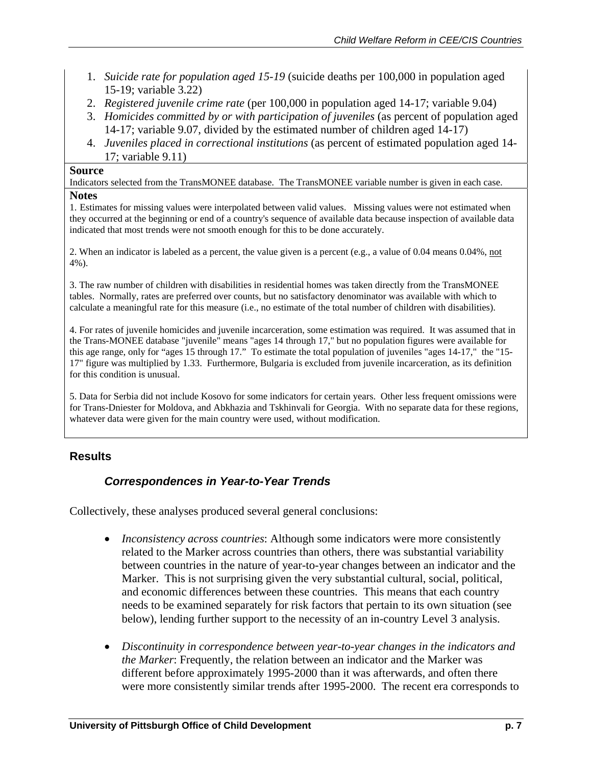1. *Suicide rate for population aged 15-19* (suicide deaths per 100,000 in population aged 15-19; variable 3.22)
2. *Registered juvenile crime rate* (per 100,000 in population aged 14-17; variable 9.04)
3. *Homicides committed by or with participation of juveniles* (as percent of population aged 14-17; variable 9.07, divided by the estimated number of children aged 14-17)
4. *Juveniles placed in correctional institutions* (as percent of estimated population aged 14-17; variable 9.11)

**Source**

Indicators selected from the TransMONEE database. The TransMONEE variable number is given in each case.

**Notes**

1. Estimates for missing values were interpolated between valid values. Missing values were not estimated when they occurred at the beginning or end of a country's sequence of available data because inspection of available data indicated that most trends were not smooth enough for this to be done accurately.

2. When an indicator is labeled as a percent, the value given is a percent (e.g., a value of 0.04 means 0.04%, not 4%).

3. The raw number of children with disabilities in residential homes was taken directly from the TransMONEE tables. Normally, rates are preferred over counts, but no satisfactory denominator was available with which to calculate a meaningful rate for this measure (i.e., no estimate of the total number of children with disabilities).

4. For rates of juvenile homicides and juvenile incarceration, some estimation was required. It was assumed that in the Trans-MONEE database "juvenile" means "ages 14 through 17," but no population figures were available for this age range, only for "ages 15 through 17." To estimate the total population of juveniles "ages 14-17," the "15-17" figure was multiplied by 1.33. Furthermore, Bulgaria is excluded from juvenile incarceration, as its definition for this condition is unusual.

5. Data for Serbia did not include Kosovo for some indicators for certain years. Other less frequent omissions were for Trans-Dniester for Moldova, and Abkhazia and Tskhinvali for Georgia. With no separate data for these regions, whatever data were given for the main country were used, without modification.

## Results

### *Correspondences in Year-to-Year Trends*

Collectively, these analyses produced several general conclusions:

- *Inconsistency across countries*: Although some indicators were more consistently related to the Marker across countries than others, there was substantial variability between countries in the nature of year-to-year changes between an indicator and the Marker. This is not surprising given the very substantial cultural, social, political, and economic differences between these countries. This means that each country needs to be examined separately for risk factors that pertain to its own situation (see below), lending further support to the necessity of an in-country Level 3 analysis.

- *Discontinuity in correspondence between year-to-year changes in the indicators and the Marker*: Frequently, the relation between an indicator and the Marker was different before approximately 1995-2000 than it was afterwards, and often there were more consistently similar trends after 1995-2000. The recent era corresponds to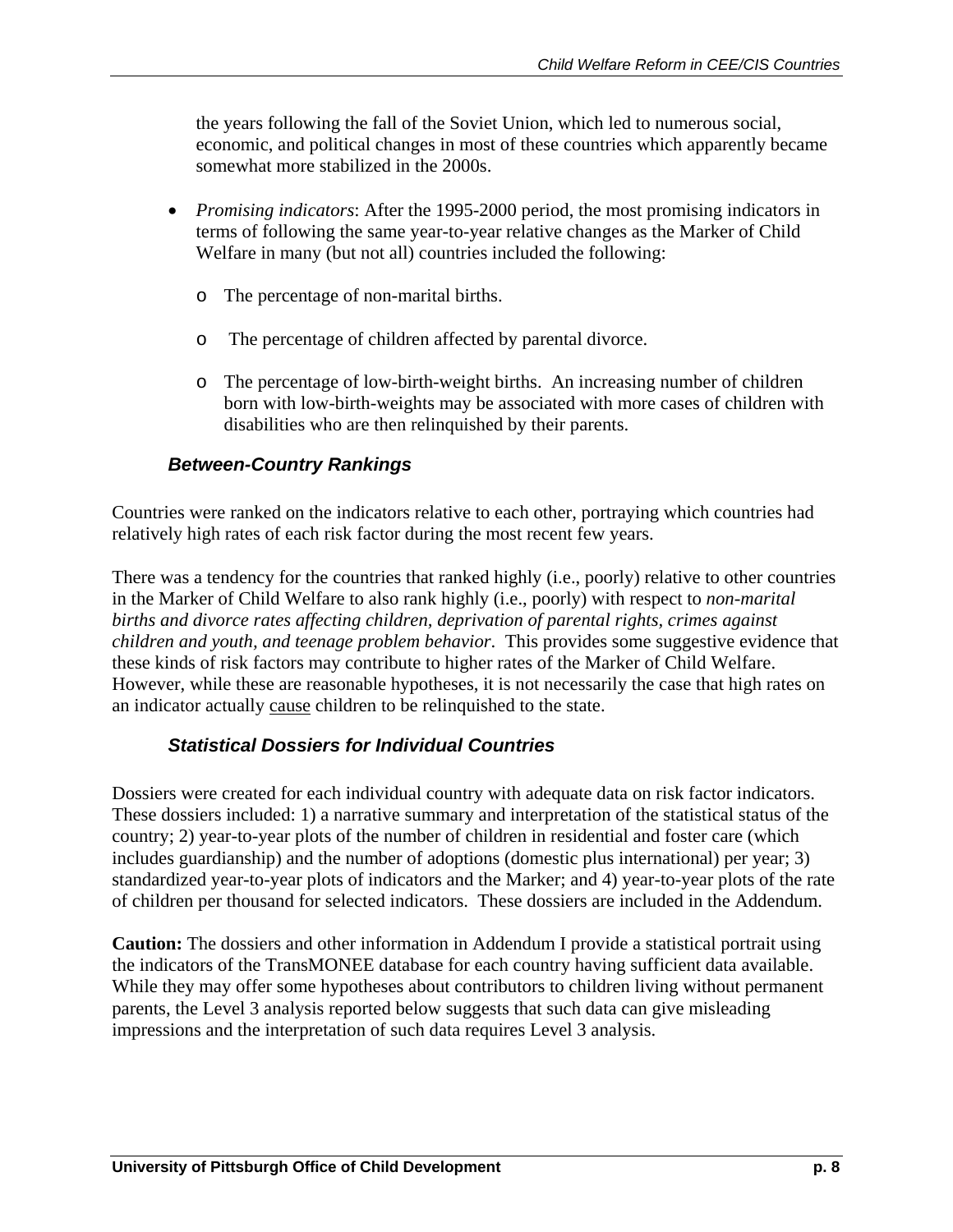the years following the fall of the Soviet Union, which led to numerous social, economic, and political changes in most of these countries which apparently became somewhat more stabilized in the 2000s.

- *Promising indicators*: After the 1995-2000 period, the most promising indicators in terms of following the same year-to-year relative changes as the Marker of Child Welfare in many (but not all) countries included the following:
    - The percentage of non-marital births.
    - The percentage of children affected by parental divorce.
    - The percentage of low-birth-weight births. An increasing number of children born with low-birth-weights may be associated with more cases of children with disabilities who are then relinquished by their parents.

### *Between-Country Rankings*

Countries were ranked on the indicators relative to each other, portraying which countries had relatively high rates of each risk factor during the most recent few years.

There was a tendency for the countries that ranked highly (i.e., poorly) relative to other countries in the Marker of Child Welfare to also rank highly (i.e., poorly) with respect to *non-marital births and divorce rates affecting children, deprivation of parental rights, crimes against children and youth, and teenage problem behavior*. This provides some suggestive evidence that these kinds of risk factors may contribute to higher rates of the Marker of Child Welfare. However, while these are reasonable hypotheses, it is not necessarily the case that high rates on an indicator actually <u>cause</u> children to be relinquished to the state.

### *Statistical Dossiers for Individual Countries*

Dossiers were created for each individual country with adequate data on risk factor indicators. These dossiers included: 1) a narrative summary and interpretation of the statistical status of the country; 2) year-to-year plots of the number of children in residential and foster care (which includes guardianship) and the number of adoptions (domestic plus international) per year; 3) standardized year-to-year plots of indicators and the Marker; and 4) year-to-year plots of the rate of children per thousand for selected indicators. These dossiers are included in the Addendum.

**Caution:** The dossiers and other information in Addendum I provide a statistical portrait using the indicators of the TransMONEE database for each country having sufficient data available. While they may offer some hypotheses about contributors to children living without permanent parents, the Level 3 analysis reported below suggests that such data can give misleading impressions and the interpretation of such data requires Level 3 analysis.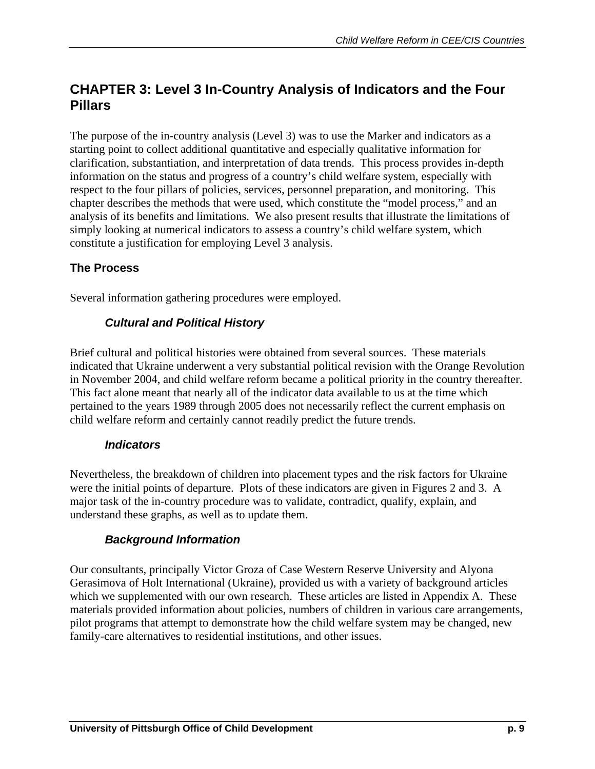## CHAPTER 3: Level 3 In-Country Analysis of Indicators and the Four Pillars

The purpose of the in-country analysis (Level 3) was to use the Marker and indicators as a starting point to collect additional quantitative and especially qualitative information for clarification, substantiation, and interpretation of data trends. This process provides in-depth information on the status and progress of a country's child welfare system, especially with respect to the four pillars of policies, services, personnel preparation, and monitoring. This chapter describes the methods that were used, which constitute the "model process," and an analysis of its benefits and limitations. We also present results that illustrate the limitations of simply looking at numerical indicators to assess a country's child welfare system, which constitute a justification for employing Level 3 analysis.

### The Process

Several information gathering procedures were employed.

#### *Cultural and Political History*

Brief cultural and political histories were obtained from several sources. These materials indicated that Ukraine underwent a very substantial political revision with the Orange Revolution in November 2004, and child welfare reform became a political priority in the country thereafter. This fact alone meant that nearly all of the indicator data available to us at the time which pertained to the years 1989 through 2005 does not necessarily reflect the current emphasis on child welfare reform and certainly cannot readily predict the future trends.

#### *Indicators*

Nevertheless, the breakdown of children into placement types and the risk factors for Ukraine were the initial points of departure. Plots of these indicators are given in Figures 2 and 3. A major task of the in-country procedure was to validate, contradict, qualify, explain, and understand these graphs, as well as to update them.

#### *Background Information*

Our consultants, principally Victor Groza of Case Western Reserve University and Alyona Gerasimova of Holt International (Ukraine), provided us with a variety of background articles which we supplemented with our own research. These articles are listed in Appendix A. These materials provided information about policies, numbers of children in various care arrangements, pilot programs that attempt to demonstrate how the child welfare system may be changed, new family-care alternatives to residential institutions, and other issues.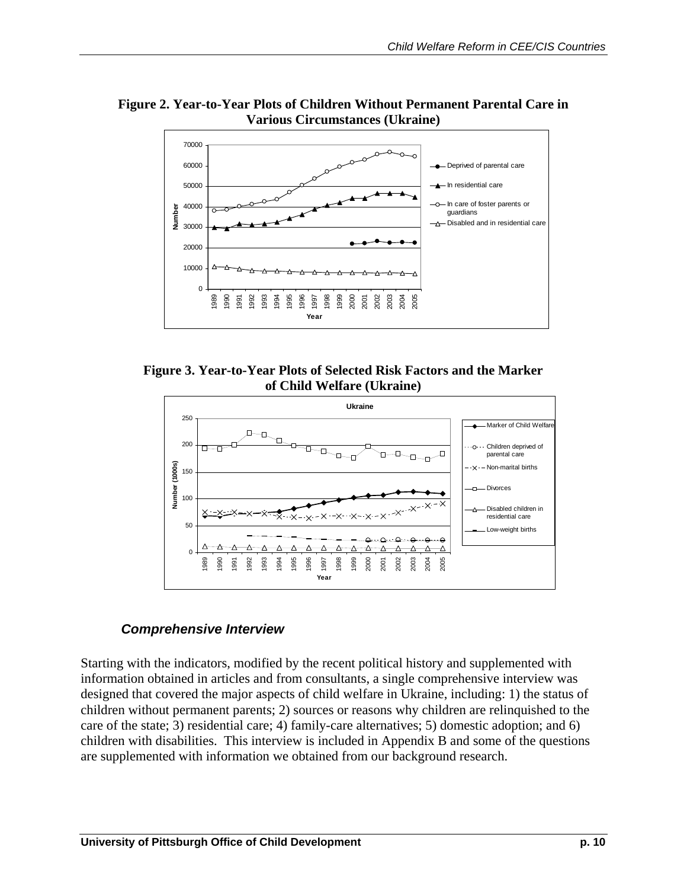**Figure 2. Year-to-Year Plots of Children Without Permanent Parental Care in Various Circumstances (Ukraine)**

**Figure 3. Year-to-Year Plots of Selected Risk Factors and the Marker of Child Welfare (Ukraine)**

### *Comprehensive Interview*

Starting with the indicators, modified by the recent political history and supplemented with information obtained in articles and from consultants, a single comprehensive interview was designed that covered the major aspects of child welfare in Ukraine, including: 1) the status of children without permanent parents; 2) sources or reasons why children are relinquished to the care of the state; 3) residential care; 4) family-care alternatives; 5) domestic adoption; and 6) children with disabilities. This interview is included in Appendix B and some of the questions are supplemented with information we obtained from our background research.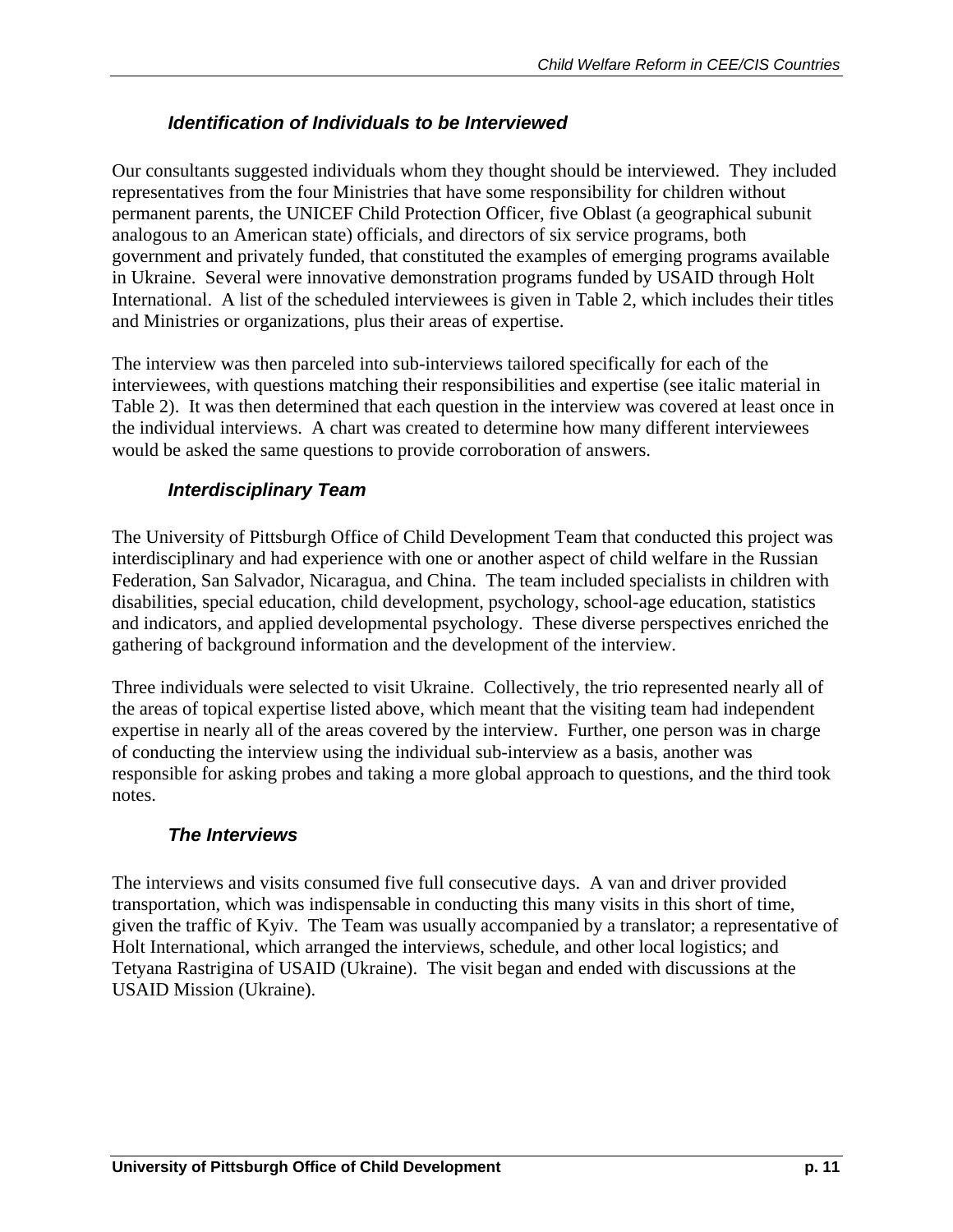### *Identification of Individuals to be Interviewed*

Our consultants suggested individuals whom they thought should be interviewed. They included representatives from the four Ministries that have some responsibility for children without permanent parents, the UNICEF Child Protection Officer, five Oblast (a geographical subunit analogous to an American state) officials, and directors of six service programs, both government and privately funded, that constituted the examples of emerging programs available in Ukraine. Several were innovative demonstration programs funded by USAID through Holt International. A list of the scheduled interviewees is given in Table 2, which includes their titles and Ministries or organizations, plus their areas of expertise.

The interview was then parceled into sub-interviews tailored specifically for each of the interviewees, with questions matching their responsibilities and expertise (see italic material in Table 2). It was then determined that each question in the interview was covered at least once in the individual interviews. A chart was created to determine how many different interviewees would be asked the same questions to provide corroboration of answers.

### *Interdisciplinary Team*

The University of Pittsburgh Office of Child Development Team that conducted this project was interdisciplinary and had experience with one or another aspect of child welfare in the Russian Federation, San Salvador, Nicaragua, and China. The team included specialists in children with disabilities, special education, child development, psychology, school-age education, statistics and indicators, and applied developmental psychology. These diverse perspectives enriched the gathering of background information and the development of the interview.

Three individuals were selected to visit Ukraine. Collectively, the trio represented nearly all of the areas of topical expertise listed above, which meant that the visiting team had independent expertise in nearly all of the areas covered by the interview. Further, one person was in charge of conducting the interview using the individual sub-interview as a basis, another was responsible for asking probes and taking a more global approach to questions, and the third took notes.

### *The Interviews*

The interviews and visits consumed five full consecutive days. A van and driver provided transportation, which was indispensable in conducting this many visits in this short of time, given the traffic of Kyiv. The Team was usually accompanied by a translator; a representative of Holt International, which arranged the interviews, schedule, and other local logistics; and Tetyana Rastrigina of USAID (Ukraine). The visit began and ended with discussions at the USAID Mission (Ukraine).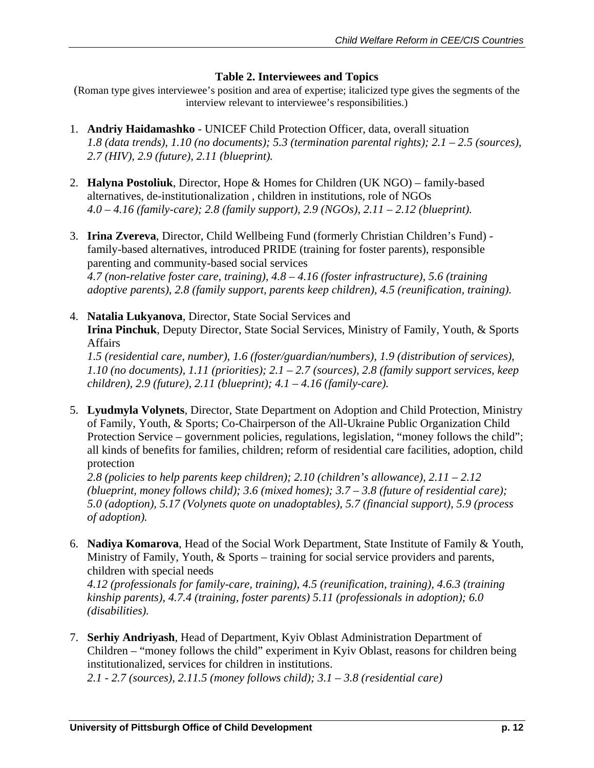**Table 2. Interviewees and Topics**

(Roman type gives interviewee's position and area of expertise; italicized type gives the segments of the interview relevant to interviewee's responsibilities.)

1. **Andriy Haidamashko** - UNICEF Child Protection Officer, data, overall situation
   *1.8 (data trends), 1.10 (no documents); 5.3 (termination parental rights); 2.1 – 2.5 (sources), 2.7 (HIV), 2.9 (future), 2.11 (blueprint).*

2. **Halyna Postoliuk**, Director, Hope & Homes for Children (UK NGO) – family-based alternatives, de-institutionalization , children in institutions, role of NGOs
   *4.0 – 4.16 (family-care); 2.8 (family support), 2.9 (NGOs), 2.11 – 2.12 (blueprint).*

3. **Irina Zvereva**, Director, Child Wellbeing Fund (formerly Christian Children's Fund) - family-based alternatives, introduced PRIDE (training for foster parents), responsible parenting and community-based social services
   *4.7 (non-relative foster care, training), 4.8 – 4.16 (foster infrastructure), 5.6 (training adoptive parents), 2.8 (family support, parents keep children), 4.5 (reunification, training).*

4. **Natalia Lukyanova**, Director, State Social Services and
   **Irina Pinchuk**, Deputy Director, State Social Services, Ministry of Family, Youth, & Sports Affairs
   *1.5 (residential care, number), 1.6 (foster/guardian/numbers), 1.9 (distribution of services), 1.10 (no documents), 1.11 (priorities); 2.1 – 2.7 (sources), 2.8 (family support services, keep children), 2.9 (future), 2.11 (blueprint); 4.1 – 4.16 (family-care).*

5. **Lyudmyla Volynets**, Director, State Department on Adoption and Child Protection, Ministry of Family, Youth, & Sports; Co-Chairperson of the All-Ukraine Public Organization Child Protection Service – government policies, regulations, legislation, "money follows the child"; all kinds of benefits for families, children; reform of residential care facilities, adoption, child protection
   *2.8 (policies to help parents keep children); 2.10 (children's allowance), 2.11 – 2.12 (blueprint, money follows child); 3.6 (mixed homes); 3.7 – 3.8 (future of residential care); 5.0 (adoption), 5.17 (Volynets quote on unadoptables), 5.7 (financial support), 5.9 (process of adoption).*

6. **Nadiya Komarova**, Head of the Social Work Department, State Institute of Family & Youth, Ministry of Family, Youth, & Sports – training for social service providers and parents, children with special needs
   *4.12 (professionals for family-care, training), 4.5 (reunification, training), 4.6.3 (training kinship parents), 4.7.4 (training, foster parents) 5.11 (professionals in adoption); 6.0 (disabilities).*

7. **Serhiy Andriyash**, Head of Department, Kyiv Oblast Administration Department of Children – "money follows the child" experiment in Kyiv Oblast, reasons for children being institutionalized, services for children in institutions.
   *2.1 - 2.7 (sources), 2.11.5 (money follows child); 3.1 – 3.8 (residential care)*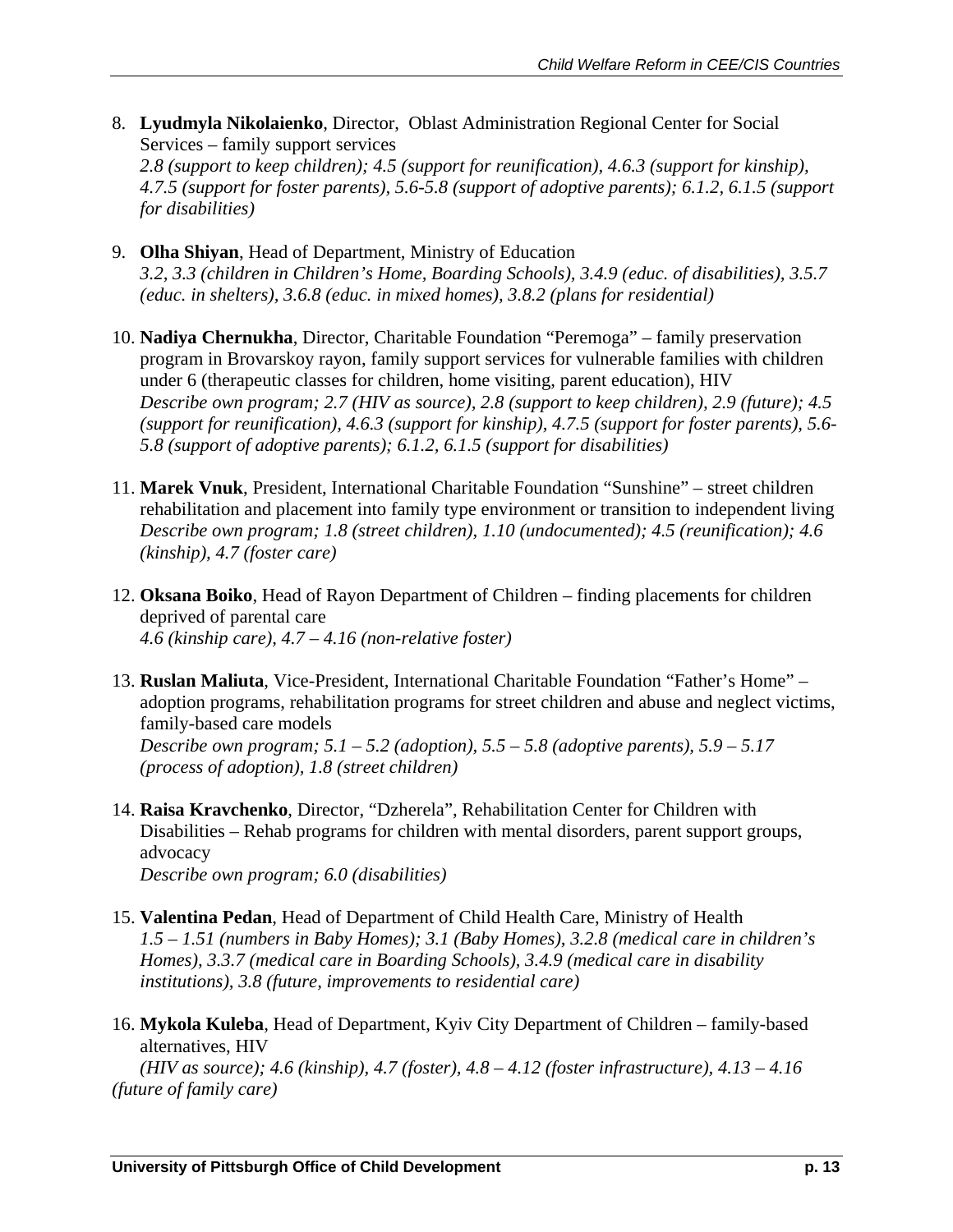8. **Lyudmyla Nikolaienko**, Director, Oblast Administration Regional Center for Social Services – family support services
   *2.8 (support to keep children); 4.5 (support for reunification), 4.6.3 (support for kinship), 4.7.5 (support for foster parents), 5.6-5.8 (support of adoptive parents); 6.1.2, 6.1.5 (support for disabilities)*

9. **Olha Shiyan**, Head of Department, Ministry of Education
   *3.2, 3.3 (children in Children's Home, Boarding Schools), 3.4.9 (educ. of disabilities), 3.5.7 (educ. in shelters), 3.6.8 (educ. in mixed homes), 3.8.2 (plans for residential)*

10. **Nadiya Chernukha**, Director, Charitable Foundation "Peremoga" – family preservation program in Brovarskoy rayon, family support services for vulnerable families with children under 6 (therapeutic classes for children, home visiting, parent education), HIV
    *Describe own program; 2.7 (HIV as source), 2.8 (support to keep children), 2.9 (future); 4.5 (support for reunification), 4.6.3 (support for kinship), 4.7.5 (support for foster parents), 5.6-5.8 (support of adoptive parents); 6.1.2, 6.1.5 (support for disabilities)*

11. **Marek Vnuk**, President, International Charitable Foundation "Sunshine" – street children rehabilitation and placement into family type environment or transition to independent living
    *Describe own program; 1.8 (street children), 1.10 (undocumented); 4.5 (reunification); 4.6 (kinship), 4.7 (foster care)*

12. **Oksana Boiko**, Head of Rayon Department of Children – finding placements for children deprived of parental care
    *4.6 (kinship care), 4.7 – 4.16 (non-relative foster)*

13. **Ruslan Maliuta**, Vice-President, International Charitable Foundation "Father's Home" – adoption programs, rehabilitation programs for street children and abuse and neglect victims, family-based care models
    *Describe own program; 5.1 – 5.2 (adoption), 5.5 – 5.8 (adoptive parents), 5.9 – 5.17 (process of adoption), 1.8 (street children)*

14. **Raisa Kravchenko**, Director, "Dzherela", Rehabilitation Center for Children with Disabilities – Rehab programs for children with mental disorders, parent support groups, advocacy
    *Describe own program; 6.0 (disabilities)*

15. **Valentina Pedan**, Head of Department of Child Health Care, Ministry of Health
    *1.5 – 1.51 (numbers in Baby Homes); 3.1 (Baby Homes), 3.2.8 (medical care in children's Homes), 3.3.7 (medical care in Boarding Schools), 3.4.9 (medical care in disability institutions), 3.8 (future, improvements to residential care)*

16. **Mykola Kuleba**, Head of Department, Kyiv City Department of Children – family-based alternatives, HIV
    *(HIV as source); 4.6 (kinship), 4.7 (foster), 4.8 – 4.12 (foster infrastructure), 4.13 – 4.16 (future of family care)*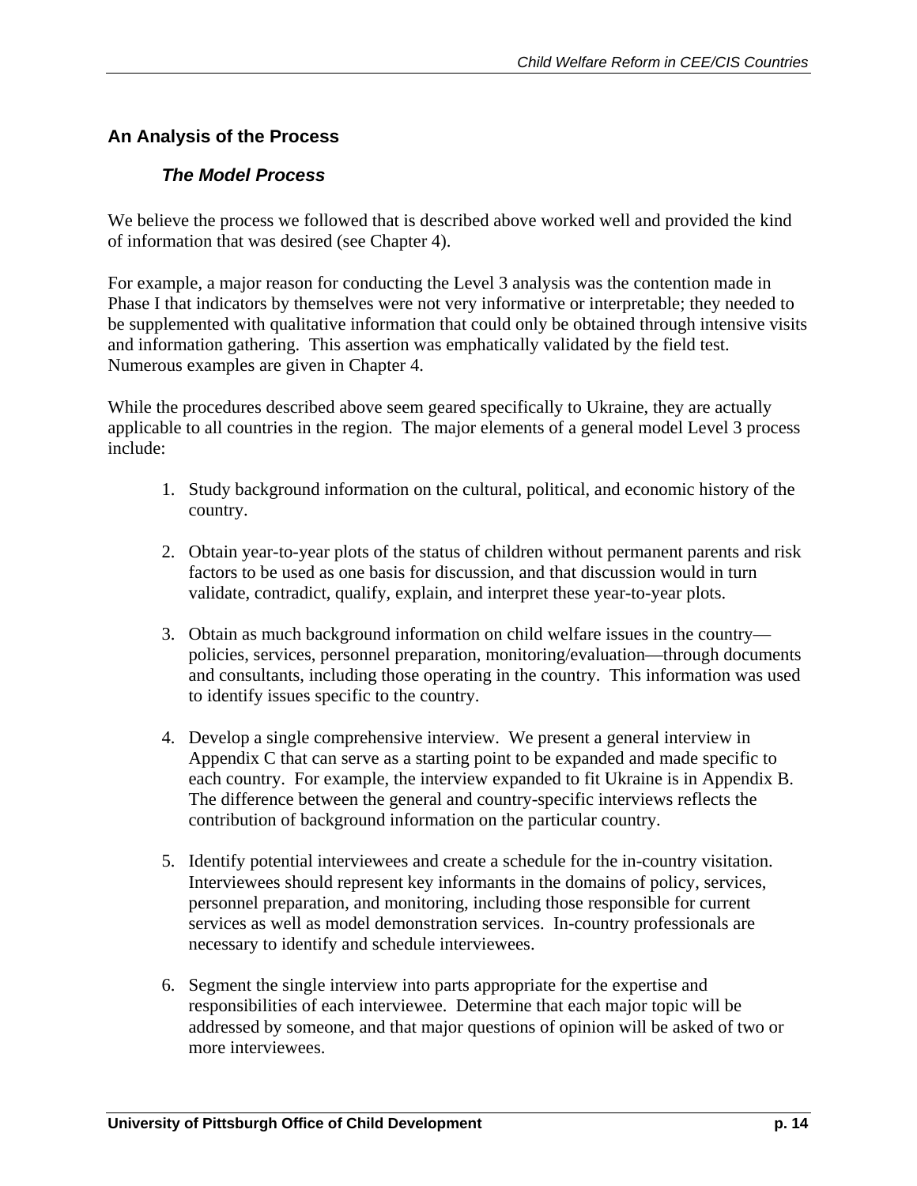## An Analysis of the Process

### *The Model Process*

We believe the process we followed that is described above worked well and provided the kind of information that was desired (see Chapter 4).

For example, a major reason for conducting the Level 3 analysis was the contention made in Phase I that indicators by themselves were not very informative or interpretable; they needed to be supplemented with qualitative information that could only be obtained through intensive visits and information gathering. This assertion was emphatically validated by the field test. Numerous examples are given in Chapter 4.

While the procedures described above seem geared specifically to Ukraine, they are actually applicable to all countries in the region. The major elements of a general model Level 3 process include:

1. Study background information on the cultural, political, and economic history of the country.

2. Obtain year-to-year plots of the status of children without permanent parents and risk factors to be used as one basis for discussion, and that discussion would in turn validate, contradict, qualify, explain, and interpret these year-to-year plots.

3. Obtain as much background information on child welfare issues in the country—policies, services, personnel preparation, monitoring/evaluation—through documents and consultants, including those operating in the country. This information was used to identify issues specific to the country.

4. Develop a single comprehensive interview. We present a general interview in Appendix C that can serve as a starting point to be expanded and made specific to each country. For example, the interview expanded to fit Ukraine is in Appendix B. The difference between the general and country-specific interviews reflects the contribution of background information on the particular country.

5. Identify potential interviewees and create a schedule for the in-country visitation. Interviewees should represent key informants in the domains of policy, services, personnel preparation, and monitoring, including those responsible for current services as well as model demonstration services. In-country professionals are necessary to identify and schedule interviewees.

6. Segment the single interview into parts appropriate for the expertise and responsibilities of each interviewee. Determine that each major topic will be addressed by someone, and that major questions of opinion will be asked of two or more interviewees.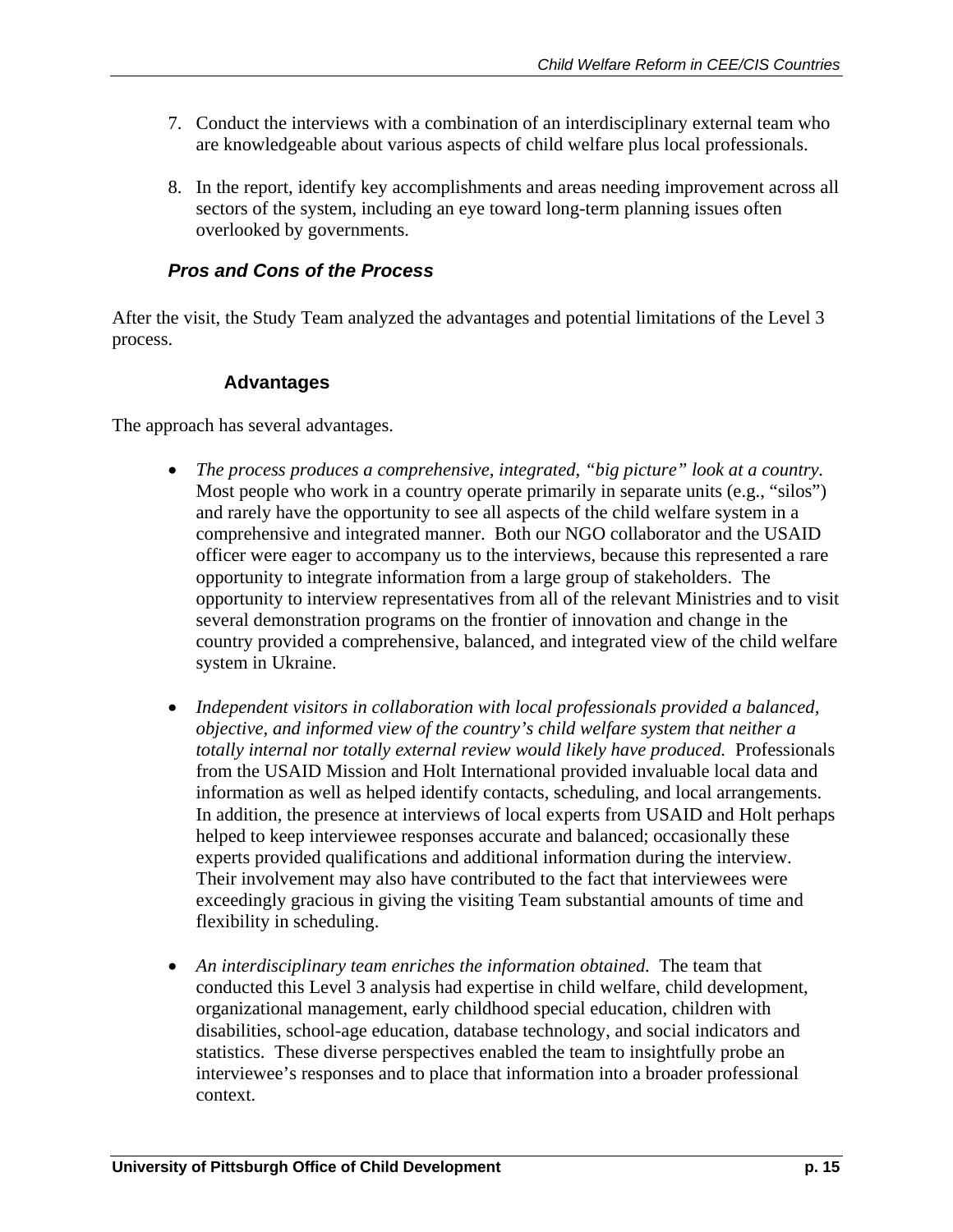7. Conduct the interviews with a combination of an interdisciplinary external team who are knowledgeable about various aspects of child welfare plus local professionals.

8. In the report, identify key accomplishments and areas needing improvement across all sectors of the system, including an eye toward long-term planning issues often overlooked by governments.

### *Pros and Cons of the Process*

After the visit, the Study Team analyzed the advantages and potential limitations of the Level 3 process.

#### Advantages

The approach has several advantages.

- *The process produces a comprehensive, integrated, "big picture" look at a country.* Most people who work in a country operate primarily in separate units (e.g., "silos") and rarely have the opportunity to see all aspects of the child welfare system in a comprehensive and integrated manner. Both our NGO collaborator and the USAID officer were eager to accompany us to the interviews, because this represented a rare opportunity to integrate information from a large group of stakeholders. The opportunity to interview representatives from all of the relevant Ministries and to visit several demonstration programs on the frontier of innovation and change in the country provided a comprehensive, balanced, and integrated view of the child welfare system in Ukraine.

- *Independent visitors in collaboration with local professionals provided a balanced, objective, and informed view of the country's child welfare system that neither a totally internal nor totally external review would likely have produced.* Professionals from the USAID Mission and Holt International provided invaluable local data and information as well as helped identify contacts, scheduling, and local arrangements. In addition, the presence at interviews of local experts from USAID and Holt perhaps helped to keep interviewee responses accurate and balanced; occasionally these experts provided qualifications and additional information during the interview. Their involvement may also have contributed to the fact that interviewees were exceedingly gracious in giving the visiting Team substantial amounts of time and flexibility in scheduling.

- *An interdisciplinary team enriches the information obtained.* The team that conducted this Level 3 analysis had expertise in child welfare, child development, organizational management, early childhood special education, children with disabilities, school-age education, database technology, and social indicators and statistics. These diverse perspectives enabled the team to insightfully probe an interviewee's responses and to place that information into a broader professional context.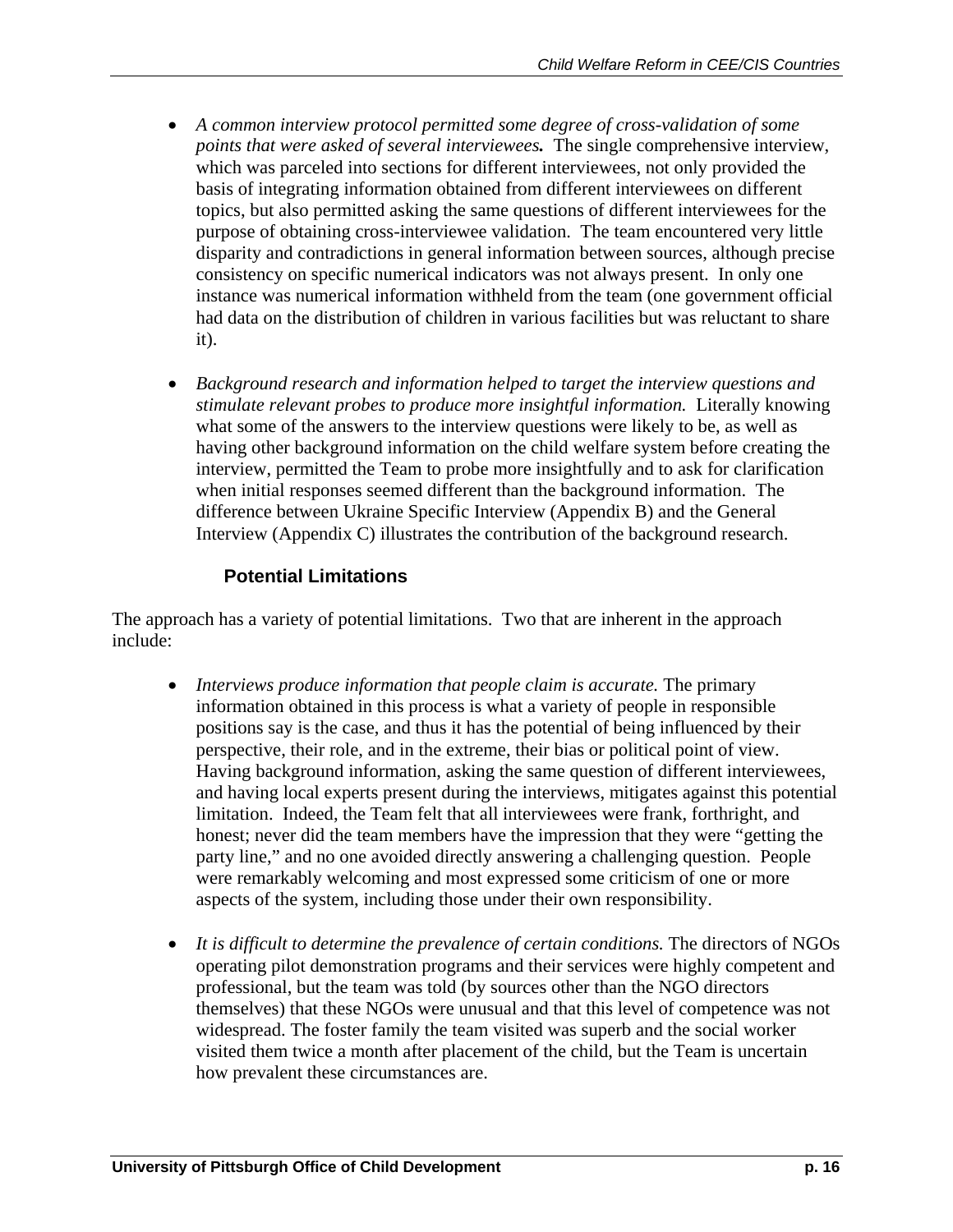- *A common interview protocol permitted some degree of cross-validation of some points that were asked of several interviewees.* The single comprehensive interview, which was parceled into sections for different interviewees, not only provided the basis of integrating information obtained from different interviewees on different topics, but also permitted asking the same questions of different interviewees for the purpose of obtaining cross-interviewee validation. The team encountered very little disparity and contradictions in general information between sources, although precise consistency on specific numerical indicators was not always present. In only one instance was numerical information withheld from the team (one government official had data on the distribution of children in various facilities but was reluctant to share it).

- *Background research and information helped to target the interview questions and stimulate relevant probes to produce more insightful information.* Literally knowing what some of the answers to the interview questions were likely to be, as well as having other background information on the child welfare system before creating the interview, permitted the Team to probe more insightfully and to ask for clarification when initial responses seemed different than the background information. The difference between Ukraine Specific Interview (Appendix B) and the General Interview (Appendix C) illustrates the contribution of the background research.

### Potential Limitations

The approach has a variety of potential limitations. Two that are inherent in the approach include:

- *Interviews produce information that people claim is accurate.* The primary information obtained in this process is what a variety of people in responsible positions say is the case, and thus it has the potential of being influenced by their perspective, their role, and in the extreme, their bias or political point of view. Having background information, asking the same question of different interviewees, and having local experts present during the interviews, mitigates against this potential limitation. Indeed, the Team felt that all interviewees were frank, forthright, and honest; never did the team members have the impression that they were "getting the party line," and no one avoided directly answering a challenging question. People were remarkably welcoming and most expressed some criticism of one or more aspects of the system, including those under their own responsibility.

- *It is difficult to determine the prevalence of certain conditions.* The directors of NGOs operating pilot demonstration programs and their services were highly competent and professional, but the team was told (by sources other than the NGO directors themselves) that these NGOs were unusual and that this level of competence was not widespread. The foster family the team visited was superb and the social worker visited them twice a month after placement of the child, but the Team is uncertain how prevalent these circumstances are.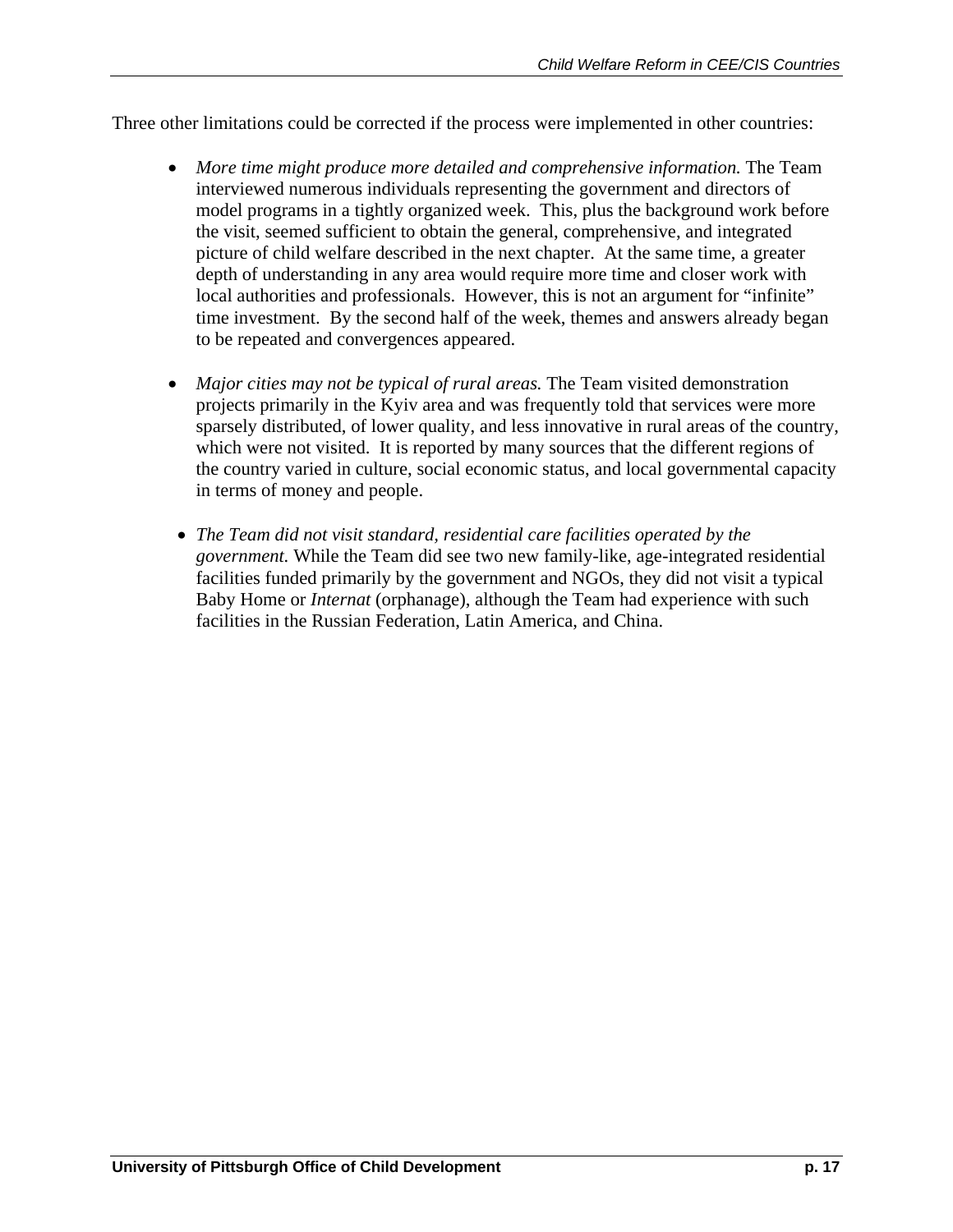Three other limitations could be corrected if the process were implemented in other countries:

- *More time might produce more detailed and comprehensive information.* The Team interviewed numerous individuals representing the government and directors of model programs in a tightly organized week. This, plus the background work before the visit, seemed sufficient to obtain the general, comprehensive, and integrated picture of child welfare described in the next chapter. At the same time, a greater depth of understanding in any area would require more time and closer work with local authorities and professionals. However, this is not an argument for "infinite" time investment. By the second half of the week, themes and answers already began to be repeated and convergences appeared.

- *Major cities may not be typical of rural areas.* The Team visited demonstration projects primarily in the Kyiv area and was frequently told that services were more sparsely distributed, of lower quality, and less innovative in rural areas of the country, which were not visited. It is reported by many sources that the different regions of the country varied in culture, social economic status, and local governmental capacity in terms of money and people.

- *The Team did not visit standard, residential care facilities operated by the government.* While the Team did see two new family-like, age-integrated residential facilities funded primarily by the government and NGOs, they did not visit a typical Baby Home or *Internat* (orphanage), although the Team had experience with such facilities in the Russian Federation, Latin America, and China.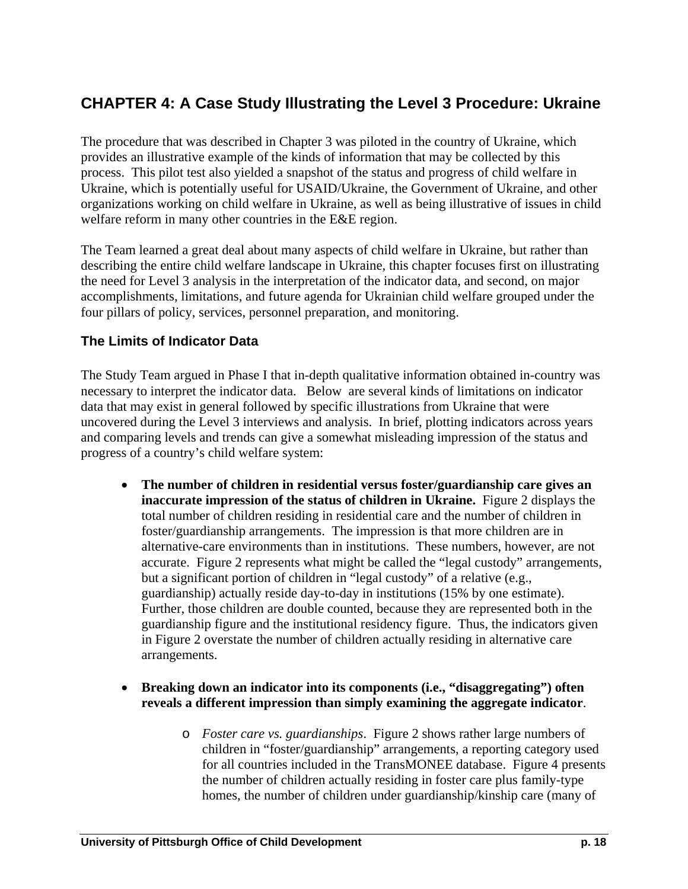# CHAPTER 4: A Case Study Illustrating the Level 3 Procedure: Ukraine

The procedure that was described in Chapter 3 was piloted in the country of Ukraine, which provides an illustrative example of the kinds of information that may be collected by this process. This pilot test also yielded a snapshot of the status and progress of child welfare in Ukraine, which is potentially useful for USAID/Ukraine, the Government of Ukraine, and other organizations working on child welfare in Ukraine, as well as being illustrative of issues in child welfare reform in many other countries in the E&E region.

The Team learned a great deal about many aspects of child welfare in Ukraine, but rather than describing the entire child welfare landscape in Ukraine, this chapter focuses first on illustrating the need for Level 3 analysis in the interpretation of the indicator data, and second, on major accomplishments, limitations, and future agenda for Ukrainian child welfare grouped under the four pillars of policy, services, personnel preparation, and monitoring.

## The Limits of Indicator Data

The Study Team argued in Phase I that in-depth qualitative information obtained in-country was necessary to interpret the indicator data. Below are several kinds of limitations on indicator data that may exist in general followed by specific illustrations from Ukraine that were uncovered during the Level 3 interviews and analysis. In brief, plotting indicators across years and comparing levels and trends can give a somewhat misleading impression of the status and progress of a country's child welfare system:

- **The number of children in residential versus foster/guardianship care gives an inaccurate impression of the status of children in Ukraine.** Figure 2 displays the total number of children residing in residential care and the number of children in foster/guardianship arrangements. The impression is that more children are in alternative-care environments than in institutions. These numbers, however, are not accurate. Figure 2 represents what might be called the "legal custody" arrangements, but a significant portion of children in "legal custody" of a relative (e.g., guardianship) actually reside day-to-day in institutions (15% by one estimate). Further, those children are double counted, because they are represented both in the guardianship figure and the institutional residency figure. Thus, the indicators given in Figure 2 overstate the number of children actually residing in alternative care arrangements.

- **Breaking down an indicator into its components (i.e., "disaggregating") often reveals a different impression than simply examining the aggregate indicator**.

    - *Foster care vs. guardianships*. Figure 2 shows rather large numbers of children in "foster/guardianship" arrangements, a reporting category used for all countries included in the TransMONEE database. Figure 4 presents the number of children actually residing in foster care plus family-type homes, the number of children under guardianship/kinship care (many of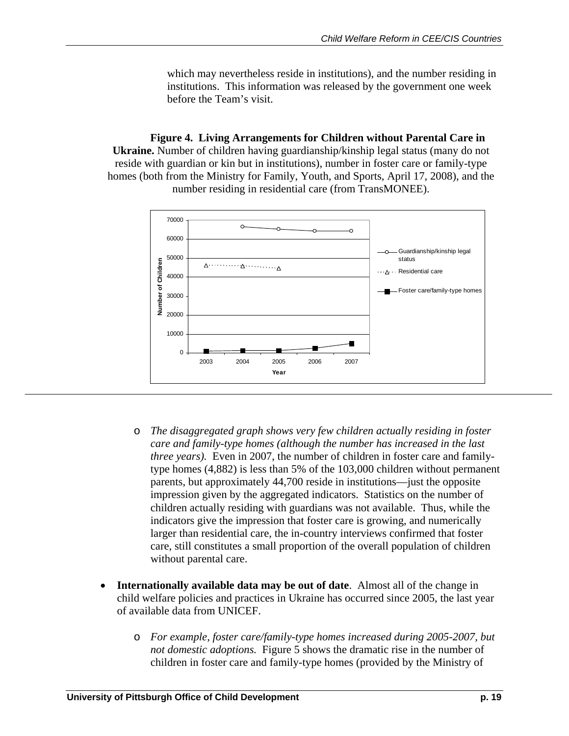which may nevertheless reside in institutions), and the number residing in institutions. This information was released by the government one week before the Team's visit.

**Figure 4. Living Arrangements for Children without Parental Care in Ukraine.** Number of children having guardianship/kinship legal status (many do not reside with guardian or kin but in institutions), number in foster care or family-type homes (both from the Ministry for Family, Youth, and Sports, April 17, 2008), and the number residing in residential care (from TransMONEE).

- *The disaggregated graph shows very few children actually residing in foster care and family-type homes (although the number has increased in the last three years).* Even in 2007, the number of children in foster care and family-type homes (4,882) is less than 5% of the 103,000 children without permanent parents, but approximately 44,700 reside in institutions—just the opposite impression given by the aggregated indicators. Statistics on the number of children actually residing with guardians was not available. Thus, while the indicators give the impression that foster care is growing, and numerically larger than residential care, the in-country interviews confirmed that foster care, still constitutes a small proportion of the overall population of children without parental care.

- **Internationally available data may be out of date**. Almost all of the change in child welfare policies and practices in Ukraine has occurred since 2005, the last year of available data from UNICEF.
  - *For example, foster care/family-type homes increased during 2005-2007, but not domestic adoptions.* Figure 5 shows the dramatic rise in the number of children in foster care and family-type homes (provided by the Ministry of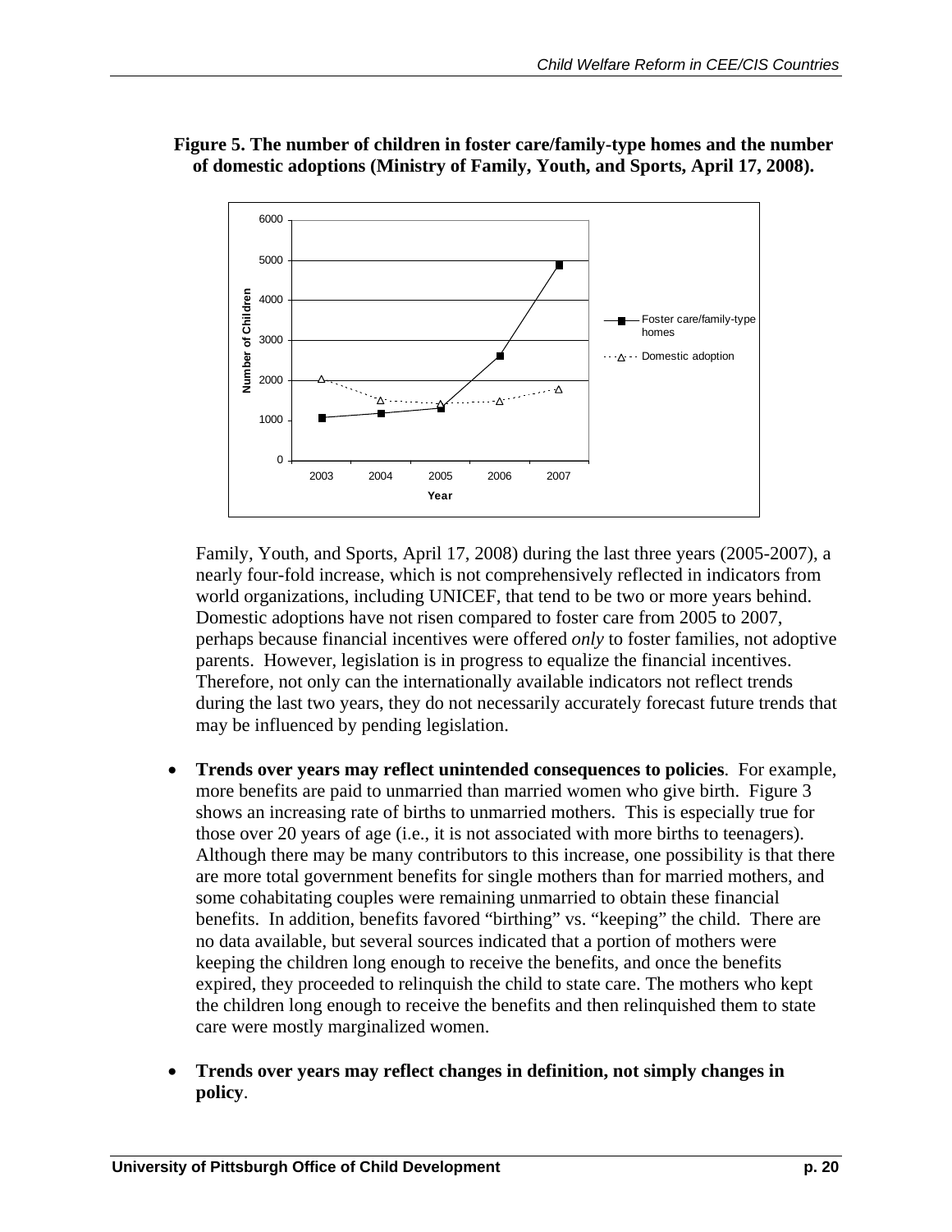**Figure 5. The number of children in foster care/family-type homes and the number of domestic adoptions (Ministry of Family, Youth, and Sports, April 17, 2008).**

Family, Youth, and Sports, April 17, 2008) during the last three years (2005-2007), a nearly four-fold increase, which is not comprehensively reflected in indicators from world organizations, including UNICEF, that tend to be two or more years behind. Domestic adoptions have not risen compared to foster care from 2005 to 2007, perhaps because financial incentives were offered *only* to foster families, not adoptive parents. However, legislation is in progress to equalize the financial incentives. Therefore, not only can the internationally available indicators not reflect trends during the last two years, they do not necessarily accurately forecast future trends that may be influenced by pending legislation.

- **Trends over years may reflect unintended consequences to policies**. For example, more benefits are paid to unmarried than married women who give birth. Figure 3 shows an increasing rate of births to unmarried mothers. This is especially true for those over 20 years of age (i.e., it is not associated with more births to teenagers). Although there may be many contributors to this increase, one possibility is that there are more total government benefits for single mothers than for married mothers, and some cohabitating couples were remaining unmarried to obtain these financial benefits. In addition, benefits favored "birthing" vs. "keeping" the child. There are no data available, but several sources indicated that a portion of mothers were keeping the children long enough to receive the benefits, and once the benefits expired, they proceeded to relinquish the child to state care. The mothers who kept the children long enough to receive the benefits and then relinquished them to state care were mostly marginalized women.

- **Trends over years may reflect changes in definition, not simply changes in policy**.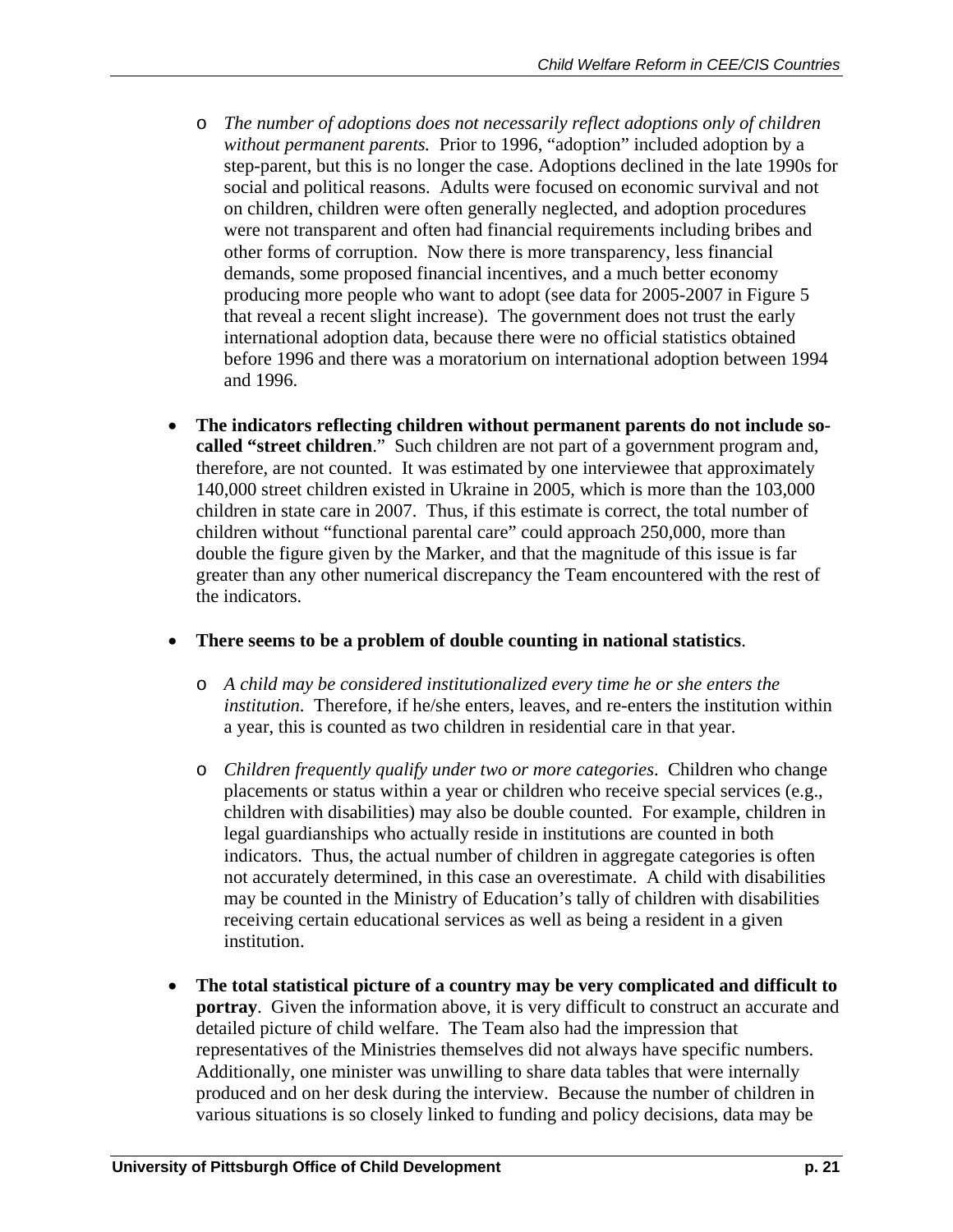- *The number of adoptions does not necessarily reflect adoptions only of children without permanent parents.* Prior to 1996, "adoption" included adoption by a step-parent, but this is no longer the case. Adoptions declined in the late 1990s for social and political reasons. Adults were focused on economic survival and not on children, children were often generally neglected, and adoption procedures were not transparent and often had financial requirements including bribes and other forms of corruption. Now there is more transparency, less financial demands, some proposed financial incentives, and a much better economy producing more people who want to adopt (see data for 2005-2007 in Figure 5 that reveal a recent slight increase). The government does not trust the early international adoption data, because there were no official statistics obtained before 1996 and there was a moratorium on international adoption between 1994 and 1996.

- **The indicators reflecting children without permanent parents do not include so-called "street children**." Such children are not part of a government program and, therefore, are not counted. It was estimated by one interviewee that approximately 140,000 street children existed in Ukraine in 2005, which is more than the 103,000 children in state care in 2007. Thus, if this estimate is correct, the total number of children without "functional parental care" could approach 250,000, more than double the figure given by the Marker, and that the magnitude of this issue is far greater than any other numerical discrepancy the Team encountered with the rest of the indicators.

- **There seems to be a problem of double counting in national statistics**.
  - *A child may be considered institutionalized every time he or she enters the institution*. Therefore, if he/she enters, leaves, and re-enters the institution within a year, this is counted as two children in residential care in that year.
  - *Children frequently qualify under two or more categories*. Children who change placements or status within a year or children who receive special services (e.g., children with disabilities) may also be double counted. For example, children in legal guardianships who actually reside in institutions are counted in both indicators. Thus, the actual number of children in aggregate categories is often not accurately determined, in this case an overestimate. A child with disabilities may be counted in the Ministry of Education's tally of children with disabilities receiving certain educational services as well as being a resident in a given institution.

- **The total statistical picture of a country may be very complicated and difficult to portray**. Given the information above, it is very difficult to construct an accurate and detailed picture of child welfare. The Team also had the impression that representatives of the Ministries themselves did not always have specific numbers. Additionally, one minister was unwilling to share data tables that were internally produced and on her desk during the interview. Because the number of children in various situations is so closely linked to funding and policy decisions, data may be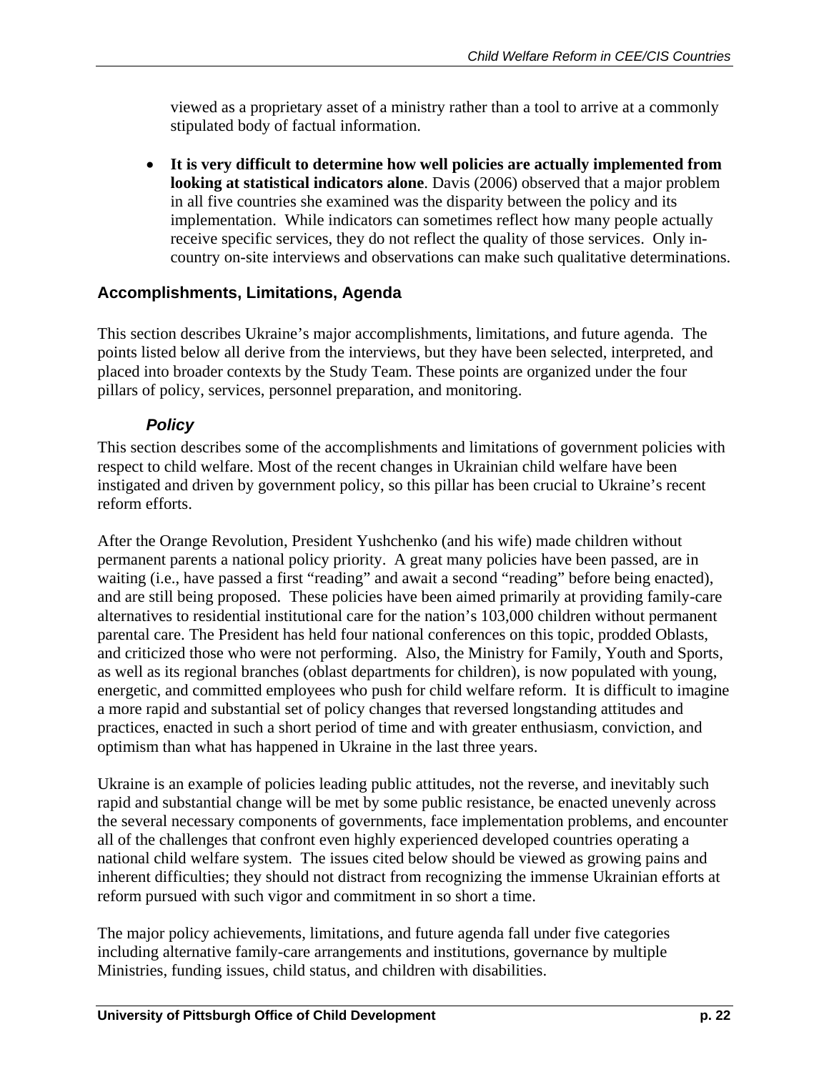viewed as a proprietary asset of a ministry rather than a tool to arrive at a commonly stipulated body of factual information.

- **It is very difficult to determine how well policies are actually implemented from looking at statistical indicators alone**. Davis (2006) observed that a major problem in all five countries she examined was the disparity between the policy and its implementation. While indicators can sometimes reflect how many people actually receive specific services, they do not reflect the quality of those services. Only in-country on-site interviews and observations can make such qualitative determinations.

## Accomplishments, Limitations, Agenda

This section describes Ukraine's major accomplishments, limitations, and future agenda. The points listed below all derive from the interviews, but they have been selected, interpreted, and placed into broader contexts by the Study Team. These points are organized under the four pillars of policy, services, personnel preparation, and monitoring.

### *Policy*

This section describes some of the accomplishments and limitations of government policies with respect to child welfare. Most of the recent changes in Ukrainian child welfare have been instigated and driven by government policy, so this pillar has been crucial to Ukraine's recent reform efforts.

After the Orange Revolution, President Yushchenko (and his wife) made children without permanent parents a national policy priority. A great many policies have been passed, are in waiting (i.e., have passed a first "reading" and await a second "reading" before being enacted), and are still being proposed. These policies have been aimed primarily at providing family-care alternatives to residential institutional care for the nation's 103,000 children without permanent parental care. The President has held four national conferences on this topic, prodded Oblasts, and criticized those who were not performing. Also, the Ministry for Family, Youth and Sports, as well as its regional branches (oblast departments for children), is now populated with young, energetic, and committed employees who push for child welfare reform. It is difficult to imagine a more rapid and substantial set of policy changes that reversed longstanding attitudes and practices, enacted in such a short period of time and with greater enthusiasm, conviction, and optimism than what has happened in Ukraine in the last three years.

Ukraine is an example of policies leading public attitudes, not the reverse, and inevitably such rapid and substantial change will be met by some public resistance, be enacted unevenly across the several necessary components of governments, face implementation problems, and encounter all of the challenges that confront even highly experienced developed countries operating a national child welfare system. The issues cited below should be viewed as growing pains and inherent difficulties; they should not distract from recognizing the immense Ukrainian efforts at reform pursued with such vigor and commitment in so short a time.

The major policy achievements, limitations, and future agenda fall under five categories including alternative family-care arrangements and institutions, governance by multiple Ministries, funding issues, child status, and children with disabilities.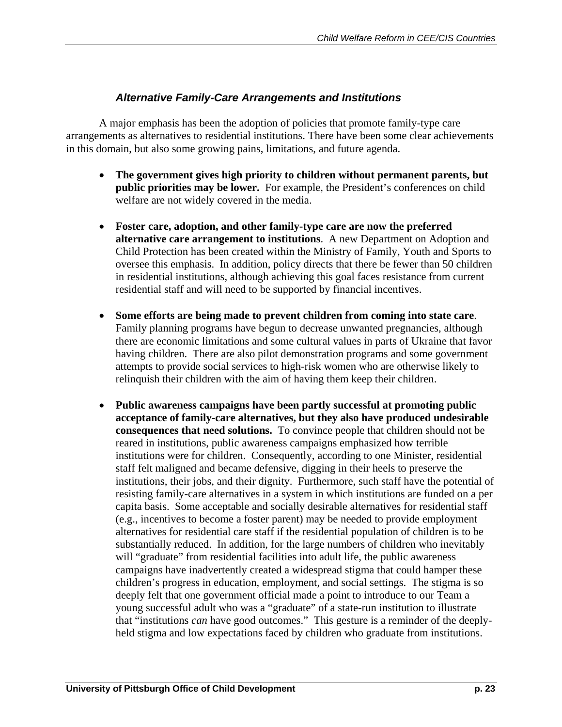### *Alternative Family-Care Arrangements and Institutions*

A major emphasis has been the adoption of policies that promote family-type care arrangements as alternatives to residential institutions. There have been some clear achievements in this domain, but also some growing pains, limitations, and future agenda.

- **The government gives high priority to children without permanent parents, but public priorities may be lower.** For example, the President's conferences on child welfare are not widely covered in the media.

- **Foster care, adoption, and other family-type care are now the preferred alternative care arrangement to institutions**. A new Department on Adoption and Child Protection has been created within the Ministry of Family, Youth and Sports to oversee this emphasis. In addition, policy directs that there be fewer than 50 children in residential institutions, although achieving this goal faces resistance from current residential staff and will need to be supported by financial incentives.

- **Some efforts are being made to prevent children from coming into state care**. Family planning programs have begun to decrease unwanted pregnancies, although there are economic limitations and some cultural values in parts of Ukraine that favor having children. There are also pilot demonstration programs and some government attempts to provide social services to high-risk women who are otherwise likely to relinquish their children with the aim of having them keep their children.

- **Public awareness campaigns have been partly successful at promoting public acceptance of family-care alternatives, but they also have produced undesirable consequences that need solutions.** To convince people that children should not be reared in institutions, public awareness campaigns emphasized how terrible institutions were for children. Consequently, according to one Minister, residential staff felt maligned and became defensive, digging in their heels to preserve the institutions, their jobs, and their dignity. Furthermore, such staff have the potential of resisting family-care alternatives in a system in which institutions are funded on a per capita basis. Some acceptable and socially desirable alternatives for residential staff (e.g., incentives to become a foster parent) may be needed to provide employment alternatives for residential care staff if the residential population of children is to be substantially reduced. In addition, for the large numbers of children who inevitably will "graduate" from residential facilities into adult life, the public awareness campaigns have inadvertently created a widespread stigma that could hamper these children's progress in education, employment, and social settings. The stigma is so deeply felt that one government official made a point to introduce to our Team a young successful adult who was a "graduate" of a state-run institution to illustrate that "institutions *can* have good outcomes." This gesture is a reminder of the deeply-held stigma and low expectations faced by children who graduate from institutions.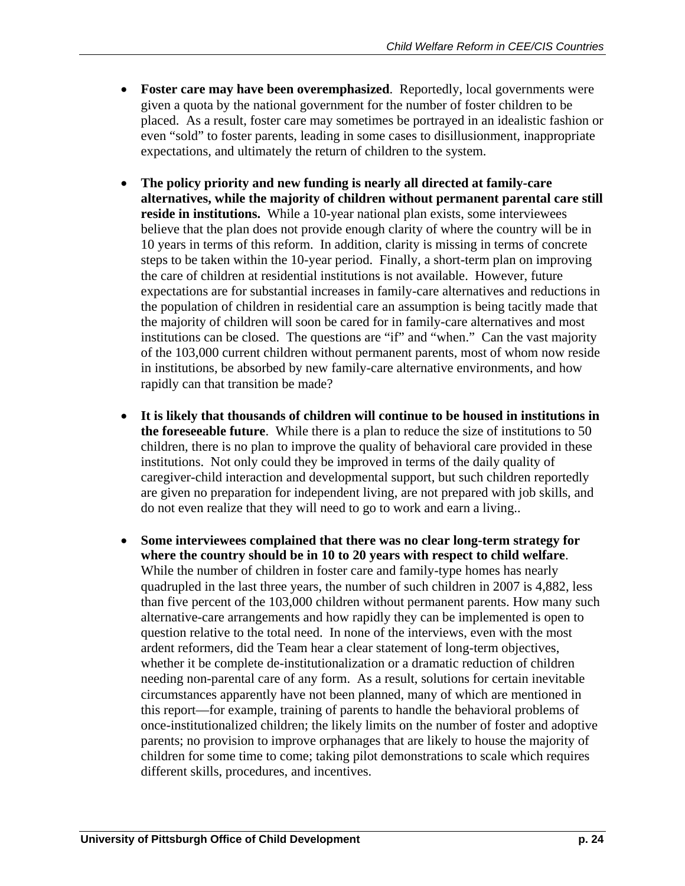- **Foster care may have been overemphasized**. Reportedly, local governments were given a quota by the national government for the number of foster children to be placed. As a result, foster care may sometimes be portrayed in an idealistic fashion or even "sold" to foster parents, leading in some cases to disillusionment, inappropriate expectations, and ultimately the return of children to the system.

- **The policy priority and new funding is nearly all directed at family-care alternatives, while the majority of children without permanent parental care still reside in institutions.** While a 10-year national plan exists, some interviewees believe that the plan does not provide enough clarity of where the country will be in 10 years in terms of this reform. In addition, clarity is missing in terms of concrete steps to be taken within the 10-year period. Finally, a short-term plan on improving the care of children at residential institutions is not available. However, future expectations are for substantial increases in family-care alternatives and reductions in the population of children in residential care an assumption is being tacitly made that the majority of children will soon be cared for in family-care alternatives and most institutions can be closed. The questions are "if" and "when." Can the vast majority of the 103,000 current children without permanent parents, most of whom now reside in institutions, be absorbed by new family-care alternative environments, and how rapidly can that transition be made?

- **It is likely that thousands of children will continue to be housed in institutions in the foreseeable future**. While there is a plan to reduce the size of institutions to 50 children, there is no plan to improve the quality of behavioral care provided in these institutions. Not only could they be improved in terms of the daily quality of caregiver-child interaction and developmental support, but such children reportedly are given no preparation for independent living, are not prepared with job skills, and do not even realize that they will need to go to work and earn a living..

- **Some interviewees complained that there was no clear long-term strategy for where the country should be in 10 to 20 years with respect to child welfare**. While the number of children in foster care and family-type homes has nearly quadrupled in the last three years, the number of such children in 2007 is 4,882, less than five percent of the 103,000 children without permanent parents. How many such alternative-care arrangements and how rapidly they can be implemented is open to question relative to the total need. In none of the interviews, even with the most ardent reformers, did the Team hear a clear statement of long-term objectives, whether it be complete de-institutionalization or a dramatic reduction of children needing non-parental care of any form. As a result, solutions for certain inevitable circumstances apparently have not been planned, many of which are mentioned in this report—for example, training of parents to handle the behavioral problems of once-institutionalized children; the likely limits on the number of foster and adoptive parents; no provision to improve orphanages that are likely to house the majority of children for some time to come; taking pilot demonstrations to scale which requires different skills, procedures, and incentives.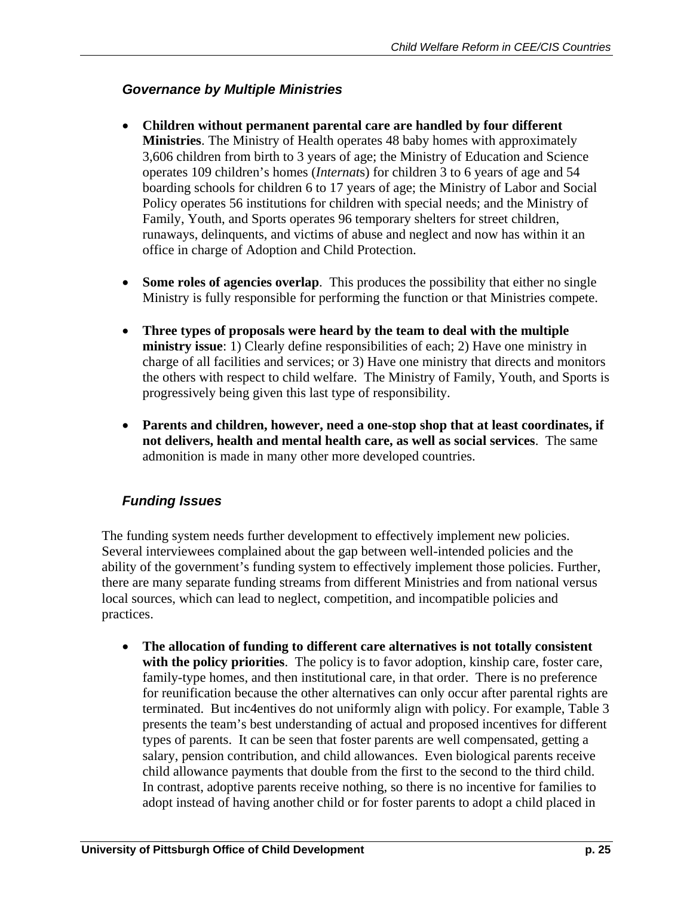### *Governance by Multiple Ministries*

- **Children without permanent parental care are handled by four different Ministries**. The Ministry of Health operates 48 baby homes with approximately 3,606 children from birth to 3 years of age; the Ministry of Education and Science operates 109 children's homes (*Internat*s) for children 3 to 6 years of age and 54 boarding schools for children 6 to 17 years of age; the Ministry of Labor and Social Policy operates 56 institutions for children with special needs; and the Ministry of Family, Youth, and Sports operates 96 temporary shelters for street children, runaways, delinquents, and victims of abuse and neglect and now has within it an office in charge of Adoption and Child Protection.

- **Some roles of agencies overlap**. This produces the possibility that either no single Ministry is fully responsible for performing the function or that Ministries compete.

- **Three types of proposals were heard by the team to deal with the multiple ministry issue**: 1) Clearly define responsibilities of each; 2) Have one ministry in charge of all facilities and services; or 3) Have one ministry that directs and monitors the others with respect to child welfare. The Ministry of Family, Youth, and Sports is progressively being given this last type of responsibility.

- **Parents and children, however, need a one-stop shop that at least coordinates, if not delivers, health and mental health care, as well as social services**. The same admonition is made in many other more developed countries.

### *Funding Issues*

The funding system needs further development to effectively implement new policies. Several interviewees complained about the gap between well-intended policies and the ability of the government's funding system to effectively implement those policies. Further, there are many separate funding streams from different Ministries and from national versus local sources, which can lead to neglect, competition, and incompatible policies and practices.

- **The allocation of funding to different care alternatives is not totally consistent with the policy priorities**. The policy is to favor adoption, kinship care, foster care, family-type homes, and then institutional care, in that order. There is no preference for reunification because the other alternatives can only occur after parental rights are terminated. But inc4entives do not uniformly align with policy. For example, Table 3 presents the team's best understanding of actual and proposed incentives for different types of parents. It can be seen that foster parents are well compensated, getting a salary, pension contribution, and child allowances. Even biological parents receive child allowance payments that double from the first to the second to the third child. In contrast, adoptive parents receive nothing, so there is no incentive for families to adopt instead of having another child or for foster parents to adopt a child placed in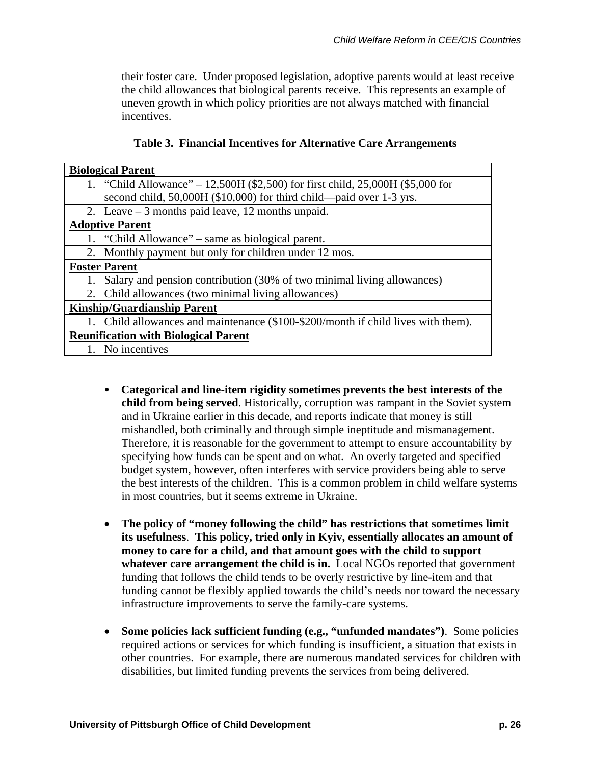their foster care. Under proposed legislation, adoptive parents would at least receive the child allowances that biological parents receive. This represents an example of uneven growth in which policy priorities are not always matched with financial incentives.

**Table 3. Financial Incentives for Alternative Care Arrangements**

| |
|---|
| **Biological Parent** |
| 1. "Child Allowance" – 12,500H ($2,500) for first child, 25,000H ($5,000 for second child, 50,000H ($10,000) for third child—paid over 1-3 yrs. |
| 2. Leave – 3 months paid leave, 12 months unpaid. |
| **Adoptive Parent** |
| 1. "Child Allowance" – same as biological parent. |
| 2. Monthly payment but only for children under 12 mos. |
| **Foster Parent** |
| 1. Salary and pension contribution (30% of two minimal living allowances) |
| 2. Child allowances (two minimal living allowances) |
| **Kinship/Guardianship Parent** |
| 1. Child allowances and maintenance ($100-$200/month if child lives with them). |
| **Reunification with Biological Parent** |
| 1. No incentives |

- **Categorical and line-item rigidity sometimes prevents the best interests of the child from being served**. Historically, corruption was rampant in the Soviet system and in Ukraine earlier in this decade, and reports indicate that money is still mishandled, both criminally and through simple ineptitude and mismanagement. Therefore, it is reasonable for the government to attempt to ensure accountability by specifying how funds can be spent and on what. An overly targeted and specified budget system, however, often interferes with service providers being able to serve the best interests of the children. This is a common problem in child welfare systems in most countries, but it seems extreme in Ukraine.

- **The policy of "money following the child" has restrictions that sometimes limit its usefulness**. **This policy, tried only in Kyiv, essentially allocates an amount of money to care for a child, and that amount goes with the child to support whatever care arrangement the child is in.** Local NGOs reported that government funding that follows the child tends to be overly restrictive by line-item and that funding cannot be flexibly applied towards the child's needs nor toward the necessary infrastructure improvements to serve the family-care systems.

- **Some policies lack sufficient funding (e.g., "unfunded mandates")**. Some policies required actions or services for which funding is insufficient, a situation that exists in other countries. For example, there are numerous mandated services for children with disabilities, but limited funding prevents the services from being delivered.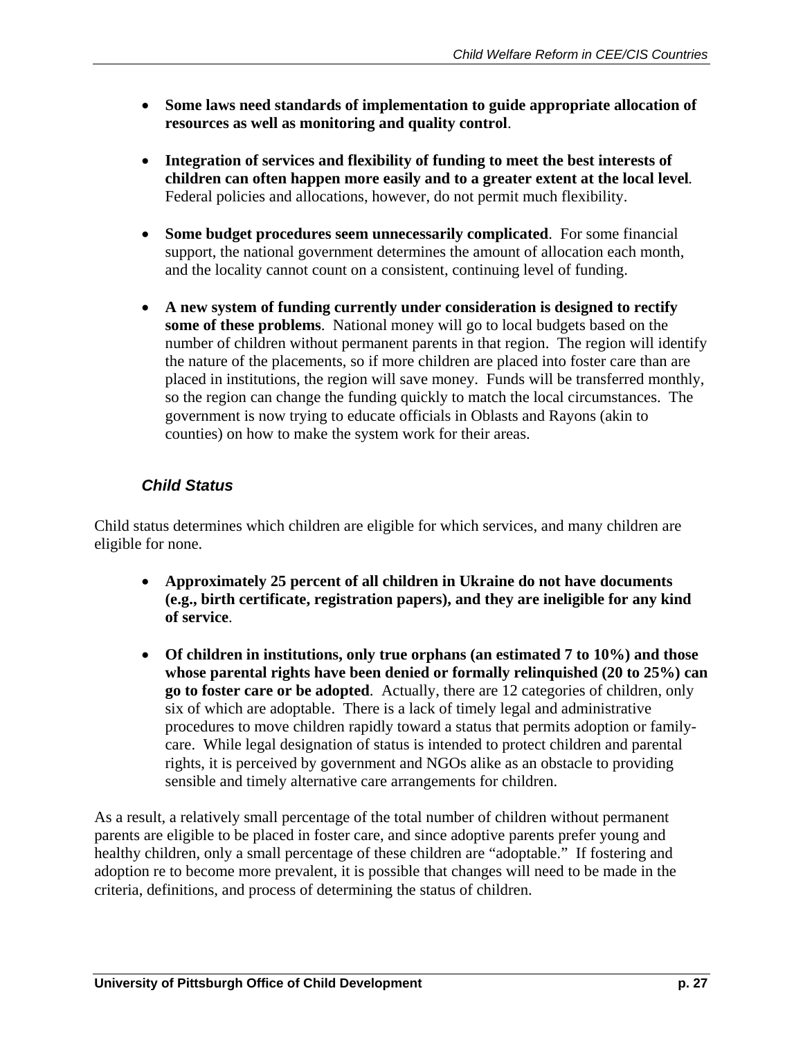- **Some laws need standards of implementation to guide appropriate allocation of resources as well as monitoring and quality control**.

- **Integration of services and flexibility of funding to meet the best interests of children can often happen more easily and to a greater extent at the local level**. Federal policies and allocations, however, do not permit much flexibility.

- **Some budget procedures seem unnecessarily complicated**. For some financial support, the national government determines the amount of allocation each month, and the locality cannot count on a consistent, continuing level of funding.

- **A new system of funding currently under consideration is designed to rectify some of these problems**. National money will go to local budgets based on the number of children without permanent parents in that region. The region will identify the nature of the placements, so if more children are placed into foster care than are placed in institutions, the region will save money. Funds will be transferred monthly, so the region can change the funding quickly to match the local circumstances. The government is now trying to educate officials in Oblasts and Rayons (akin to counties) on how to make the system work for their areas.

### *Child Status*

Child status determines which children are eligible for which services, and many children are eligible for none.

- **Approximately 25 percent of all children in Ukraine do not have documents (e.g., birth certificate, registration papers), and they are ineligible for any kind of service**.

- **Of children in institutions, only true orphans (an estimated 7 to 10%) and those whose parental rights have been denied or formally relinquished (20 to 25%) can go to foster care or be adopted**. Actually, there are 12 categories of children, only six of which are adoptable. There is a lack of timely legal and administrative procedures to move children rapidly toward a status that permits adoption or family-care. While legal designation of status is intended to protect children and parental rights, it is perceived by government and NGOs alike as an obstacle to providing sensible and timely alternative care arrangements for children.

As a result, a relatively small percentage of the total number of children without permanent parents are eligible to be placed in foster care, and since adoptive parents prefer young and healthy children, only a small percentage of these children are "adoptable." If fostering and adoption re to become more prevalent, it is possible that changes will need to be made in the criteria, definitions, and process of determining the status of children.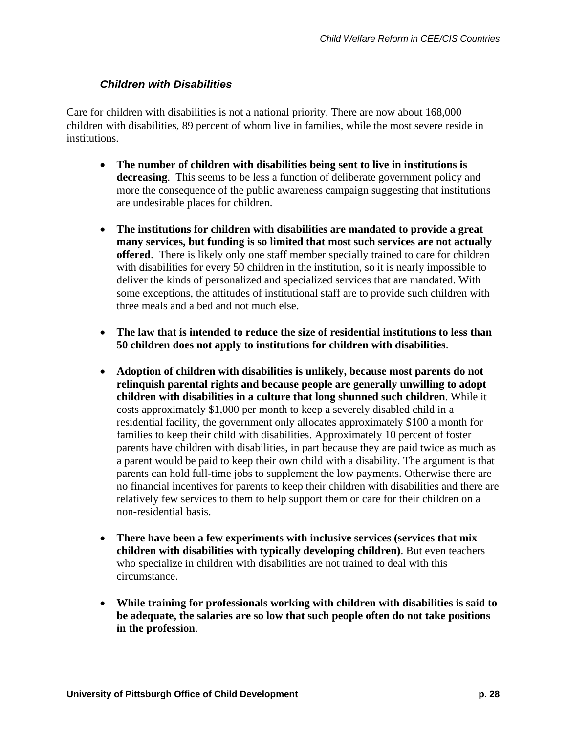### *Children with Disabilities*

Care for children with disabilities is not a national priority. There are now about 168,000 children with disabilities, 89 percent of whom live in families, while the most severe reside in institutions.

- **The number of children with disabilities being sent to live in institutions is decreasing**. This seems to be less a function of deliberate government policy and more the consequence of the public awareness campaign suggesting that institutions are undesirable places for children.

- **The institutions for children with disabilities are mandated to provide a great many services, but funding is so limited that most such services are not actually offered**. There is likely only one staff member specially trained to care for children with disabilities for every 50 children in the institution, so it is nearly impossible to deliver the kinds of personalized and specialized services that are mandated. With some exceptions, the attitudes of institutional staff are to provide such children with three meals and a bed and not much else.

- **The law that is intended to reduce the size of residential institutions to less than 50 children does not apply to institutions for children with disabilities**.

- **Adoption of children with disabilities is unlikely, because most parents do not relinquish parental rights and because people are generally unwilling to adopt children with disabilities in a culture that long shunned such children**. While it costs approximately $1,000 per month to keep a severely disabled child in a residential facility, the government only allocates approximately $100 a month for families to keep their child with disabilities. Approximately 10 percent of foster parents have children with disabilities, in part because they are paid twice as much as a parent would be paid to keep their own child with a disability. The argument is that parents can hold full-time jobs to supplement the low payments. Otherwise there are no financial incentives for parents to keep their children with disabilities and there are relatively few services to them to help support them or care for their children on a non-residential basis.

- **There have been a few experiments with inclusive services (services that mix children with disabilities with typically developing children)**. But even teachers who specialize in children with disabilities are not trained to deal with this circumstance.

- **While training for professionals working with children with disabilities is said to be adequate, the salaries are so low that such people often do not take positions in the profession**.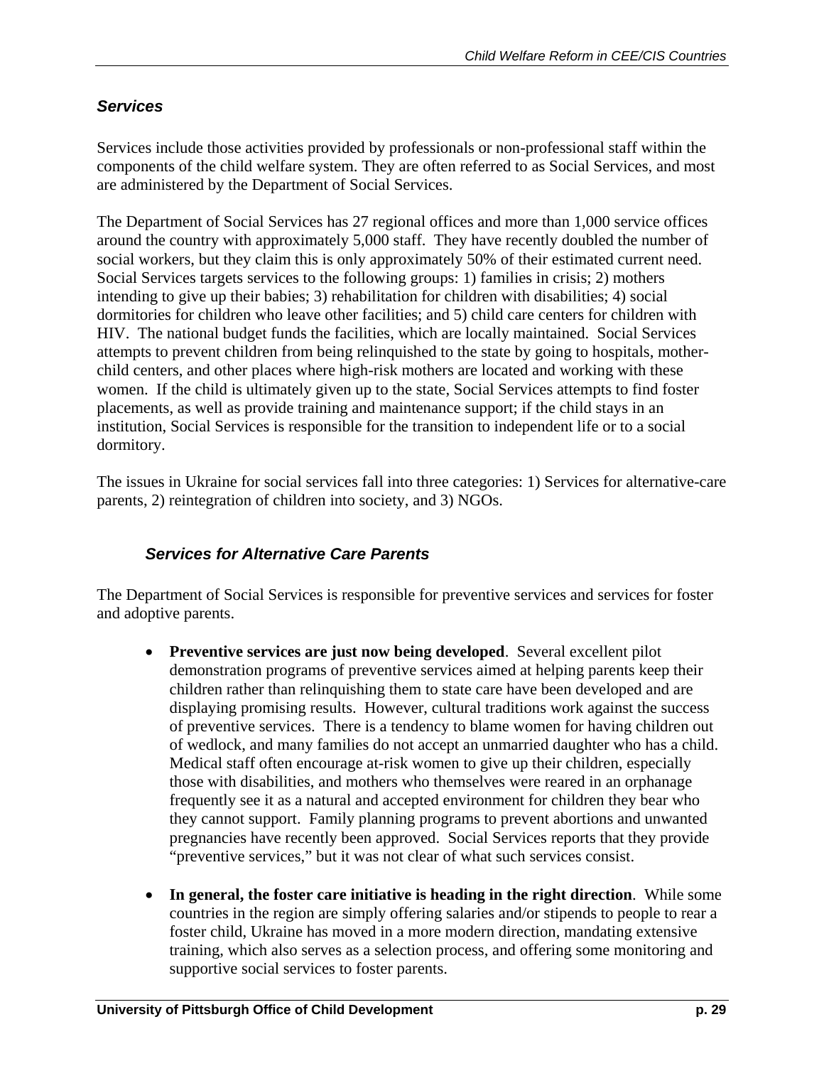### *Services*

Services include those activities provided by professionals or non-professional staff within the components of the child welfare system. They are often referred to as Social Services, and most are administered by the Department of Social Services.

The Department of Social Services has 27 regional offices and more than 1,000 service offices around the country with approximately 5,000 staff. They have recently doubled the number of social workers, but they claim this is only approximately 50% of their estimated current need. Social Services targets services to the following groups: 1) families in crisis; 2) mothers intending to give up their babies; 3) rehabilitation for children with disabilities; 4) social dormitories for children who leave other facilities; and 5) child care centers for children with HIV. The national budget funds the facilities, which are locally maintained. Social Services attempts to prevent children from being relinquished to the state by going to hospitals, mother-child centers, and other places where high-risk mothers are located and working with these women. If the child is ultimately given up to the state, Social Services attempts to find foster placements, as well as provide training and maintenance support; if the child stays in an institution, Social Services is responsible for the transition to independent life or to a social dormitory.

The issues in Ukraine for social services fall into three categories: 1) Services for alternative-care parents, 2) reintegration of children into society, and 3) NGOs.

#### *Services for Alternative Care Parents*

The Department of Social Services is responsible for preventive services and services for foster and adoptive parents.

- **Preventive services are just now being developed**. Several excellent pilot demonstration programs of preventive services aimed at helping parents keep their children rather than relinquishing them to state care have been developed and are displaying promising results. However, cultural traditions work against the success of preventive services. There is a tendency to blame women for having children out of wedlock, and many families do not accept an unmarried daughter who has a child. Medical staff often encourage at-risk women to give up their children, especially those with disabilities, and mothers who themselves were reared in an orphanage frequently see it as a natural and accepted environment for children they bear who they cannot support. Family planning programs to prevent abortions and unwanted pregnancies have recently been approved. Social Services reports that they provide "preventive services," but it was not clear of what such services consist.

- **In general, the foster care initiative is heading in the right direction**. While some countries in the region are simply offering salaries and/or stipends to people to rear a foster child, Ukraine has moved in a more modern direction, mandating extensive training, which also serves as a selection process, and offering some monitoring and supportive social services to foster parents.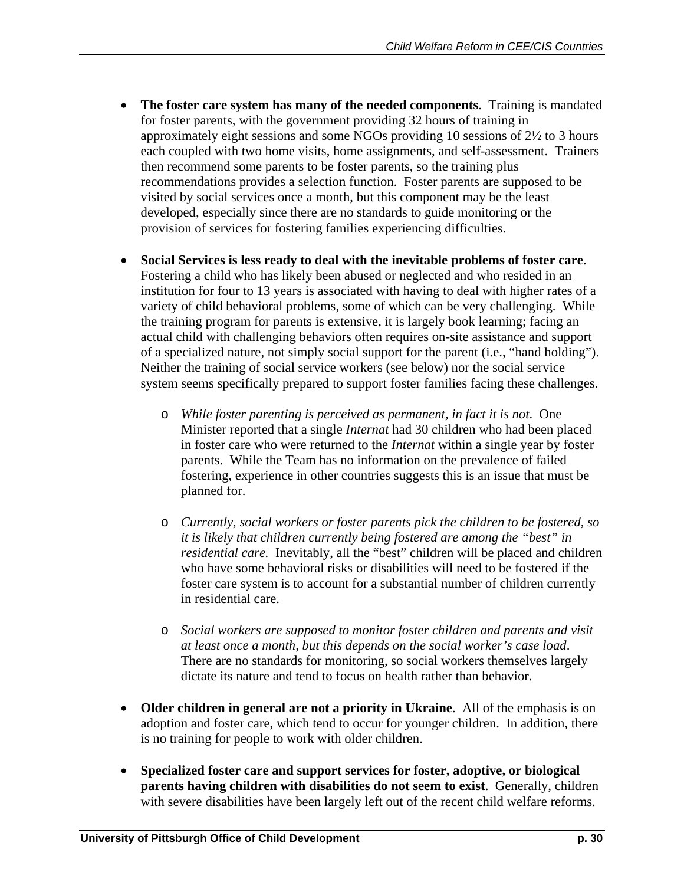- **The foster care system has many of the needed components**. Training is mandated for foster parents, with the government providing 32 hours of training in approximately eight sessions and some NGOs providing 10 sessions of 2½ to 3 hours each coupled with two home visits, home assignments, and self-assessment. Trainers then recommend some parents to be foster parents, so the training plus recommendations provides a selection function. Foster parents are supposed to be visited by social services once a month, but this component may be the least developed, especially since there are no standards to guide monitoring or the provision of services for fostering families experiencing difficulties.

- **Social Services is less ready to deal with the inevitable problems of foster care**. Fostering a child who has likely been abused or neglected and who resided in an institution for four to 13 years is associated with having to deal with higher rates of a variety of child behavioral problems, some of which can be very challenging. While the training program for parents is extensive, it is largely book learning; facing an actual child with challenging behaviors often requires on-site assistance and support of a specialized nature, not simply social support for the parent (i.e., "hand holding"). Neither the training of social service workers (see below) nor the social service system seems specifically prepared to support foster families facing these challenges.

  - *While foster parenting is perceived as permanent, in fact it is not.* One Minister reported that a single *Internat* had 30 children who had been placed in foster care who were returned to the *Internat* within a single year by foster parents. While the Team has no information on the prevalence of failed fostering, experience in other countries suggests this is an issue that must be planned for.

  - *Currently, social workers or foster parents pick the children to be fostered, so it is likely that children currently being fostered are among the "best" in residential care.* Inevitably, all the "best" children will be placed and children who have some behavioral risks or disabilities will need to be fostered if the foster care system is to account for a substantial number of children currently in residential care.

  - *Social workers are supposed to monitor foster children and parents and visit at least once a month, but this depends on the social worker's case load*. There are no standards for monitoring, so social workers themselves largely dictate its nature and tend to focus on health rather than behavior.

- **Older children in general are not a priority in Ukraine**. All of the emphasis is on adoption and foster care, which tend to occur for younger children. In addition, there is no training for people to work with older children.

- **Specialized foster care and support services for foster, adoptive, or biological parents having children with disabilities do not seem to exist**. Generally, children with severe disabilities have been largely left out of the recent child welfare reforms.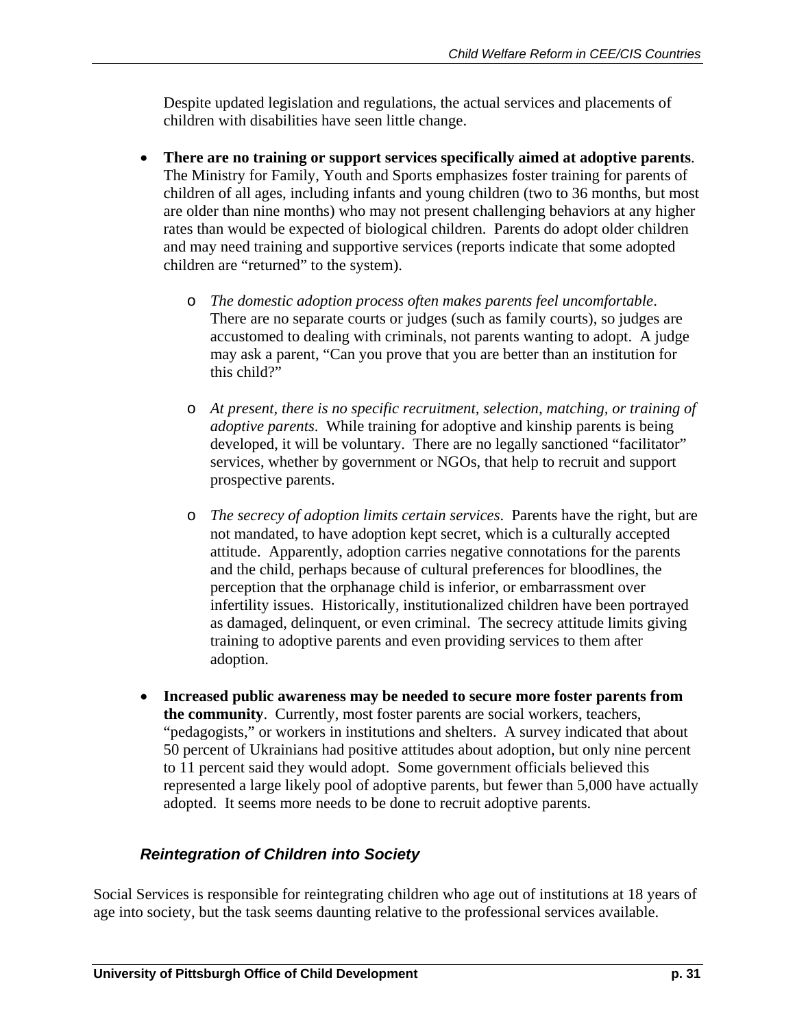Despite updated legislation and regulations, the actual services and placements of children with disabilities have seen little change.

- **There are no training or support services specifically aimed at adoptive parents**. The Ministry for Family, Youth and Sports emphasizes foster training for parents of children of all ages, including infants and young children (two to 36 months, but most are older than nine months) who may not present challenging behaviors at any higher rates than would be expected of biological children. Parents do adopt older children and may need training and supportive services (reports indicate that some adopted children are "returned" to the system).
    - *The domestic adoption process often makes parents feel uncomfortable*. There are no separate courts or judges (such as family courts), so judges are accustomed to dealing with criminals, not parents wanting to adopt. A judge may ask a parent, "Can you prove that you are better than an institution for this child?"
    - *At present, there is no specific recruitment, selection, matching, or training of adoptive parents*. While training for adoptive and kinship parents is being developed, it will be voluntary. There are no legally sanctioned "facilitator" services, whether by government or NGOs, that help to recruit and support prospective parents.
    - *The secrecy of adoption limits certain services*. Parents have the right, but are not mandated, to have adoption kept secret, which is a culturally accepted attitude. Apparently, adoption carries negative connotations for the parents and the child, perhaps because of cultural preferences for bloodlines, the perception that the orphanage child is inferior, or embarrassment over infertility issues. Historically, institutionalized children have been portrayed as damaged, delinquent, or even criminal. The secrecy attitude limits giving training to adoptive parents and even providing services to them after adoption.
- **Increased public awareness may be needed to secure more foster parents from the community**. Currently, most foster parents are social workers, teachers, "pedagogists," or workers in institutions and shelters. A survey indicated that about 50 percent of Ukrainians had positive attitudes about adoption, but only nine percent to 11 percent said they would adopt. Some government officials believed this represented a large likely pool of adoptive parents, but fewer than 5,000 have actually adopted. It seems more needs to be done to recruit adoptive parents.

### *Reintegration of Children into Society*

Social Services is responsible for reintegrating children who age out of institutions at 18 years of age into society, but the task seems daunting relative to the professional services available.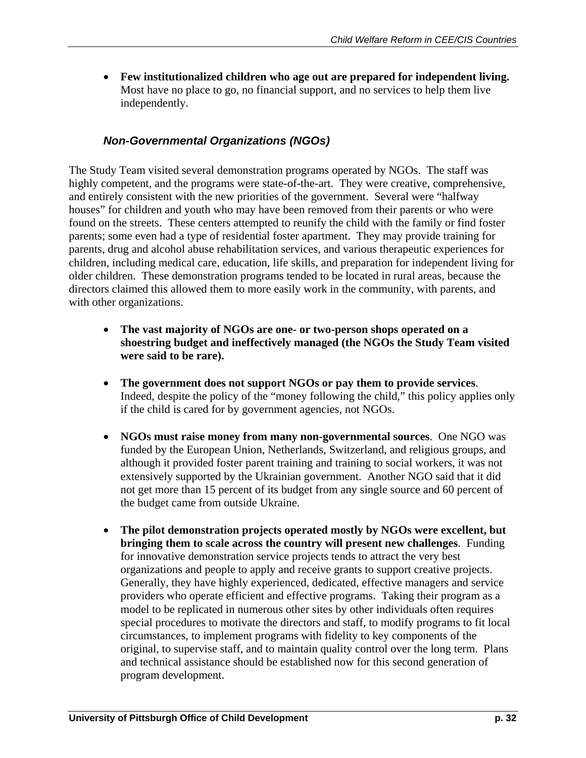- **Few institutionalized children who age out are prepared for independent living.** Most have no place to go, no financial support, and no services to help them live independently.

### *Non-Governmental Organizations (NGOs)*

The Study Team visited several demonstration programs operated by NGOs. The staff was highly competent, and the programs were state-of-the-art. They were creative, comprehensive, and entirely consistent with the new priorities of the government. Several were "halfway houses" for children and youth who may have been removed from their parents or who were found on the streets. These centers attempted to reunify the child with the family or find foster parents; some even had a type of residential foster apartment. They may provide training for parents, drug and alcohol abuse rehabilitation services, and various therapeutic experiences for children, including medical care, education, life skills, and preparation for independent living for older children. These demonstration programs tended to be located in rural areas, because the directors claimed this allowed them to more easily work in the community, with parents, and with other organizations.

- **The vast majority of NGOs are one- or two-person shops operated on a shoestring budget and ineffectively managed (the NGOs the Study Team visited were said to be rare).**

- **The government does not support NGOs or pay them to provide services**. Indeed, despite the policy of the "money following the child," this policy applies only if the child is cared for by government agencies, not NGOs.

- **NGOs must raise money from many non-governmental sources**. One NGO was funded by the European Union, Netherlands, Switzerland, and religious groups, and although it provided foster parent training and training to social workers, it was not extensively supported by the Ukrainian government. Another NGO said that it did not get more than 15 percent of its budget from any single source and 60 percent of the budget came from outside Ukraine.

- **The pilot demonstration projects operated mostly by NGOs were excellent, but bringing them to scale across the country will present new challenges**. Funding for innovative demonstration service projects tends to attract the very best organizations and people to apply and receive grants to support creative projects. Generally, they have highly experienced, dedicated, effective managers and service providers who operate efficient and effective programs. Taking their program as a model to be replicated in numerous other sites by other individuals often requires special procedures to motivate the directors and staff, to modify programs to fit local circumstances, to implement programs with fidelity to key components of the original, to supervise staff, and to maintain quality control over the long term. Plans and technical assistance should be established now for this second generation of program development.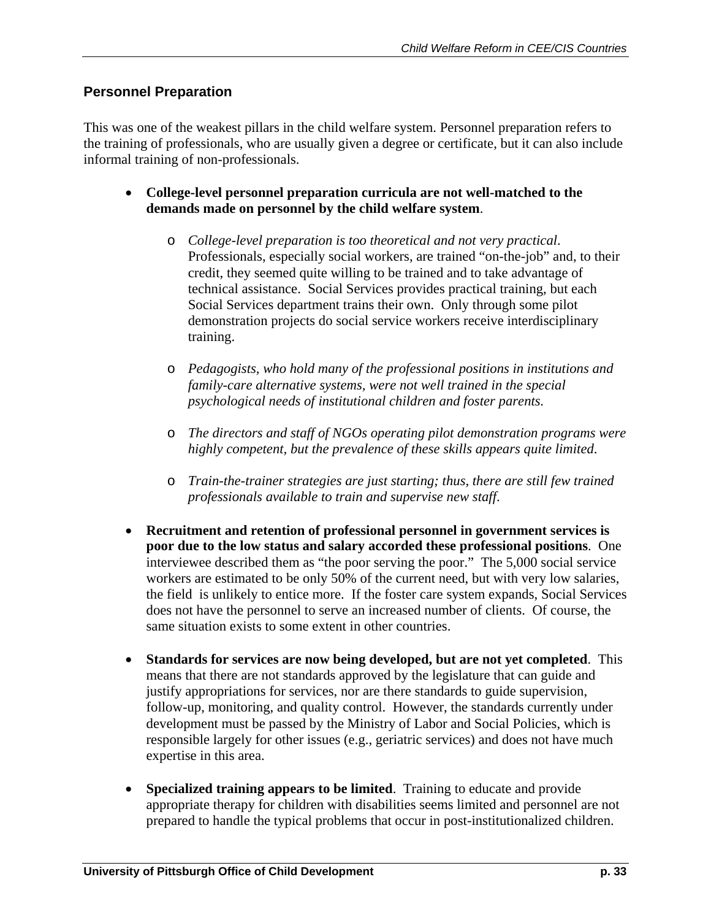## Personnel Preparation

This was one of the weakest pillars in the child welfare system. Personnel preparation refers to the training of professionals, who are usually given a degree or certificate, but it can also include informal training of non-professionals.

- **College-level personnel preparation curricula are not well-matched to the demands made on personnel by the child welfare system**.
  - *College-level preparation is too theoretical and not very practical*. Professionals, especially social workers, are trained "on-the-job" and, to their credit, they seemed quite willing to be trained and to take advantage of technical assistance. Social Services provides practical training, but each Social Services department trains their own. Only through some pilot demonstration projects do social service workers receive interdisciplinary training.
  - *Pedagogists, who hold many of the professional positions in institutions and family-care alternative systems, were not well trained in the special psychological needs of institutional children and foster parents.*
  - *The directors and staff of NGOs operating pilot demonstration programs were highly competent, but the prevalence of these skills appears quite limited.*
  - *Train-the-trainer strategies are just starting; thus, there are still few trained professionals available to train and supervise new staff.*
- **Recruitment and retention of professional personnel in government services is poor due to the low status and salary accorded these professional positions**. One interviewee described them as "the poor serving the poor." The 5,000 social service workers are estimated to be only 50% of the current need, but with very low salaries, the field is unlikely to entice more. If the foster care system expands, Social Services does not have the personnel to serve an increased number of clients. Of course, the same situation exists to some extent in other countries.
- **Standards for services are now being developed, but are not yet completed**. This means that there are not standards approved by the legislature that can guide and justify appropriations for services, nor are there standards to guide supervision, follow-up, monitoring, and quality control. However, the standards currently under development must be passed by the Ministry of Labor and Social Policies, which is responsible largely for other issues (e.g., geriatric services) and does not have much expertise in this area.
- **Specialized training appears to be limited**. Training to educate and provide appropriate therapy for children with disabilities seems limited and personnel are not prepared to handle the typical problems that occur in post-institutionalized children.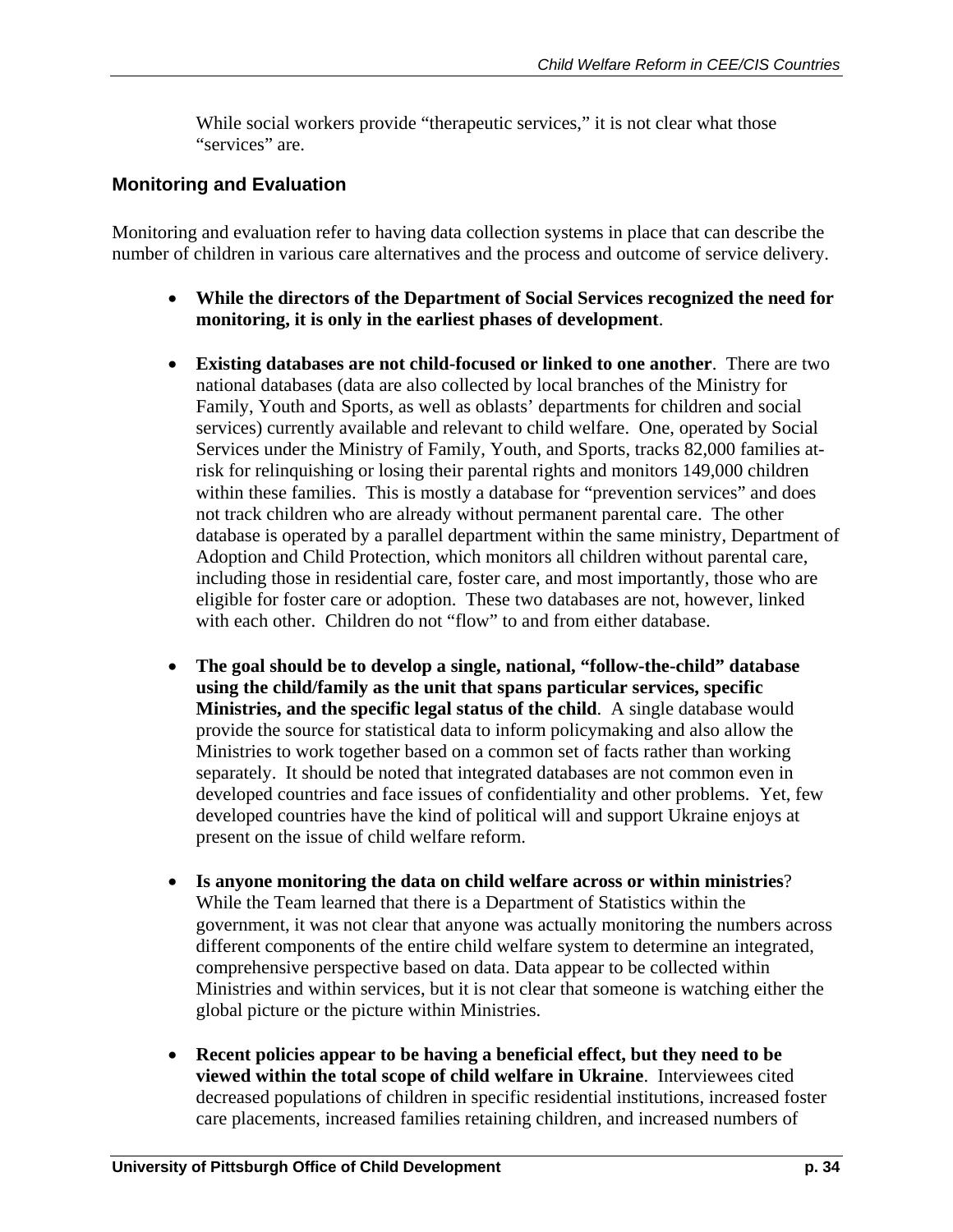While social workers provide "therapeutic services," it is not clear what those "services" are.

### Monitoring and Evaluation

Monitoring and evaluation refer to having data collection systems in place that can describe the number of children in various care alternatives and the process and outcome of service delivery.

- **While the directors of the Department of Social Services recognized the need for monitoring, it is only in the earliest phases of development**.

- **Existing databases are not child-focused or linked to one another**. There are two national databases (data are also collected by local branches of the Ministry for Family, Youth and Sports, as well as oblasts' departments for children and social services) currently available and relevant to child welfare. One, operated by Social Services under the Ministry of Family, Youth, and Sports, tracks 82,000 families at-risk for relinquishing or losing their parental rights and monitors 149,000 children within these families. This is mostly a database for "prevention services" and does not track children who are already without permanent parental care. The other database is operated by a parallel department within the same ministry, Department of Adoption and Child Protection, which monitors all children without parental care, including those in residential care, foster care, and most importantly, those who are eligible for foster care or adoption. These two databases are not, however, linked with each other. Children do not "flow" to and from either database.

- **The goal should be to develop a single, national, "follow-the-child" database using the child/family as the unit that spans particular services, specific Ministries, and the specific legal status of the child**. A single database would provide the source for statistical data to inform policymaking and also allow the Ministries to work together based on a common set of facts rather than working separately. It should be noted that integrated databases are not common even in developed countries and face issues of confidentiality and other problems. Yet, few developed countries have the kind of political will and support Ukraine enjoys at present on the issue of child welfare reform.

- **Is anyone monitoring the data on child welfare across or within ministries**? While the Team learned that there is a Department of Statistics within the government, it was not clear that anyone was actually monitoring the numbers across different components of the entire child welfare system to determine an integrated, comprehensive perspective based on data. Data appear to be collected within Ministries and within services, but it is not clear that someone is watching either the global picture or the picture within Ministries.

- **Recent policies appear to be having a beneficial effect, but they need to be viewed within the total scope of child welfare in Ukraine**. Interviewees cited decreased populations of children in specific residential institutions, increased foster care placements, increased families retaining children, and increased numbers of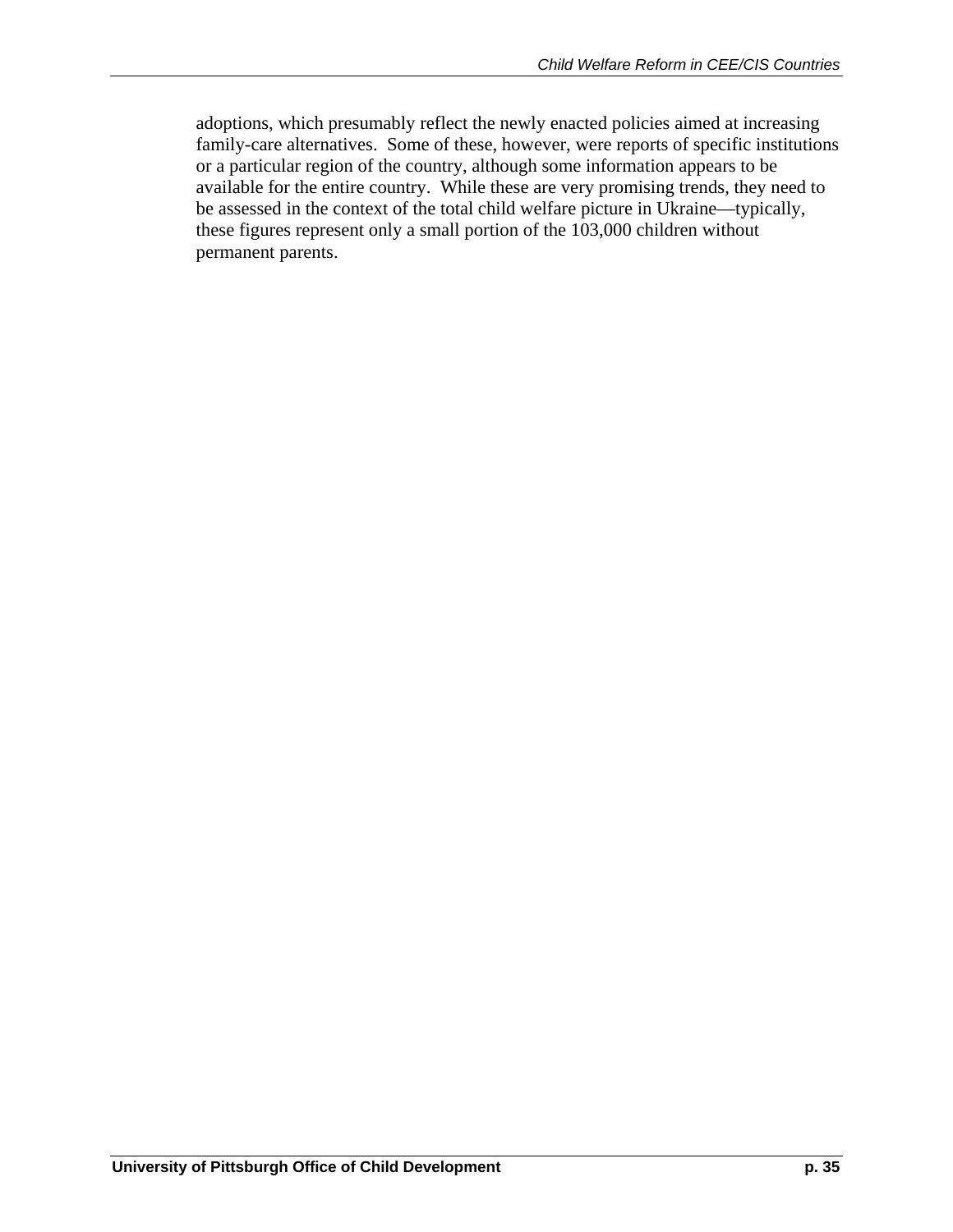adoptions, which presumably reflect the newly enacted policies aimed at increasing family-care alternatives. Some of these, however, were reports of specific institutions or a particular region of the country, although some information appears to be available for the entire country. While these are very promising trends, they need to be assessed in the context of the total child welfare picture in Ukraine—typically, these figures represent only a small portion of the 103,000 children without permanent parents.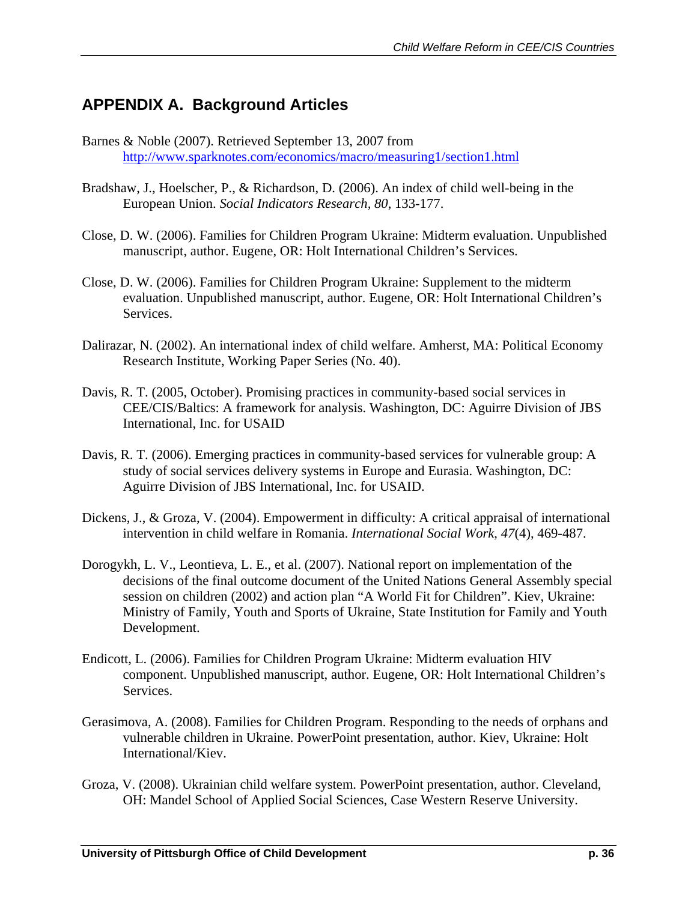## APPENDIX A. Background Articles

Barnes & Noble (2007). Retrieved September 13, 2007 from http://www.sparknotes.com/economics/macro/measuring1/section1.html

Bradshaw, J., Hoelscher, P., & Richardson, D. (2006). An index of child well-being in the European Union. *Social Indicators Research, 80*, 133-177.

Close, D. W. (2006). Families for Children Program Ukraine: Midterm evaluation. Unpublished manuscript, author. Eugene, OR: Holt International Children's Services.

Close, D. W. (2006). Families for Children Program Ukraine: Supplement to the midterm evaluation. Unpublished manuscript, author. Eugene, OR: Holt International Children's Services.

Dalirazar, N. (2002). An international index of child welfare. Amherst, MA: Political Economy Research Institute, Working Paper Series (No. 40).

Davis, R. T. (2005, October). Promising practices in community-based social services in CEE/CIS/Baltics: A framework for analysis. Washington, DC: Aguirre Division of JBS International, Inc. for USAID

Davis, R. T. (2006). Emerging practices in community-based services for vulnerable group: A study of social services delivery systems in Europe and Eurasia. Washington, DC: Aguirre Division of JBS International, Inc. for USAID.

Dickens, J., & Groza, V. (2004). Empowerment in difficulty: A critical appraisal of international intervention in child welfare in Romania. *International Social Work*, *47*(4), 469-487.

Dorogykh, L. V., Leontieva, L. E., et al. (2007). National report on implementation of the decisions of the final outcome document of the United Nations General Assembly special session on children (2002) and action plan "A World Fit for Children". Kiev, Ukraine: Ministry of Family, Youth and Sports of Ukraine, State Institution for Family and Youth Development.

Endicott, L. (2006). Families for Children Program Ukraine: Midterm evaluation HIV component. Unpublished manuscript, author. Eugene, OR: Holt International Children's Services.

Gerasimova, A. (2008). Families for Children Program. Responding to the needs of orphans and vulnerable children in Ukraine. PowerPoint presentation, author. Kiev, Ukraine: Holt International/Kiev.

Groza, V. (2008). Ukrainian child welfare system. PowerPoint presentation, author. Cleveland, OH: Mandel School of Applied Social Sciences, Case Western Reserve University.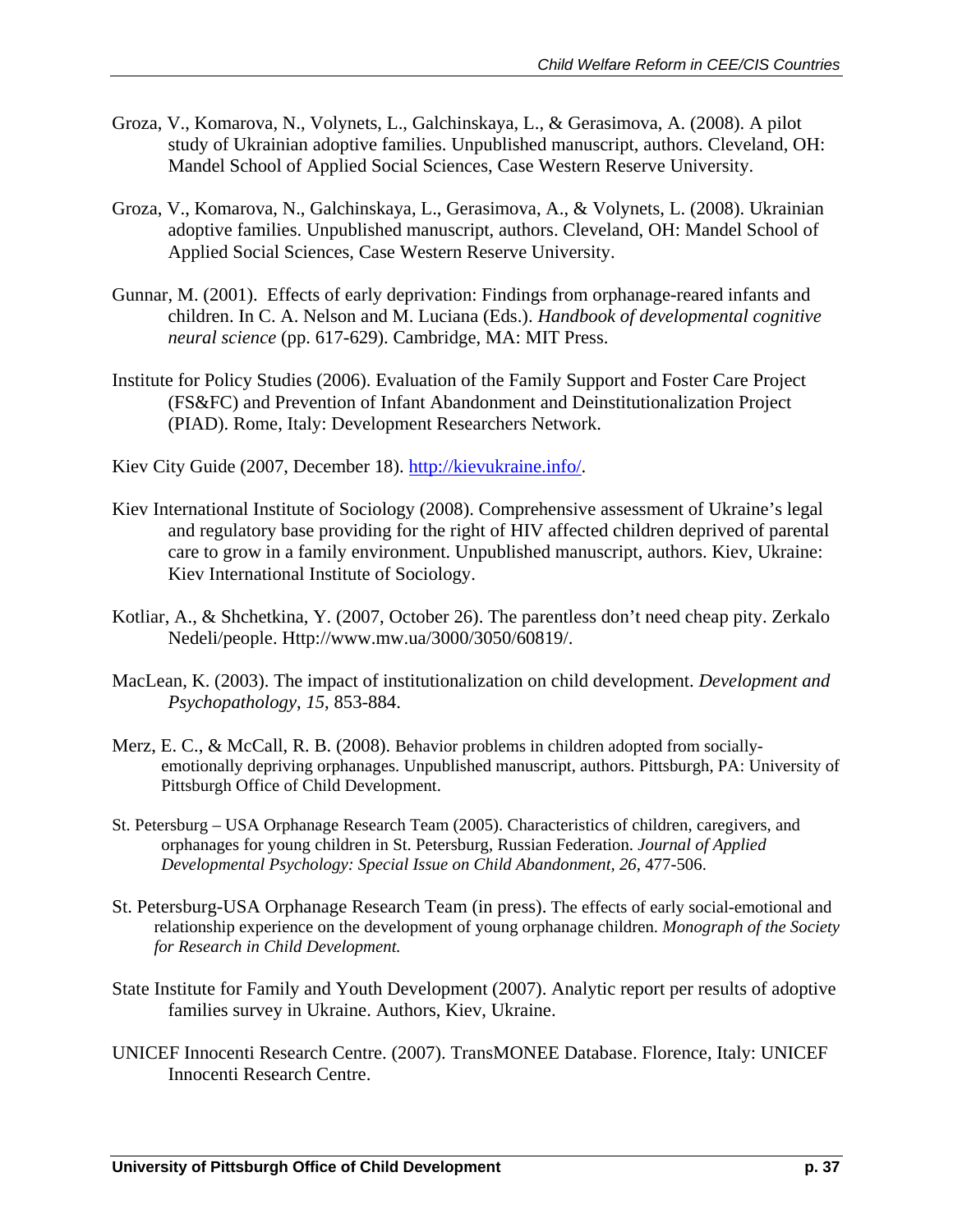Groza, V., Komarova, N., Volynets, L., Galchinskaya, L., & Gerasimova, A. (2008). A pilot study of Ukrainian adoptive families. Unpublished manuscript, authors. Cleveland, OH: Mandel School of Applied Social Sciences, Case Western Reserve University.

Groza, V., Komarova, N., Galchinskaya, L., Gerasimova, A., & Volynets, L. (2008). Ukrainian adoptive families. Unpublished manuscript, authors. Cleveland, OH: Mandel School of Applied Social Sciences, Case Western Reserve University.

Gunnar, M. (2001). Effects of early deprivation: Findings from orphanage-reared infants and children. In C. A. Nelson and M. Luciana (Eds.). *Handbook of developmental cognitive neural science* (pp. 617-629). Cambridge, MA: MIT Press.

Institute for Policy Studies (2006). Evaluation of the Family Support and Foster Care Project (FS&FC) and Prevention of Infant Abandonment and Deinstitutionalization Project (PIAD). Rome, Italy: Development Researchers Network.

Kiev City Guide (2007, December 18). http://kievukraine.info/.

Kiev International Institute of Sociology (2008). Comprehensive assessment of Ukraine's legal and regulatory base providing for the right of HIV affected children deprived of parental care to grow in a family environment. Unpublished manuscript, authors. Kiev, Ukraine: Kiev International Institute of Sociology.

Kotliar, A., & Shchetkina, Y. (2007, October 26). The parentless don't need cheap pity. Zerkalo Nedeli/people. Http://www.mw.ua/3000/3050/60819/.

MacLean, K. (2003). The impact of institutionalization on child development. *Development and Psychopathology*, *15*, 853-884.

Merz, E. C., & McCall, R. B. (2008). Behavior problems in children adopted from socially-emotionally depriving orphanages. Unpublished manuscript, authors. Pittsburgh, PA: University of Pittsburgh Office of Child Development.

St. Petersburg – USA Orphanage Research Team (2005). Characteristics of children, caregivers, and orphanages for young children in St. Petersburg, Russian Federation. *Journal of Applied Developmental Psychology: Special Issue on Child Abandonment, 26*, 477-506.

St. Petersburg-USA Orphanage Research Team (in press). The effects of early social-emotional and relationship experience on the development of young orphanage children. *Monograph of the Society for Research in Child Development.*

State Institute for Family and Youth Development (2007). Analytic report per results of adoptive families survey in Ukraine. Authors, Kiev, Ukraine.

UNICEF Innocenti Research Centre. (2007). TransMONEE Database. Florence, Italy: UNICEF Innocenti Research Centre.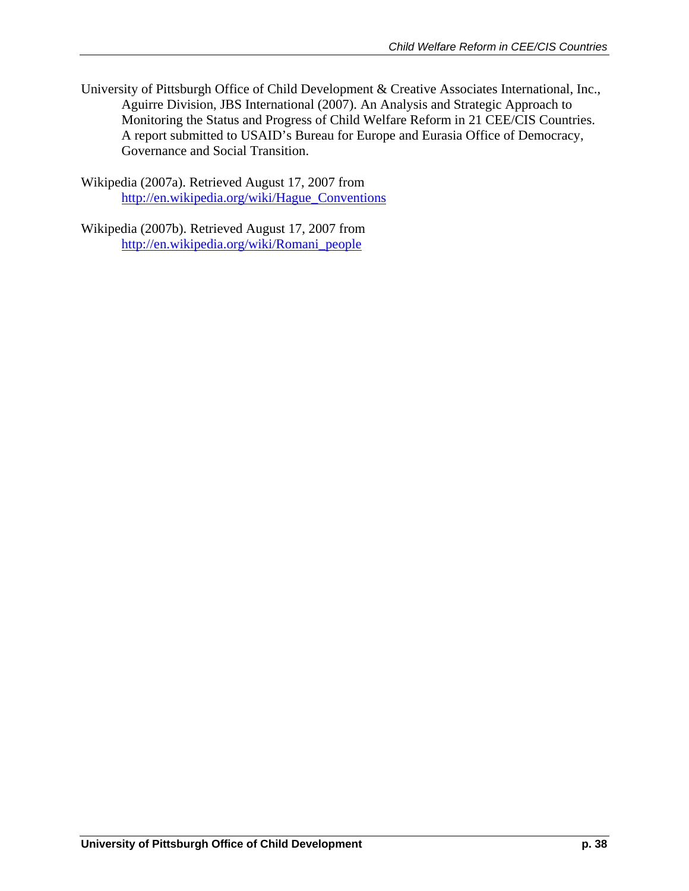University of Pittsburgh Office of Child Development & Creative Associates International, Inc., Aguirre Division, JBS International (2007). An Analysis and Strategic Approach to Monitoring the Status and Progress of Child Welfare Reform in 21 CEE/CIS Countries. A report submitted to USAID's Bureau for Europe and Eurasia Office of Democracy, Governance and Social Transition.

Wikipedia (2007a). Retrieved August 17, 2007 from http://en.wikipedia.org/wiki/Hague_Conventions

Wikipedia (2007b). Retrieved August 17, 2007 from http://en.wikipedia.org/wiki/Romani_people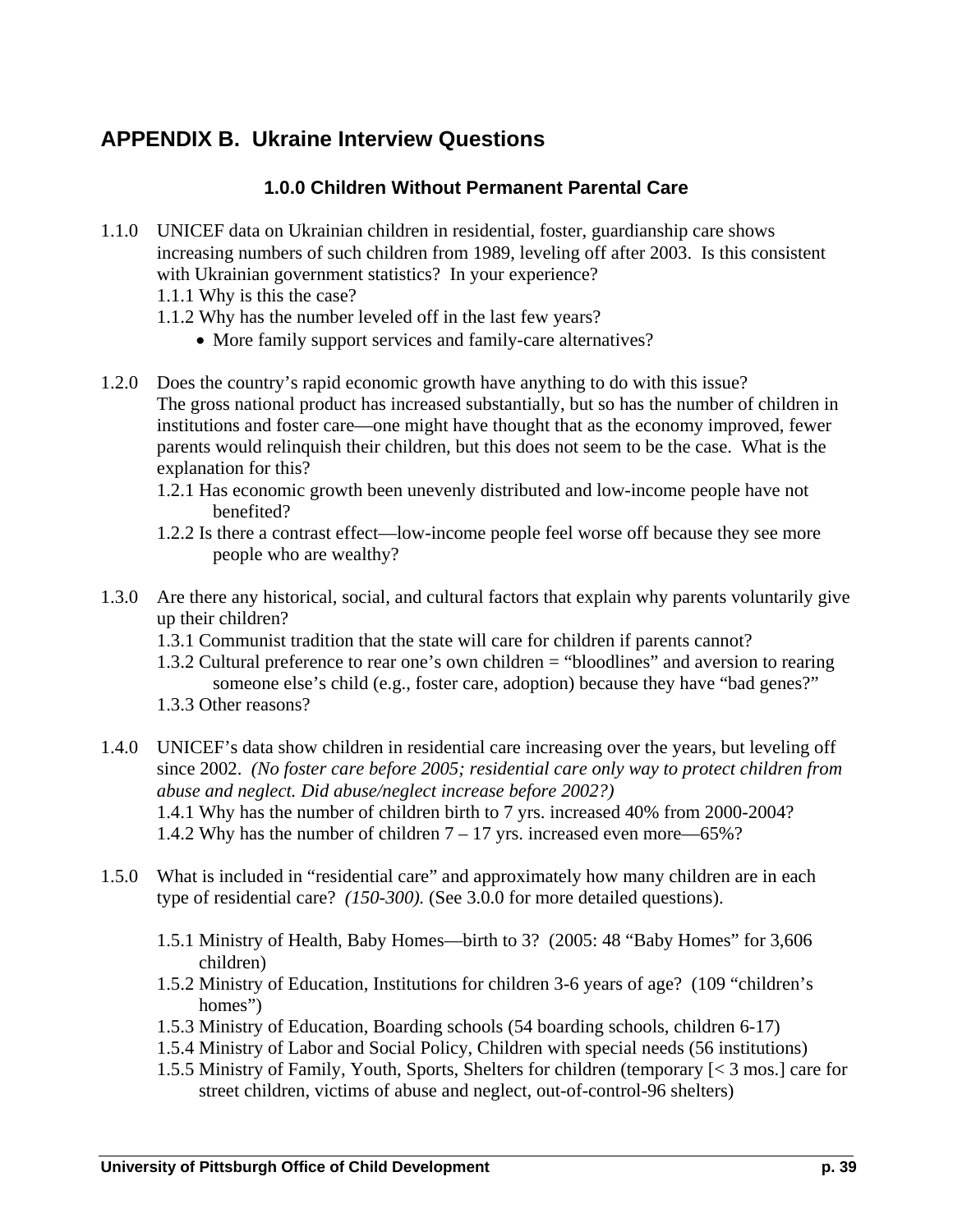## APPENDIX B. Ukraine Interview Questions

### 1.0.0 Children Without Permanent Parental Care

1.1.0 UNICEF data on Ukrainian children in residential, foster, guardianship care shows increasing numbers of such children from 1989, leveling off after 2003. Is this consistent with Ukrainian government statistics? In your experience?

1.1.1 Why is this the case?

1.1.2 Why has the number leveled off in the last few years?

- More family support services and family-care alternatives?

1.2.0 Does the country's rapid economic growth have anything to do with this issue? The gross national product has increased substantially, but so has the number of children in institutions and foster care—one might have thought that as the economy improved, fewer parents would relinquish their children, but this does not seem to be the case. What is the explanation for this?

1.2.1 Has economic growth been unevenly distributed and low-income people have not benefited?

1.2.2 Is there a contrast effect—low-income people feel worse off because they see more people who are wealthy?

1.3.0 Are there any historical, social, and cultural factors that explain why parents voluntarily give up their children?

1.3.1 Communist tradition that the state will care for children if parents cannot?

1.3.2 Cultural preference to rear one's own children = "bloodlines" and aversion to rearing someone else's child (e.g., foster care, adoption) because they have "bad genes?"

1.3.3 Other reasons?

1.4.0 UNICEF's data show children in residential care increasing over the years, but leveling off since 2002. *(No foster care before 2005; residential care only way to protect children from abuse and neglect. Did abuse/neglect increase before 2002?)*

1.4.1 Why has the number of children birth to 7 yrs. increased 40% from 2000-2004?

1.4.2 Why has the number of children 7 – 17 yrs. increased even more—65%?

1.5.0 What is included in "residential care" and approximately how many children are in each type of residential care? *(150-300).* (See 3.0.0 for more detailed questions).

1.5.1 Ministry of Health, Baby Homes—birth to 3? (2005: 48 "Baby Homes" for 3,606 children)

1.5.2 Ministry of Education, Institutions for children 3-6 years of age? (109 "children's homes")

1.5.3 Ministry of Education, Boarding schools (54 boarding schools, children 6-17)

1.5.4 Ministry of Labor and Social Policy, Children with special needs (56 institutions)

1.5.5 Ministry of Family, Youth, Sports, Shelters for children (temporary [< 3 mos.] care for street children, victims of abuse and neglect, out-of-control-96 shelters)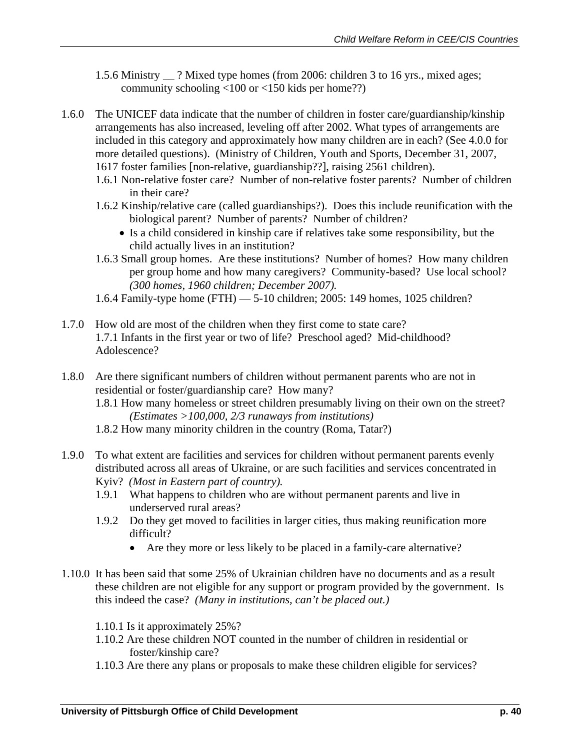1.5.6 Ministry __ ? Mixed type homes (from 2006: children 3 to 16 yrs., mixed ages; community schooling <100 or <150 kids per home??)

1.6.0 The UNICEF data indicate that the number of children in foster care/guardianship/kinship arrangements has also increased, leveling off after 2002. What types of arrangements are included in this category and approximately how many children are in each? (See 4.0.0 for more detailed questions). (Ministry of Children, Youth and Sports, December 31, 2007, 1617 foster families [non-relative, guardianship??], raising 2561 children).

- 1.6.1 Non-relative foster care? Number of non-relative foster parents? Number of children in their care?
- 1.6.2 Kinship/relative care (called guardianships?). Does this include reunification with the biological parent? Number of parents? Number of children?
  - Is a child considered in kinship care if relatives take some responsibility, but the child actually lives in an institution?
- 1.6.3 Small group homes. Are these institutions? Number of homes? How many children per group home and how many caregivers? Community-based? Use local school? *(300 homes, 1960 children; December 2007).*
- 1.6.4 Family-type home (FTH) — 5-10 children; 2005: 149 homes, 1025 children?

1.7.0 How old are most of the children when they first come to state care?
1.7.1 Infants in the first year or two of life? Preschool aged? Mid-childhood? Adolescence?

1.8.0 Are there significant numbers of children without permanent parents who are not in residential or foster/guardianship care? How many?

- 1.8.1 How many homeless or street children presumably living on their own on the street? *(Estimates >100,000, 2/3 runaways from institutions)*
- 1.8.2 How many minority children in the country (Roma, Tatar?)

1.9.0 To what extent are facilities and services for children without permanent parents evenly distributed across all areas of Ukraine, or are such facilities and services concentrated in Kyiv? *(Most in Eastern part of country).*

- 1.9.1 What happens to children who are without permanent parents and live in underserved rural areas?
- 1.9.2 Do they get moved to facilities in larger cities, thus making reunification more difficult?
  - Are they more or less likely to be placed in a family-care alternative?

1.10.0 It has been said that some 25% of Ukrainian children have no documents and as a result these children are not eligible for any support or program provided by the government. Is this indeed the case? *(Many in institutions, can't be placed out.)*

- 1.10.1 Is it approximately 25%?
- 1.10.2 Are these children NOT counted in the number of children in residential or foster/kinship care?
- 1.10.3 Are there any plans or proposals to make these children eligible for services?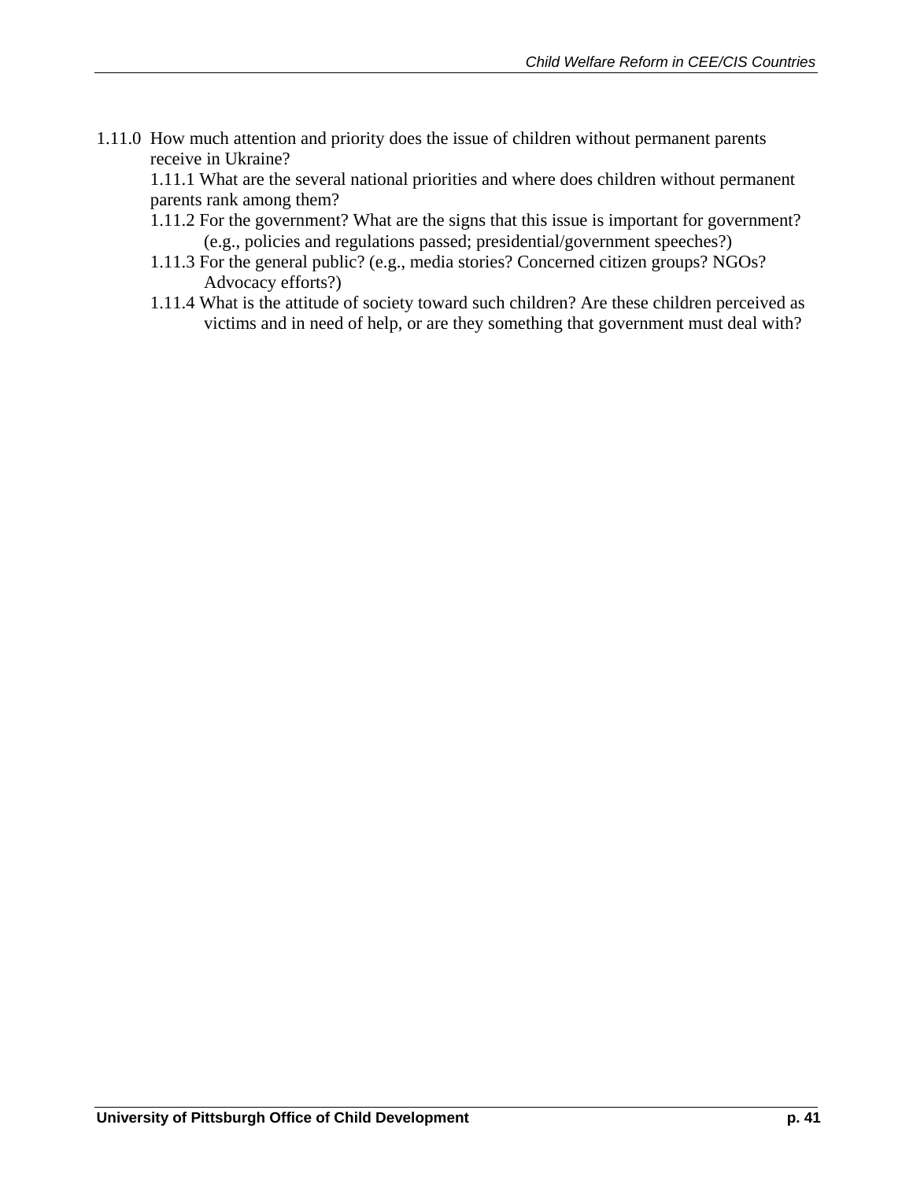1.11.0 How much attention and priority does the issue of children without permanent parents receive in Ukraine?

- 1.11.1 What are the several national priorities and where does children without permanent parents rank among them?
- 1.11.2 For the government? What are the signs that this issue is important for government? (e.g., policies and regulations passed; presidential/government speeches?)
- 1.11.3 For the general public? (e.g., media stories? Concerned citizen groups? NGOs? Advocacy efforts?)
- 1.11.4 What is the attitude of society toward such children? Are these children perceived as victims and in need of help, or are they something that government must deal with?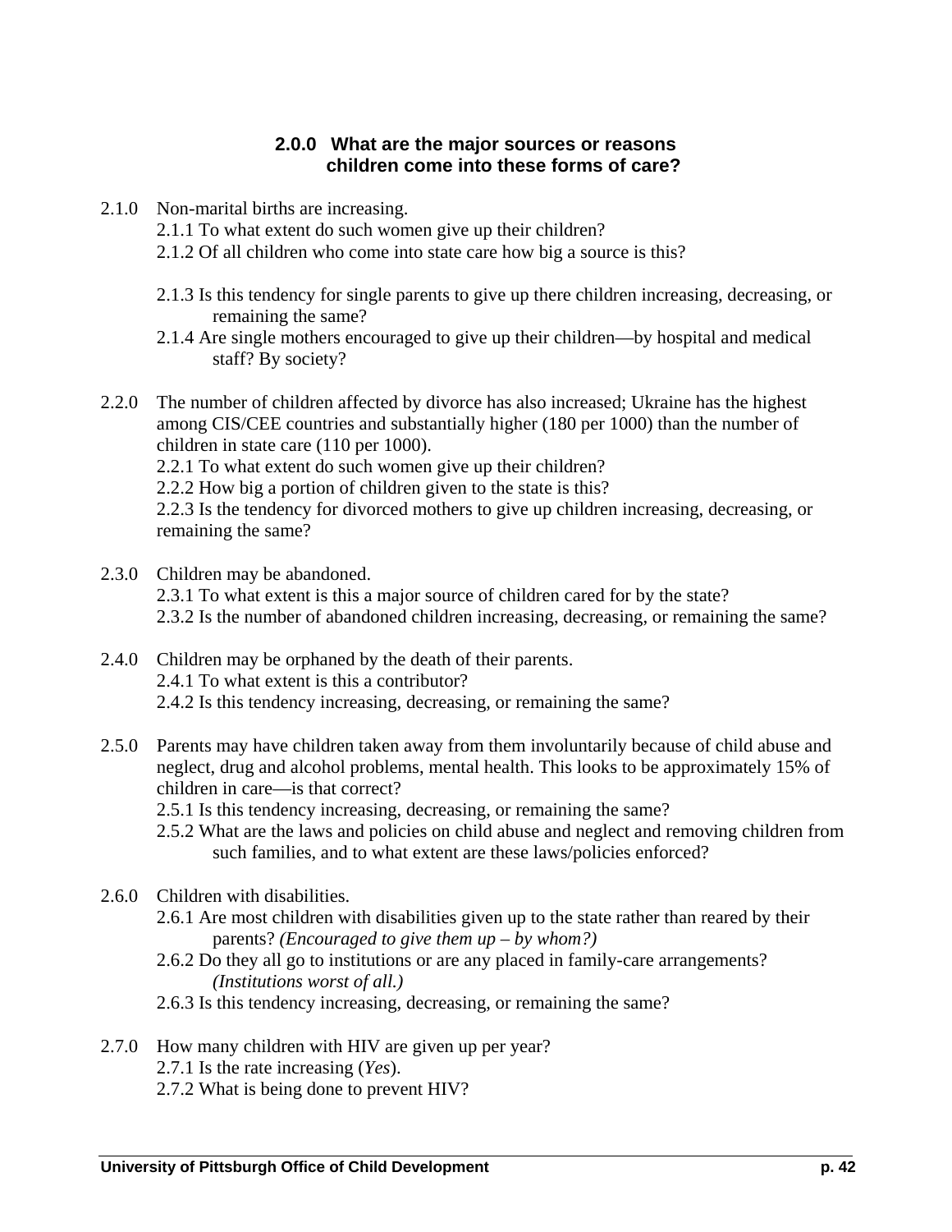## 2.0.0 What are the major sources or reasons children come into these forms of care?

2.1.0 Non-marital births are increasing.

- 2.1.1 To what extent do such women give up their children?
- 2.1.2 Of all children who come into state care how big a source is this?
- 2.1.3 Is this tendency for single parents to give up there children increasing, decreasing, or remaining the same?
- 2.1.4 Are single mothers encouraged to give up their children—by hospital and medical staff? By society?

2.2.0 The number of children affected by divorce has also increased; Ukraine has the highest among CIS/CEE countries and substantially higher (180 per 1000) than the number of children in state care (110 per 1000).

- 2.2.1 To what extent do such women give up their children?
- 2.2.2 How big a portion of children given to the state is this?
- 2.2.3 Is the tendency for divorced mothers to give up children increasing, decreasing, or remaining the same?

2.3.0 Children may be abandoned.

- 2.3.1 To what extent is this a major source of children cared for by the state?
- 2.3.2 Is the number of abandoned children increasing, decreasing, or remaining the same?

2.4.0 Children may be orphaned by the death of their parents.

- 2.4.1 To what extent is this a contributor?
- 2.4.2 Is this tendency increasing, decreasing, or remaining the same?

2.5.0 Parents may have children taken away from them involuntarily because of child abuse and neglect, drug and alcohol problems, mental health. This looks to be approximately 15% of children in care—is that correct?

- 2.5.1 Is this tendency increasing, decreasing, or remaining the same?
- 2.5.2 What are the laws and policies on child abuse and neglect and removing children from such families, and to what extent are these laws/policies enforced?

2.6.0 Children with disabilities.

- 2.6.1 Are most children with disabilities given up to the state rather than reared by their parents? *(Encouraged to give them up – by whom?)*
- 2.6.2 Do they all go to institutions or are any placed in family-care arrangements? *(Institutions worst of all.)*
- 2.6.3 Is this tendency increasing, decreasing, or remaining the same?

2.7.0 How many children with HIV are given up per year?

- 2.7.1 Is the rate increasing (*Yes*).
- 2.7.2 What is being done to prevent HIV?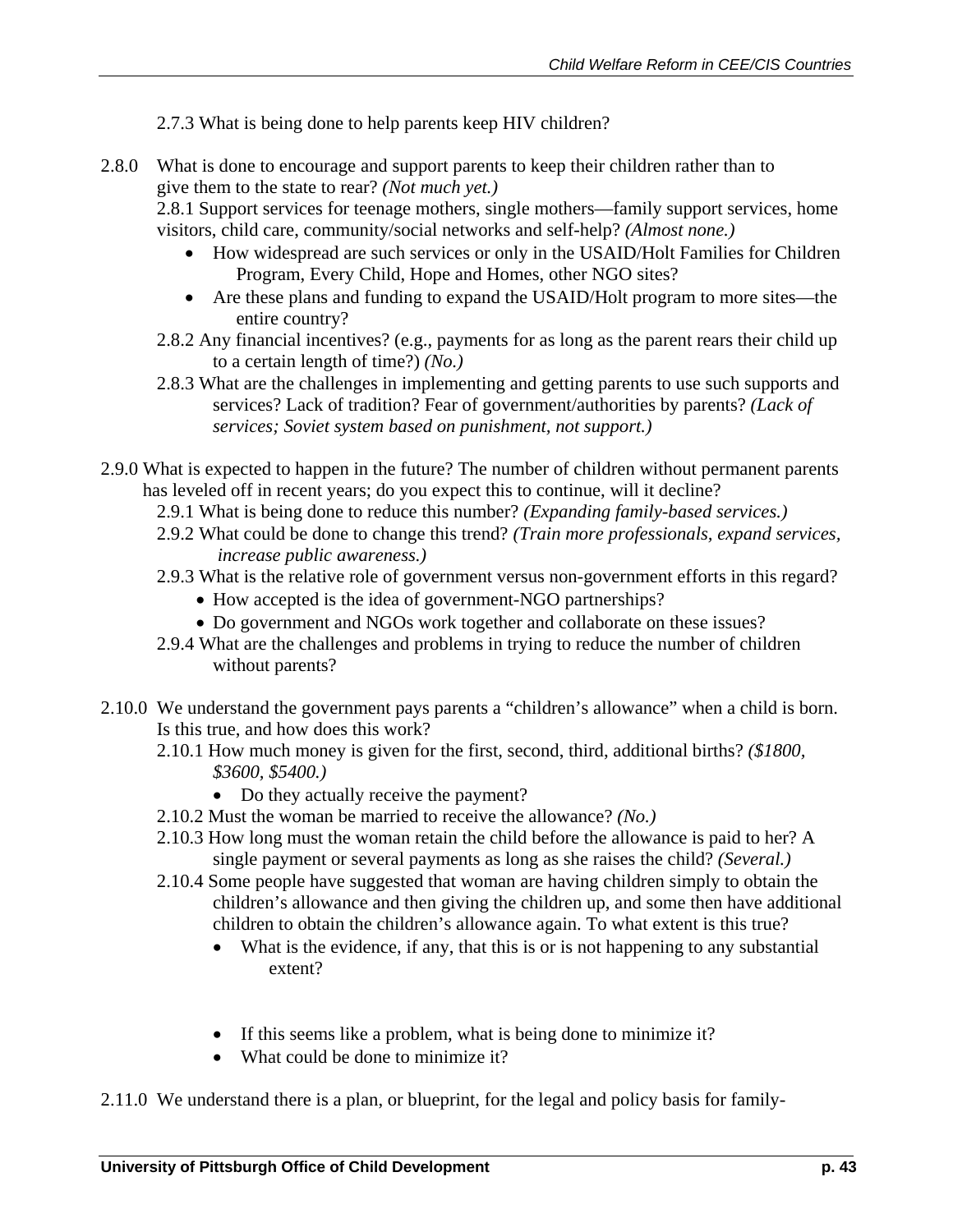2.7.3 What is being done to help parents keep HIV children?

2.8.0 What is done to encourage and support parents to keep their children rather than to give them to the state to rear? *(Not much yet.)*

2.8.1 Support services for teenage mothers, single mothers—family support services, home visitors, child care, community/social networks and self-help? *(Almost none.)*

- How widespread are such services or only in the USAID/Holt Families for Children Program, Every Child, Hope and Homes, other NGO sites?
- Are these plans and funding to expand the USAID/Holt program to more sites—the entire country?

2.8.2 Any financial incentives? (e.g., payments for as long as the parent rears their child up to a certain length of time?) *(No.)*

2.8.3 What are the challenges in implementing and getting parents to use such supports and services? Lack of tradition? Fear of government/authorities by parents? *(Lack of services; Soviet system based on punishment, not support.)*

2.9.0 What is expected to happen in the future? The number of children without permanent parents has leveled off in recent years; do you expect this to continue, will it decline?

2.9.1 What is being done to reduce this number? *(Expanding family-based services.)*

2.9.2 What could be done to change this trend? *(Train more professionals, expand services, increase public awareness.)*

2.9.3 What is the relative role of government versus non-government efforts in this regard?

- How accepted is the idea of government-NGO partnerships?
- Do government and NGOs work together and collaborate on these issues?

2.9.4 What are the challenges and problems in trying to reduce the number of children without parents?

2.10.0 We understand the government pays parents a "children's allowance" when a child is born. Is this true, and how does this work?

2.10.1 How much money is given for the first, second, third, additional births? *($1800, $3600, $5400.)*

- Do they actually receive the payment?

2.10.2 Must the woman be married to receive the allowance? *(No.)*

2.10.3 How long must the woman retain the child before the allowance is paid to her? A single payment or several payments as long as she raises the child? *(Several.)*

2.10.4 Some people have suggested that woman are having children simply to obtain the children's allowance and then giving the children up, and some then have additional children to obtain the children's allowance again. To what extent is this true?

- What is the evidence, if any, that this is or is not happening to any substantial extent?
- If this seems like a problem, what is being done to minimize it?
- What could be done to minimize it?

2.11.0 We understand there is a plan, or blueprint, for the legal and policy basis for family-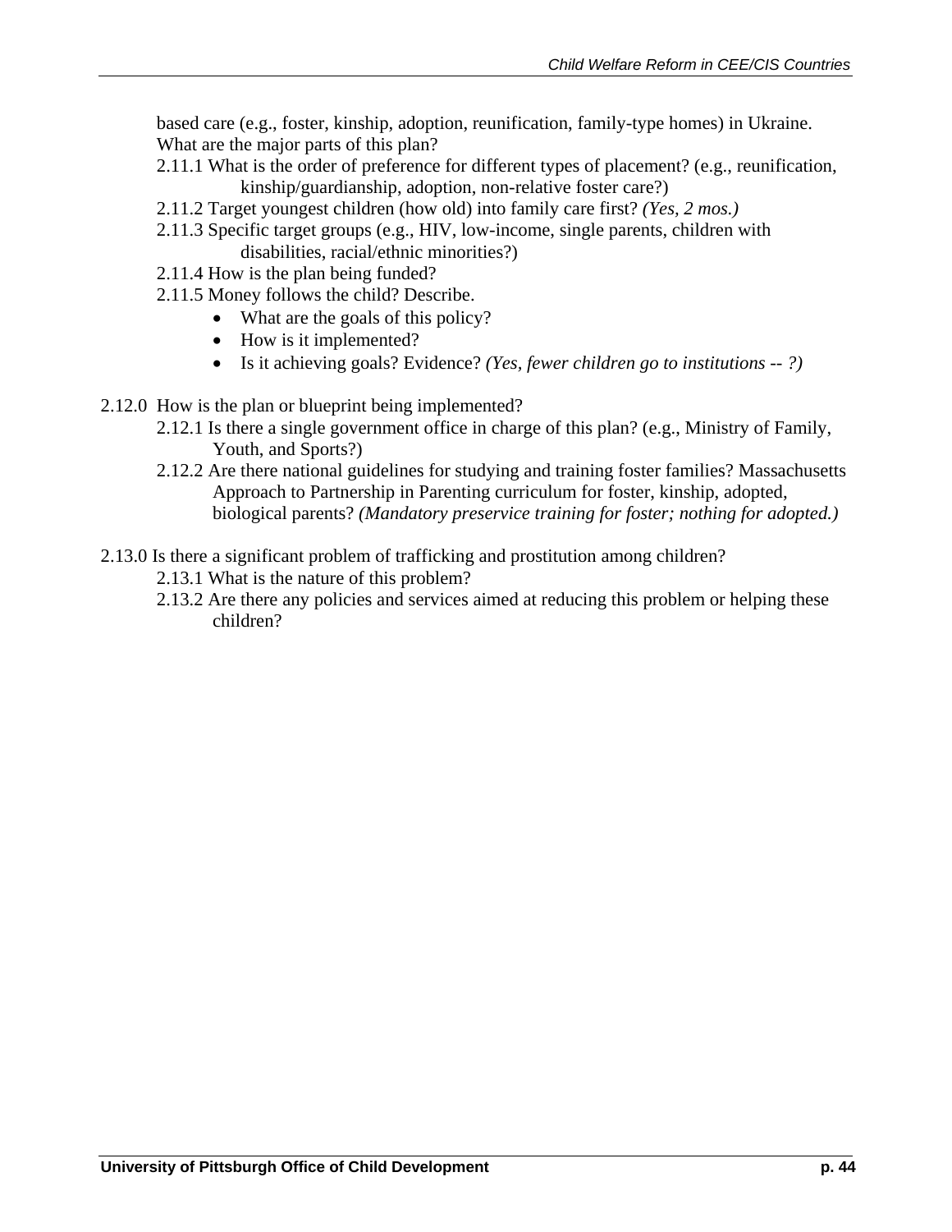based care (e.g., foster, kinship, adoption, reunification, family-type homes) in Ukraine. What are the major parts of this plan?

- 2.11.1 What is the order of preference for different types of placement? (e.g., reunification, kinship/guardianship, adoption, non-relative foster care?)
- 2.11.2 Target youngest children (how old) into family care first? *(Yes, 2 mos.)*
- 2.11.3 Specific target groups (e.g., HIV, low-income, single parents, children with disabilities, racial/ethnic minorities?)
- 2.11.4 How is the plan being funded?
- 2.11.5 Money follows the child? Describe.
  - What are the goals of this policy?
  - How is it implemented?
  - Is it achieving goals? Evidence? *(Yes, fewer children go to institutions -- ?)*

2.12.0 How is the plan or blueprint being implemented?

- 2.12.1 Is there a single government office in charge of this plan? (e.g., Ministry of Family, Youth, and Sports?)
- 2.12.2 Are there national guidelines for studying and training foster families? Massachusetts Approach to Partnership in Parenting curriculum for foster, kinship, adopted, biological parents? *(Mandatory preservice training for foster; nothing for adopted.)*

2.13.0 Is there a significant problem of trafficking and prostitution among children?

- 2.13.1 What is the nature of this problem?
- 2.13.2 Are there any policies and services aimed at reducing this problem or helping these children?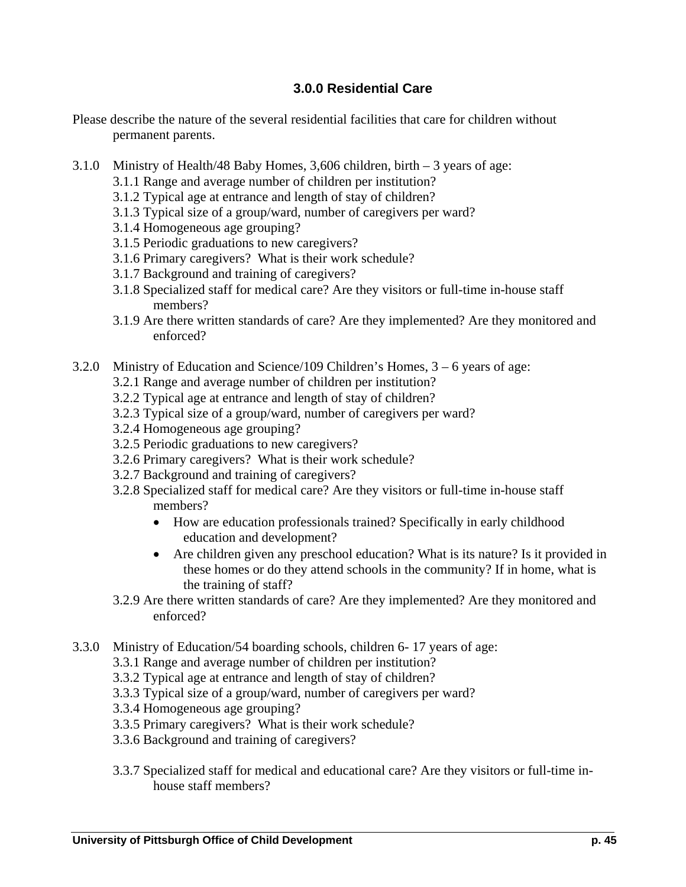## 3.0.0 Residential Care

Please describe the nature of the several residential facilities that care for children without permanent parents.

3.1.0 Ministry of Health/48 Baby Homes, 3,606 children, birth – 3 years of age:

- 3.1.1 Range and average number of children per institution?
- 3.1.2 Typical age at entrance and length of stay of children?
- 3.1.3 Typical size of a group/ward, number of caregivers per ward?
- 3.1.4 Homogeneous age grouping?
- 3.1.5 Periodic graduations to new caregivers?
- 3.1.6 Primary caregivers? What is their work schedule?
- 3.1.7 Background and training of caregivers?
- 3.1.8 Specialized staff for medical care? Are they visitors or full-time in-house staff members?
- 3.1.9 Are there written standards of care? Are they implemented? Are they monitored and enforced?

3.2.0 Ministry of Education and Science/109 Children's Homes, 3 – 6 years of age:

- 3.2.1 Range and average number of children per institution?
- 3.2.2 Typical age at entrance and length of stay of children?
- 3.2.3 Typical size of a group/ward, number of caregivers per ward?
- 3.2.4 Homogeneous age grouping?
- 3.2.5 Periodic graduations to new caregivers?
- 3.2.6 Primary caregivers? What is their work schedule?
- 3.2.7 Background and training of caregivers?
- 3.2.8 Specialized staff for medical care? Are they visitors or full-time in-house staff members?
  - How are education professionals trained? Specifically in early childhood education and development?
  - Are children given any preschool education? What is its nature? Is it provided in these homes or do they attend schools in the community? If in home, what is the training of staff?
- 3.2.9 Are there written standards of care? Are they implemented? Are they monitored and enforced?

3.3.0 Ministry of Education/54 boarding schools, children 6- 17 years of age:

- 3.3.1 Range and average number of children per institution?
- 3.3.2 Typical age at entrance and length of stay of children?
- 3.3.3 Typical size of a group/ward, number of caregivers per ward?
- 3.3.4 Homogeneous age grouping?
- 3.3.5 Primary caregivers? What is their work schedule?
- 3.3.6 Background and training of caregivers?
- 3.3.7 Specialized staff for medical and educational care? Are they visitors or full-time in-house staff members?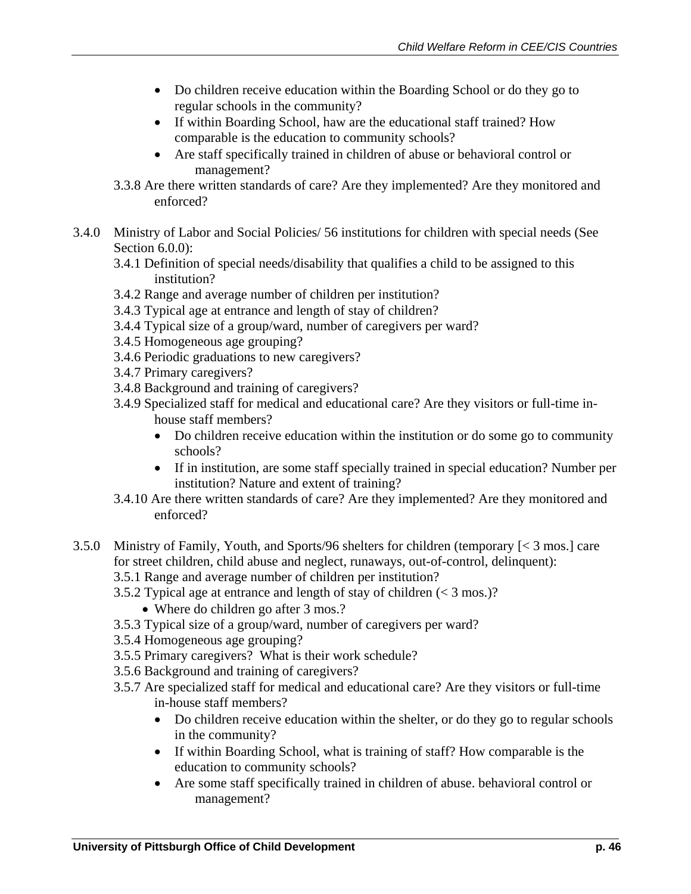- Do children receive education within the Boarding School or do they go to regular schools in the community?
- If within Boarding School, haw are the educational staff trained? How comparable is the education to community schools?
- Are staff specifically trained in children of abuse or behavioral control or management?

3.3.8 Are there written standards of care? Are they implemented? Are they monitored and enforced?

3.4.0 Ministry of Labor and Social Policies/ 56 institutions for children with special needs (See Section 6.0.0):

3.4.1 Definition of special needs/disability that qualifies a child to be assigned to this institution?

3.4.2 Range and average number of children per institution?

3.4.3 Typical age at entrance and length of stay of children?

3.4.4 Typical size of a group/ward, number of caregivers per ward?

3.4.5 Homogeneous age grouping?

3.4.6 Periodic graduations to new caregivers?

3.4.7 Primary caregivers?

3.4.8 Background and training of caregivers?

3.4.9 Specialized staff for medical and educational care? Are they visitors or full-time in-house staff members?

- Do children receive education within the institution or do some go to community schools?
- If in institution, are some staff specially trained in special education? Number per institution? Nature and extent of training?

3.4.10 Are there written standards of care? Are they implemented? Are they monitored and enforced?

3.5.0 Ministry of Family, Youth, and Sports/96 shelters for children (temporary [< 3 mos.] care for street children, child abuse and neglect, runaways, out-of-control, delinquent):

3.5.1 Range and average number of children per institution?

3.5.2 Typical age at entrance and length of stay of children (< 3 mos.)?

- Where do children go after 3 mos.?

3.5.3 Typical size of a group/ward, number of caregivers per ward?

3.5.4 Homogeneous age grouping?

3.5.5 Primary caregivers? What is their work schedule?

3.5.6 Background and training of caregivers?

3.5.7 Are specialized staff for medical and educational care? Are they visitors or full-time in-house staff members?

- Do children receive education within the shelter, or do they go to regular schools in the community?
- If within Boarding School, what is training of staff? How comparable is the education to community schools?
- Are some staff specifically trained in children of abuse. behavioral control or management?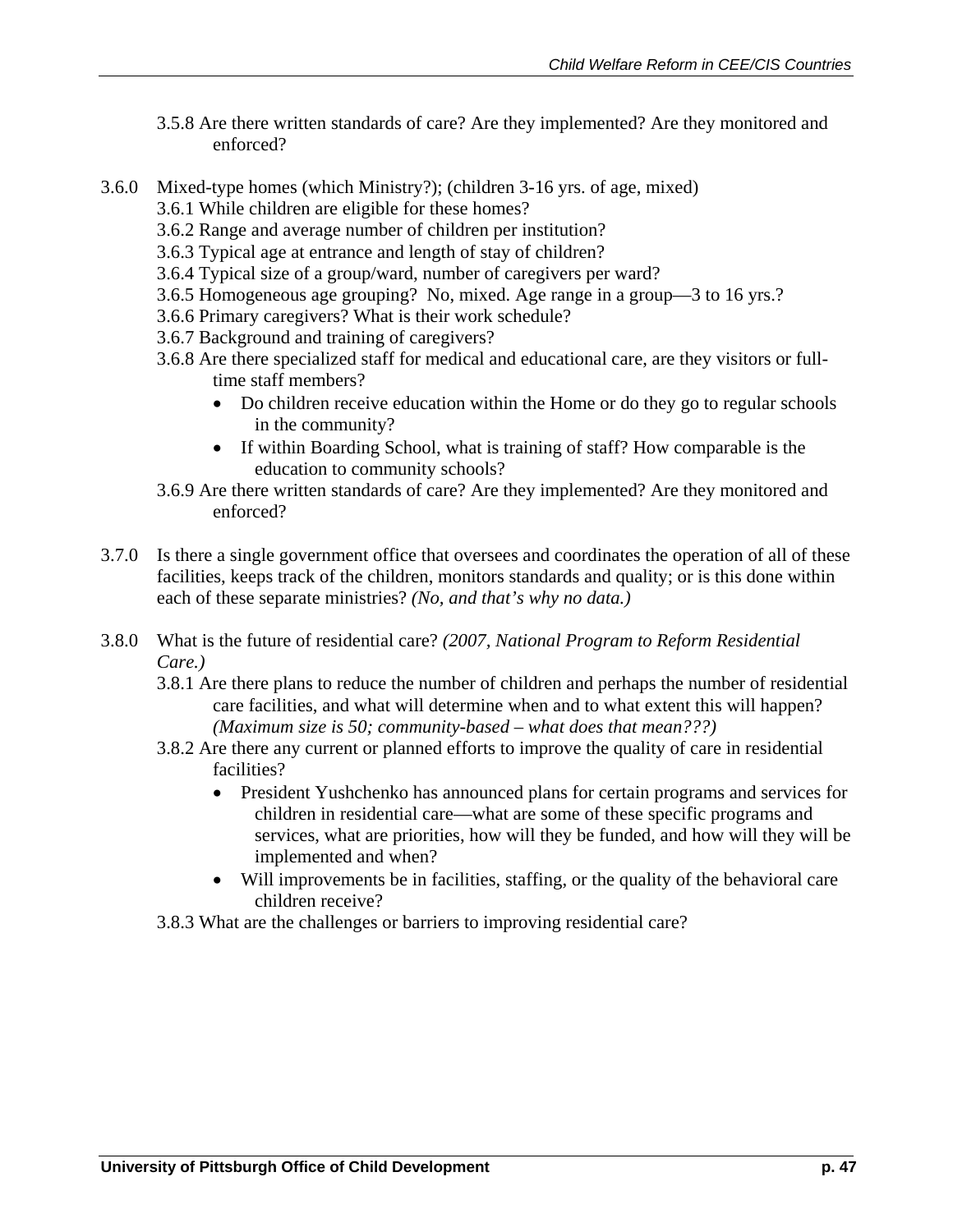3.5.8 Are there written standards of care? Are they implemented? Are they monitored and enforced?

3.6.0 Mixed-type homes (which Ministry?); (children 3-16 yrs. of age, mixed)

- 3.6.1 While children are eligible for these homes?
- 3.6.2 Range and average number of children per institution?
- 3.6.3 Typical age at entrance and length of stay of children?
- 3.6.4 Typical size of a group/ward, number of caregivers per ward?
- 3.6.5 Homogeneous age grouping? No, mixed. Age range in a group—3 to 16 yrs.?
- 3.6.6 Primary caregivers? What is their work schedule?
- 3.6.7 Background and training of caregivers?
- 3.6.8 Are there specialized staff for medical and educational care, are they visitors or full-time staff members?
  - Do children receive education within the Home or do they go to regular schools in the community?
  - If within Boarding School, what is training of staff? How comparable is the education to community schools?
- 3.6.9 Are there written standards of care? Are they implemented? Are they monitored and enforced?

3.7.0 Is there a single government office that oversees and coordinates the operation of all of these facilities, keeps track of the children, monitors standards and quality; or is this done within each of these separate ministries? *(No, and that's why no data.)*

3.8.0 What is the future of residential care? *(2007, National Program to Reform Residential Care.)*

- 3.8.1 Are there plans to reduce the number of children and perhaps the number of residential care facilities, and what will determine when and to what extent this will happen? *(Maximum size is 50; community-based – what does that mean???)*
- 3.8.2 Are there any current or planned efforts to improve the quality of care in residential facilities?
  - President Yushchenko has announced plans for certain programs and services for children in residential care—what are some of these specific programs and services, what are priorities, how will they be funded, and how will they will be implemented and when?
  - Will improvements be in facilities, staffing, or the quality of the behavioral care children receive?
- 3.8.3 What are the challenges or barriers to improving residential care?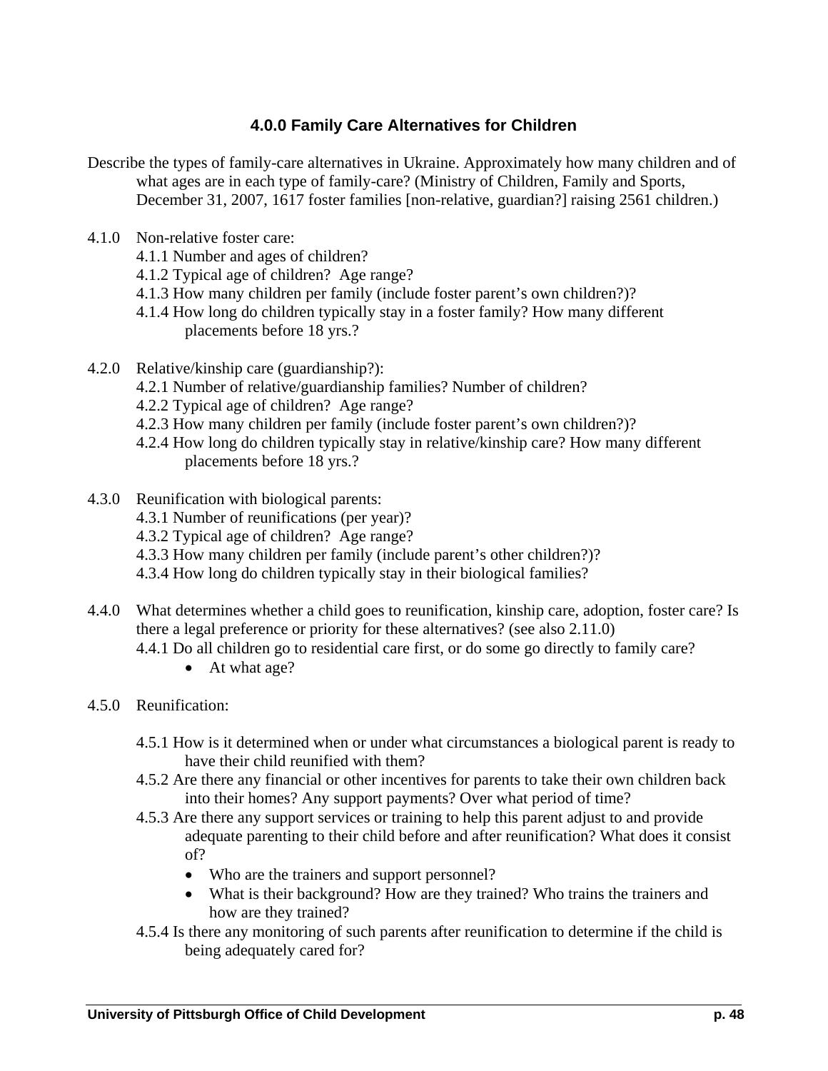### 4.0.0 Family Care Alternatives for Children

Describe the types of family-care alternatives in Ukraine. Approximately how many children and of what ages are in each type of family-care? (Ministry of Children, Family and Sports, December 31, 2007, 1617 foster families [non-relative, guardian?] raising 2561 children.)

4.1.0 Non-relative foster care:

- 4.1.1 Number and ages of children?
- 4.1.2 Typical age of children? Age range?
- 4.1.3 How many children per family (include foster parent's own children?)?
- 4.1.4 How long do children typically stay in a foster family? How many different placements before 18 yrs.?

4.2.0 Relative/kinship care (guardianship?):

- 4.2.1 Number of relative/guardianship families? Number of children?
- 4.2.2 Typical age of children? Age range?
- 4.2.3 How many children per family (include foster parent's own children?)?
- 4.2.4 How long do children typically stay in relative/kinship care? How many different placements before 18 yrs.?

4.3.0 Reunification with biological parents:

- 4.3.1 Number of reunifications (per year)?
- 4.3.2 Typical age of children? Age range?
- 4.3.3 How many children per family (include parent's other children?)?
- 4.3.4 How long do children typically stay in their biological families?

4.4.0 What determines whether a child goes to reunification, kinship care, adoption, foster care? Is there a legal preference or priority for these alternatives? (see also 2.11.0)

- 4.4.1 Do all children go to residential care first, or do some go directly to family care?
  - At what age?

4.5.0 Reunification:

- 4.5.1 How is it determined when or under what circumstances a biological parent is ready to have their child reunified with them?
- 4.5.2 Are there any financial or other incentives for parents to take their own children back into their homes? Any support payments? Over what period of time?
- 4.5.3 Are there any support services or training to help this parent adjust to and provide adequate parenting to their child before and after reunification? What does it consist of?
  - Who are the trainers and support personnel?
  - What is their background? How are they trained? Who trains the trainers and how are they trained?
- 4.5.4 Is there any monitoring of such parents after reunification to determine if the child is being adequately cared for?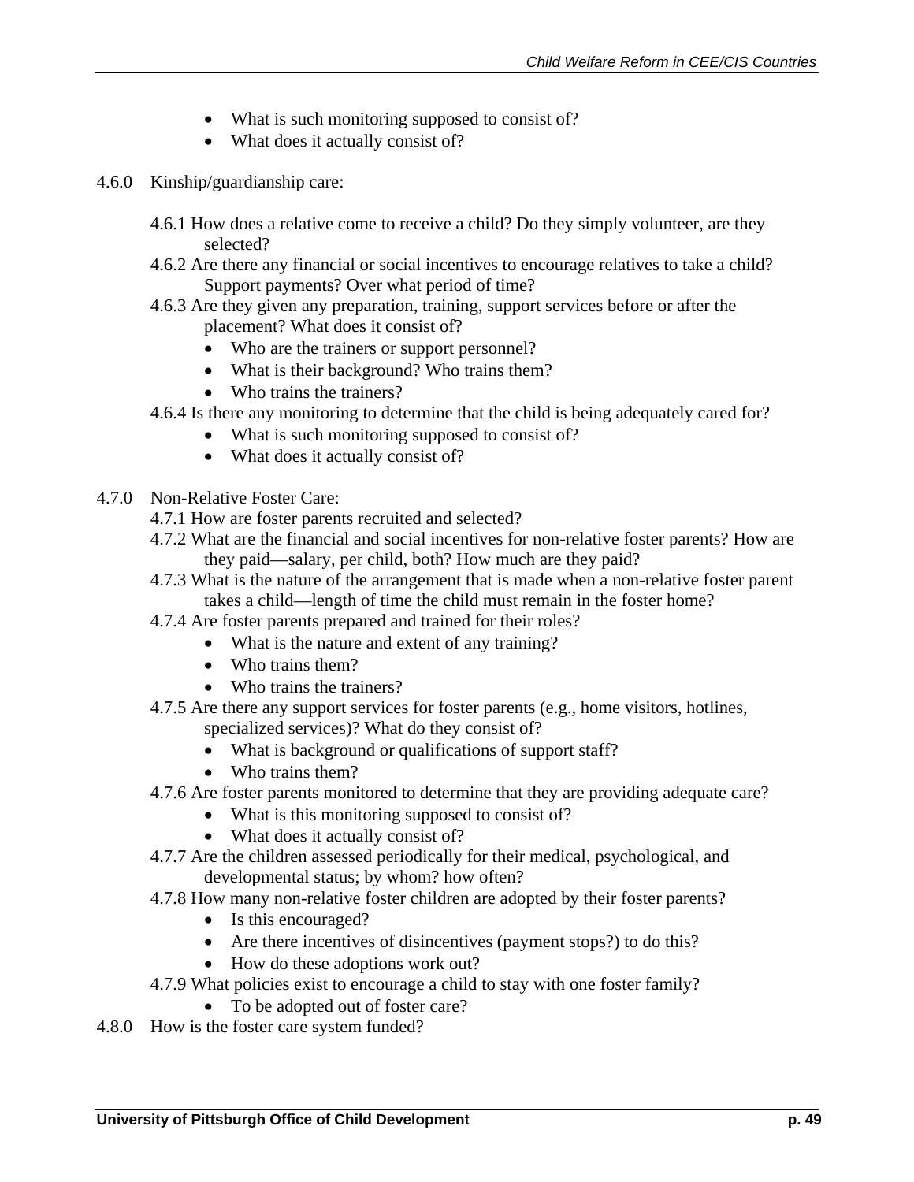- What is such monitoring supposed to consist of?
- What does it actually consist of?

4.6.0 Kinship/guardianship care:

4.6.1 How does a relative come to receive a child? Do they simply volunteer, are they selected?

4.6.2 Are there any financial or social incentives to encourage relatives to take a child? Support payments? Over what period of time?

4.6.3 Are they given any preparation, training, support services before or after the placement? What does it consist of?

- Who are the trainers or support personnel?
- What is their background? Who trains them?
- Who trains the trainers?

4.6.4 Is there any monitoring to determine that the child is being adequately cared for?

- What is such monitoring supposed to consist of?
- What does it actually consist of?

4.7.0 Non-Relative Foster Care:

4.7.1 How are foster parents recruited and selected?

4.7.2 What are the financial and social incentives for non-relative foster parents? How are they paid—salary, per child, both? How much are they paid?

4.7.3 What is the nature of the arrangement that is made when a non-relative foster parent takes a child—length of time the child must remain in the foster home?

4.7.4 Are foster parents prepared and trained for their roles?

- What is the nature and extent of any training?
- Who trains them?
- Who trains the trainers?

4.7.5 Are there any support services for foster parents (e.g., home visitors, hotlines, specialized services)? What do they consist of?

- What is background or qualifications of support staff?
- Who trains them?

4.7.6 Are foster parents monitored to determine that they are providing adequate care?

- What is this monitoring supposed to consist of?
- What does it actually consist of?

4.7.7 Are the children assessed periodically for their medical, psychological, and developmental status; by whom? how often?

4.7.8 How many non-relative foster children are adopted by their foster parents?

- Is this encouraged?
- Are there incentives of disincentives (payment stops?) to do this?
- How do these adoptions work out?

4.7.9 What policies exist to encourage a child to stay with one foster family?

- To be adopted out of foster care?

4.8.0 How is the foster care system funded?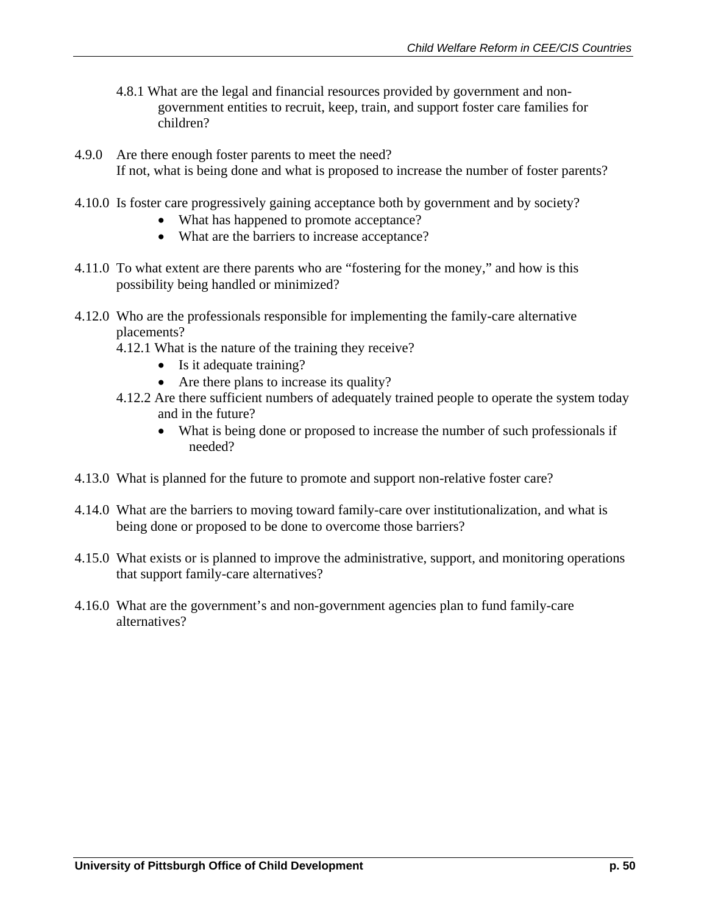4.8.1 What are the legal and financial resources provided by government and non-government entities to recruit, keep, train, and support foster care families for children?

4.9.0 Are there enough foster parents to meet the need?
If not, what is being done and what is proposed to increase the number of foster parents?

4.10.0 Is foster care progressively gaining acceptance both by government and by society?

- What has happened to promote acceptance?
- What are the barriers to increase acceptance?

4.11.0 To what extent are there parents who are "fostering for the money," and how is this possibility being handled or minimized?

4.12.0 Who are the professionals responsible for implementing the family-care alternative placements?

4.12.1 What is the nature of the training they receive?

- Is it adequate training?
- Are there plans to increase its quality?

4.12.2 Are there sufficient numbers of adequately trained people to operate the system today and in the future?

- What is being done or proposed to increase the number of such professionals if needed?

4.13.0 What is planned for the future to promote and support non-relative foster care?

4.14.0 What are the barriers to moving toward family-care over institutionalization, and what is being done or proposed to be done to overcome those barriers?

4.15.0 What exists or is planned to improve the administrative, support, and monitoring operations that support family-care alternatives?

4.16.0 What are the government's and non-government agencies plan to fund family-care alternatives?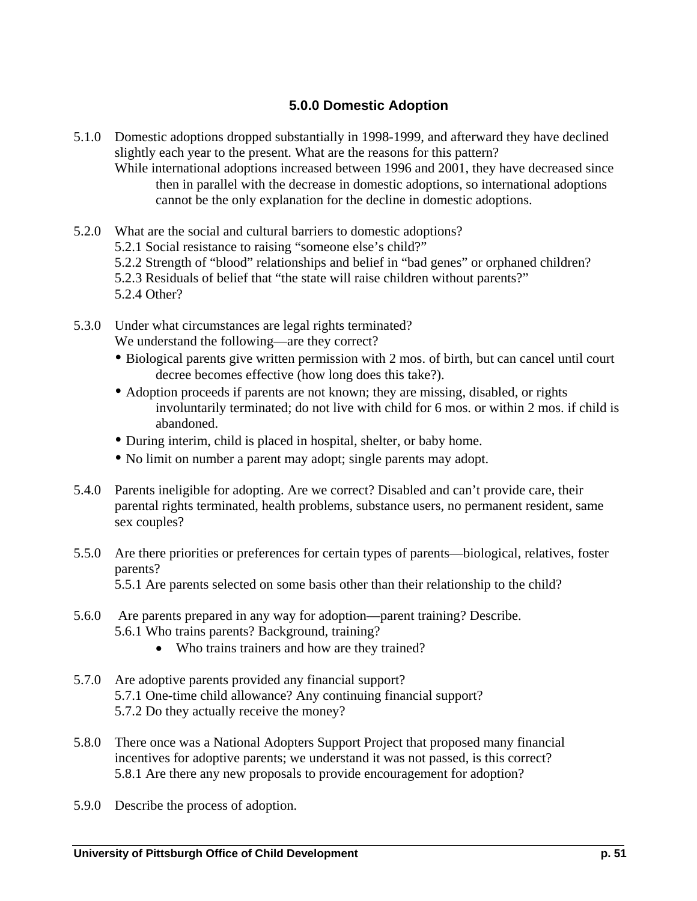## 5.0.0 Domestic Adoption

5.1.0 Domestic adoptions dropped substantially in 1998-1999, and afterward they have declined slightly each year to the present. What are the reasons for this pattern?
While international adoptions increased between 1996 and 2001, they have decreased since then in parallel with the decrease in domestic adoptions, so international adoptions cannot be the only explanation for the decline in domestic adoptions.

5.2.0 What are the social and cultural barriers to domestic adoptions?
5.2.1 Social resistance to raising "someone else's child?"
5.2.2 Strength of "blood" relationships and belief in "bad genes" or orphaned children?
5.2.3 Residuals of belief that "the state will raise children without parents?"
5.2.4 Other?

5.3.0 Under what circumstances are legal rights terminated?
We understand the following—are they correct?

- Biological parents give written permission with 2 mos. of birth, but can cancel until court decree becomes effective (how long does this take?).
- Adoption proceeds if parents are not known; they are missing, disabled, or rights involuntarily terminated; do not live with child for 6 mos. or within 2 mos. if child is abandoned.
- During interim, child is placed in hospital, shelter, or baby home.
- No limit on number a parent may adopt; single parents may adopt.

5.4.0 Parents ineligible for adopting. Are we correct? Disabled and can't provide care, their parental rights terminated, health problems, substance users, no permanent resident, same sex couples?

5.5.0 Are there priorities or preferences for certain types of parents—biological, relatives, foster parents?
5.5.1 Are parents selected on some basis other than their relationship to the child?

5.6.0 Are parents prepared in any way for adoption—parent training? Describe.
5.6.1 Who trains parents? Background, training?

- Who trains trainers and how are they trained?

5.7.0 Are adoptive parents provided any financial support?
5.7.1 One-time child allowance? Any continuing financial support?
5.7.2 Do they actually receive the money?

5.8.0 There once was a National Adopters Support Project that proposed many financial incentives for adoptive parents; we understand it was not passed, is this correct?
5.8.1 Are there any new proposals to provide encouragement for adoption?

5.9.0 Describe the process of adoption.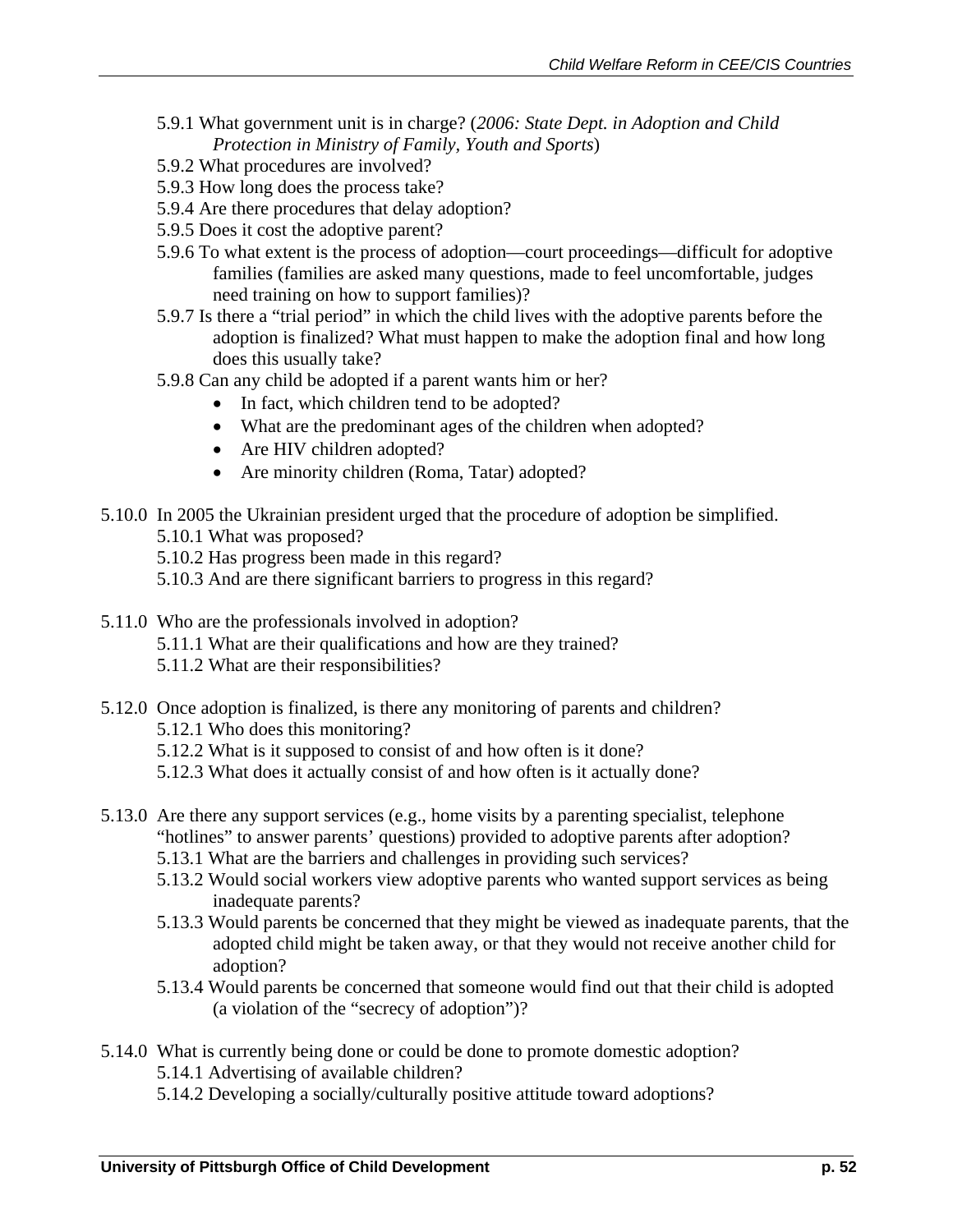5.9.1 What government unit is in charge? (*2006: State Dept. in Adoption and Child Protection in Ministry of Family, Youth and Sports*)

5.9.2 What procedures are involved?

5.9.3 How long does the process take?

5.9.4 Are there procedures that delay adoption?

5.9.5 Does it cost the adoptive parent?

5.9.6 To what extent is the process of adoption—court proceedings—difficult for adoptive families (families are asked many questions, made to feel uncomfortable, judges need training on how to support families)?

5.9.7 Is there a "trial period" in which the child lives with the adoptive parents before the adoption is finalized? What must happen to make the adoption final and how long does this usually take?

5.9.8 Can any child be adopted if a parent wants him or her?

- In fact, which children tend to be adopted?
- What are the predominant ages of the children when adopted?
- Are HIV children adopted?
- Are minority children (Roma, Tatar) adopted?

5.10.0 In 2005 the Ukrainian president urged that the procedure of adoption be simplified.

5.10.1 What was proposed?

5.10.2 Has progress been made in this regard?

5.10.3 And are there significant barriers to progress in this regard?

5.11.0 Who are the professionals involved in adoption?

5.11.1 What are their qualifications and how are they trained?

5.11.2 What are their responsibilities?

5.12.0 Once adoption is finalized, is there any monitoring of parents and children?

5.12.1 Who does this monitoring?

5.12.2 What is it supposed to consist of and how often is it done?

5.12.3 What does it actually consist of and how often is it actually done?

5.13.0 Are there any support services (e.g., home visits by a parenting specialist, telephone "hotlines" to answer parents' questions) provided to adoptive parents after adoption?

5.13.1 What are the barriers and challenges in providing such services?

5.13.2 Would social workers view adoptive parents who wanted support services as being inadequate parents?

5.13.3 Would parents be concerned that they might be viewed as inadequate parents, that the adopted child might be taken away, or that they would not receive another child for adoption?

5.13.4 Would parents be concerned that someone would find out that their child is adopted (a violation of the "secrecy of adoption")?

5.14.0 What is currently being done or could be done to promote domestic adoption?

5.14.1 Advertising of available children?

5.14.2 Developing a socially/culturally positive attitude toward adoptions?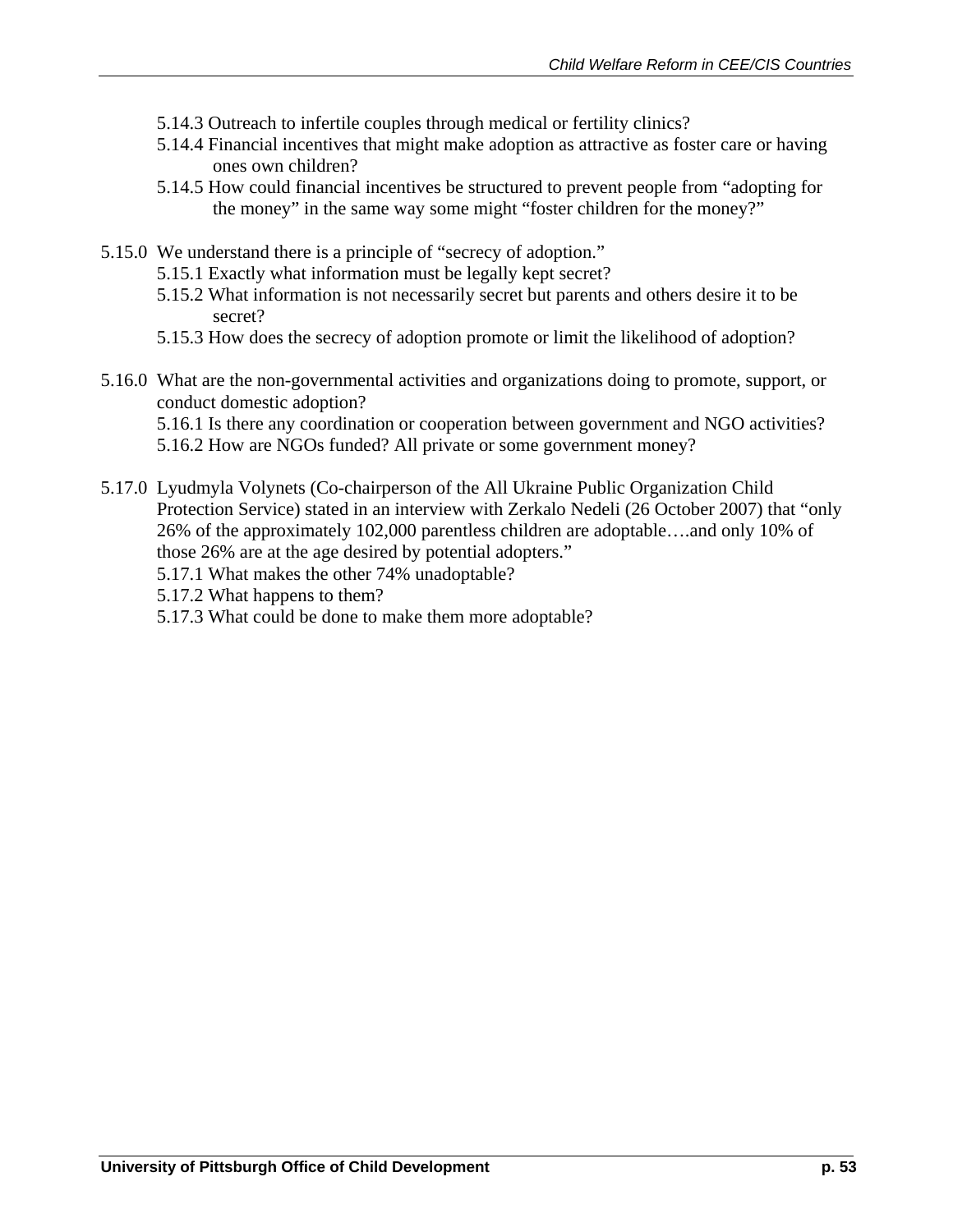5.14.3 Outreach to infertile couples through medical or fertility clinics?

5.14.4 Financial incentives that might make adoption as attractive as foster care or having ones own children?

5.14.5 How could financial incentives be structured to prevent people from "adopting for the money" in the same way some might "foster children for the money?"

5.15.0 We understand there is a principle of "secrecy of adoption."

5.15.1 Exactly what information must be legally kept secret?

5.15.2 What information is not necessarily secret but parents and others desire it to be secret?

5.15.3 How does the secrecy of adoption promote or limit the likelihood of adoption?

5.16.0 What are the non-governmental activities and organizations doing to promote, support, or conduct domestic adoption?

5.16.1 Is there any coordination or cooperation between government and NGO activities?

5.16.2 How are NGOs funded? All private or some government money?

5.17.0 Lyudmyla Volynets (Co-chairperson of the All Ukraine Public Organization Child Protection Service) stated in an interview with Zerkalo Nedeli (26 October 2007) that "only 26% of the approximately 102,000 parentless children are adoptable….and only 10% of those 26% are at the age desired by potential adopters."

5.17.1 What makes the other 74% unadoptable?

5.17.2 What happens to them?

5.17.3 What could be done to make them more adoptable?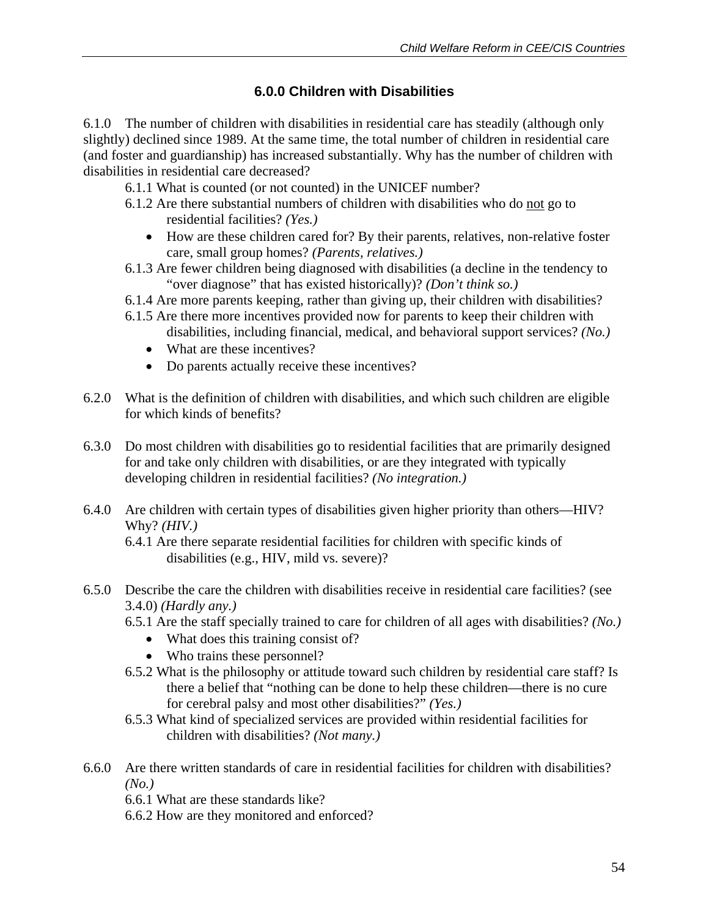## 6.0.0 Children with Disabilities

6.1.0 The number of children with disabilities in residential care has steadily (although only slightly) declined since 1989. At the same time, the total number of children in residential care (and foster and guardianship) has increased substantially. Why has the number of children with disabilities in residential care decreased?

6.1.1 What is counted (or not counted) in the UNICEF number?

6.1.2 Are there substantial numbers of children with disabilities who do <u>not</u> go to residential facilities? *(Yes.)*

- How are these children cared for? By their parents, relatives, non-relative foster care, small group homes? *(Parents, relatives.)*

6.1.3 Are fewer children being diagnosed with disabilities (a decline in the tendency to "over diagnose" that has existed historically)? *(Don't think so.)*

6.1.4 Are more parents keeping, rather than giving up, their children with disabilities?

6.1.5 Are there more incentives provided now for parents to keep their children with disabilities, including financial, medical, and behavioral support services? *(No.)*

- What are these incentives?
- Do parents actually receive these incentives?

6.2.0 What is the definition of children with disabilities, and which such children are eligible for which kinds of benefits?

6.3.0 Do most children with disabilities go to residential facilities that are primarily designed for and take only children with disabilities, or are they integrated with typically developing children in residential facilities? *(No integration.)*

6.4.0 Are children with certain types of disabilities given higher priority than others—HIV? Why? *(HIV.)*

6.4.1 Are there separate residential facilities for children with specific kinds of disabilities (e.g., HIV, mild vs. severe)?

6.5.0 Describe the care the children with disabilities receive in residential care facilities? (see 3.4.0) *(Hardly any.)*

6.5.1 Are the staff specially trained to care for children of all ages with disabilities? *(No.)*

- What does this training consist of?
- Who trains these personnel?

6.5.2 What is the philosophy or attitude toward such children by residential care staff? Is there a belief that "nothing can be done to help these children—there is no cure for cerebral palsy and most other disabilities?" *(Yes.)*

6.5.3 What kind of specialized services are provided within residential facilities for children with disabilities? *(Not many.)*

6.6.0 Are there written standards of care in residential facilities for children with disabilities? *(No.)*

6.6.1 What are these standards like?

6.6.2 How are they monitored and enforced?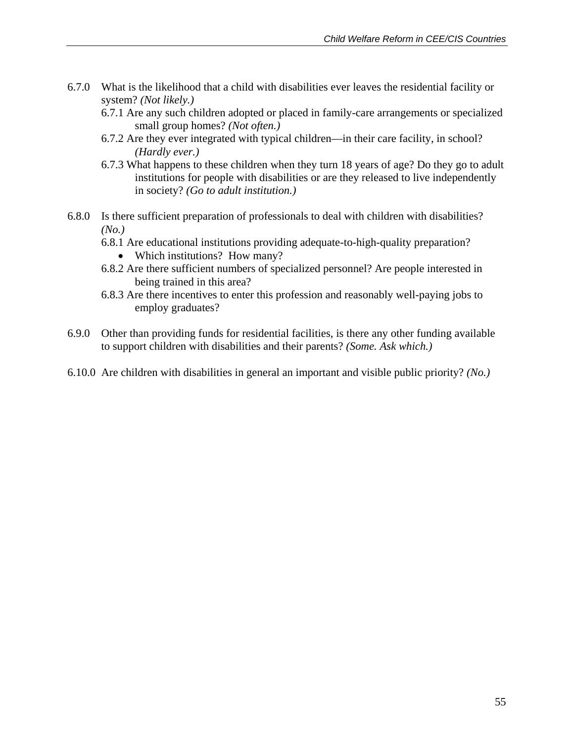6.7.0 What is the likelihood that a child with disabilities ever leaves the residential facility or system? *(Not likely.)*

- 6.7.1 Are any such children adopted or placed in family-care arrangements or specialized small group homes? *(Not often.)*
- 6.7.2 Are they ever integrated with typical children—in their care facility, in school? *(Hardly ever.)*
- 6.7.3 What happens to these children when they turn 18 years of age? Do they go to adult institutions for people with disabilities or are they released to live independently in society? *(Go to adult institution.)*

6.8.0 Is there sufficient preparation of professionals to deal with children with disabilities? *(No.)*

- 6.8.1 Are educational institutions providing adequate-to-high-quality preparation?
  - Which institutions? How many?
- 6.8.2 Are there sufficient numbers of specialized personnel? Are people interested in being trained in this area?
- 6.8.3 Are there incentives to enter this profession and reasonably well-paying jobs to employ graduates?

6.9.0 Other than providing funds for residential facilities, is there any other funding available to support children with disabilities and their parents? *(Some. Ask which.)*

6.10.0 Are children with disabilities in general an important and visible public priority? *(No.)*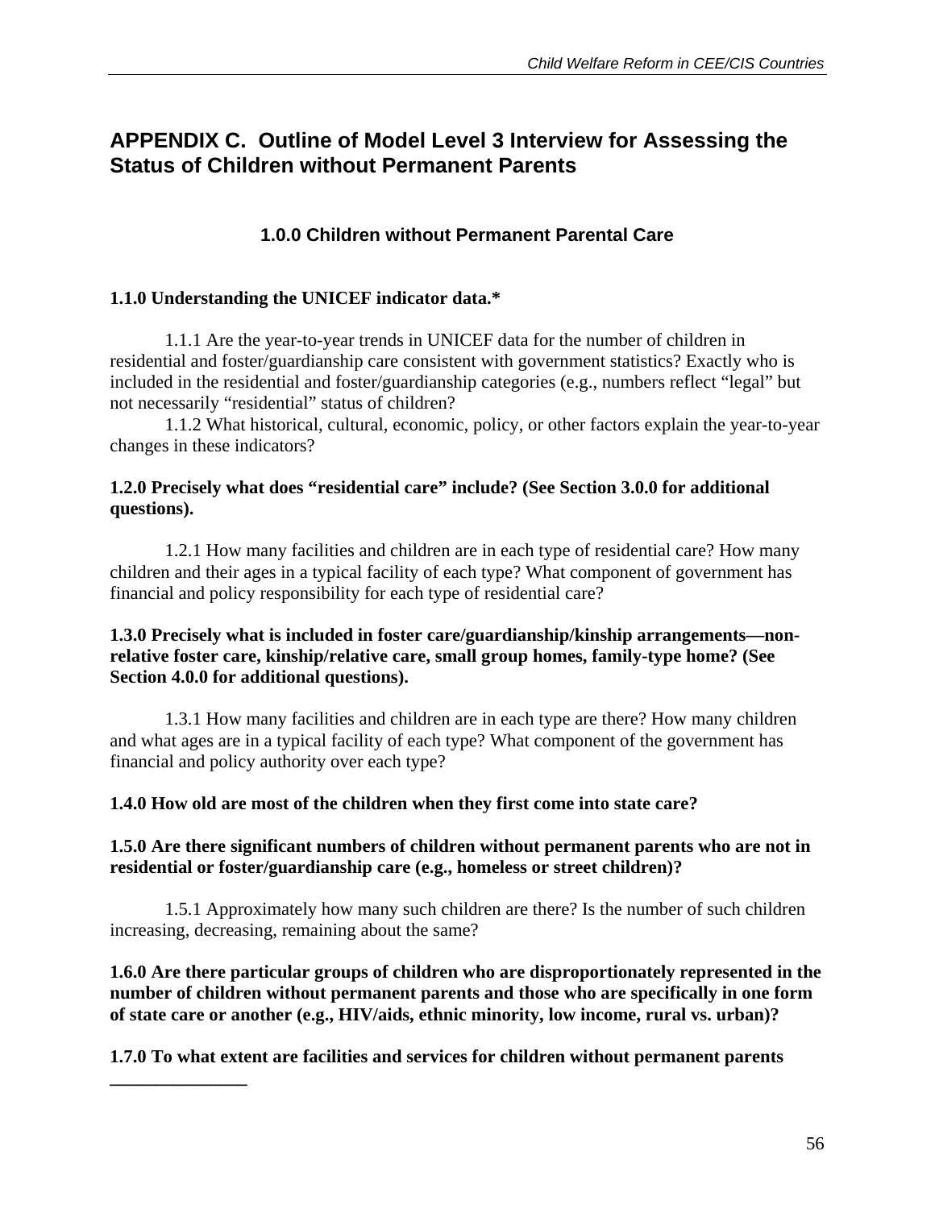# APPENDIX C. Outline of Model Level 3 Interview for Assessing the Status of Children without Permanent Parents

## 1.0.0 Children without Permanent Parental Care

**1.1.0 Understanding the UNICEF indicator data.***

1.1.1 Are the year-to-year trends in UNICEF data for the number of children in residential and foster/guardianship care consistent with government statistics? Exactly who is included in the residential and foster/guardianship categories (e.g., numbers reflect "legal" but not necessarily "residential" status of children?

1.1.2 What historical, cultural, economic, policy, or other factors explain the year-to-year changes in these indicators?

**1.2.0 Precisely what does "residential care" include? (See Section 3.0.0 for additional questions).**

1.2.1 How many facilities and children are in each type of residential care? How many children and their ages in a typical facility of each type? What component of government has financial and policy responsibility for each type of residential care?

**1.3.0 Precisely what is included in foster care/guardianship/kinship arrangements—non-relative foster care, kinship/relative care, small group homes, family-type home? (See Section 4.0.0 for additional questions).**

1.3.1 How many facilities and children are in each type are there? How many children and what ages are in a typical facility of each type? What component of the government has financial and policy authority over each type?

**1.4.0 How old are most of the children when they first come into state care?**

**1.5.0 Are there significant numbers of children without permanent parents who are not in residential or foster/guardianship care (e.g., homeless or street children)?**

1.5.1 Approximately how many such children are there? Is the number of such children increasing, decreasing, remaining about the same?

**1.6.0 Are there particular groups of children who are disproportionately represented in the number of children without permanent parents and those who are specifically in one form of state care or another (e.g., HIV/aids, ethnic minority, low income, rural vs. urban)?**

**1.7.0 To what extent are facilities and services for children without permanent parents**

_______________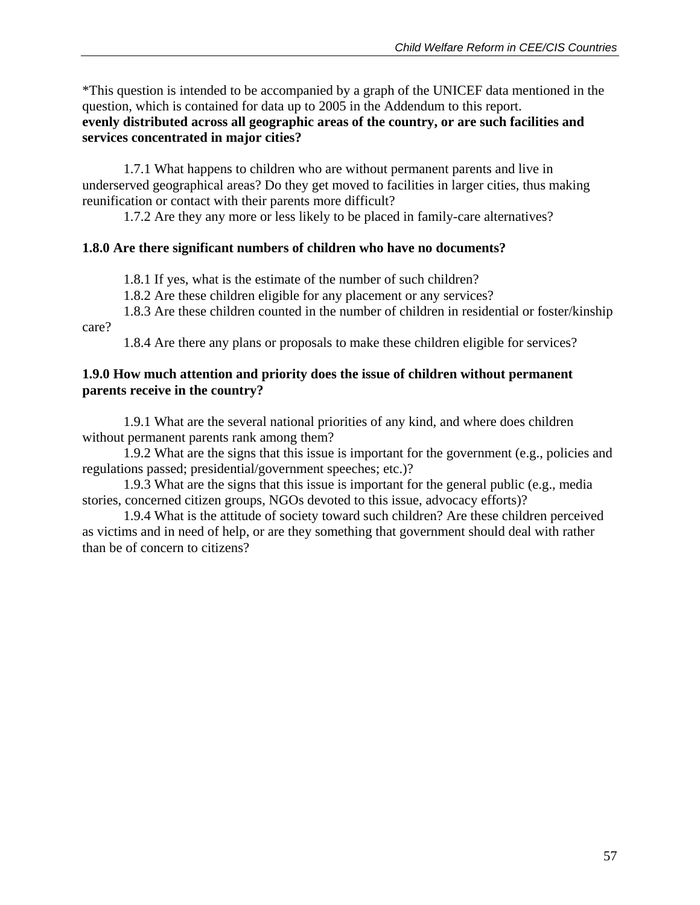*This question is intended to be accompanied by a graph of the UNICEF data mentioned in the question, which is contained for data up to 2005 in the Addendum to this report.
**evenly distributed across all geographic areas of the country, or are such facilities and services concentrated in major cities?**

1.7.1 What happens to children who are without permanent parents and live in underserved geographical areas? Do they get moved to facilities in larger cities, thus making reunification or contact with their parents more difficult?
1.7.2 Are they any more or less likely to be placed in family-care alternatives?

**1.8.0 Are there significant numbers of children who have no documents?**

1.8.1 If yes, what is the estimate of the number of such children?
1.8.2 Are these children eligible for any placement or any services?
1.8.3 Are these children counted in the number of children in residential or foster/kinship care?
1.8.4 Are there any plans or proposals to make these children eligible for services?

**1.9.0 How much attention and priority does the issue of children without permanent parents receive in the country?**

1.9.1 What are the several national priorities of any kind, and where does children without permanent parents rank among them?
1.9.2 What are the signs that this issue is important for the government (e.g., policies and regulations passed; presidential/government speeches; etc.)?
1.9.3 What are the signs that this issue is important for the general public (e.g., media stories, concerned citizen groups, NGOs devoted to this issue, advocacy efforts)?
1.9.4 What is the attitude of society toward such children? Are these children perceived as victims and in need of help, or are they something that government should deal with rather than be of concern to citizens?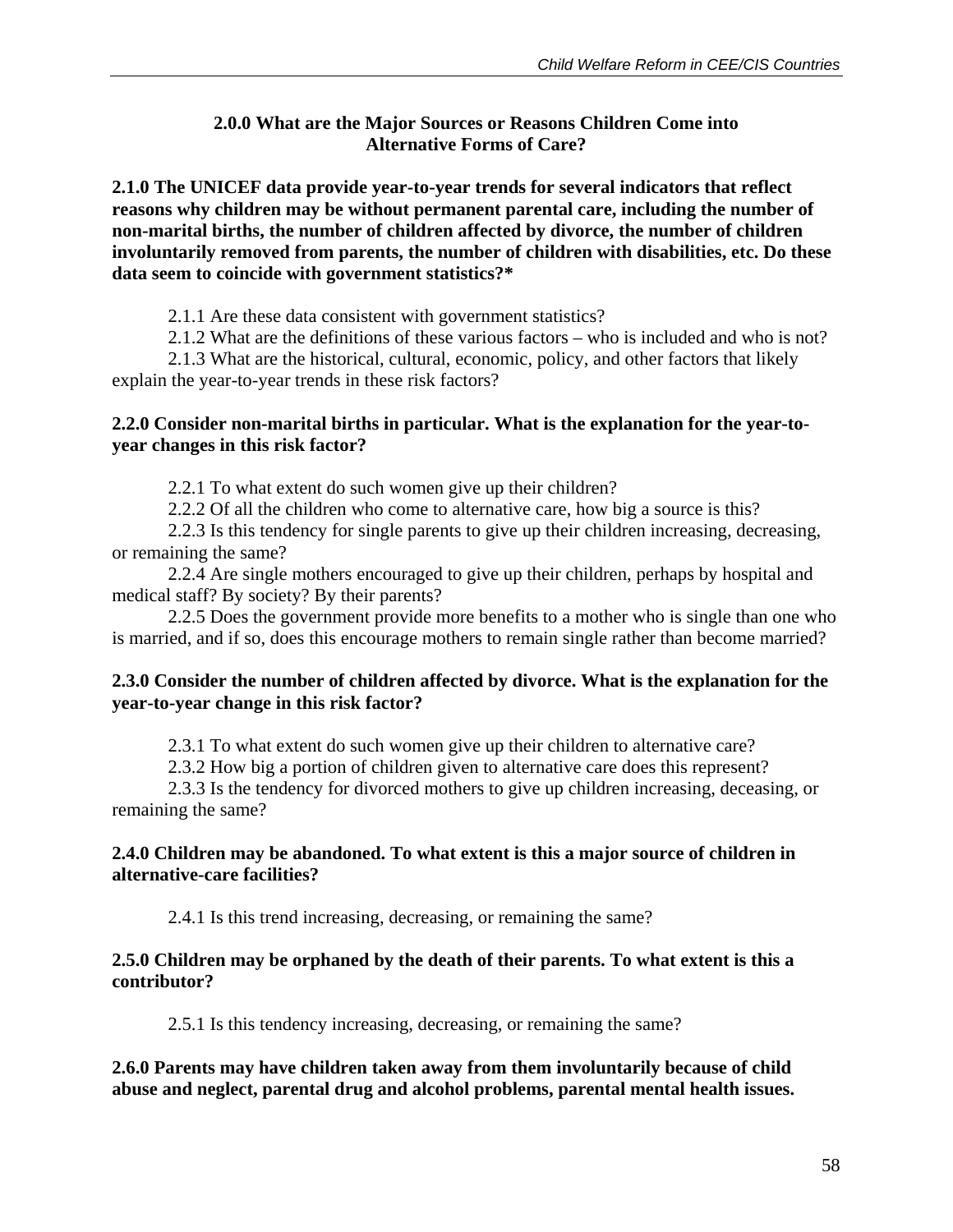### 2.0.0 What are the Major Sources or Reasons Children Come into Alternative Forms of Care?

**2.1.0 The UNICEF data provide year-to-year trends for several indicators that reflect reasons why children may be without permanent parental care, including the number of non-marital births, the number of children affected by divorce, the number of children involuntarily removed from parents, the number of children with disabilities, etc. Do these data seem to coincide with government statistics?***

2.1.1 Are these data consistent with government statistics?

2.1.2 What are the definitions of these various factors – who is included and who is not?

2.1.3 What are the historical, cultural, economic, policy, and other factors that likely explain the year-to-year trends in these risk factors?

**2.2.0 Consider non-marital births in particular. What is the explanation for the year-to-year changes in this risk factor?**

2.2.1 To what extent do such women give up their children?

2.2.2 Of all the children who come to alternative care, how big a source is this?

2.2.3 Is this tendency for single parents to give up their children increasing, decreasing, or remaining the same?

2.2.4 Are single mothers encouraged to give up their children, perhaps by hospital and medical staff? By society? By their parents?

2.2.5 Does the government provide more benefits to a mother who is single than one who is married, and if so, does this encourage mothers to remain single rather than become married?

**2.3.0 Consider the number of children affected by divorce. What is the explanation for the year-to-year change in this risk factor?**

2.3.1 To what extent do such women give up their children to alternative care?

2.3.2 How big a portion of children given to alternative care does this represent?

2.3.3 Is the tendency for divorced mothers to give up children increasing, deceasing, or remaining the same?

**2.4.0 Children may be abandoned. To what extent is this a major source of children in alternative-care facilities?**

2.4.1 Is this trend increasing, decreasing, or remaining the same?

**2.5.0 Children may be orphaned by the death of their parents. To what extent is this a contributor?**

2.5.1 Is this tendency increasing, decreasing, or remaining the same?

**2.6.0 Parents may have children taken away from them involuntarily because of child abuse and neglect, parental drug and alcohol problems, parental mental health issues.**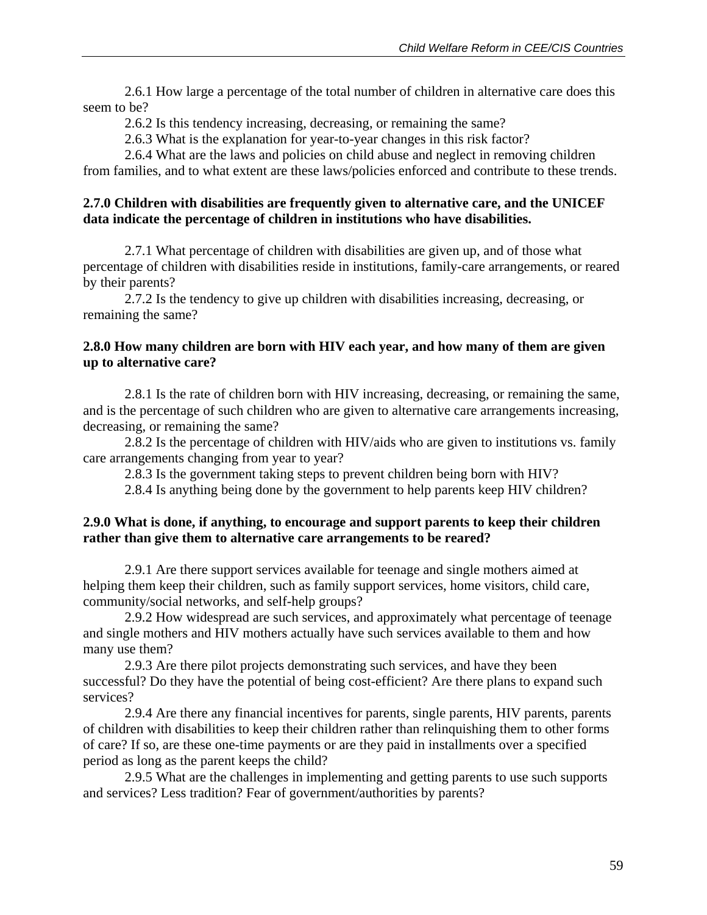2.6.1 How large a percentage of the total number of children in alternative care does this seem to be?

2.6.2 Is this tendency increasing, decreasing, or remaining the same?

2.6.3 What is the explanation for year-to-year changes in this risk factor?

2.6.4 What are the laws and policies on child abuse and neglect in removing children from families, and to what extent are these laws/policies enforced and contribute to these trends.

**2.7.0 Children with disabilities are frequently given to alternative care, and the UNICEF data indicate the percentage of children in institutions who have disabilities.**

2.7.1 What percentage of children with disabilities are given up, and of those what percentage of children with disabilities reside in institutions, family-care arrangements, or reared by their parents?

2.7.2 Is the tendency to give up children with disabilities increasing, decreasing, or remaining the same?

**2.8.0 How many children are born with HIV each year, and how many of them are given up to alternative care?**

2.8.1 Is the rate of children born with HIV increasing, decreasing, or remaining the same, and is the percentage of such children who are given to alternative care arrangements increasing, decreasing, or remaining the same?

2.8.2 Is the percentage of children with HIV/aids who are given to institutions vs. family care arrangements changing from year to year?

2.8.3 Is the government taking steps to prevent children being born with HIV?

2.8.4 Is anything being done by the government to help parents keep HIV children?

**2.9.0 What is done, if anything, to encourage and support parents to keep their children rather than give them to alternative care arrangements to be reared?**

2.9.1 Are there support services available for teenage and single mothers aimed at helping them keep their children, such as family support services, home visitors, child care, community/social networks, and self-help groups?

2.9.2 How widespread are such services, and approximately what percentage of teenage and single mothers and HIV mothers actually have such services available to them and how many use them?

2.9.3 Are there pilot projects demonstrating such services, and have they been successful? Do they have the potential of being cost-efficient? Are there plans to expand such services?

2.9.4 Are there any financial incentives for parents, single parents, HIV parents, parents of children with disabilities to keep their children rather than relinquishing them to other forms of care? If so, are these one-time payments or are they paid in installments over a specified period as long as the parent keeps the child?

2.9.5 What are the challenges in implementing and getting parents to use such supports and services? Less tradition? Fear of government/authorities by parents?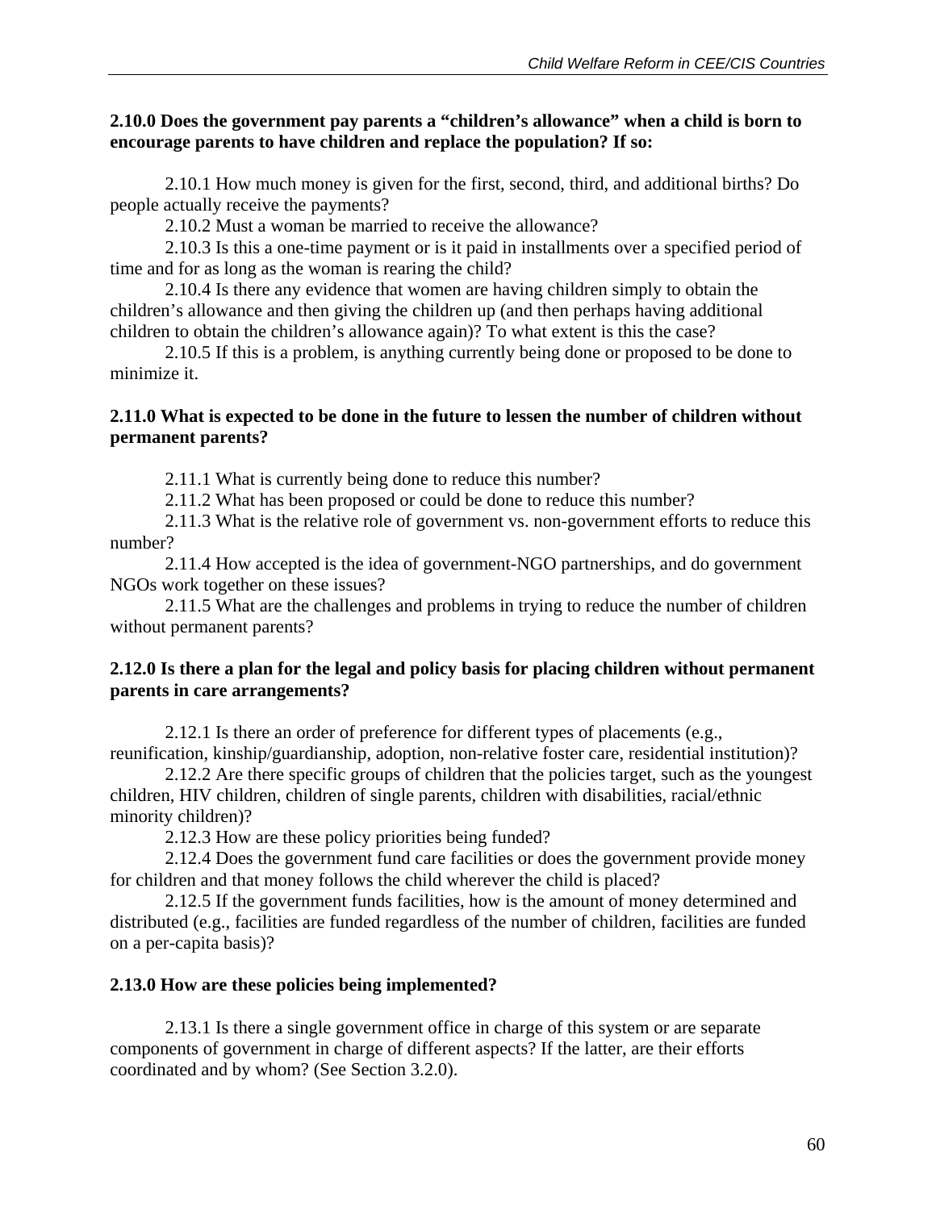**2.10.0 Does the government pay parents a "children's allowance" when a child is born to encourage parents to have children and replace the population? If so:**

2.10.1 How much money is given for the first, second, third, and additional births? Do people actually receive the payments?

2.10.2 Must a woman be married to receive the allowance?

2.10.3 Is this a one-time payment or is it paid in installments over a specified period of time and for as long as the woman is rearing the child?

2.10.4 Is there any evidence that women are having children simply to obtain the children's allowance and then giving the children up (and then perhaps having additional children to obtain the children's allowance again)? To what extent is this the case?

2.10.5 If this is a problem, is anything currently being done or proposed to be done to minimize it.

**2.11.0 What is expected to be done in the future to lessen the number of children without permanent parents?**

2.11.1 What is currently being done to reduce this number?

2.11.2 What has been proposed or could be done to reduce this number?

2.11.3 What is the relative role of government vs. non-government efforts to reduce this number?

2.11.4 How accepted is the idea of government-NGO partnerships, and do government NGOs work together on these issues?

2.11.5 What are the challenges and problems in trying to reduce the number of children without permanent parents?

**2.12.0 Is there a plan for the legal and policy basis for placing children without permanent parents in care arrangements?**

2.12.1 Is there an order of preference for different types of placements (e.g., reunification, kinship/guardianship, adoption, non-relative foster care, residential institution)?

2.12.2 Are there specific groups of children that the policies target, such as the youngest children, HIV children, children of single parents, children with disabilities, racial/ethnic minority children)?

2.12.3 How are these policy priorities being funded?

2.12.4 Does the government fund care facilities or does the government provide money for children and that money follows the child wherever the child is placed?

2.12.5 If the government funds facilities, how is the amount of money determined and distributed (e.g., facilities are funded regardless of the number of children, facilities are funded on a per-capita basis)?

**2.13.0 How are these policies being implemented?**

2.13.1 Is there a single government office in charge of this system or are separate components of government in charge of different aspects? If the latter, are their efforts coordinated and by whom? (See Section 3.2.0).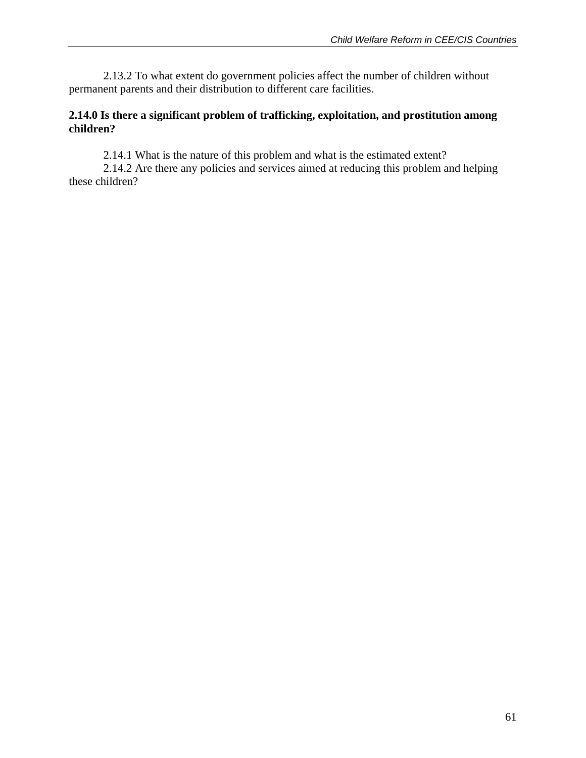2.13.2 To what extent do government policies affect the number of children without permanent parents and their distribution to different care facilities.

**2.14.0 Is there a significant problem of trafficking, exploitation, and prostitution among children?**

2.14.1 What is the nature of this problem and what is the estimated extent?

2.14.2 Are there any policies and services aimed at reducing this problem and helping these children?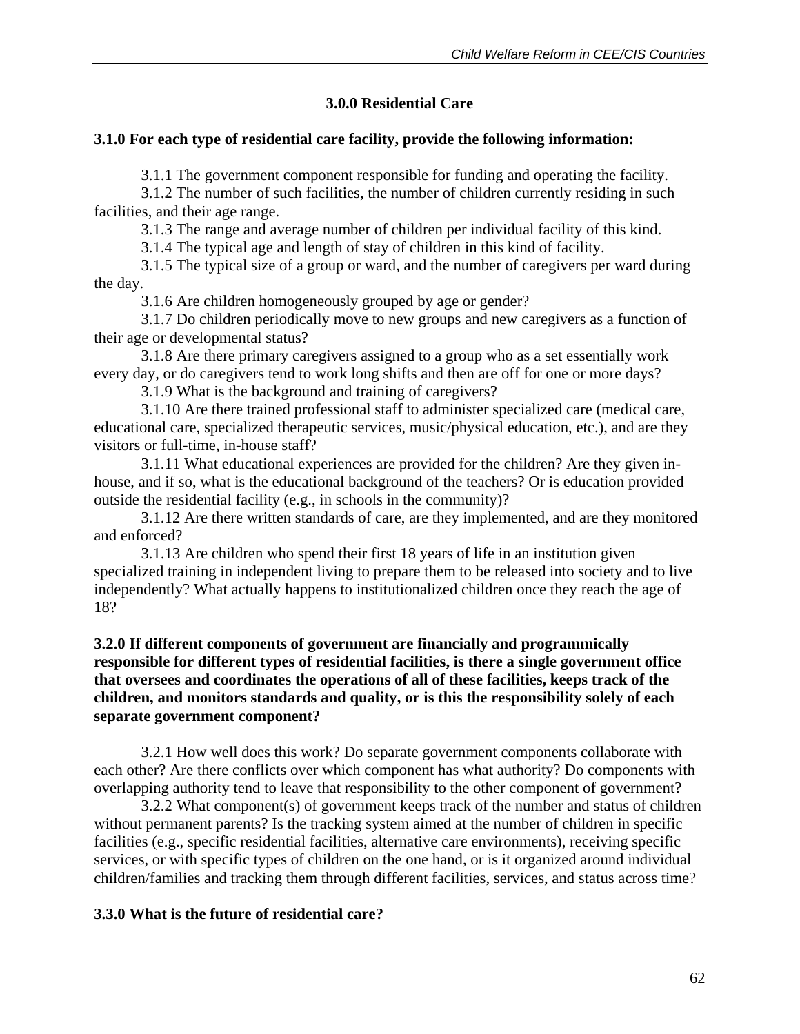## 3.0.0 Residential Care

### 3.1.0 For each type of residential care facility, provide the following information:

3.1.1 The government component responsible for funding and operating the facility.

3.1.2 The number of such facilities, the number of children currently residing in such facilities, and their age range.

3.1.3 The range and average number of children per individual facility of this kind.

3.1.4 The typical age and length of stay of children in this kind of facility.

3.1.5 The typical size of a group or ward, and the number of caregivers per ward during the day.

3.1.6 Are children homogeneously grouped by age or gender?

3.1.7 Do children periodically move to new groups and new caregivers as a function of their age or developmental status?

3.1.8 Are there primary caregivers assigned to a group who as a set essentially work every day, or do caregivers tend to work long shifts and then are off for one or more days?

3.1.9 What is the background and training of caregivers?

3.1.10 Are there trained professional staff to administer specialized care (medical care, educational care, specialized therapeutic services, music/physical education, etc.), and are they visitors or full-time, in-house staff?

3.1.11 What educational experiences are provided for the children? Are they given in-house, and if so, what is the educational background of the teachers? Or is education provided outside the residential facility (e.g., in schools in the community)?

3.1.12 Are there written standards of care, are they implemented, and are they monitored and enforced?

3.1.13 Are children who spend their first 18 years of life in an institution given specialized training in independent living to prepare them to be released into society and to live independently? What actually happens to institutionalized children once they reach the age of 18?

### 3.2.0 If different components of government are financially and programmically responsible for different types of residential facilities, is there a single government office that oversees and coordinates the operations of all of these facilities, keeps track of the children, and monitors standards and quality, or is this the responsibility solely of each separate government component?

3.2.1 How well does this work? Do separate government components collaborate with each other? Are there conflicts over which component has what authority? Do components with overlapping authority tend to leave that responsibility to the other component of government?

3.2.2 What component(s) of government keeps track of the number and status of children without permanent parents? Is the tracking system aimed at the number of children in specific facilities (e.g., specific residential facilities, alternative care environments), receiving specific services, or with specific types of children on the one hand, or is it organized around individual children/families and tracking them through different facilities, services, and status across time?

### 3.3.0 What is the future of residential care?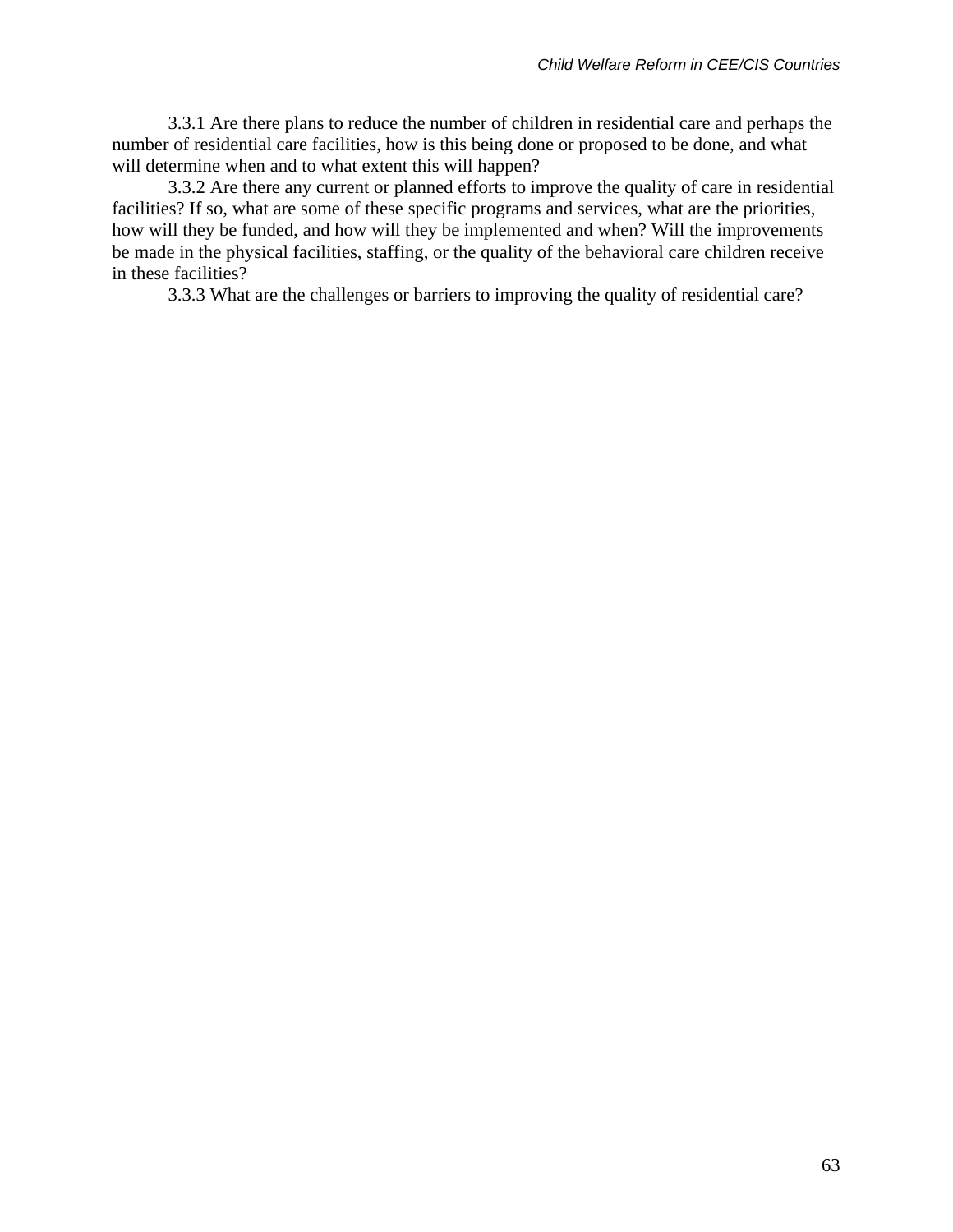3.3.1 Are there plans to reduce the number of children in residential care and perhaps the number of residential care facilities, how is this being done or proposed to be done, and what will determine when and to what extent this will happen?

3.3.2 Are there any current or planned efforts to improve the quality of care in residential facilities? If so, what are some of these specific programs and services, what are the priorities, how will they be funded, and how will they be implemented and when? Will the improvements be made in the physical facilities, staffing, or the quality of the behavioral care children receive in these facilities?

3.3.3 What are the challenges or barriers to improving the quality of residential care?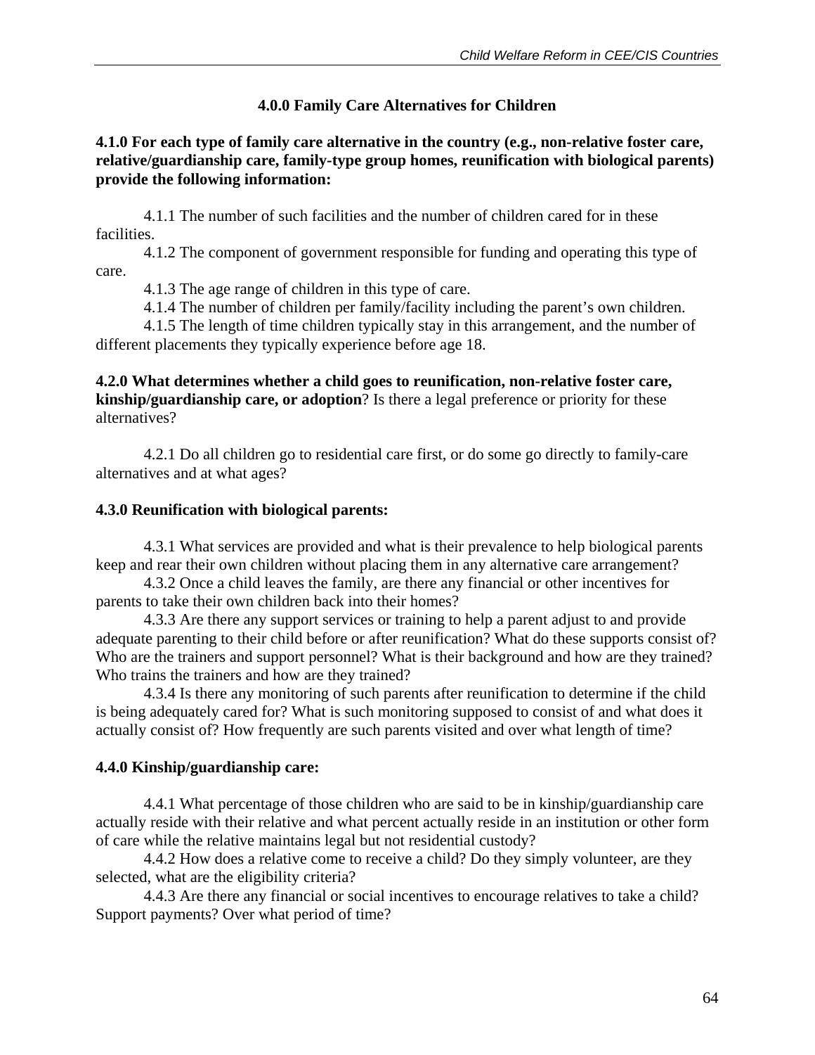## 4.0.0 Family Care Alternatives for Children

**4.1.0 For each type of family care alternative in the country (e.g., non-relative foster care, relative/guardianship care, family-type group homes, reunification with biological parents) provide the following information:**

4.1.1 The number of such facilities and the number of children cared for in these facilities.

4.1.2 The component of government responsible for funding and operating this type of care.

4.1.3 The age range of children in this type of care.

4.1.4 The number of children per family/facility including the parent's own children.

4.1.5 The length of time children typically stay in this arrangement, and the number of different placements they typically experience before age 18.

**4.2.0 What determines whether a child goes to reunification, non-relative foster care, kinship/guardianship care, or adoption**? Is there a legal preference or priority for these alternatives?

4.2.1 Do all children go to residential care first, or do some go directly to family-care alternatives and at what ages?

**4.3.0 Reunification with biological parents:**

4.3.1 What services are provided and what is their prevalence to help biological parents keep and rear their own children without placing them in any alternative care arrangement?

4.3.2 Once a child leaves the family, are there any financial or other incentives for parents to take their own children back into their homes?

4.3.3 Are there any support services or training to help a parent adjust to and provide adequate parenting to their child before or after reunification? What do these supports consist of? Who are the trainers and support personnel? What is their background and how are they trained? Who trains the trainers and how are they trained?

4.3.4 Is there any monitoring of such parents after reunification to determine if the child is being adequately cared for? What is such monitoring supposed to consist of and what does it actually consist of? How frequently are such parents visited and over what length of time?

**4.4.0 Kinship/guardianship care:**

4.4.1 What percentage of those children who are said to be in kinship/guardianship care actually reside with their relative and what percent actually reside in an institution or other form of care while the relative maintains legal but not residential custody?

4.4.2 How does a relative come to receive a child? Do they simply volunteer, are they selected, what are the eligibility criteria?

4.4.3 Are there any financial or social incentives to encourage relatives to take a child? Support payments? Over what period of time?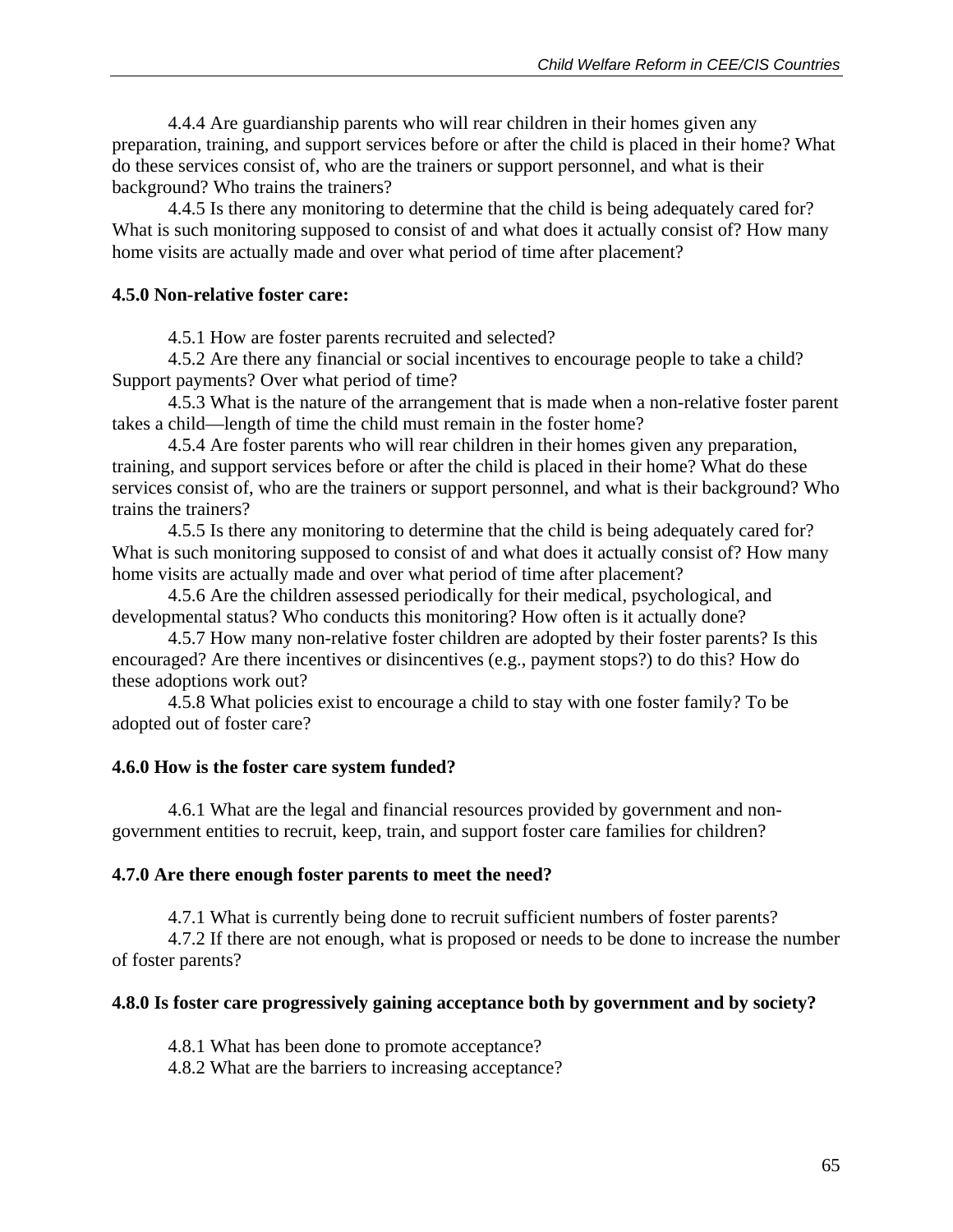4.4.4 Are guardianship parents who will rear children in their homes given any preparation, training, and support services before or after the child is placed in their home? What do these services consist of, who are the trainers or support personnel, and what is their background? Who trains the trainers?

4.4.5 Is there any monitoring to determine that the child is being adequately cared for? What is such monitoring supposed to consist of and what does it actually consist of? How many home visits are actually made and over what period of time after placement?

**4.5.0 Non-relative foster care:**

4.5.1 How are foster parents recruited and selected?

4.5.2 Are there any financial or social incentives to encourage people to take a child? Support payments? Over what period of time?

4.5.3 What is the nature of the arrangement that is made when a non-relative foster parent takes a child—length of time the child must remain in the foster home?

4.5.4 Are foster parents who will rear children in their homes given any preparation, training, and support services before or after the child is placed in their home? What do these services consist of, who are the trainers or support personnel, and what is their background? Who trains the trainers?

4.5.5 Is there any monitoring to determine that the child is being adequately cared for? What is such monitoring supposed to consist of and what does it actually consist of? How many home visits are actually made and over what period of time after placement?

4.5.6 Are the children assessed periodically for their medical, psychological, and developmental status? Who conducts this monitoring? How often is it actually done?

4.5.7 How many non-relative foster children are adopted by their foster parents? Is this encouraged? Are there incentives or disincentives (e.g., payment stops?) to do this? How do these adoptions work out?

4.5.8 What policies exist to encourage a child to stay with one foster family? To be adopted out of foster care?

**4.6.0 How is the foster care system funded?**

4.6.1 What are the legal and financial resources provided by government and non-government entities to recruit, keep, train, and support foster care families for children?

**4.7.0 Are there enough foster parents to meet the need?**

4.7.1 What is currently being done to recruit sufficient numbers of foster parents?

4.7.2 If there are not enough, what is proposed or needs to be done to increase the number of foster parents?

**4.8.0 Is foster care progressively gaining acceptance both by government and by society?**

4.8.1 What has been done to promote acceptance?

4.8.2 What are the barriers to increasing acceptance?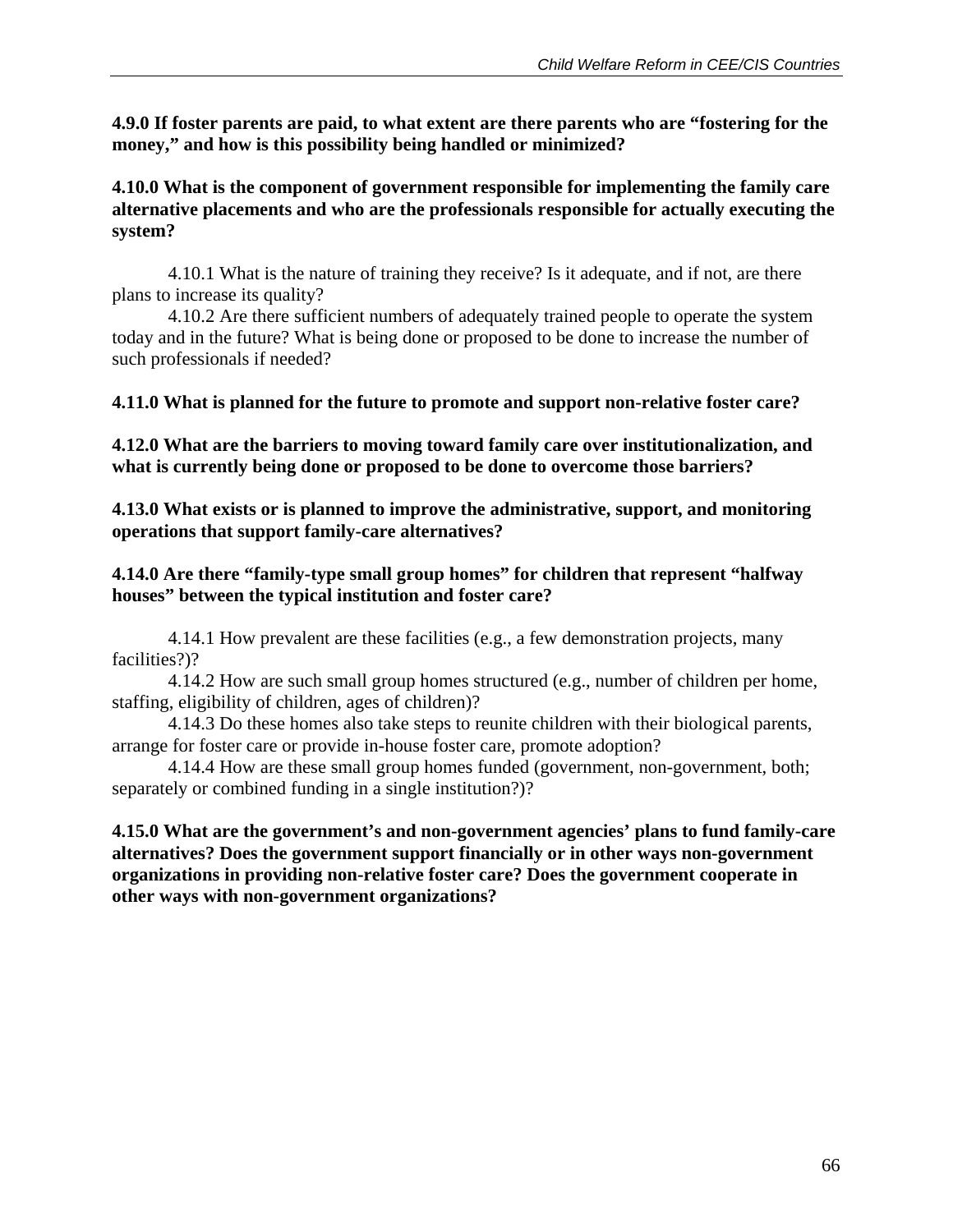**4.9.0 If foster parents are paid, to what extent are there parents who are "fostering for the money," and how is this possibility being handled or minimized?**

**4.10.0 What is the component of government responsible for implementing the family care alternative placements and who are the professionals responsible for actually executing the system?**

4.10.1 What is the nature of training they receive? Is it adequate, and if not, are there plans to increase its quality?

4.10.2 Are there sufficient numbers of adequately trained people to operate the system today and in the future? What is being done or proposed to be done to increase the number of such professionals if needed?

**4.11.0 What is planned for the future to promote and support non-relative foster care?**

**4.12.0 What are the barriers to moving toward family care over institutionalization, and what is currently being done or proposed to be done to overcome those barriers?**

**4.13.0 What exists or is planned to improve the administrative, support, and monitoring operations that support family-care alternatives?**

**4.14.0 Are there "family-type small group homes" for children that represent "halfway houses" between the typical institution and foster care?**

4.14.1 How prevalent are these facilities (e.g., a few demonstration projects, many facilities?)?

4.14.2 How are such small group homes structured (e.g., number of children per home, staffing, eligibility of children, ages of children)?

4.14.3 Do these homes also take steps to reunite children with their biological parents, arrange for foster care or provide in-house foster care, promote adoption?

4.14.4 How are these small group homes funded (government, non-government, both; separately or combined funding in a single institution?)?

**4.15.0 What are the government's and non-government agencies' plans to fund family-care alternatives? Does the government support financially or in other ways non-government organizations in providing non-relative foster care? Does the government cooperate in other ways with non-government organizations?**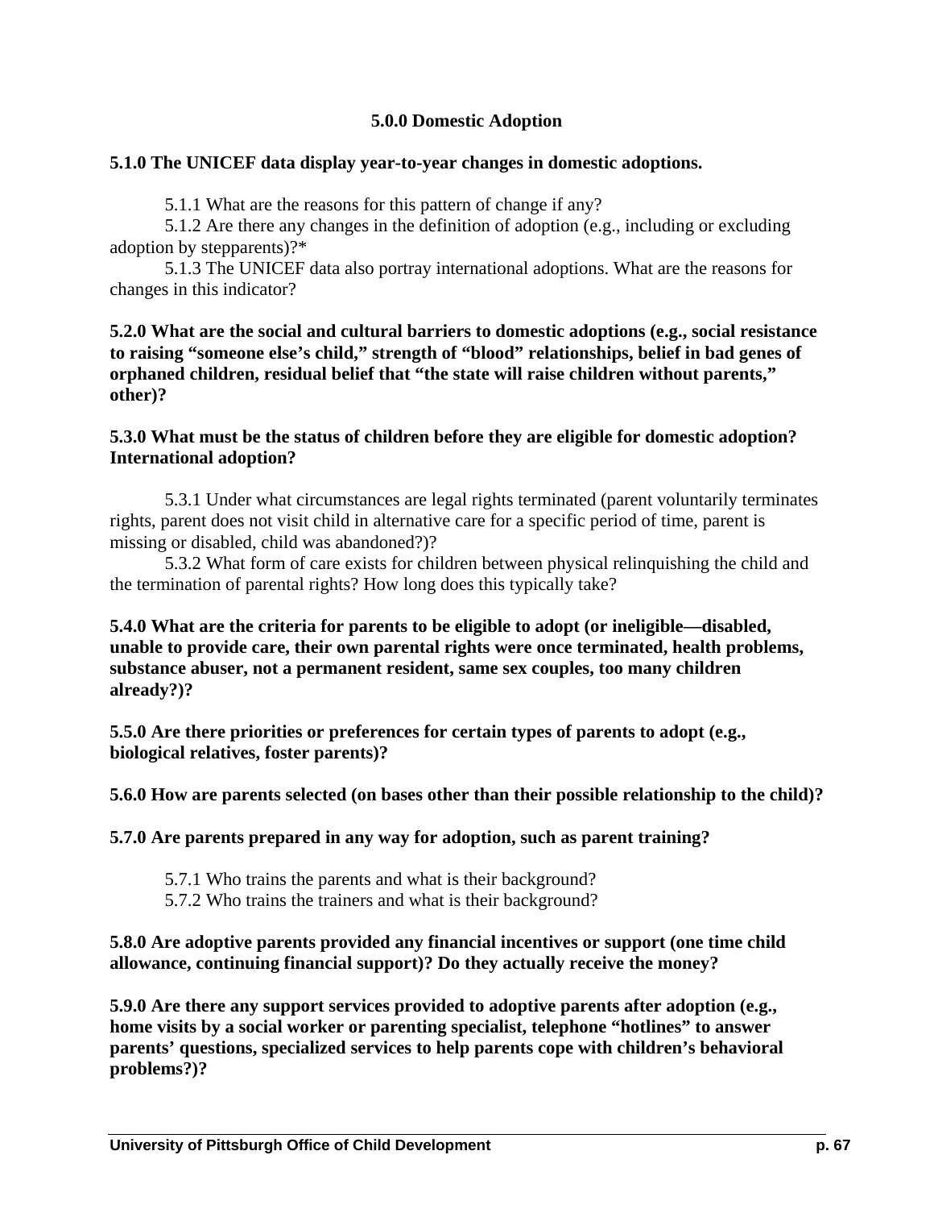**5.0.0 Domestic Adoption**

**5.1.0 The UNICEF data display year-to-year changes in domestic adoptions.**

5.1.1 What are the reasons for this pattern of change if any?

5.1.2 Are there any changes in the definition of adoption (e.g., including or excluding adoption by stepparents)?*

5.1.3 The UNICEF data also portray international adoptions. What are the reasons for changes in this indicator?

**5.2.0 What are the social and cultural barriers to domestic adoptions (e.g., social resistance to raising "someone else's child," strength of "blood" relationships, belief in bad genes of orphaned children, residual belief that "the state will raise children without parents," other)?**

**5.3.0 What must be the status of children before they are eligible for domestic adoption? International adoption?**

5.3.1 Under what circumstances are legal rights terminated (parent voluntarily terminates rights, parent does not visit child in alternative care for a specific period of time, parent is missing or disabled, child was abandoned?)?

5.3.2 What form of care exists for children between physical relinquishing the child and the termination of parental rights? How long does this typically take?

**5.4.0 What are the criteria for parents to be eligible to adopt (or ineligible—disabled, unable to provide care, their own parental rights were once terminated, health problems, substance abuser, not a permanent resident, same sex couples, too many children already?)?**

**5.5.0 Are there priorities or preferences for certain types of parents to adopt (e.g., biological relatives, foster parents)?**

**5.6.0 How are parents selected (on bases other than their possible relationship to the child)?**

**5.7.0 Are parents prepared in any way for adoption, such as parent training?**

5.7.1 Who trains the parents and what is their background?

5.7.2 Who trains the trainers and what is their background?

**5.8.0 Are adoptive parents provided any financial incentives or support (one time child allowance, continuing financial support)? Do they actually receive the money?**

**5.9.0 Are there any support services provided to adoptive parents after adoption (e.g., home visits by a social worker or parenting specialist, telephone "hotlines" to answer parents' questions, specialized services to help parents cope with children's behavioral problems?)?**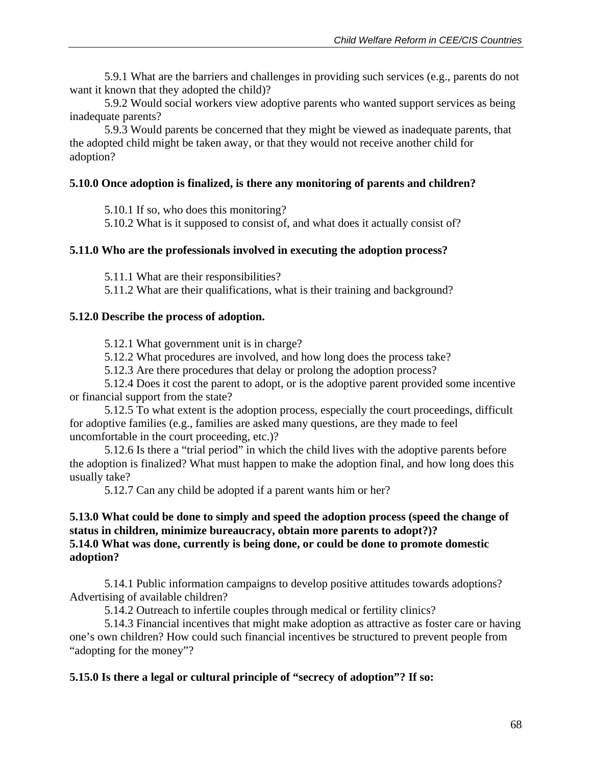5.9.1 What are the barriers and challenges in providing such services (e.g., parents do not want it known that they adopted the child)?

5.9.2 Would social workers view adoptive parents who wanted support services as being inadequate parents?

5.9.3 Would parents be concerned that they might be viewed as inadequate parents, that the adopted child might be taken away, or that they would not receive another child for adoption?

**5.10.0 Once adoption is finalized, is there any monitoring of parents and children?**

5.10.1 If so, who does this monitoring?

5.10.2 What is it supposed to consist of, and what does it actually consist of?

**5.11.0 Who are the professionals involved in executing the adoption process?**

5.11.1 What are their responsibilities?

5.11.2 What are their qualifications, what is their training and background?

**5.12.0 Describe the process of adoption.**

5.12.1 What government unit is in charge?

5.12.2 What procedures are involved, and how long does the process take?

5.12.3 Are there procedures that delay or prolong the adoption process?

5.12.4 Does it cost the parent to adopt, or is the adoptive parent provided some incentive or financial support from the state?

5.12.5 To what extent is the adoption process, especially the court proceedings, difficult for adoptive families (e.g., families are asked many questions, are they made to feel uncomfortable in the court proceeding, etc.)?

5.12.6 Is there a "trial period" in which the child lives with the adoptive parents before the adoption is finalized? What must happen to make the adoption final, and how long does this usually take?

5.12.7 Can any child be adopted if a parent wants him or her?

**5.13.0 What could be done to simply and speed the adoption process (speed the change of status in children, minimize bureaucracy, obtain more parents to adopt?)?**
**5.14.0 What was done, currently is being done, or could be done to promote domestic adoption?**

5.14.1 Public information campaigns to develop positive attitudes towards adoptions? Advertising of available children?

5.14.2 Outreach to infertile couples through medical or fertility clinics?

5.14.3 Financial incentives that might make adoption as attractive as foster care or having one's own children? How could such financial incentives be structured to prevent people from "adopting for the money"?

**5.15.0 Is there a legal or cultural principle of "secrecy of adoption"? If so:**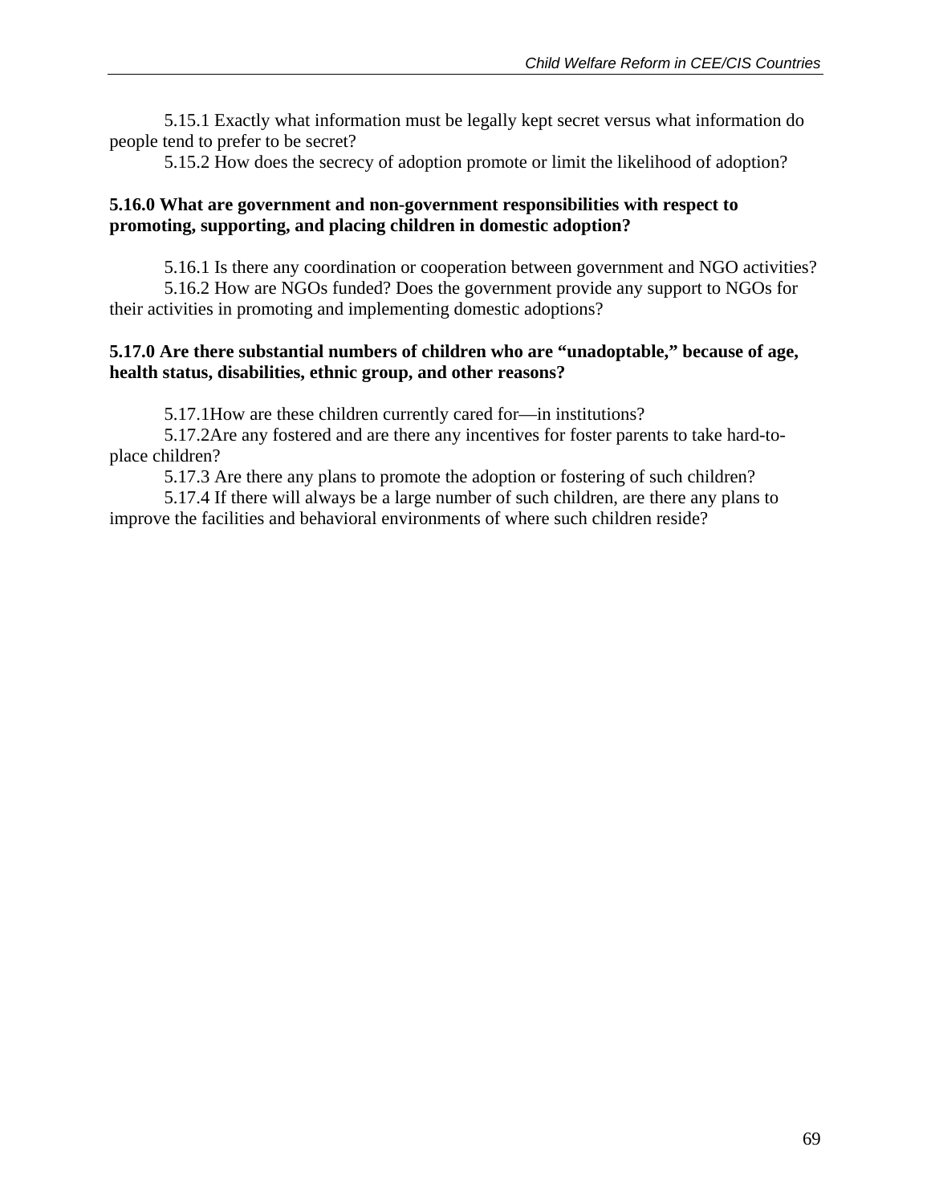5.15.1 Exactly what information must be legally kept secret versus what information do people tend to prefer to be secret?

5.15.2 How does the secrecy of adoption promote or limit the likelihood of adoption?

**5.16.0 What are government and non-government responsibilities with respect to promoting, supporting, and placing children in domestic adoption?**

5.16.1 Is there any coordination or cooperation between government and NGO activities?

5.16.2 How are NGOs funded? Does the government provide any support to NGOs for their activities in promoting and implementing domestic adoptions?

**5.17.0 Are there substantial numbers of children who are "unadoptable," because of age, health status, disabilities, ethnic group, and other reasons?**

5.17.1How are these children currently cared for—in institutions?

5.17.2Are any fostered and are there any incentives for foster parents to take hard-to-place children?

5.17.3 Are there any plans to promote the adoption or fostering of such children?

5.17.4 If there will always be a large number of such children, are there any plans to improve the facilities and behavioral environments of where such children reside?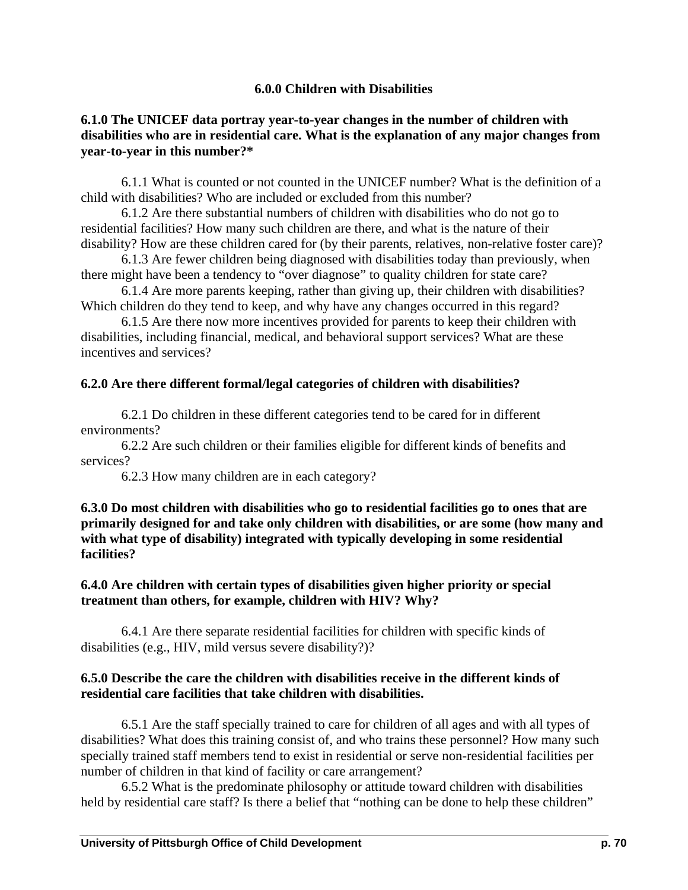## 6.0.0 Children with Disabilities

**6.1.0 The UNICEF data portray year-to-year changes in the number of children with disabilities who are in residential care. What is the explanation of any major changes from year-to-year in this number?***

6.1.1 What is counted or not counted in the UNICEF number? What is the definition of a child with disabilities? Who are included or excluded from this number?

6.1.2 Are there substantial numbers of children with disabilities who do not go to residential facilities? How many such children are there, and what is the nature of their disability? How are these children cared for (by their parents, relatives, non-relative foster care)?

6.1.3 Are fewer children being diagnosed with disabilities today than previously, when there might have been a tendency to "over diagnose" to quality children for state care?

6.1.4 Are more parents keeping, rather than giving up, their children with disabilities? Which children do they tend to keep, and why have any changes occurred in this regard?

6.1.5 Are there now more incentives provided for parents to keep their children with disabilities, including financial, medical, and behavioral support services? What are these incentives and services?

**6.2.0 Are there different formal/legal categories of children with disabilities?**

6.2.1 Do children in these different categories tend to be cared for in different environments?

6.2.2 Are such children or their families eligible for different kinds of benefits and services?

6.2.3 How many children are in each category?

**6.3.0 Do most children with disabilities who go to residential facilities go to ones that are primarily designed for and take only children with disabilities, or are some (how many and with what type of disability) integrated with typically developing in some residential facilities?**

**6.4.0 Are children with certain types of disabilities given higher priority or special treatment than others, for example, children with HIV? Why?**

6.4.1 Are there separate residential facilities for children with specific kinds of disabilities (e.g., HIV, mild versus severe disability?)?

**6.5.0 Describe the care the children with disabilities receive in the different kinds of residential care facilities that take children with disabilities.**

6.5.1 Are the staff specially trained to care for children of all ages and with all types of disabilities? What does this training consist of, and who trains these personnel? How many such specially trained staff members tend to exist in residential or serve non-residential facilities per number of children in that kind of facility or care arrangement?

6.5.2 What is the predominate philosophy or attitude toward children with disabilities held by residential care staff? Is there a belief that "nothing can be done to help these children"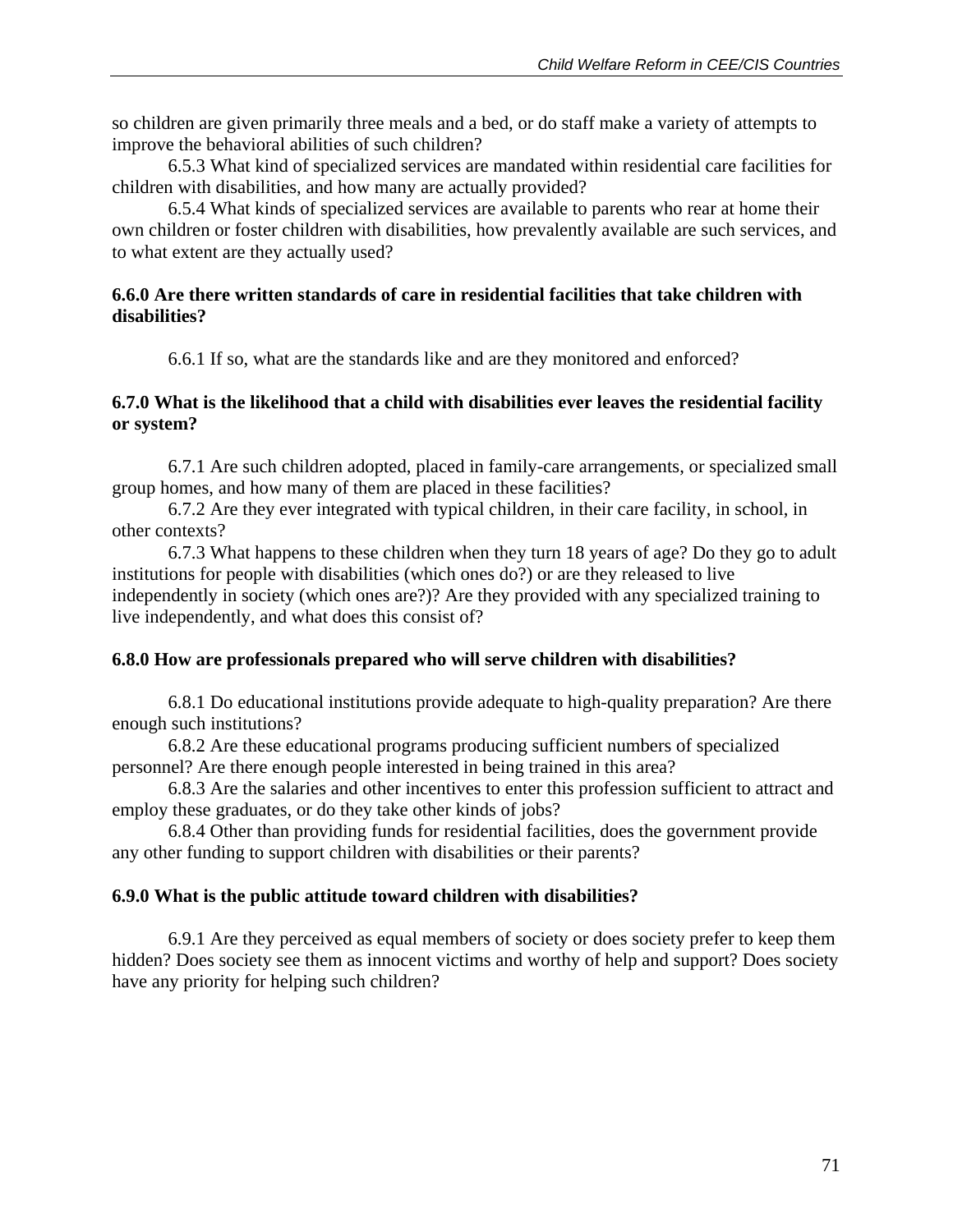so children are given primarily three meals and a bed, or do staff make a variety of attempts to improve the behavioral abilities of such children?

6.5.3 What kind of specialized services are mandated within residential care facilities for children with disabilities, and how many are actually provided?

6.5.4 What kinds of specialized services are available to parents who rear at home their own children or foster children with disabilities, how prevalently available are such services, and to what extent are they actually used?

**6.6.0 Are there written standards of care in residential facilities that take children with disabilities?**

6.6.1 If so, what are the standards like and are they monitored and enforced?

**6.7.0 What is the likelihood that a child with disabilities ever leaves the residential facility or system?**

6.7.1 Are such children adopted, placed in family-care arrangements, or specialized small group homes, and how many of them are placed in these facilities?

6.7.2 Are they ever integrated with typical children, in their care facility, in school, in other contexts?

6.7.3 What happens to these children when they turn 18 years of age? Do they go to adult institutions for people with disabilities (which ones do?) or are they released to live independently in society (which ones are?)? Are they provided with any specialized training to live independently, and what does this consist of?

**6.8.0 How are professionals prepared who will serve children with disabilities?**

6.8.1 Do educational institutions provide adequate to high-quality preparation? Are there enough such institutions?

6.8.2 Are these educational programs producing sufficient numbers of specialized personnel? Are there enough people interested in being trained in this area?

6.8.3 Are the salaries and other incentives to enter this profession sufficient to attract and employ these graduates, or do they take other kinds of jobs?

6.8.4 Other than providing funds for residential facilities, does the government provide any other funding to support children with disabilities or their parents?

**6.9.0 What is the public attitude toward children with disabilities?**

6.9.1 Are they perceived as equal members of society or does society prefer to keep them hidden? Does society see them as innocent victims and worthy of help and support? Does society have any priority for helping such children?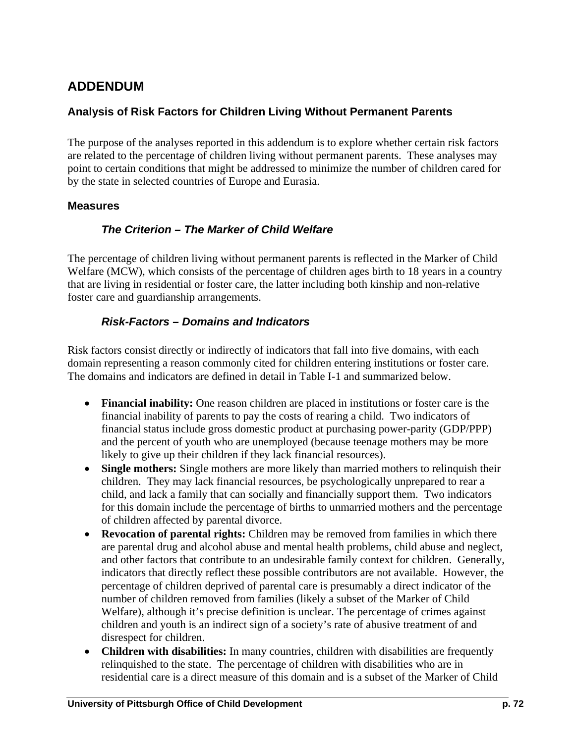## ADDENDUM

### Analysis of Risk Factors for Children Living Without Permanent Parents

The purpose of the analyses reported in this addendum is to explore whether certain risk factors are related to the percentage of children living without permanent parents. These analyses may point to certain conditions that might be addressed to minimize the number of children cared for by the state in selected countries of Europe and Eurasia.

### Measures

#### *The Criterion – The Marker of Child Welfare*

The percentage of children living without permanent parents is reflected in the Marker of Child Welfare (MCW), which consists of the percentage of children ages birth to 18 years in a country that are living in residential or foster care, the latter including both kinship and non-relative foster care and guardianship arrangements.

#### *Risk-Factors – Domains and Indicators*

Risk factors consist directly or indirectly of indicators that fall into five domains, with each domain representing a reason commonly cited for children entering institutions or foster care. The domains and indicators are defined in detail in Table I-1 and summarized below.

- **Financial inability:** One reason children are placed in institutions or foster care is the financial inability of parents to pay the costs of rearing a child. Two indicators of financial status include gross domestic product at purchasing power-parity (GDP/PPP) and the percent of youth who are unemployed (because teenage mothers may be more likely to give up their children if they lack financial resources).
- **Single mothers:** Single mothers are more likely than married mothers to relinquish their children. They may lack financial resources, be psychologically unprepared to rear a child, and lack a family that can socially and financially support them. Two indicators for this domain include the percentage of births to unmarried mothers and the percentage of children affected by parental divorce.
- **Revocation of parental rights:** Children may be removed from families in which there are parental drug and alcohol abuse and mental health problems, child abuse and neglect, and other factors that contribute to an undesirable family context for children. Generally, indicators that directly reflect these possible contributors are not available. However, the percentage of children deprived of parental care is presumably a direct indicator of the number of children removed from families (likely a subset of the Marker of Child Welfare), although it's precise definition is unclear. The percentage of crimes against children and youth is an indirect sign of a society's rate of abusive treatment of and disrespect for children.
- **Children with disabilities:** In many countries, children with disabilities are frequently relinquished to the state. The percentage of children with disabilities who are in residential care is a direct measure of this domain and is a subset of the Marker of Child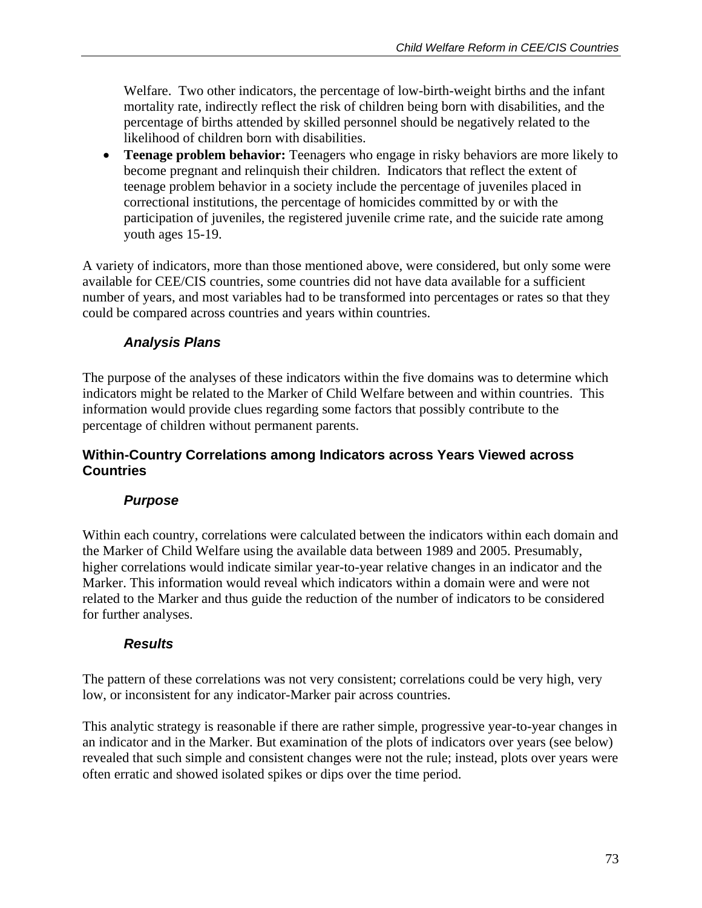Welfare. Two other indicators, the percentage of low-birth-weight births and the infant mortality rate, indirectly reflect the risk of children being born with disabilities, and the percentage of births attended by skilled personnel should be negatively related to the likelihood of children born with disabilities.

- **Teenage problem behavior:** Teenagers who engage in risky behaviors are more likely to become pregnant and relinquish their children. Indicators that reflect the extent of teenage problem behavior in a society include the percentage of juveniles placed in correctional institutions, the percentage of homicides committed by or with the participation of juveniles, the registered juvenile crime rate, and the suicide rate among youth ages 15-19.

A variety of indicators, more than those mentioned above, were considered, but only some were available for CEE/CIS countries, some countries did not have data available for a sufficient number of years, and most variables had to be transformed into percentages or rates so that they could be compared across countries and years within countries.

#### *Analysis Plans*

The purpose of the analyses of these indicators within the five domains was to determine which indicators might be related to the Marker of Child Welfare between and within countries. This information would provide clues regarding some factors that possibly contribute to the percentage of children without permanent parents.

### Within-Country Correlations among Indicators across Years Viewed across Countries

#### *Purpose*

Within each country, correlations were calculated between the indicators within each domain and the Marker of Child Welfare using the available data between 1989 and 2005. Presumably, higher correlations would indicate similar year-to-year relative changes in an indicator and the Marker. This information would reveal which indicators within a domain were and were not related to the Marker and thus guide the reduction of the number of indicators to be considered for further analyses.

#### *Results*

The pattern of these correlations was not very consistent; correlations could be very high, very low, or inconsistent for any indicator-Marker pair across countries.

This analytic strategy is reasonable if there are rather simple, progressive year-to-year changes in an indicator and in the Marker. But examination of the plots of indicators over years (see below) revealed that such simple and consistent changes were not the rule; instead, plots over years were often erratic and showed isolated spikes or dips over the time period.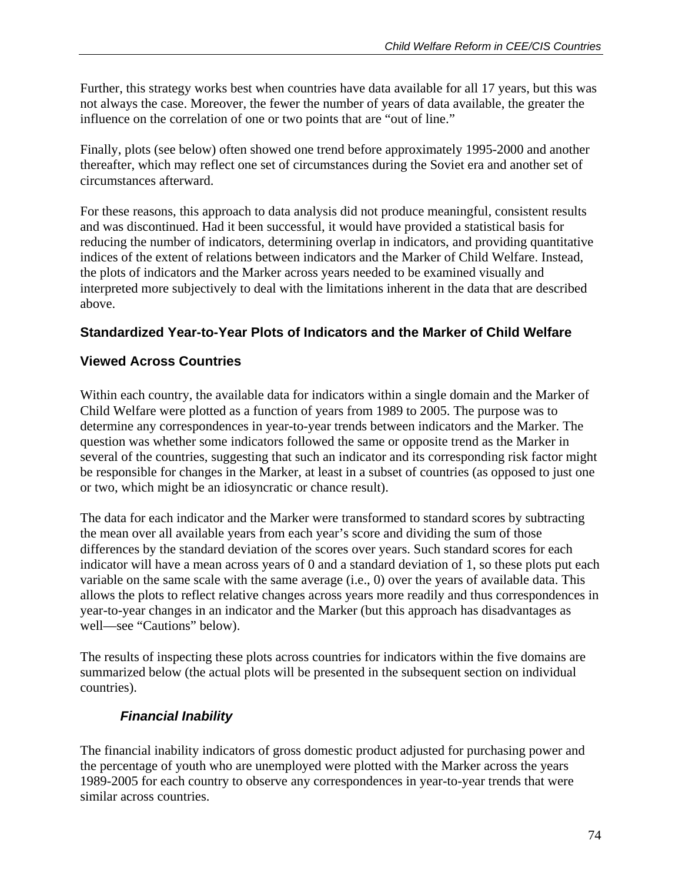Further, this strategy works best when countries have data available for all 17 years, but this was not always the case. Moreover, the fewer the number of years of data available, the greater the influence on the correlation of one or two points that are "out of line."

Finally, plots (see below) often showed one trend before approximately 1995-2000 and another thereafter, which may reflect one set of circumstances during the Soviet era and another set of circumstances afterward.

For these reasons, this approach to data analysis did not produce meaningful, consistent results and was discontinued. Had it been successful, it would have provided a statistical basis for reducing the number of indicators, determining overlap in indicators, and providing quantitative indices of the extent of relations between indicators and the Marker of Child Welfare. Instead, the plots of indicators and the Marker across years needed to be examined visually and interpreted more subjectively to deal with the limitations inherent in the data that are described above.

### Standardized Year-to-Year Plots of Indicators and the Marker of Child Welfare

### Viewed Across Countries

Within each country, the available data for indicators within a single domain and the Marker of Child Welfare were plotted as a function of years from 1989 to 2005. The purpose was to determine any correspondences in year-to-year trends between indicators and the Marker. The question was whether some indicators followed the same or opposite trend as the Marker in several of the countries, suggesting that such an indicator and its corresponding risk factor might be responsible for changes in the Marker, at least in a subset of countries (as opposed to just one or two, which might be an idiosyncratic or chance result).

The data for each indicator and the Marker were transformed to standard scores by subtracting the mean over all available years from each year's score and dividing the sum of those differences by the standard deviation of the scores over years. Such standard scores for each indicator will have a mean across years of 0 and a standard deviation of 1, so these plots put each variable on the same scale with the same average (i.e., 0) over the years of available data. This allows the plots to reflect relative changes across years more readily and thus correspondences in year-to-year changes in an indicator and the Marker (but this approach has disadvantages as well—see "Cautions" below).

The results of inspecting these plots across countries for indicators within the five domains are summarized below (the actual plots will be presented in the subsequent section on individual countries).

#### *Financial Inability*

The financial inability indicators of gross domestic product adjusted for purchasing power and the percentage of youth who are unemployed were plotted with the Marker across the years 1989-2005 for each country to observe any correspondences in year-to-year trends that were similar across countries.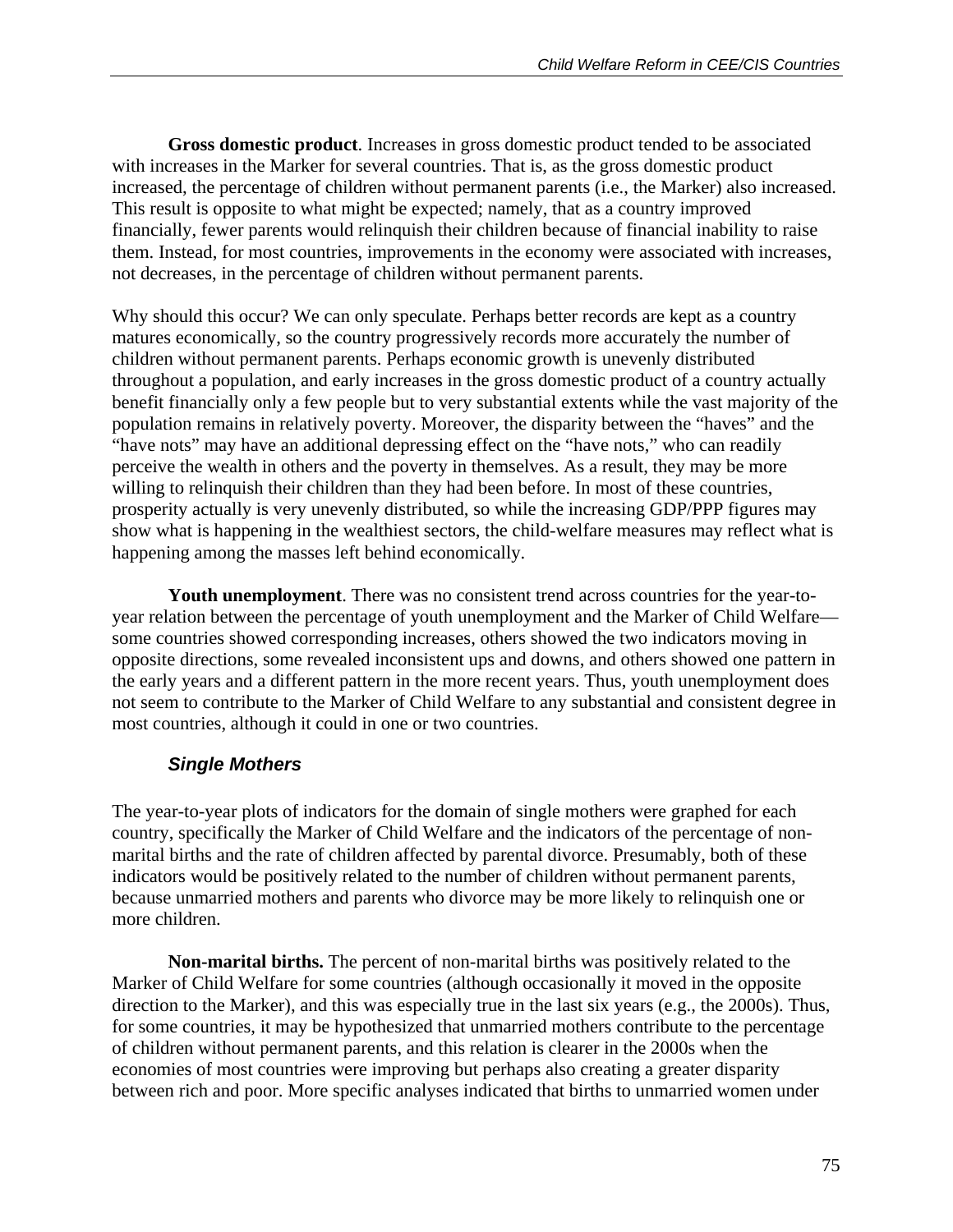**Gross domestic product**. Increases in gross domestic product tended to be associated with increases in the Marker for several countries. That is, as the gross domestic product increased, the percentage of children without permanent parents (i.e., the Marker) also increased. This result is opposite to what might be expected; namely, that as a country improved financially, fewer parents would relinquish their children because of financial inability to raise them. Instead, for most countries, improvements in the economy were associated with increases, not decreases, in the percentage of children without permanent parents.

Why should this occur? We can only speculate. Perhaps better records are kept as a country matures economically, so the country progressively records more accurately the number of children without permanent parents. Perhaps economic growth is unevenly distributed throughout a population, and early increases in the gross domestic product of a country actually benefit financially only a few people but to very substantial extents while the vast majority of the population remains in relatively poverty. Moreover, the disparity between the "haves" and the "have nots" may have an additional depressing effect on the "have nots," who can readily perceive the wealth in others and the poverty in themselves. As a result, they may be more willing to relinquish their children than they had been before. In most of these countries, prosperity actually is very unevenly distributed, so while the increasing GDP/PPP figures may show what is happening in the wealthiest sectors, the child-welfare measures may reflect what is happening among the masses left behind economically.

**Youth unemployment**. There was no consistent trend across countries for the year-to-year relation between the percentage of youth unemployment and the Marker of Child Welfare—some countries showed corresponding increases, others showed the two indicators moving in opposite directions, some revealed inconsistent ups and downs, and others showed one pattern in the early years and a different pattern in the more recent years. Thus, youth unemployment does not seem to contribute to the Marker of Child Welfare to any substantial and consistent degree in most countries, although it could in one or two countries.

### *Single Mothers*

The year-to-year plots of indicators for the domain of single mothers were graphed for each country, specifically the Marker of Child Welfare and the indicators of the percentage of non-marital births and the rate of children affected by parental divorce. Presumably, both of these indicators would be positively related to the number of children without permanent parents, because unmarried mothers and parents who divorce may be more likely to relinquish one or more children.

**Non-marital births.** The percent of non-marital births was positively related to the Marker of Child Welfare for some countries (although occasionally it moved in the opposite direction to the Marker), and this was especially true in the last six years (e.g., the 2000s). Thus, for some countries, it may be hypothesized that unmarried mothers contribute to the percentage of children without permanent parents, and this relation is clearer in the 2000s when the economies of most countries were improving but perhaps also creating a greater disparity between rich and poor. More specific analyses indicated that births to unmarried women under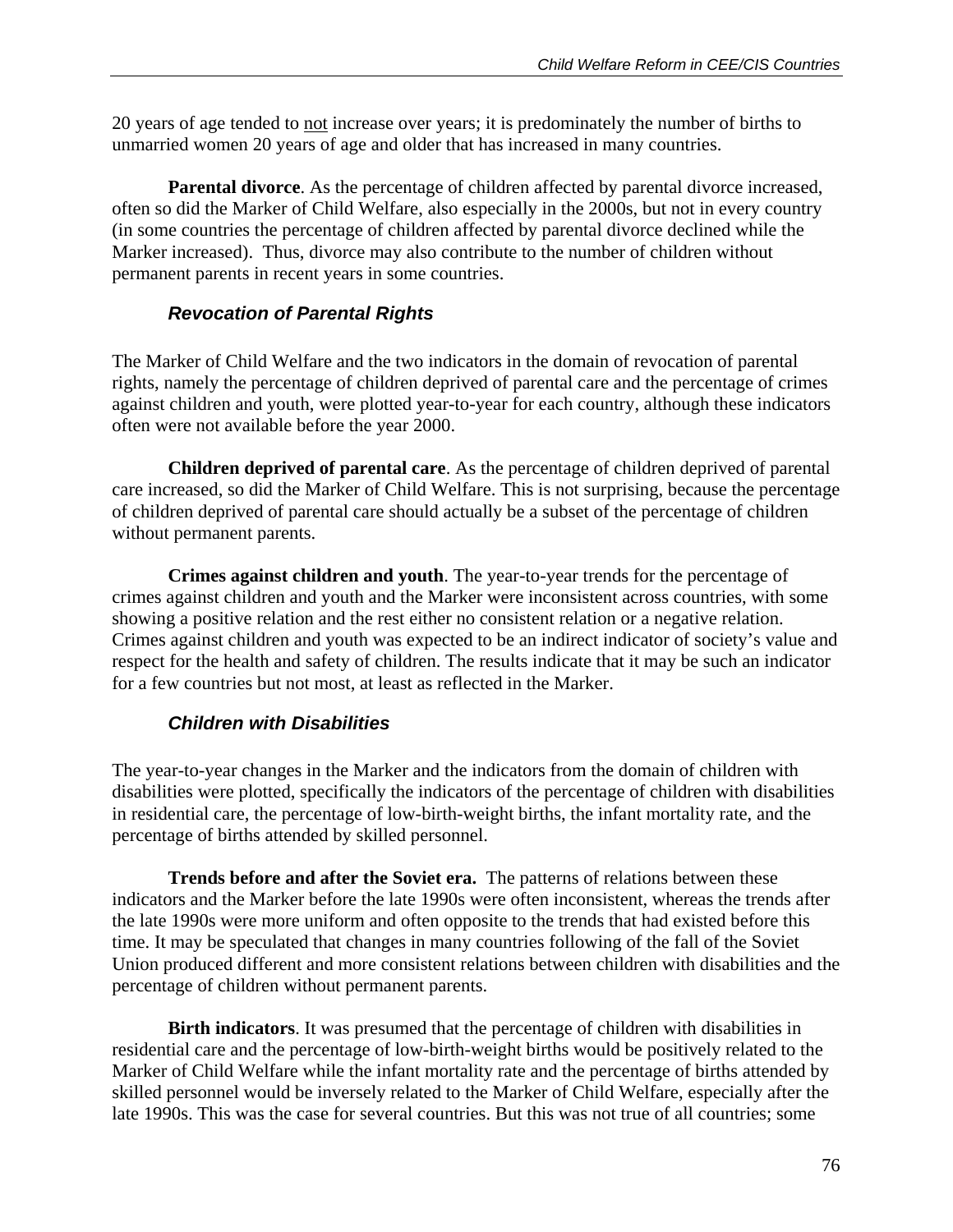20 years of age tended to <u>not</u> increase over years; it is predominately the number of births to unmarried women 20 years of age and older that has increased in many countries.

**Parental divorce**. As the percentage of children affected by parental divorce increased, often so did the Marker of Child Welfare, also especially in the 2000s, but not in every country (in some countries the percentage of children affected by parental divorce declined while the Marker increased). Thus, divorce may also contribute to the number of children without permanent parents in recent years in some countries.

### *Revocation of Parental Rights*

The Marker of Child Welfare and the two indicators in the domain of revocation of parental rights, namely the percentage of children deprived of parental care and the percentage of crimes against children and youth, were plotted year-to-year for each country, although these indicators often were not available before the year 2000.

**Children deprived of parental care**. As the percentage of children deprived of parental care increased, so did the Marker of Child Welfare. This is not surprising, because the percentage of children deprived of parental care should actually be a subset of the percentage of children without permanent parents.

**Crimes against children and youth**. The year-to-year trends for the percentage of crimes against children and youth and the Marker were inconsistent across countries, with some showing a positive relation and the rest either no consistent relation or a negative relation. Crimes against children and youth was expected to be an indirect indicator of society's value and respect for the health and safety of children. The results indicate that it may be such an indicator for a few countries but not most, at least as reflected in the Marker.

### *Children with Disabilities*

The year-to-year changes in the Marker and the indicators from the domain of children with disabilities were plotted, specifically the indicators of the percentage of children with disabilities in residential care, the percentage of low-birth-weight births, the infant mortality rate, and the percentage of births attended by skilled personnel.

**Trends before and after the Soviet era.** The patterns of relations between these indicators and the Marker before the late 1990s were often inconsistent, whereas the trends after the late 1990s were more uniform and often opposite to the trends that had existed before this time. It may be speculated that changes in many countries following of the fall of the Soviet Union produced different and more consistent relations between children with disabilities and the percentage of children without permanent parents.

**Birth indicators**. It was presumed that the percentage of children with disabilities in residential care and the percentage of low-birth-weight births would be positively related to the Marker of Child Welfare while the infant mortality rate and the percentage of births attended by skilled personnel would be inversely related to the Marker of Child Welfare, especially after the late 1990s. This was the case for several countries. But this was not true of all countries; some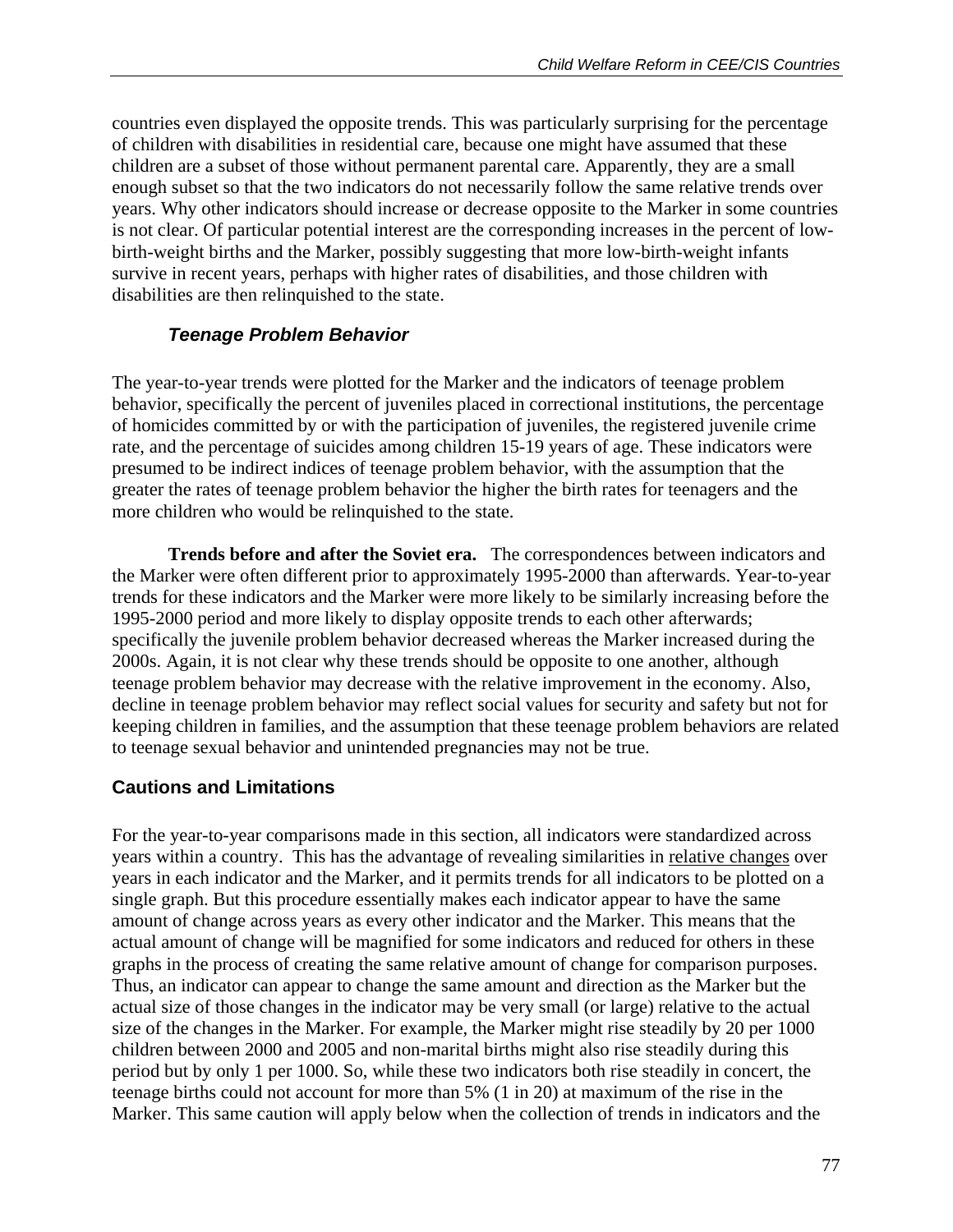countries even displayed the opposite trends. This was particularly surprising for the percentage of children with disabilities in residential care, because one might have assumed that these children are a subset of those without permanent parental care. Apparently, they are a small enough subset so that the two indicators do not necessarily follow the same relative trends over years. Why other indicators should increase or decrease opposite to the Marker in some countries is not clear. Of particular potential interest are the corresponding increases in the percent of low-birth-weight births and the Marker, possibly suggesting that more low-birth-weight infants survive in recent years, perhaps with higher rates of disabilities, and those children with disabilities are then relinquished to the state.

### *Teenage Problem Behavior*

The year-to-year trends were plotted for the Marker and the indicators of teenage problem behavior, specifically the percent of juveniles placed in correctional institutions, the percentage of homicides committed by or with the participation of juveniles, the registered juvenile crime rate, and the percentage of suicides among children 15-19 years of age. These indicators were presumed to be indirect indices of teenage problem behavior, with the assumption that the greater the rates of teenage problem behavior the higher the birth rates for teenagers and the more children who would be relinquished to the state.

**Trends before and after the Soviet era.** The correspondences between indicators and the Marker were often different prior to approximately 1995-2000 than afterwards. Year-to-year trends for these indicators and the Marker were more likely to be similarly increasing before the 1995-2000 period and more likely to display opposite trends to each other afterwards; specifically the juvenile problem behavior decreased whereas the Marker increased during the 2000s. Again, it is not clear why these trends should be opposite to one another, although teenage problem behavior may decrease with the relative improvement in the economy. Also, decline in teenage problem behavior may reflect social values for security and safety but not for keeping children in families, and the assumption that these teenage problem behaviors are related to teenage sexual behavior and unintended pregnancies may not be true.

## Cautions and Limitations

For the year-to-year comparisons made in this section, all indicators were standardized across years within a country. This has the advantage of revealing similarities in relative changes over years in each indicator and the Marker, and it permits trends for all indicators to be plotted on a single graph. But this procedure essentially makes each indicator appear to have the same amount of change across years as every other indicator and the Marker. This means that the actual amount of change will be magnified for some indicators and reduced for others in these graphs in the process of creating the same relative amount of change for comparison purposes. Thus, an indicator can appear to change the same amount and direction as the Marker but the actual size of those changes in the indicator may be very small (or large) relative to the actual size of the changes in the Marker. For example, the Marker might rise steadily by 20 per 1000 children between 2000 and 2005 and non-marital births might also rise steadily during this period but by only 1 per 1000. So, while these two indicators both rise steadily in concert, the teenage births could not account for more than 5% (1 in 20) at maximum of the rise in the Marker. This same caution will apply below when the collection of trends in indicators and the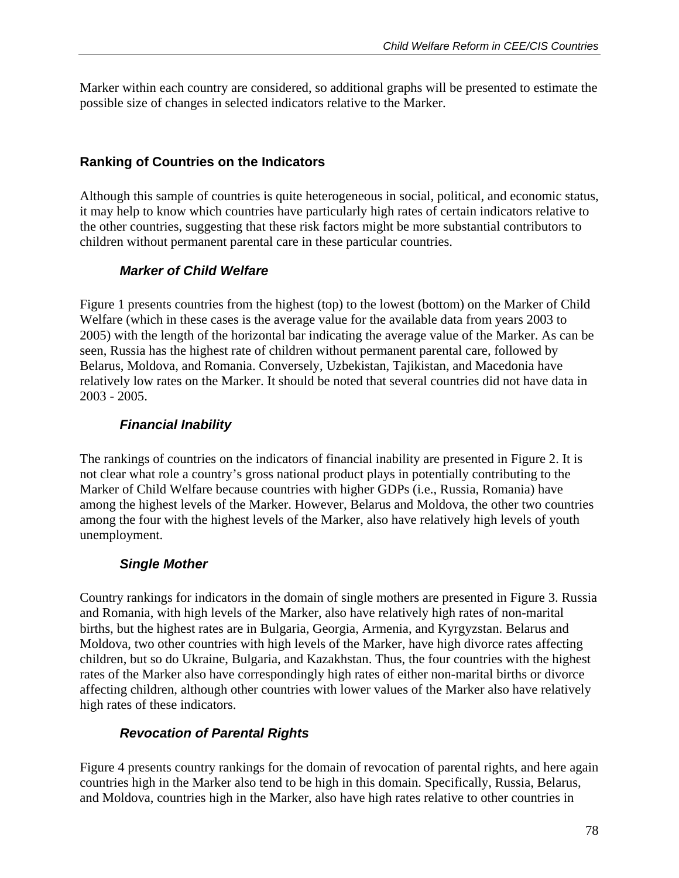Marker within each country are considered, so additional graphs will be presented to estimate the possible size of changes in selected indicators relative to the Marker.

## Ranking of Countries on the Indicators

Although this sample of countries is quite heterogeneous in social, political, and economic status, it may help to know which countries have particularly high rates of certain indicators relative to the other countries, suggesting that these risk factors might be more substantial contributors to children without permanent parental care in these particular countries.

### *Marker of Child Welfare*

Figure 1 presents countries from the highest (top) to the lowest (bottom) on the Marker of Child Welfare (which in these cases is the average value for the available data from years 2003 to 2005) with the length of the horizontal bar indicating the average value of the Marker. As can be seen, Russia has the highest rate of children without permanent parental care, followed by Belarus, Moldova, and Romania. Conversely, Uzbekistan, Tajikistan, and Macedonia have relatively low rates on the Marker. It should be noted that several countries did not have data in 2003 - 2005.

### *Financial Inability*

The rankings of countries on the indicators of financial inability are presented in Figure 2. It is not clear what role a country's gross national product plays in potentially contributing to the Marker of Child Welfare because countries with higher GDPs (i.e., Russia, Romania) have among the highest levels of the Marker. However, Belarus and Moldova, the other two countries among the four with the highest levels of the Marker, also have relatively high levels of youth unemployment.

### *Single Mother*

Country rankings for indicators in the domain of single mothers are presented in Figure 3. Russia and Romania, with high levels of the Marker, also have relatively high rates of non-marital births, but the highest rates are in Bulgaria, Georgia, Armenia, and Kyrgyzstan. Belarus and Moldova, two other countries with high levels of the Marker, have high divorce rates affecting children, but so do Ukraine, Bulgaria, and Kazakhstan. Thus, the four countries with the highest rates of the Marker also have correspondingly high rates of either non-marital births or divorce affecting children, although other countries with lower values of the Marker also have relatively high rates of these indicators.

### *Revocation of Parental Rights*

Figure 4 presents country rankings for the domain of revocation of parental rights, and here again countries high in the Marker also tend to be high in this domain. Specifically, Russia, Belarus, and Moldova, countries high in the Marker, also have high rates relative to other countries in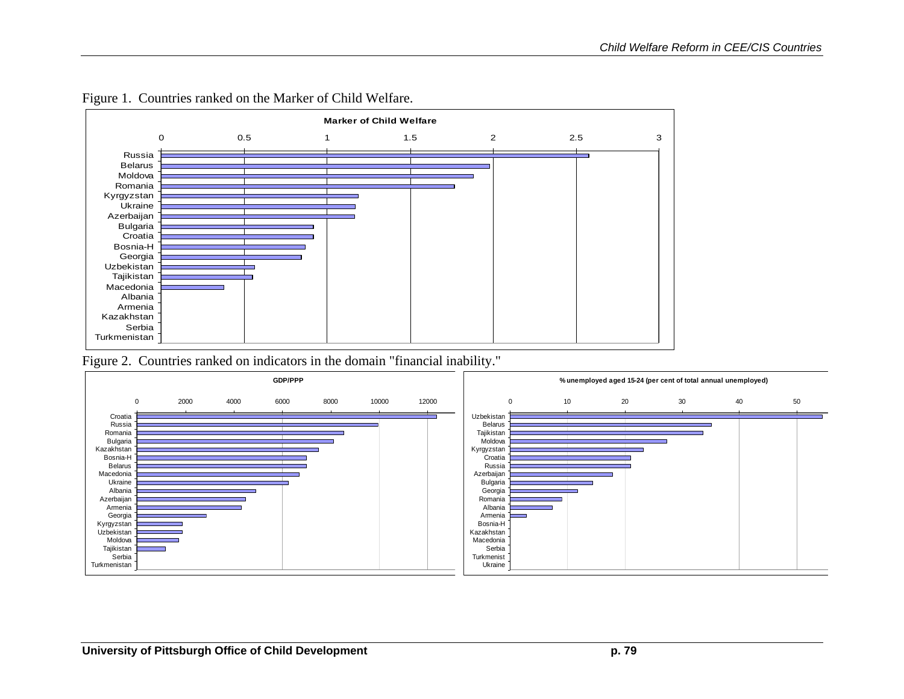Figure 1. Countries ranked on the Marker of Child Welfare.

Figure 2. Countries ranked on indicators in the domain "financial inability."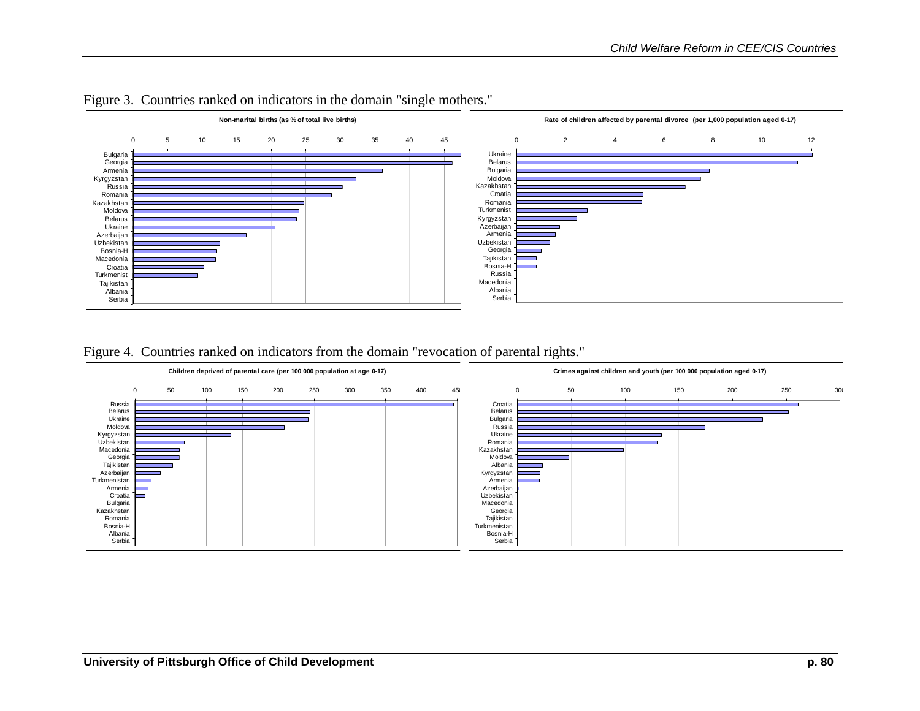Figure 3. Countries ranked on indicators in the domain "single mothers."

**Non-marital births (as % of total live births)**

Bulgaria, Georgia, Armenia, Kyrgyzstan, Russia, Romania, Kazakhstan, Moldova, Belarus, Ukraine, Azerbaijan, Uzbekistan, Bosnia-H, Macedonia, Croatia, Turkmenist, Tajikistan, Albania, Serbia

**Rate of children affected by parental divorce (per 1,000 population aged 0-17)**

Ukraine, Belarus, Bulgaria, Moldova, Kazakhstan, Croatia, Romania, Turkmenist, Kyrgyzstan, Azerbaijan, Armenia, Uzbekistan, Georgia, Tajikistan, Bosnia-H, Russia, Macedonia, Albania, Serbia

Figure 4. Countries ranked on indicators from the domain "revocation of parental rights."

**Children deprived of parental care (per 100 000 population at age 0-17)**

Russia, Belarus, Ukraine, Moldova, Kyrgyzstan, Uzbekistan, Macedonia, Georgia, Tajikistan, Azerbaijan, Turkmenistan, Armenia, Croatia, Bulgaria, Kazakhstan, Romania, Bosnia-H, Albania, Serbia

**Crimes against children and youth (per 100 000 population aged 0-17)**

Croatia, Belarus, Bulgaria, Russia, Ukraine, Romania, Kazakhstan, Moldova, Albania, Kyrgyzstan, Armenia, Azerbaijan, Uzbekistan, Macedonia, Georgia, Tajikistan, Turkmenistan, Bosnia-H, Serbia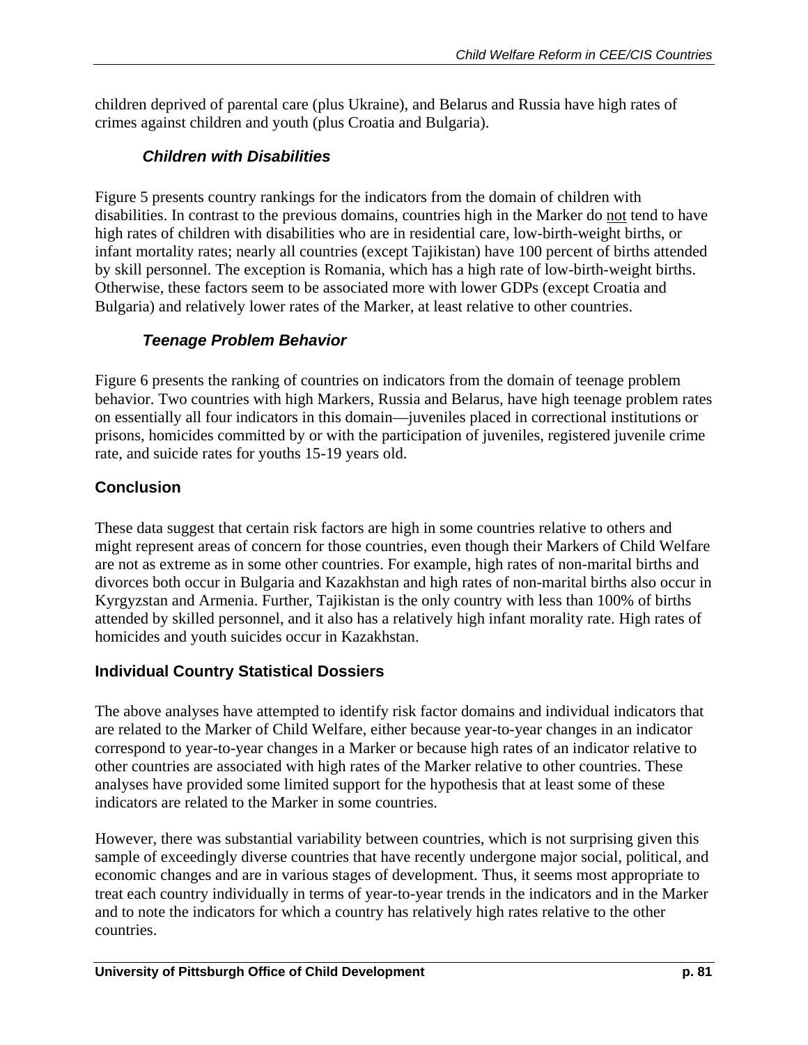children deprived of parental care (plus Ukraine), and Belarus and Russia have high rates of crimes against children and youth (plus Croatia and Bulgaria).

### *Children with Disabilities*

Figure 5 presents country rankings for the indicators from the domain of children with disabilities. In contrast to the previous domains, countries high in the Marker do <u>not</u> tend to have high rates of children with disabilities who are in residential care, low-birth-weight births, or infant mortality rates; nearly all countries (except Tajikistan) have 100 percent of births attended by skill personnel. The exception is Romania, which has a high rate of low-birth-weight births. Otherwise, these factors seem to be associated more with lower GDPs (except Croatia and Bulgaria) and relatively lower rates of the Marker, at least relative to other countries.

### *Teenage Problem Behavior*

Figure 6 presents the ranking of countries on indicators from the domain of teenage problem behavior. Two countries with high Markers, Russia and Belarus, have high teenage problem rates on essentially all four indicators in this domain—juveniles placed in correctional institutions or prisons, homicides committed by or with the participation of juveniles, registered juvenile crime rate, and suicide rates for youths 15-19 years old.

## Conclusion

These data suggest that certain risk factors are high in some countries relative to others and might represent areas of concern for those countries, even though their Markers of Child Welfare are not as extreme as in some other countries. For example, high rates of non-marital births and divorces both occur in Bulgaria and Kazakhstan and high rates of non-marital births also occur in Kyrgyzstan and Armenia. Further, Tajikistan is the only country with less than 100% of births attended by skilled personnel, and it also has a relatively high infant morality rate. High rates of homicides and youth suicides occur in Kazakhstan.

## Individual Country Statistical Dossiers

The above analyses have attempted to identify risk factor domains and individual indicators that are related to the Marker of Child Welfare, either because year-to-year changes in an indicator correspond to year-to-year changes in a Marker or because high rates of an indicator relative to other countries are associated with high rates of the Marker relative to other countries. These analyses have provided some limited support for the hypothesis that at least some of these indicators are related to the Marker in some countries.

However, there was substantial variability between countries, which is not surprising given this sample of exceedingly diverse countries that have recently undergone major social, political, and economic changes and are in various stages of development. Thus, it seems most appropriate to treat each country individually in terms of year-to-year trends in the indicators and in the Marker and to note the indicators for which a country has relatively high rates relative to the other countries.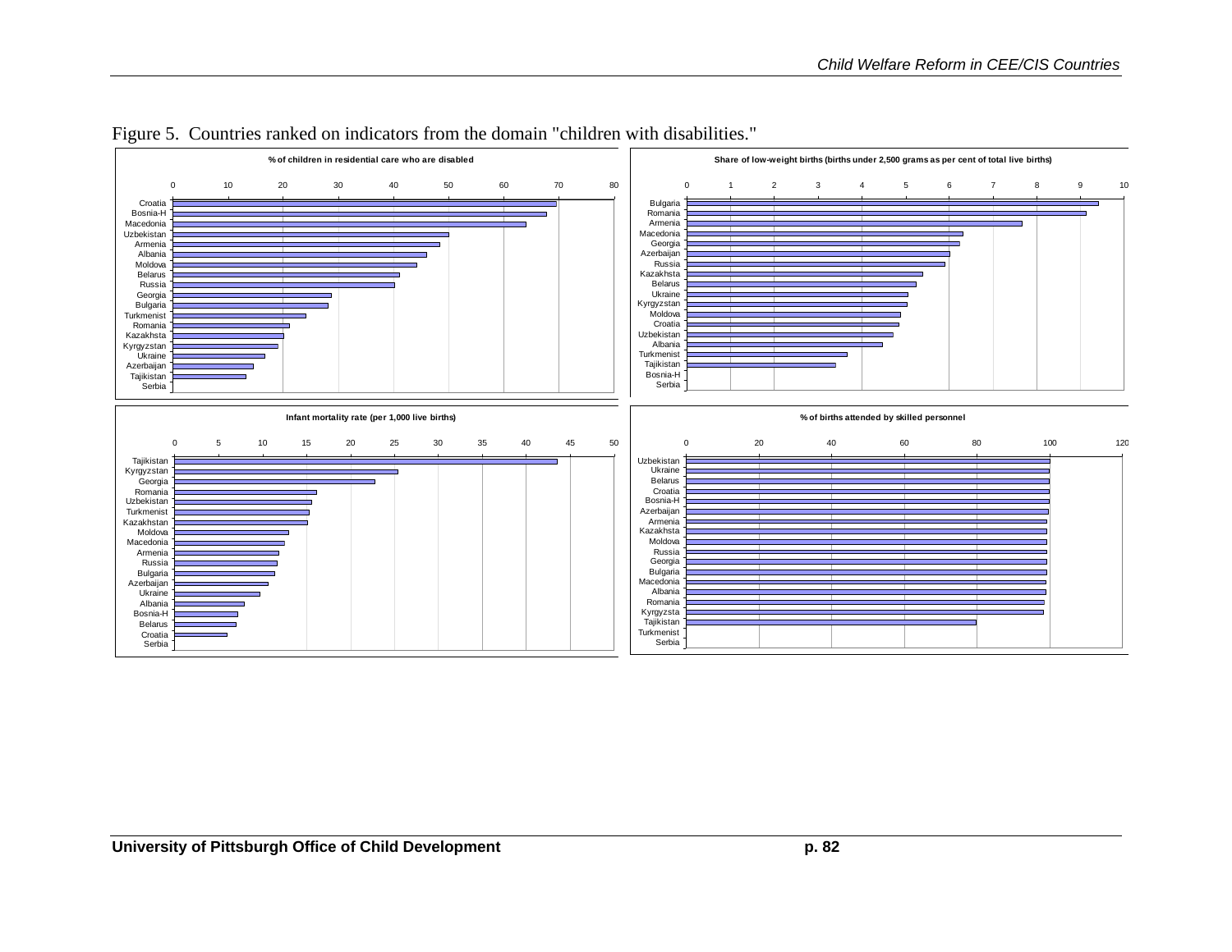Figure 5. Countries ranked on indicators from the domain "children with disabilities."

**% of children in residential care who are disabled**

Croatia, Bosnia-H, Macedonia, Uzbekistan, Armenia, Albania, Moldova, Belarus, Russia, Georgia, Bulgaria, Turkmenist, Romania, Kazakhsta, Kyrgyzstan, Ukraine, Azerbaijan, Tajikistan, Serbia

**Share of low-weight births (births under 2,500 grams as per cent of total live births)**

Bulgaria, Romania, Armenia, Macedonia, Georgia, Azerbaijan, Russia, Kazakhsta, Belarus, Ukraine, Kyrgyzstan, Moldova, Croatia, Uzbekistan, Albania, Turkmenist, Tajikistan, Bosnia-H, Serbia

**Infant mortality rate (per 1,000 live births)**

Tajikistan, Kyrgyzstan, Georgia, Romania, Uzbekistan, Turkmenist, Kazakhstan, Moldova, Macedonia, Armenia, Russia, Bulgaria, Azerbaijan, Ukraine, Albania, Bosnia-H, Belarus, Croatia, Serbia

**% of births attended by skilled personnel**

Uzbekistan, Ukraine, Belarus, Croatia, Bosnia-H, Azerbaijan, Armenia, Kazakhsta, Moldova, Russia, Georgia, Bulgaria, Macedonia, Albania, Romania, Kyrgyzsta, Tajikistan, Turkmenist, Serbia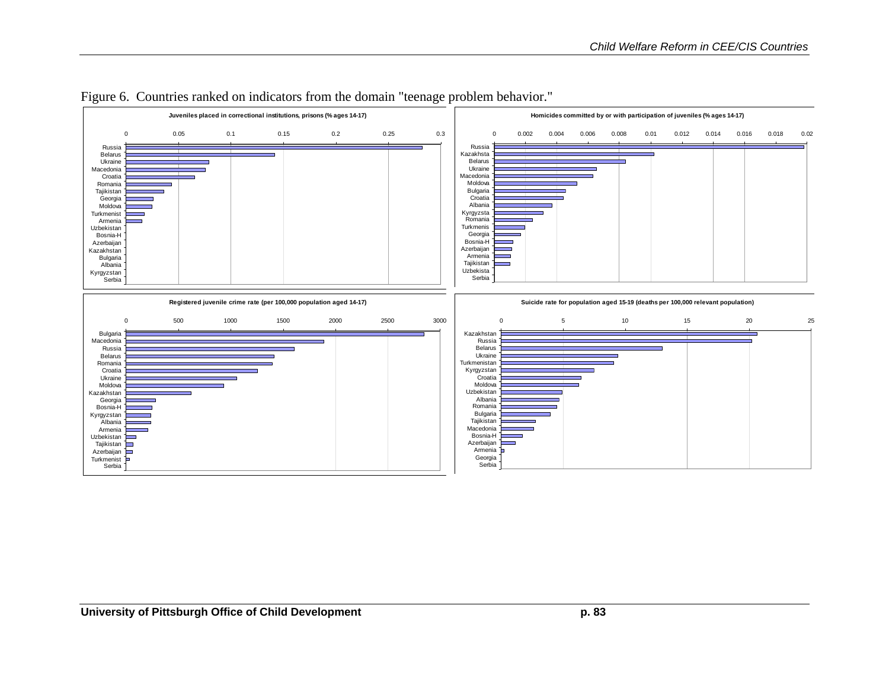Figure 6. Countries ranked on indicators from the domain "teenage problem behavior."

**Juveniles placed in correctional institutions, prisons (% ages 14-17)**

Russia, Belarus, Ukraine, Macedonia, Croatia, Romania, Tajikistan, Georgia, Moldova, Turkmenist, Armenia, Uzbekistan, Bosnia-H, Azerbaijan, Kazakhstan, Bulgaria, Albania, Kyrgyzstan, Serbia

**Homicides committed by or with participation of juveniles (% ages 14-17)**

Russia, Kazakhsta, Belarus, Ukraine, Macedonia, Moldova, Bulgaria, Croatia, Albania, Kyrgyzsta, Romania, Turkmenis, Georgia, Bosnia-H, Azerbaijan, Armenia, Tajikistan, Uzbekista, Serbia

**Registered juvenile crime rate (per 100,000 population aged 14-17)**

Bulgaria, Macedonia, Russia, Belarus, Romania, Croatia, Ukraine, Moldova, Kazakhstan, Georgia, Bosnia-H, Kyrgyzstan, Albania, Armenia, Uzbekistan, Tajikistan, Azerbaijan, Turkmenist, Serbia

**Suicide rate for population aged 15-19 (deaths per 100,000 relevant population)**

Kazakhstan, Russia, Belarus, Ukraine, Turkmenistan, Kyrgyzstan, Croatia, Moldova, Uzbekistan, Albania, Romania, Bulgaria, Tajikistan, Macedonia, Bosnia-H, Azerbaijan, Armenia, Georgia, Serbia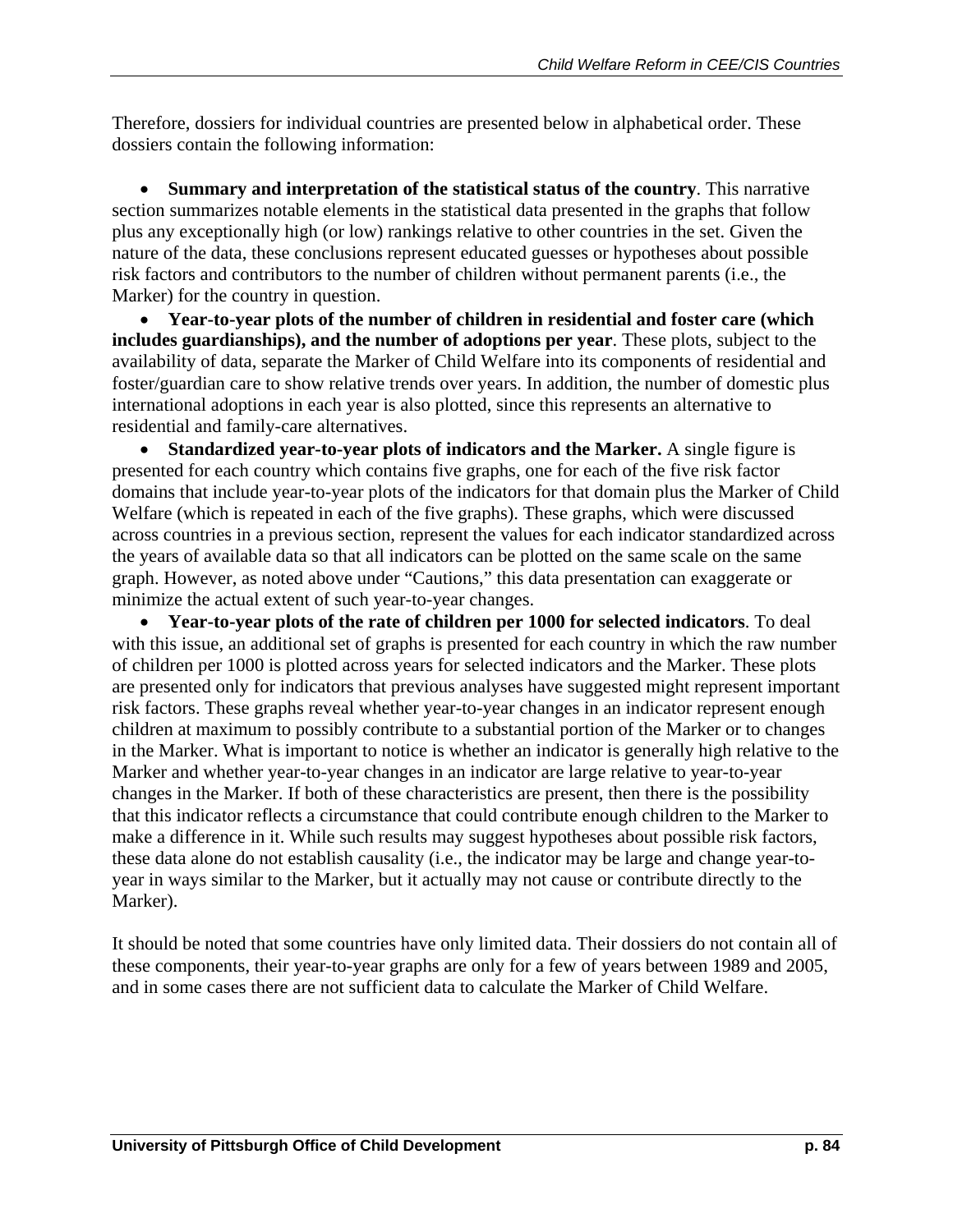Therefore, dossiers for individual countries are presented below in alphabetical order. These dossiers contain the following information:

- **Summary and interpretation of the statistical status of the country**. This narrative section summarizes notable elements in the statistical data presented in the graphs that follow plus any exceptionally high (or low) rankings relative to other countries in the set. Given the nature of the data, these conclusions represent educated guesses or hypotheses about possible risk factors and contributors to the number of children without permanent parents (i.e., the Marker) for the country in question.
- **Year-to-year plots of the number of children in residential and foster care (which includes guardianships), and the number of adoptions per year**. These plots, subject to the availability of data, separate the Marker of Child Welfare into its components of residential and foster/guardian care to show relative trends over years. In addition, the number of domestic plus international adoptions in each year is also plotted, since this represents an alternative to residential and family-care alternatives.
- **Standardized year-to-year plots of indicators and the Marker.** A single figure is presented for each country which contains five graphs, one for each of the five risk factor domains that include year-to-year plots of the indicators for that domain plus the Marker of Child Welfare (which is repeated in each of the five graphs). These graphs, which were discussed across countries in a previous section, represent the values for each indicator standardized across the years of available data so that all indicators can be plotted on the same scale on the same graph. However, as noted above under "Cautions," this data presentation can exaggerate or minimize the actual extent of such year-to-year changes.
- **Year-to-year plots of the rate of children per 1000 for selected indicators**. To deal with this issue, an additional set of graphs is presented for each country in which the raw number of children per 1000 is plotted across years for selected indicators and the Marker. These plots are presented only for indicators that previous analyses have suggested might represent important risk factors. These graphs reveal whether year-to-year changes in an indicator represent enough children at maximum to possibly contribute to a substantial portion of the Marker or to changes in the Marker. What is important to notice is whether an indicator is generally high relative to the Marker and whether year-to-year changes in an indicator are large relative to year-to-year changes in the Marker. If both of these characteristics are present, then there is the possibility that this indicator reflects a circumstance that could contribute enough children to the Marker to make a difference in it. While such results may suggest hypotheses about possible risk factors, these data alone do not establish causality (i.e., the indicator may be large and change year-to-year in ways similar to the Marker, but it actually may not cause or contribute directly to the Marker).

It should be noted that some countries have only limited data. Their dossiers do not contain all of these components, their year-to-year graphs are only for a few of years between 1989 and 2005, and in some cases there are not sufficient data to calculate the Marker of Child Welfare.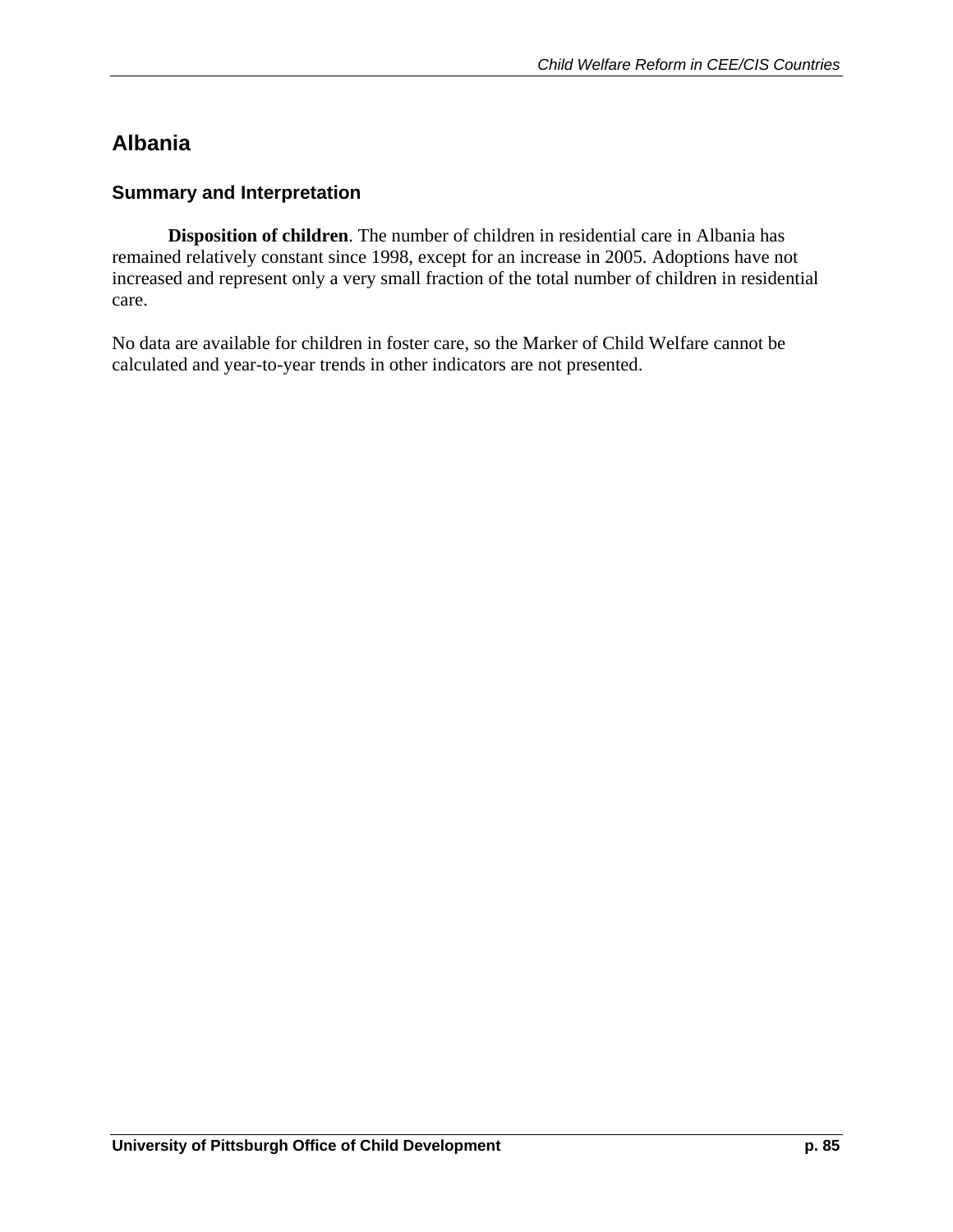# Albania

## Summary and Interpretation

**Disposition of children**. The number of children in residential care in Albania has remained relatively constant since 1998, except for an increase in 2005. Adoptions have not increased and represent only a very small fraction of the total number of children in residential care.

No data are available for children in foster care, so the Marker of Child Welfare cannot be calculated and year-to-year trends in other indicators are not presented.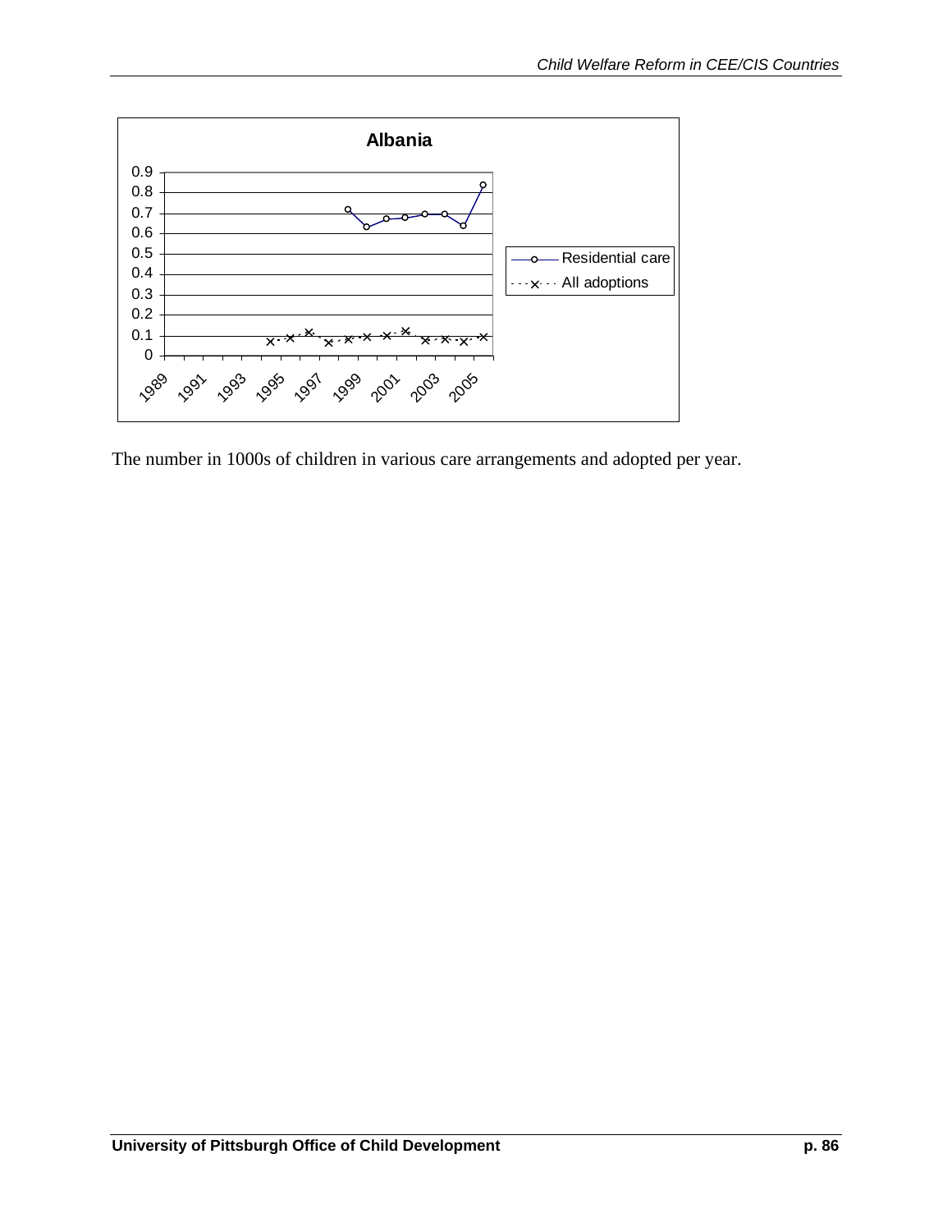**Albania**

| Year | Residential care | All adoptions |
|---|---|---|
| 1989 | | |
| 1990 | | |
| 1991 | | |
| 1992 | | |
| 1993 | | |
| 1994 | | |
| 1995 | | 0.07 |
| 1996 | | 0.09 |
| 1997 | | 0.12 |
| 1998 | | 0.07 |
| 1999 | 0.72 | 0.08 |
| 2000 | 0.63 | 0.1 |
| 2001 | 0.67 | 0.1 |
| 2002 | 0.68 | 0.12 |
| 2003 | 0.7 | 0.08 |
| 2004 | 0.7 | 0.08 |
| 2005 | 0.64 | 0.07 |
| 2006 | 0.84 | 0.09 |

The number in 1000s of children in various care arrangements and adopted per year.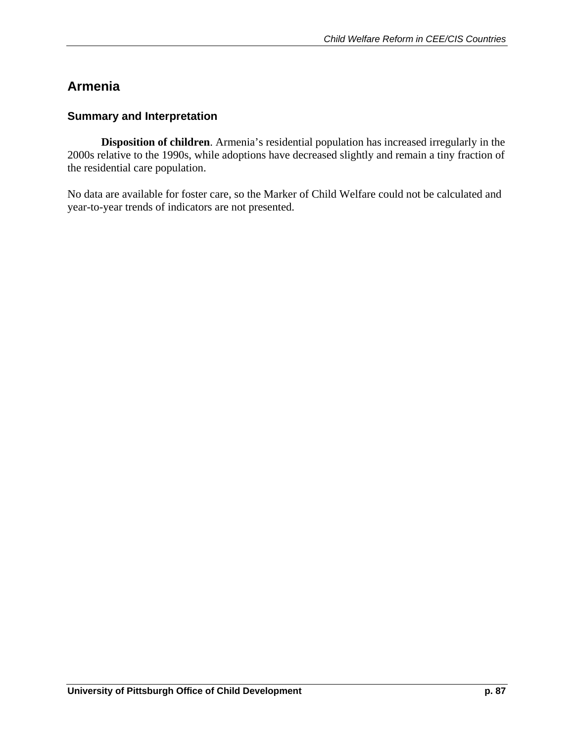# Armenia

## Summary and Interpretation

**Disposition of children**. Armenia's residential population has increased irregularly in the 2000s relative to the 1990s, while adoptions have decreased slightly and remain a tiny fraction of the residential care population.

No data are available for foster care, so the Marker of Child Welfare could not be calculated and year-to-year trends of indicators are not presented.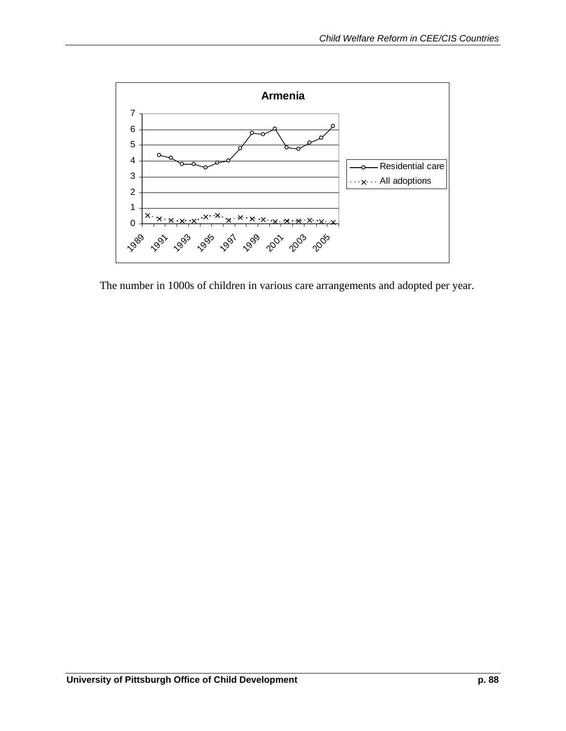The number in 1000s of children in various care arrangements and adopted per year.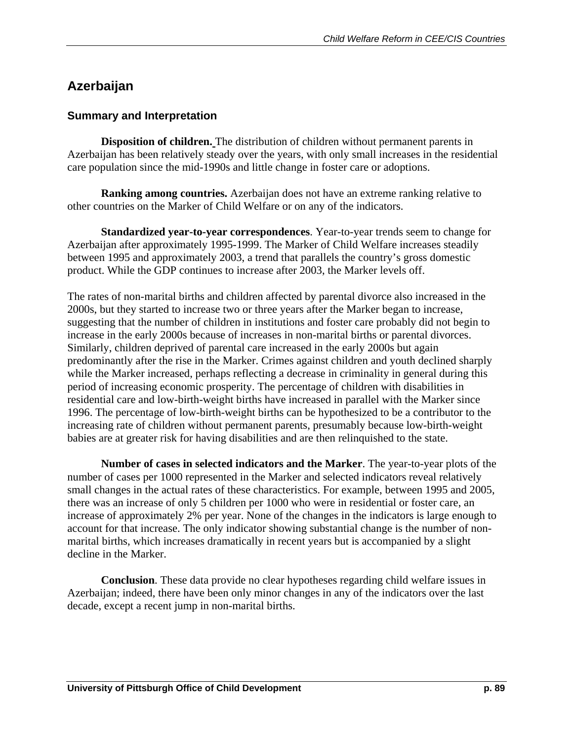# Azerbaijan

## Summary and Interpretation

**Disposition of children.** The distribution of children without permanent parents in Azerbaijan has been relatively steady over the years, with only small increases in the residential care population since the mid-1990s and little change in foster care or adoptions.

**Ranking among countries.** Azerbaijan does not have an extreme ranking relative to other countries on the Marker of Child Welfare or on any of the indicators.

**Standardized year-to-year correspondences**. Year-to-year trends seem to change for Azerbaijan after approximately 1995-1999. The Marker of Child Welfare increases steadily between 1995 and approximately 2003, a trend that parallels the country's gross domestic product. While the GDP continues to increase after 2003, the Marker levels off.

The rates of non-marital births and children affected by parental divorce also increased in the 2000s, but they started to increase two or three years after the Marker began to increase, suggesting that the number of children in institutions and foster care probably did not begin to increase in the early 2000s because of increases in non-marital births or parental divorces. Similarly, children deprived of parental care increased in the early 2000s but again predominantly after the rise in the Marker. Crimes against children and youth declined sharply while the Marker increased, perhaps reflecting a decrease in criminality in general during this period of increasing economic prosperity. The percentage of children with disabilities in residential care and low-birth-weight births have increased in parallel with the Marker since 1996. The percentage of low-birth-weight births can be hypothesized to be a contributor to the increasing rate of children without permanent parents, presumably because low-birth-weight babies are at greater risk for having disabilities and are then relinquished to the state.

**Number of cases in selected indicators and the Marker**. The year-to-year plots of the number of cases per 1000 represented in the Marker and selected indicators reveal relatively small changes in the actual rates of these characteristics. For example, between 1995 and 2005, there was an increase of only 5 children per 1000 who were in residential or foster care, an increase of approximately 2% per year. None of the changes in the indicators is large enough to account for that increase. The only indicator showing substantial change is the number of non-marital births, which increases dramatically in recent years but is accompanied by a slight decline in the Marker.

**Conclusion**. These data provide no clear hypotheses regarding child welfare issues in Azerbaijan; indeed, there have been only minor changes in any of the indicators over the last decade, except a recent jump in non-marital births.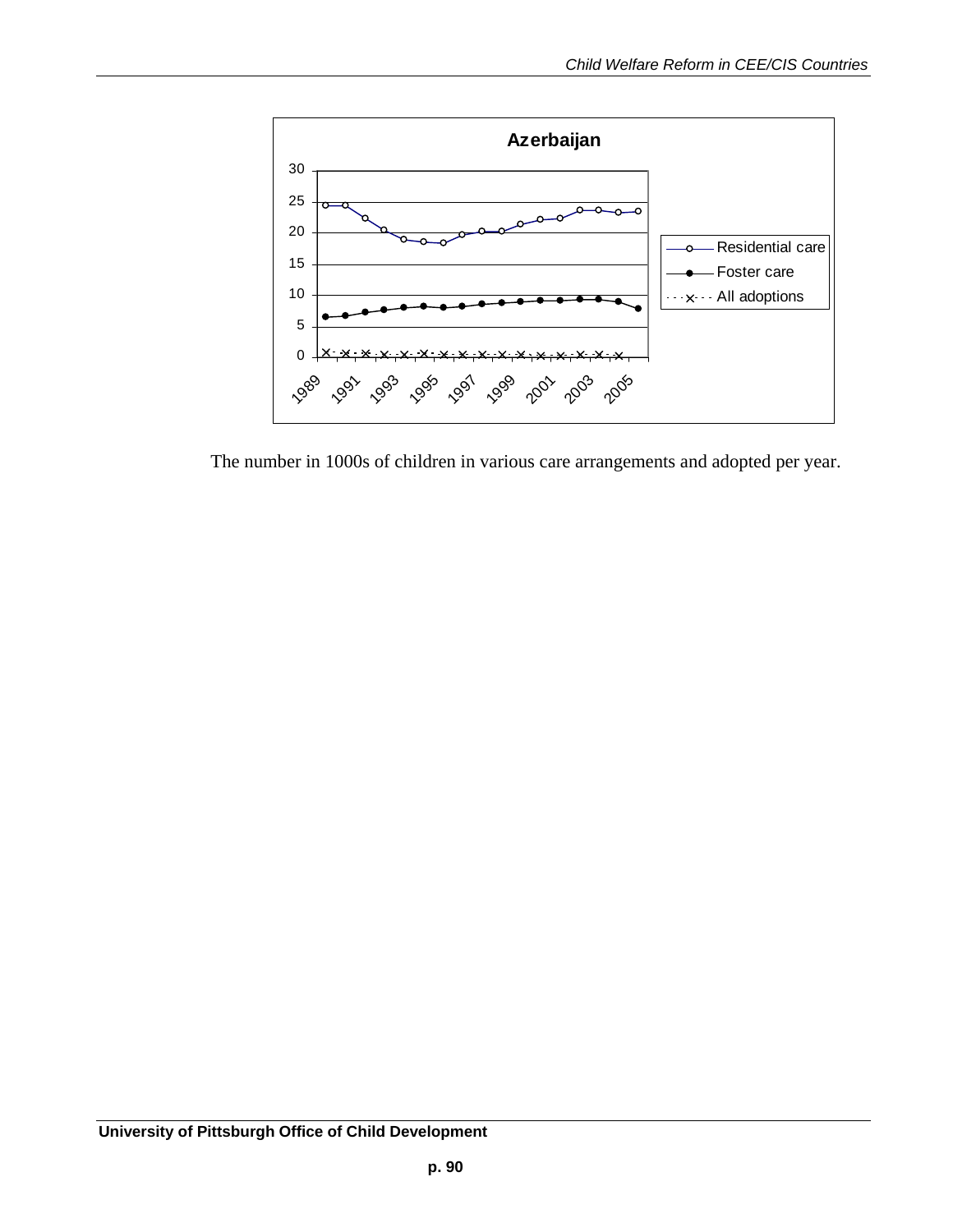**Azerbaijan**

The number in 1000s of children in various care arrangements and adopted per year.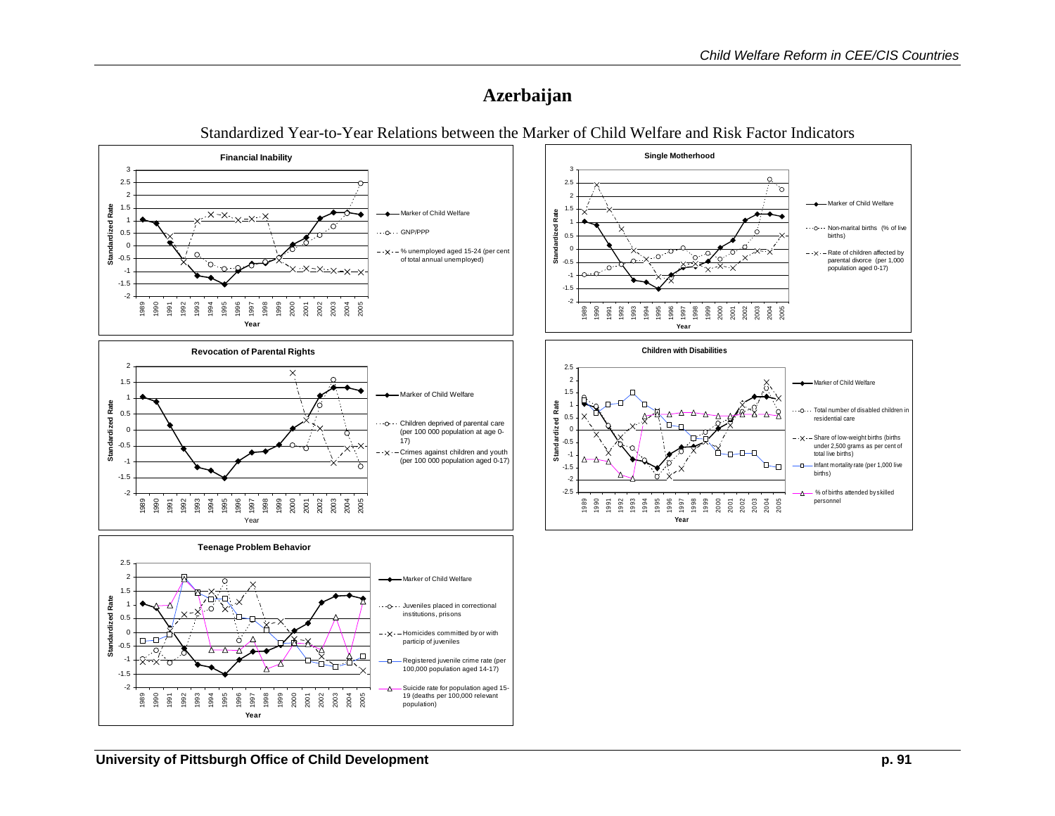# Azerbaijan

Standardized Year-to-Year Relations between the Marker of Child Welfare and Risk Factor Indicators

**Financial Inability**

- Marker of Child Welfare
- GNP/PPP
- % unemployed aged 15-24 (per cent of total annual unemployed)

**Single Motherhood**

- Marker of Child Welfare
- Non-marital births (% of live births)
- Rate of children affected by parental divorce (per 1,000 population aged 0-17)

**Revocation of Parental Rights**

- Marker of Child Welfare
- Children deprived of parental care (per 100 000 population at age 0-17)
- Crimes against children and youth (per 100 000 population aged 0-17)

**Children with Disabilities**

- Marker of Child Welfare
- Total number of disabled children in residential care
- Share of low-weight births (births under 2,500 grams as per cent of total live births)
- Infant mortality rate (per 1,000 live births)
- % of births attended by skilled personnel

**Teenage Problem Behavior**

- Marker of Child Welfare
- Juveniles placed in correctional institutions, prisons
- Homicides committed by or with particip of juveniles
- Registered juvenile crime rate (per 100,000 population aged 14-17)
- Suicide rate for population aged 15-19 (deaths per 100,000 relevant population)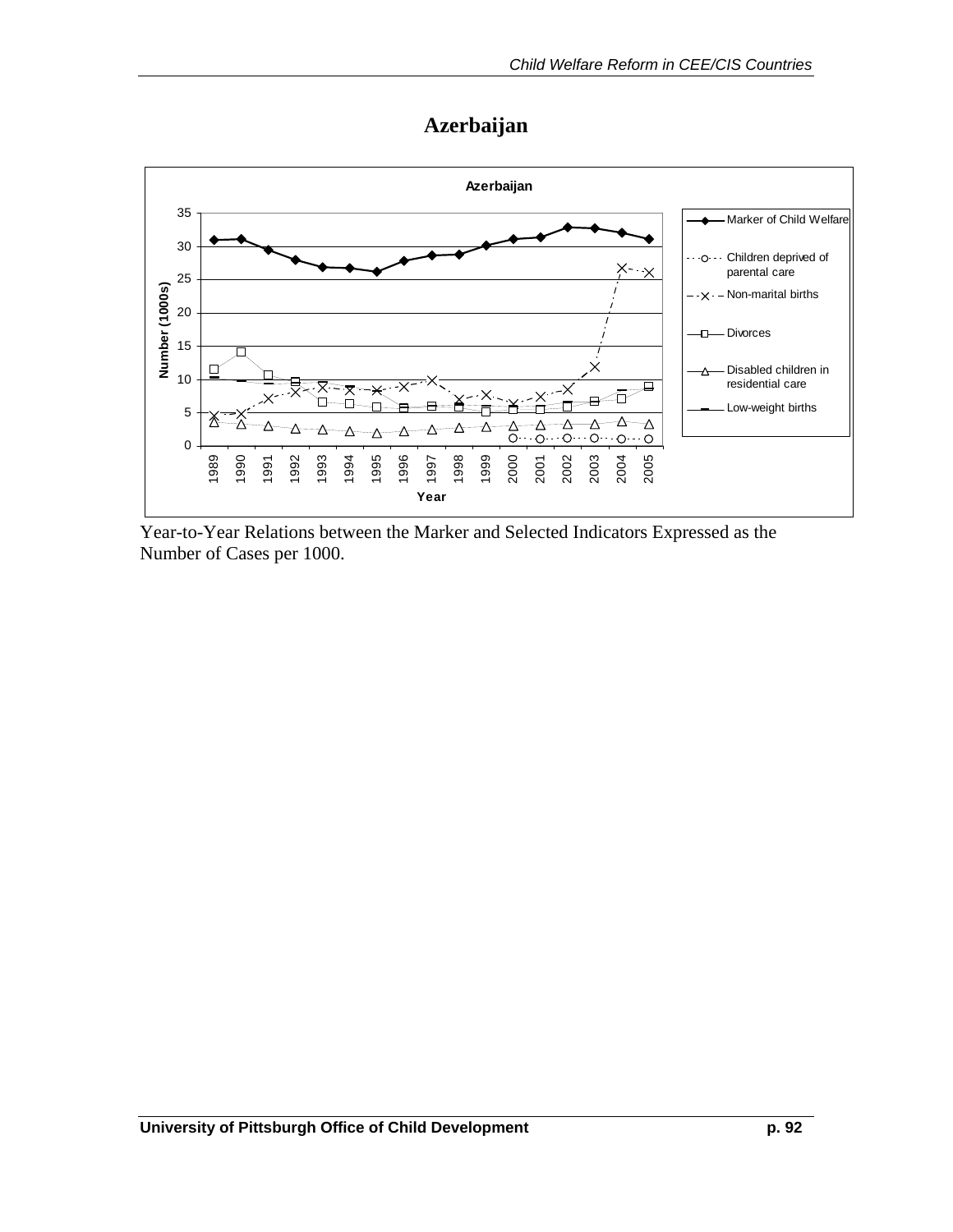# Azerbaijan

Year-to-Year Relations between the Marker and Selected Indicators Expressed as the Number of Cases per 1000.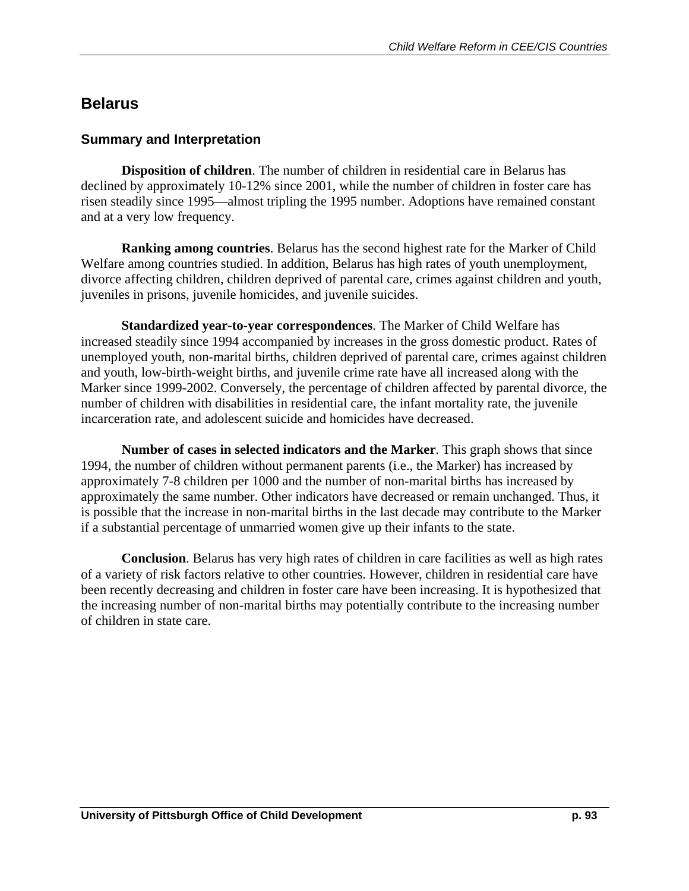# Belarus

## Summary and Interpretation

**Disposition of children**. The number of children in residential care in Belarus has declined by approximately 10-12% since 2001, while the number of children in foster care has risen steadily since 1995—almost tripling the 1995 number. Adoptions have remained constant and at a very low frequency.

**Ranking among countries**. Belarus has the second highest rate for the Marker of Child Welfare among countries studied. In addition, Belarus has high rates of youth unemployment, divorce affecting children, children deprived of parental care, crimes against children and youth, juveniles in prisons, juvenile homicides, and juvenile suicides.

**Standardized year-to-year correspondences**. The Marker of Child Welfare has increased steadily since 1994 accompanied by increases in the gross domestic product. Rates of unemployed youth, non-marital births, children deprived of parental care, crimes against children and youth, low-birth-weight births, and juvenile crime rate have all increased along with the Marker since 1999-2002. Conversely, the percentage of children affected by parental divorce, the number of children with disabilities in residential care, the infant mortality rate, the juvenile incarceration rate, and adolescent suicide and homicides have decreased.

**Number of cases in selected indicators and the Marker**. This graph shows that since 1994, the number of children without permanent parents (i.e., the Marker) has increased by approximately 7-8 children per 1000 and the number of non-marital births has increased by approximately the same number. Other indicators have decreased or remain unchanged. Thus, it is possible that the increase in non-marital births in the last decade may contribute to the Marker if a substantial percentage of unmarried women give up their infants to the state.

**Conclusion**. Belarus has very high rates of children in care facilities as well as high rates of a variety of risk factors relative to other countries. However, children in residential care have been recently decreasing and children in foster care have been increasing. It is hypothesized that the increasing number of non-marital births may potentially contribute to the increasing number of children in state care.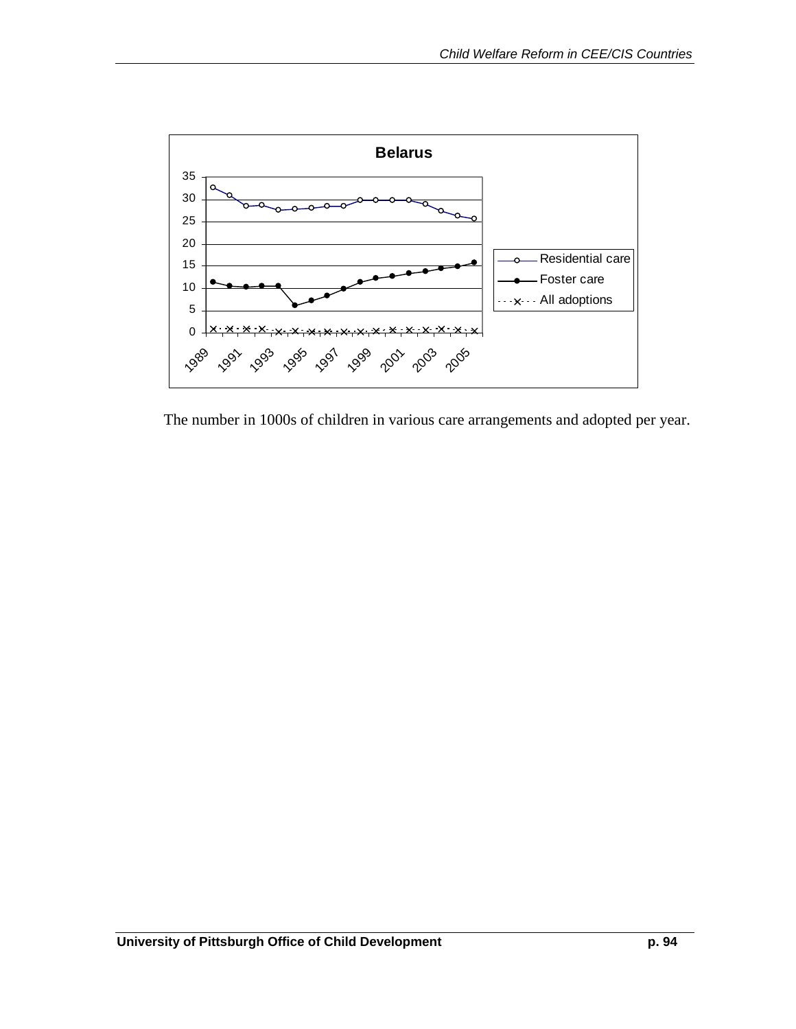**Belarus**

The number in 1000s of children in various care arrangements and adopted per year.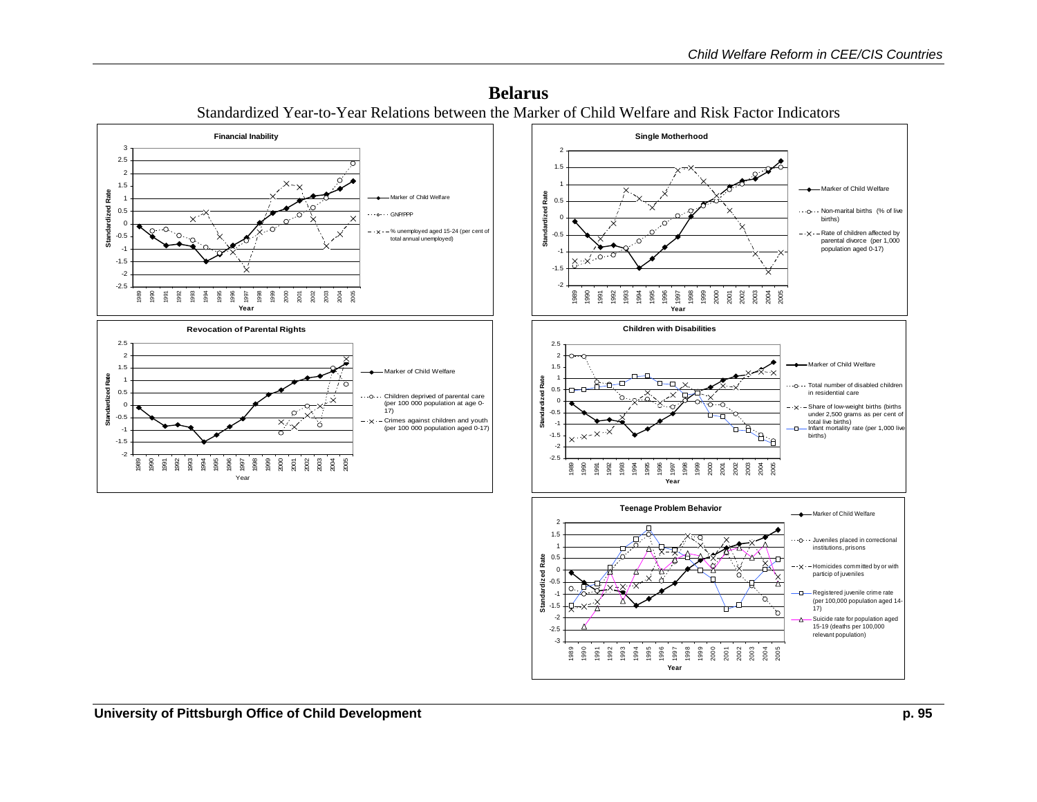# Belarus

Standardized Year-to-Year Relations between the Marker of Child Welfare and Risk Factor Indicators

**Financial Inability**

Legend: Marker of Child Welfare; GNP/PPP; % unemployed aged 15-24 (per cent of total annual unemployed)

Axes: Standardized Rate; Year (1989–2005)

**Single Motherhood**

Legend: Marker of Child Welfare; Non-marital births (% of live births); Rate of children affected by parental divorce (per 1,000 population aged 0-17)

Axes: Standardized Rate; Year (1989–2005)

**Revocation of Parental Rights**

Legend: Marker of Child Welfare; Children deprived of parental care (per 100 000 population at age 0-17); Crimes against children and youth (per 100 000 population aged 0-17)

Axes: Standardized Rate; Year (1989–2005)

**Children with Disabilities**

Legend: Marker of Child Welfare; Total number of disabled children in residential care; Share of low-weight births (births under 2,500 grams as per cent of total live births); Infant mortality rate (per 1,000 live births)

Axes: Standardized Rate; Year (1989–2005)

**Teenage Problem Behavior**

Legend: Marker of Child Welfare; Juveniles placed in correctional institutions, prisons; Homicides committed by or with particip of juveniles; Registered juvenile crime rate (per 100,000 population aged 14-17); Suicide rate for population aged 15-19 (deaths per 100,000 relevant population)

Axes: Standardized Rate; Year (1989–2005)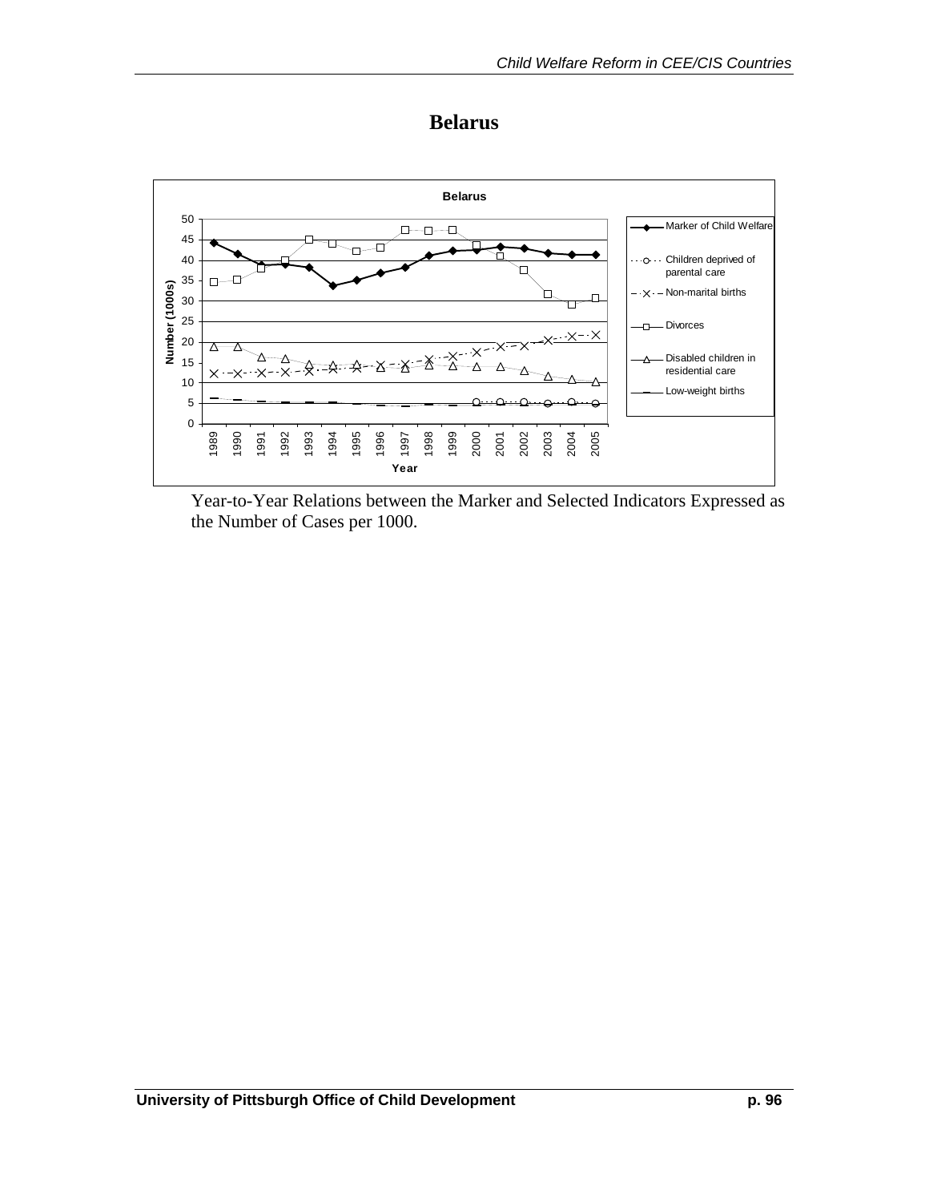# Belarus

Year-to-Year Relations between the Marker and Selected Indicators Expressed as the Number of Cases per 1000.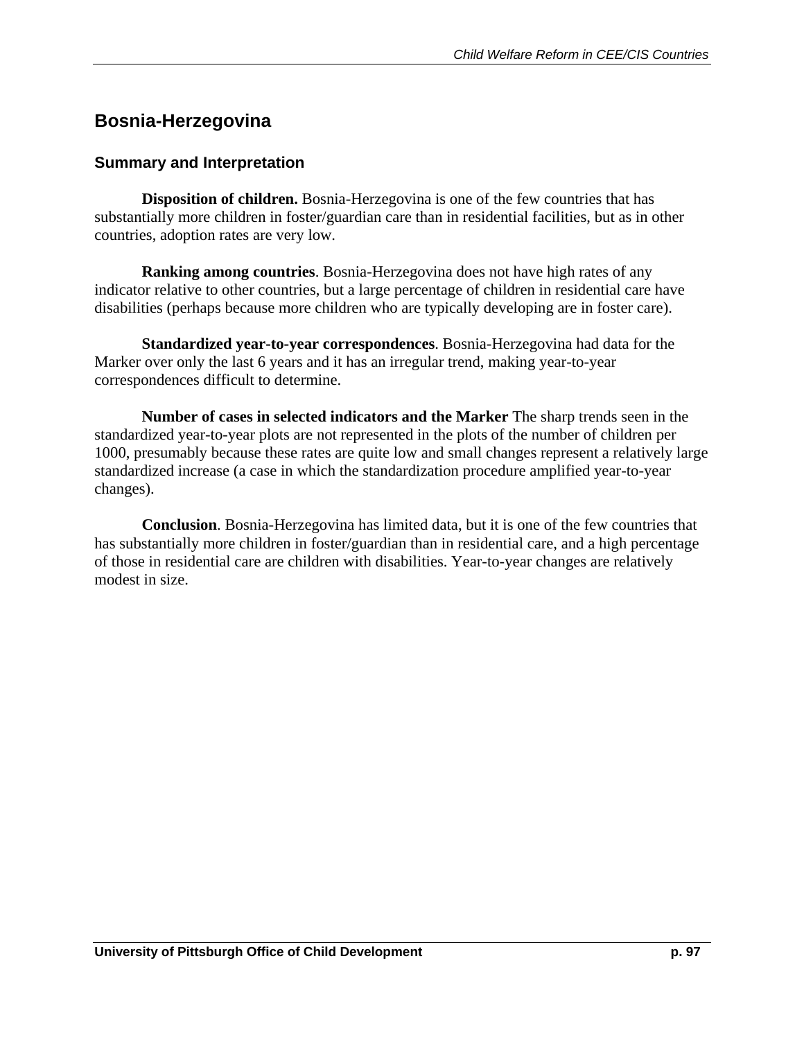## Bosnia-Herzegovina

### Summary and Interpretation

**Disposition of children.** Bosnia-Herzegovina is one of the few countries that has substantially more children in foster/guardian care than in residential facilities, but as in other countries, adoption rates are very low.

**Ranking among countries**. Bosnia-Herzegovina does not have high rates of any indicator relative to other countries, but a large percentage of children in residential care have disabilities (perhaps because more children who are typically developing are in foster care).

**Standardized year-to-year correspondences**. Bosnia-Herzegovina had data for the Marker over only the last 6 years and it has an irregular trend, making year-to-year correspondences difficult to determine.

**Number of cases in selected indicators and the Marker** The sharp trends seen in the standardized year-to-year plots are not represented in the plots of the number of children per 1000, presumably because these rates are quite low and small changes represent a relatively large standardized increase (a case in which the standardization procedure amplified year-to-year changes).

**Conclusion**. Bosnia-Herzegovina has limited data, but it is one of the few countries that has substantially more children in foster/guardian than in residential care, and a high percentage of those in residential care are children with disabilities. Year-to-year changes are relatively modest in size.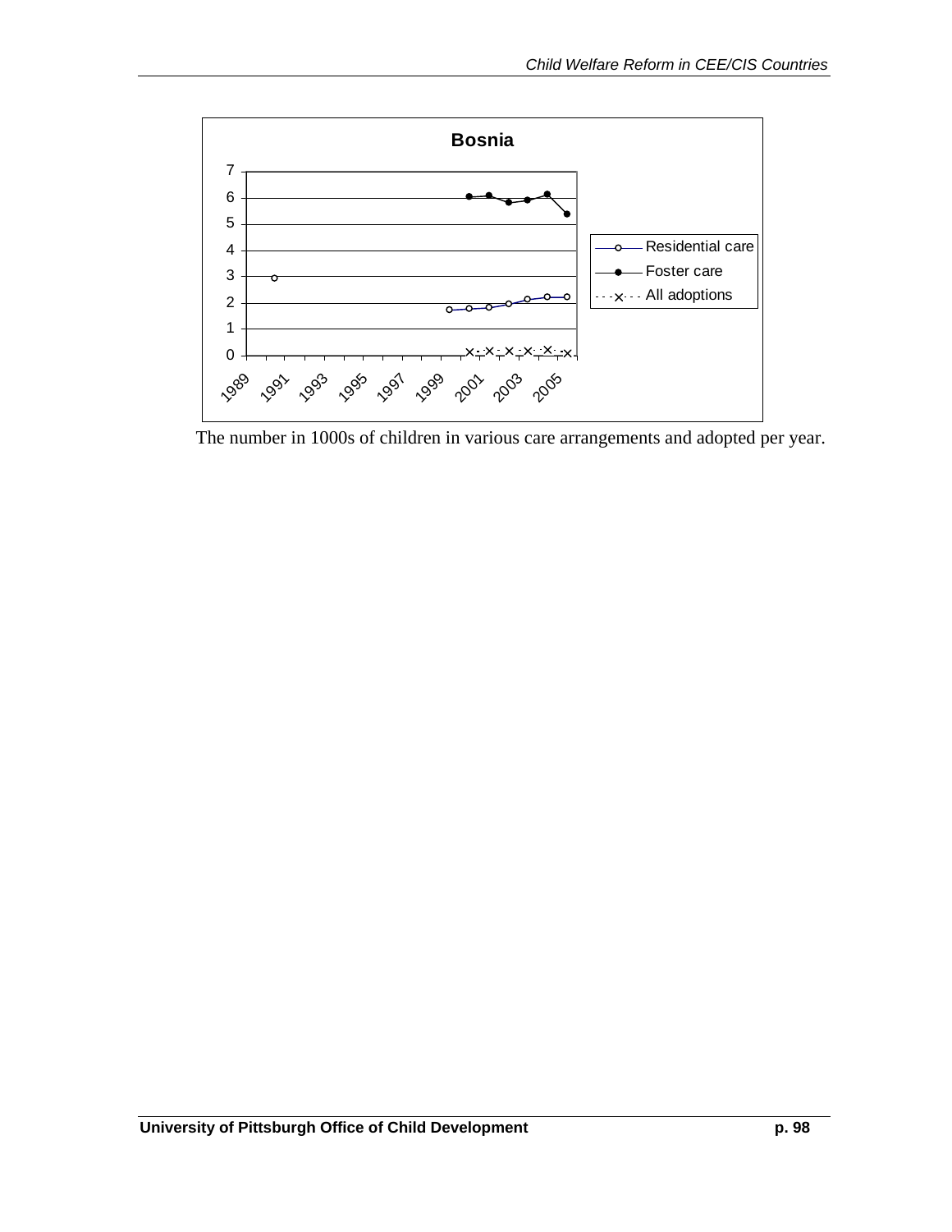**Bosnia**

The number in 1000s of children in various care arrangements and adopted per year.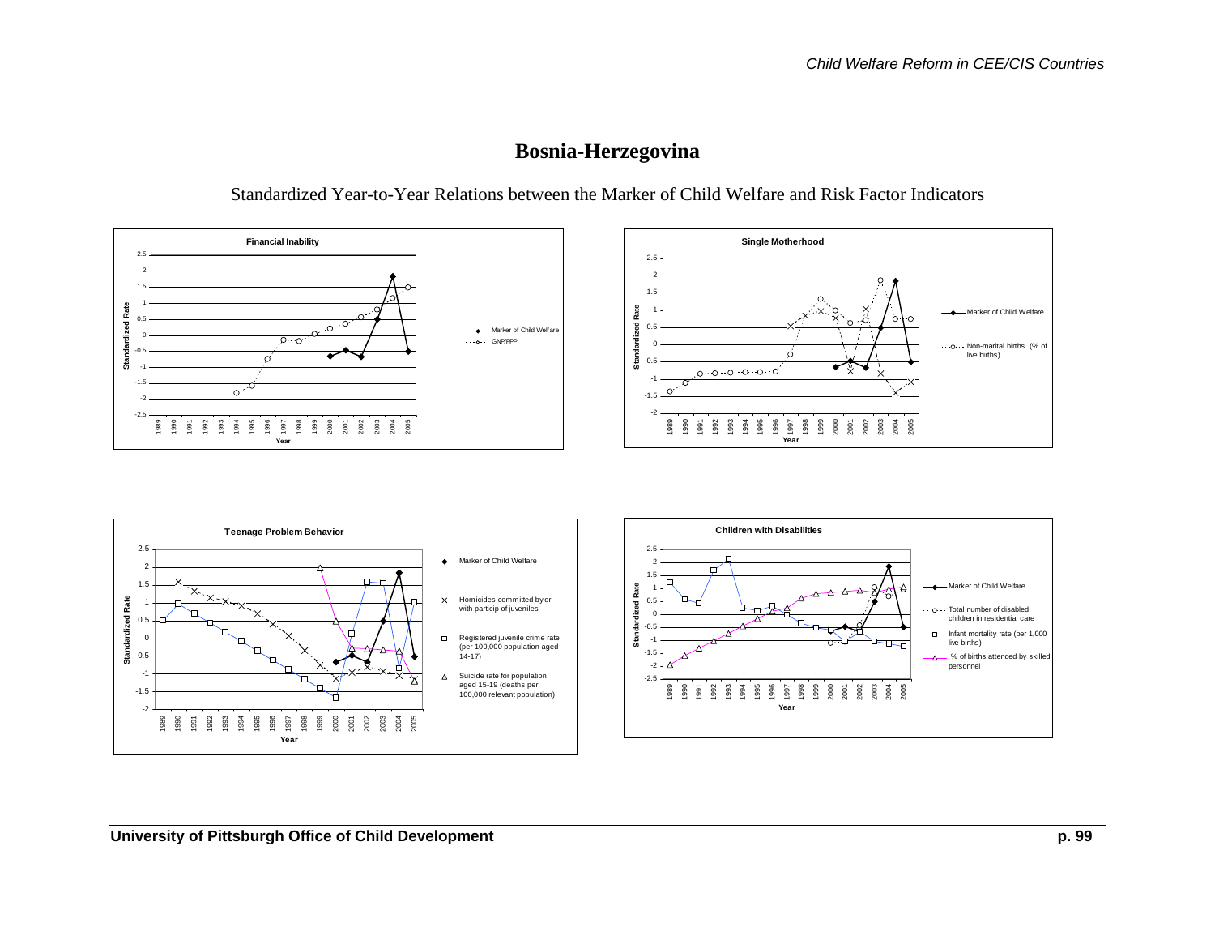# Bosnia-Herzegovina

Standardized Year-to-Year Relations between the Marker of Child Welfare and Risk Factor Indicators

**Financial Inability**

Legend: Marker of Child Welfare; GNP/PPP

Axes: Standardized Rate; Year

**Single Motherhood**

Legend: Marker of Child Welfare; Non-marital births (% of live births)

Axes: Standardized Rate; Year

**Teenage Problem Behavior**

Legend: Marker of Child Welfare; Homicides committed by or with particip of juveniles; Registered juvenile crime rate (per 100,000 population aged 14-17); Suicide rate for population aged 15-19 (deaths per 100,000 relevant population)

Axes: Standardized Rate; Year

**Children with Disabilities**

Legend: Marker of Child Welfare; Total number of disabled children in residential care; Infant mortality rate (per 1,000 live births); % of births attended by skilled personnel

Axes: Standardized Rate; Year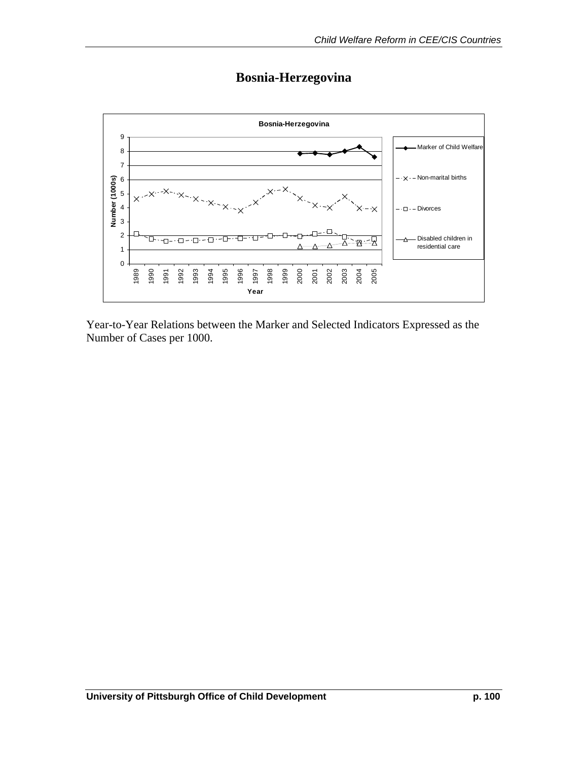# Bosnia-Herzegovina

Year-to-Year Relations between the Marker and Selected Indicators Expressed as the Number of Cases per 1000.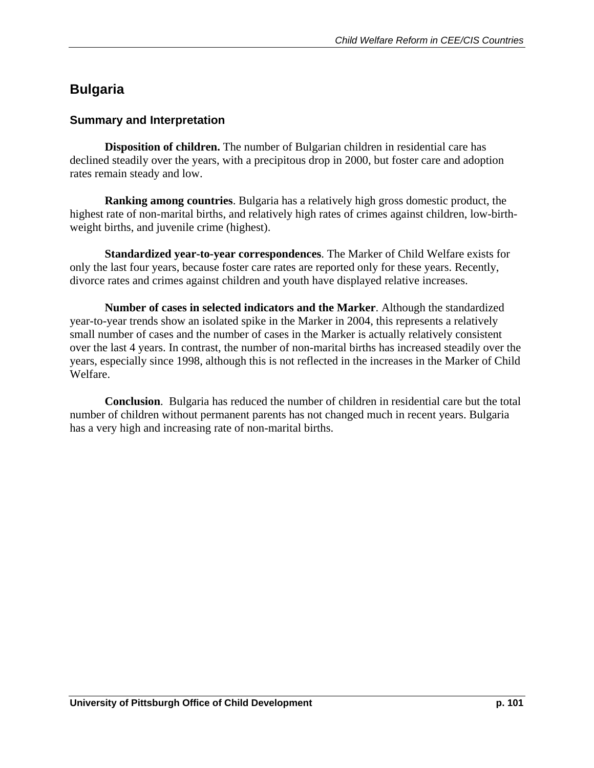## Bulgaria

### Summary and Interpretation

**Disposition of children.** The number of Bulgarian children in residential care has declined steadily over the years, with a precipitous drop in 2000, but foster care and adoption rates remain steady and low.

**Ranking among countries**. Bulgaria has a relatively high gross domestic product, the highest rate of non-marital births, and relatively high rates of crimes against children, low-birth-weight births, and juvenile crime (highest).

**Standardized year-to-year correspondences**. The Marker of Child Welfare exists for only the last four years, because foster care rates are reported only for these years. Recently, divorce rates and crimes against children and youth have displayed relative increases.

**Number of cases in selected indicators and the Marker**. Although the standardized year-to-year trends show an isolated spike in the Marker in 2004, this represents a relatively small number of cases and the number of cases in the Marker is actually relatively consistent over the last 4 years. In contrast, the number of non-marital births has increased steadily over the years, especially since 1998, although this is not reflected in the increases in the Marker of Child Welfare.

**Conclusion**. Bulgaria has reduced the number of children in residential care but the total number of children without permanent parents has not changed much in recent years. Bulgaria has a very high and increasing rate of non-marital births.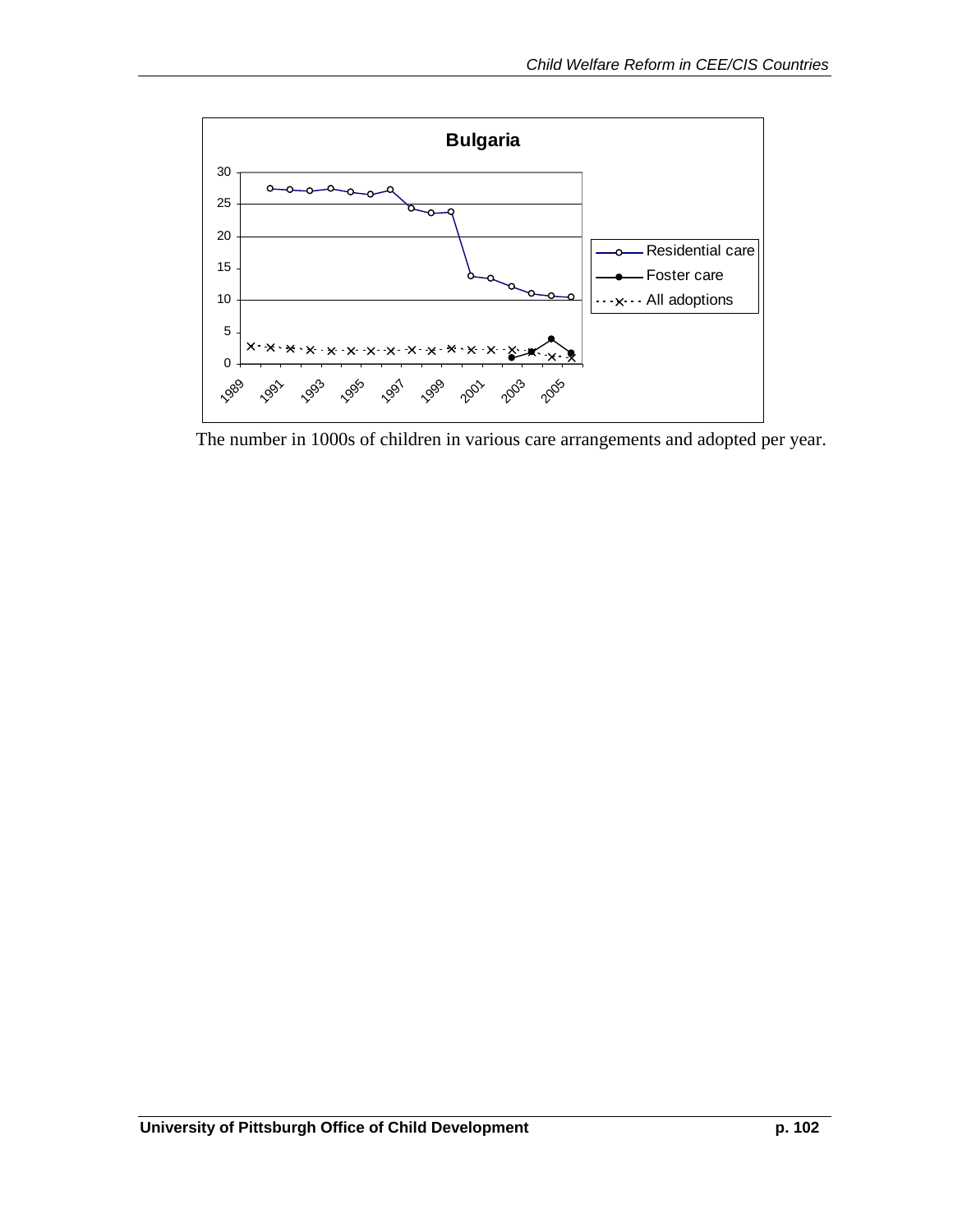The number in 1000s of children in various care arrangements and adopted per year.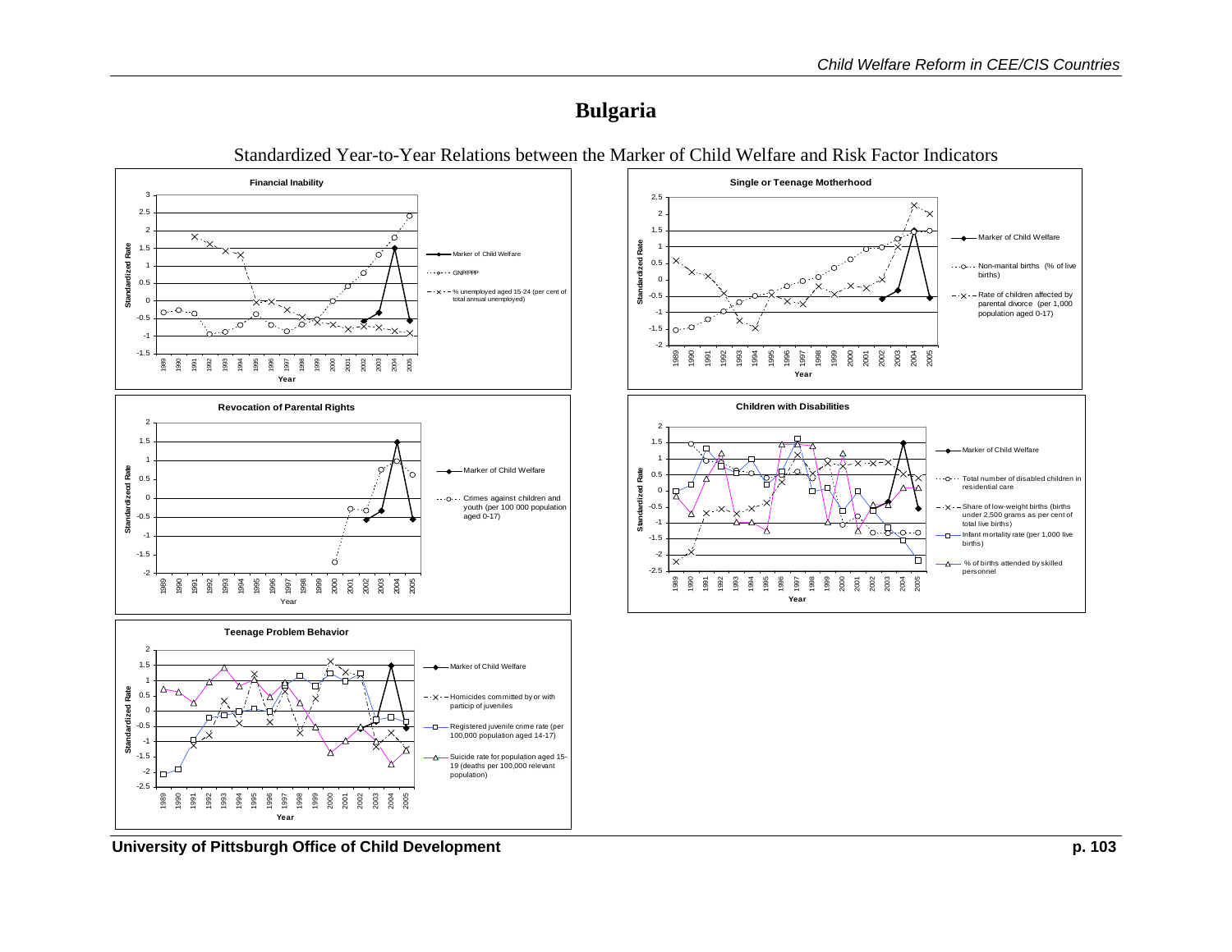# Bulgaria

## Standardized Year-to-Year Relations between the Marker of Child Welfare and Risk Factor Indicators

**Financial Inability**

Standardized Rate vs. Year (1989–2005)

- Marker of Child Welfare
- GNP/PPP
- % unemployed aged 15-24 (per cent of total annual unemployed)

**Single or Teenage Motherhood**

Standardized Rate vs. Year (1989–2005)

- Marker of Child Welfare
- Non-marital births (% of live births)
- Rate of children affected by parental divorce (per 1,000 population aged 0-17)

**Revocation of Parental Rights**

Standardized Rate vs. Year (1989–2005)

- Marker of Child Welfare
- Crimes against children and youth (per 100 000 population aged 0-17)

**Children with Disabilities**

Standardized Rate vs. Year (1989–2005)

- Marker of Child Welfare
- Total number of disabled children in residential care
- Share of low-weight births (births under 2,500 grams as per cent of total live births)
- Infant mortality rate (per 1,000 live births)
- % of births attended by skilled personnel

**Teenage Problem Behavior**

Standardized Rate vs. Year (1989–2005)

- Marker of Child Welfare
- Homicides committed by or with particip of juveniles
- Registered juvenile crime rate (per 100,000 population aged 14-17)
- Suicide rate for population aged 15-19 (deaths per 100,000 relevant population)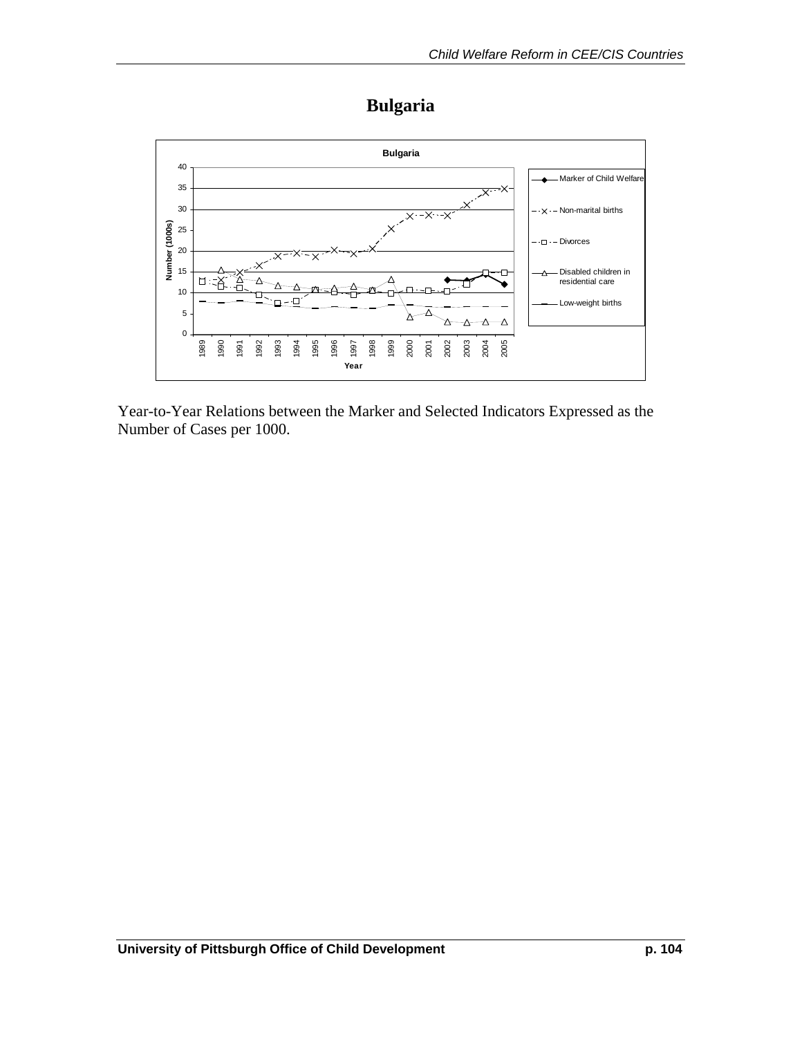# Bulgaria

Year-to-Year Relations between the Marker and Selected Indicators Expressed as the Number of Cases per 1000.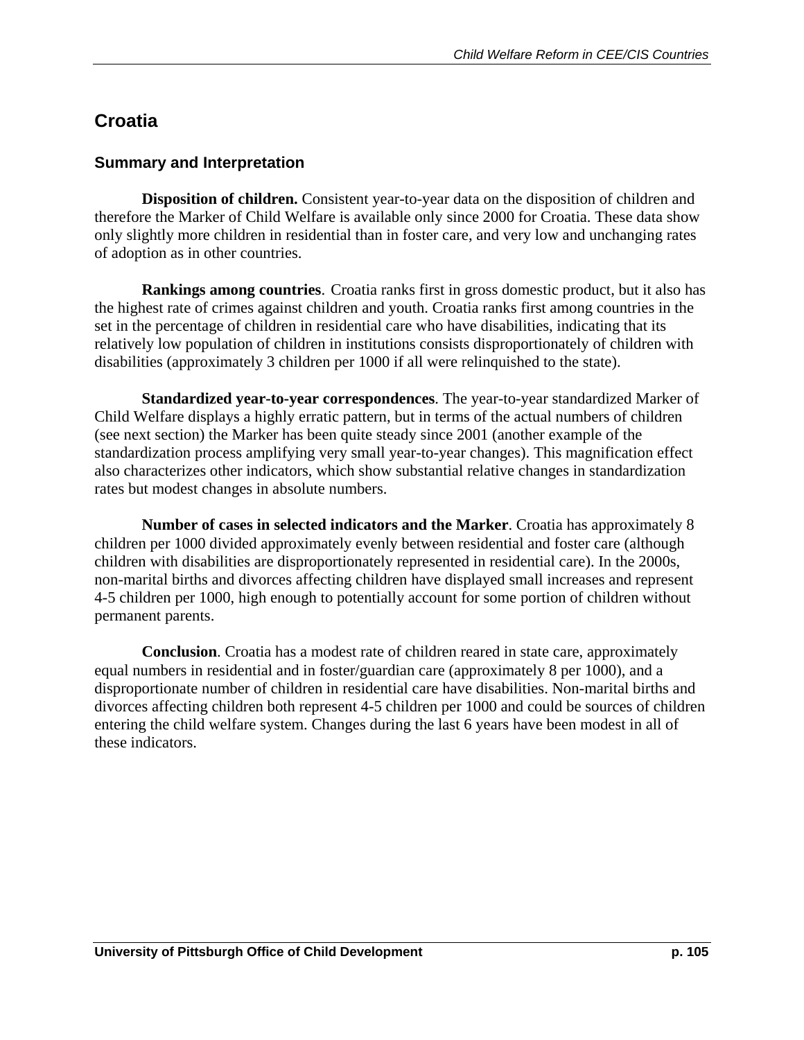# Croatia

## Summary and Interpretation

**Disposition of children.** Consistent year-to-year data on the disposition of children and therefore the Marker of Child Welfare is available only since 2000 for Croatia. These data show only slightly more children in residential than in foster care, and very low and unchanging rates of adoption as in other countries.

**Rankings among countries**. Croatia ranks first in gross domestic product, but it also has the highest rate of crimes against children and youth. Croatia ranks first among countries in the set in the percentage of children in residential care who have disabilities, indicating that its relatively low population of children in institutions consists disproportionately of children with disabilities (approximately 3 children per 1000 if all were relinquished to the state).

**Standardized year-to-year correspondences**. The year-to-year standardized Marker of Child Welfare displays a highly erratic pattern, but in terms of the actual numbers of children (see next section) the Marker has been quite steady since 2001 (another example of the standardization process amplifying very small year-to-year changes). This magnification effect also characterizes other indicators, which show substantial relative changes in standardization rates but modest changes in absolute numbers.

**Number of cases in selected indicators and the Marker**. Croatia has approximately 8 children per 1000 divided approximately evenly between residential and foster care (although children with disabilities are disproportionately represented in residential care). In the 2000s, non-marital births and divorces affecting children have displayed small increases and represent 4-5 children per 1000, high enough to potentially account for some portion of children without permanent parents.

**Conclusion**. Croatia has a modest rate of children reared in state care, approximately equal numbers in residential and in foster/guardian care (approximately 8 per 1000), and a disproportionate number of children in residential care have disabilities. Non-marital births and divorces affecting children both represent 4-5 children per 1000 and could be sources of children entering the child welfare system. Changes during the last 6 years have been modest in all of these indicators.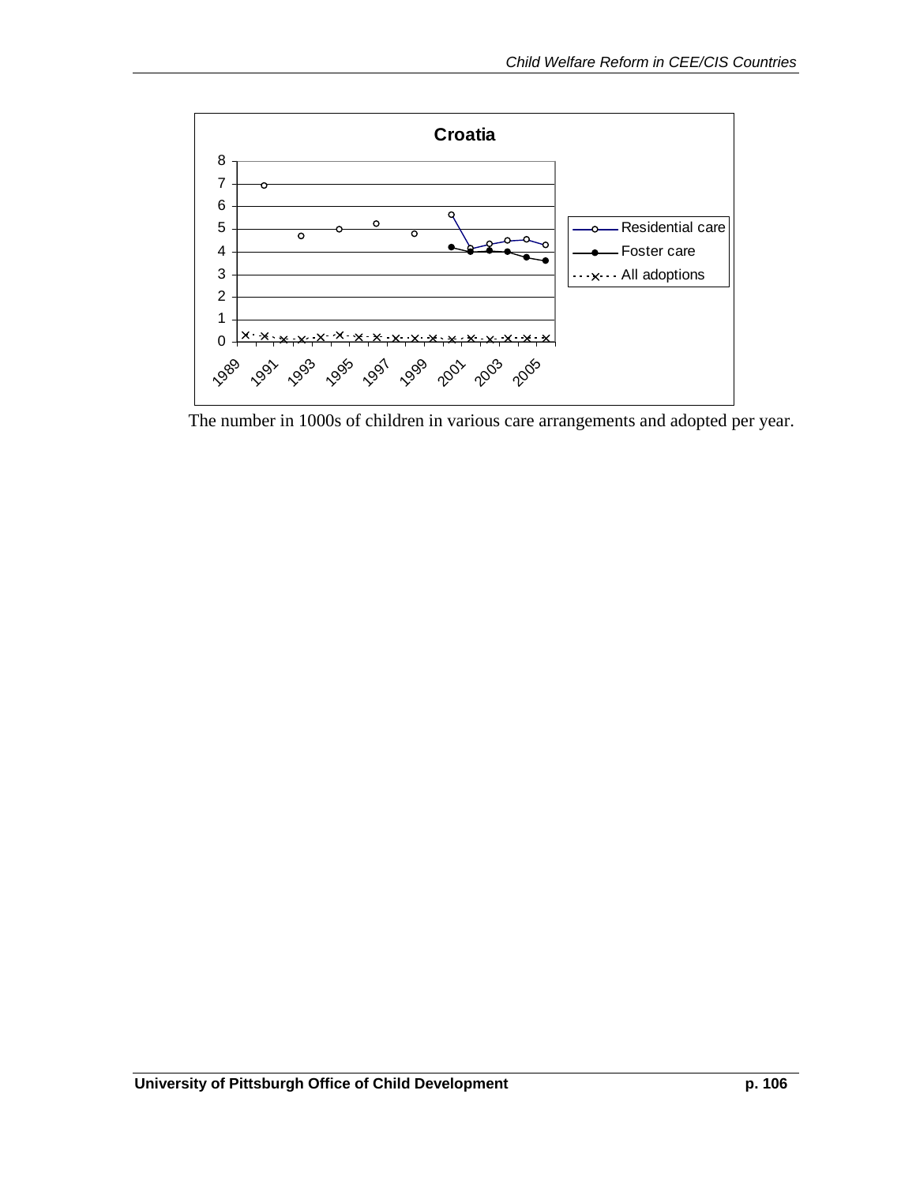**Croatia**

The number in 1000s of children in various care arrangements and adopted per year.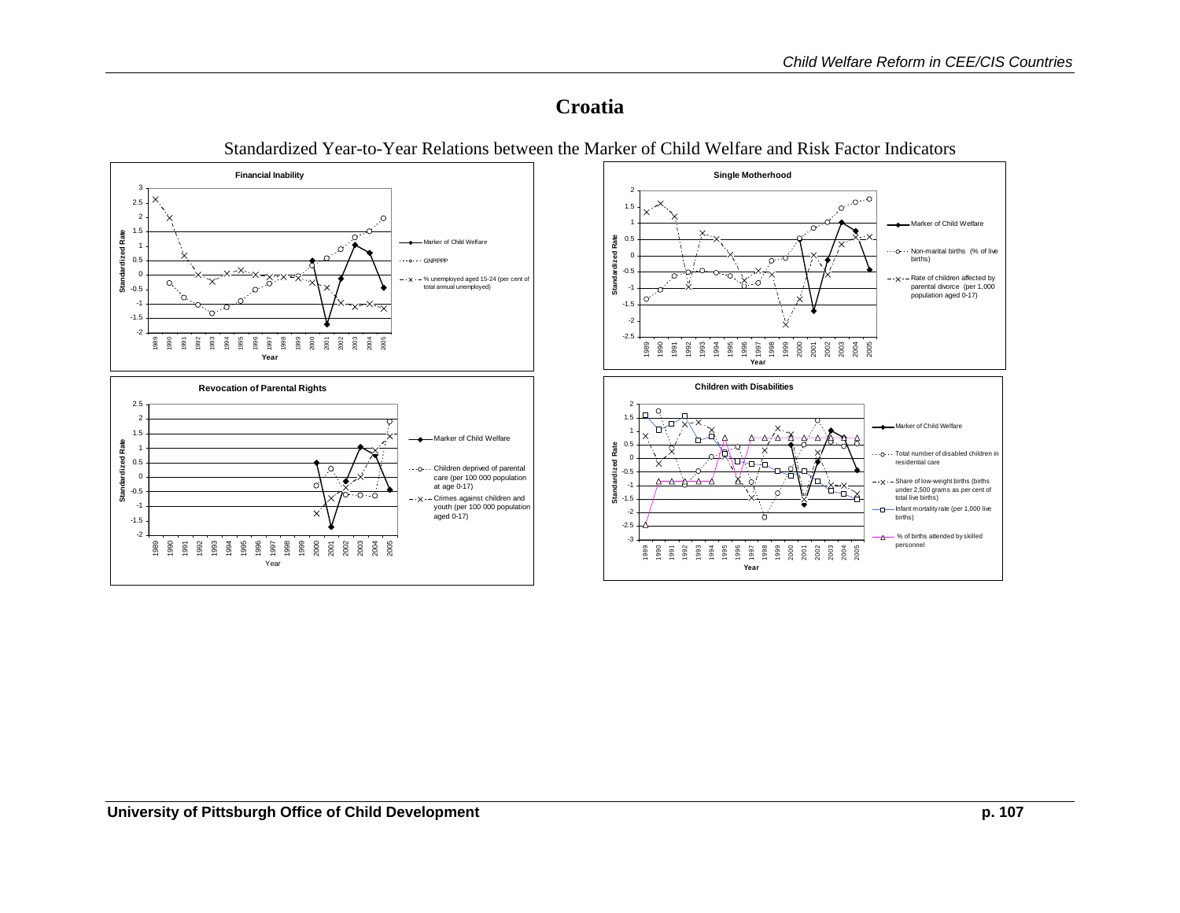# Croatia

Standardized Year-to-Year Relations between the Marker of Child Welfare and Risk Factor Indicators

**Financial Inability**

- Marker of Child Welfare
- GNP/PPP
- % unemployed aged 15-24 (per cent of total annual unemployed)

**Single Motherhood**

- Marker of Child Welfare
- Non-marital births (% of live births)
- Rate of children affected by parental divorce (per 1,000 population aged 0-17)

**Revocation of Parental Rights**

- Marker of Child Welfare
- Children deprived of parental care (per 100 000 population at age 0-17)
- Crimes against children and youth (per 100 000 population aged 0-17)

**Children with Disabilities**

- Marker of Child Welfare
- Total number of disabled children in residential care
- Share of low-weight births (births under 2,500 grams as per cent of total live births)
- Infant mortality rate (per 1,000 live births)
- % of births attended by skilled personnel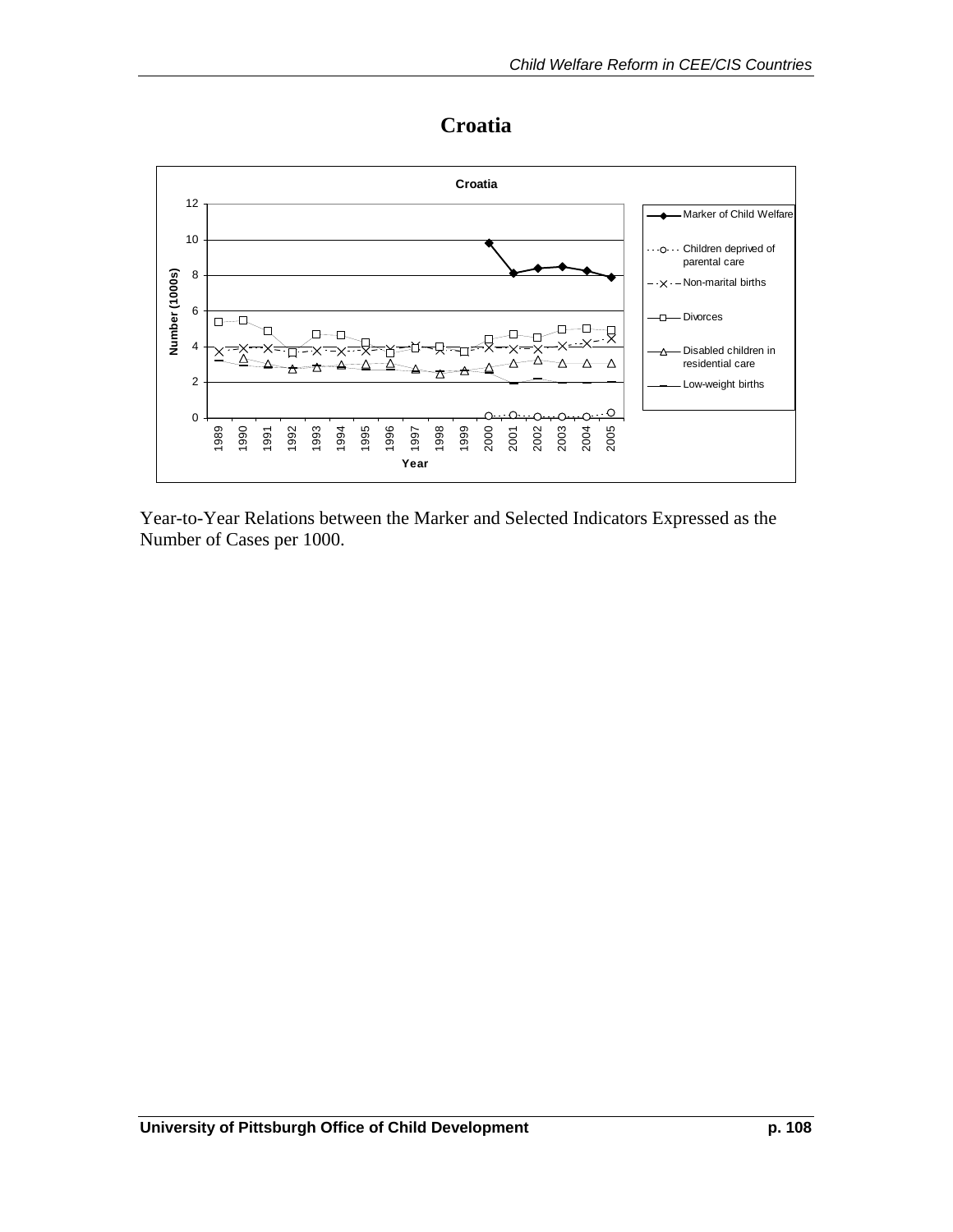# Croatia

Year-to-Year Relations between the Marker and Selected Indicators Expressed as the Number of Cases per 1000.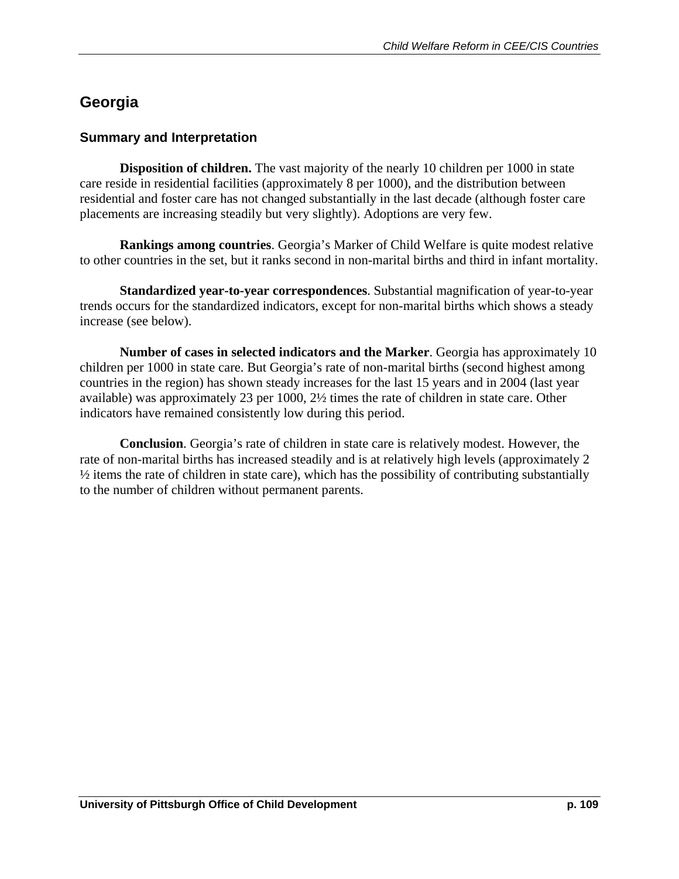## Georgia

### Summary and Interpretation

**Disposition of children.** The vast majority of the nearly 10 children per 1000 in state care reside in residential facilities (approximately 8 per 1000), and the distribution between residential and foster care has not changed substantially in the last decade (although foster care placements are increasing steadily but very slightly). Adoptions are very few.

**Rankings among countries**. Georgia's Marker of Child Welfare is quite modest relative to other countries in the set, but it ranks second in non-marital births and third in infant mortality.

**Standardized year-to-year correspondences**. Substantial magnification of year-to-year trends occurs for the standardized indicators, except for non-marital births which shows a steady increase (see below).

**Number of cases in selected indicators and the Marker**. Georgia has approximately 10 children per 1000 in state care. But Georgia's rate of non-marital births (second highest among countries in the region) has shown steady increases for the last 15 years and in 2004 (last year available) was approximately 23 per 1000, 2½ times the rate of children in state care. Other indicators have remained consistently low during this period.

**Conclusion**. Georgia's rate of children in state care is relatively modest. However, the rate of non-marital births has increased steadily and is at relatively high levels (approximately 2 ½ items the rate of children in state care), which has the possibility of contributing substantially to the number of children without permanent parents.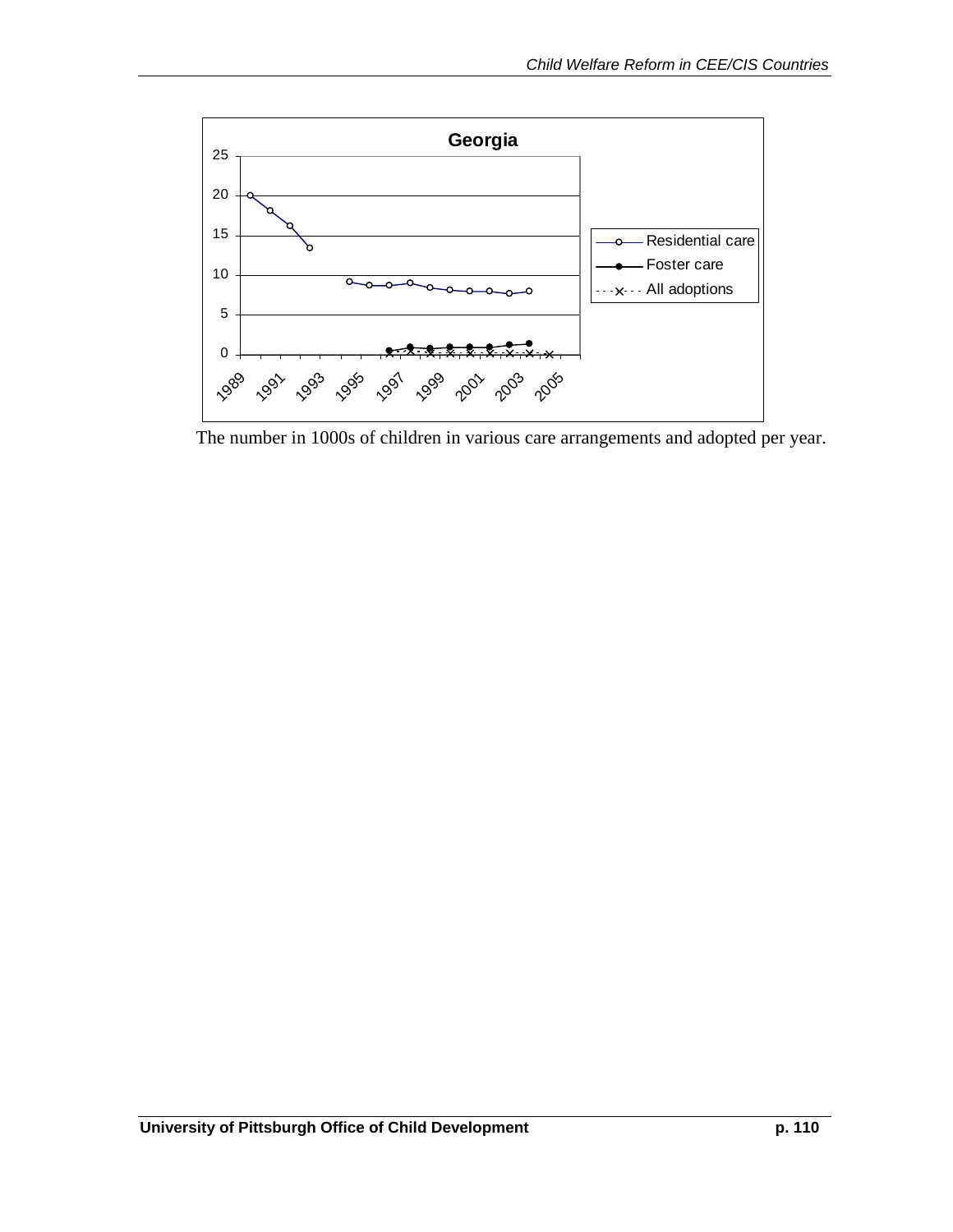**Georgia**

| | Residential care | Foster care | All adoptions |
|---|---|---|---|

The number in 1000s of children in various care arrangements and adopted per year.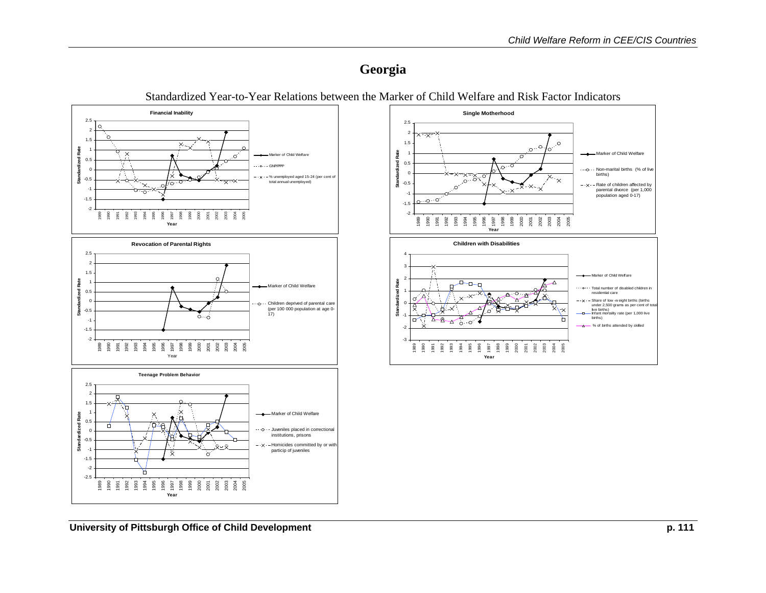# Georgia

Standardized Year-to-Year Relations between the Marker of Child Welfare and Risk Factor Indicators

**Financial Inability**

Legend: Marker of Child Welfare; GNP/PPP; % unemployed aged 15-24 (per cent of total annual unemployed)

Standardized Rate / Year

**Single Motherhood**

Legend: Marker of Child Welfare; Non-marital births (% of live births); Rate of children affected by parental divorce (per 1,000 population aged 0-17)

Standardized Rate / Year

**Revocation of Parental Rights**

Legend: Marker of Child Welfare; Children deprived of parental care (per 100 000 population at age 0-17)

Standardized Rate / Year

**Children with Disabilities**

Legend: Marker of Child Welfare; Total number of disabled children in residential care; Share of low-weight births (births under 2,500 grams as per cent of total live births); Infant mortality rate (per 1,000 live births); % of births attended by skilled

Standardized Rate / Year

**Teenage Problem Behavior**

Legend: Marker of Child Welfare; Juveniles placed in correctional institutions, prisons; Homicides committed by or with particip of juveniles

Standardized Rate / Year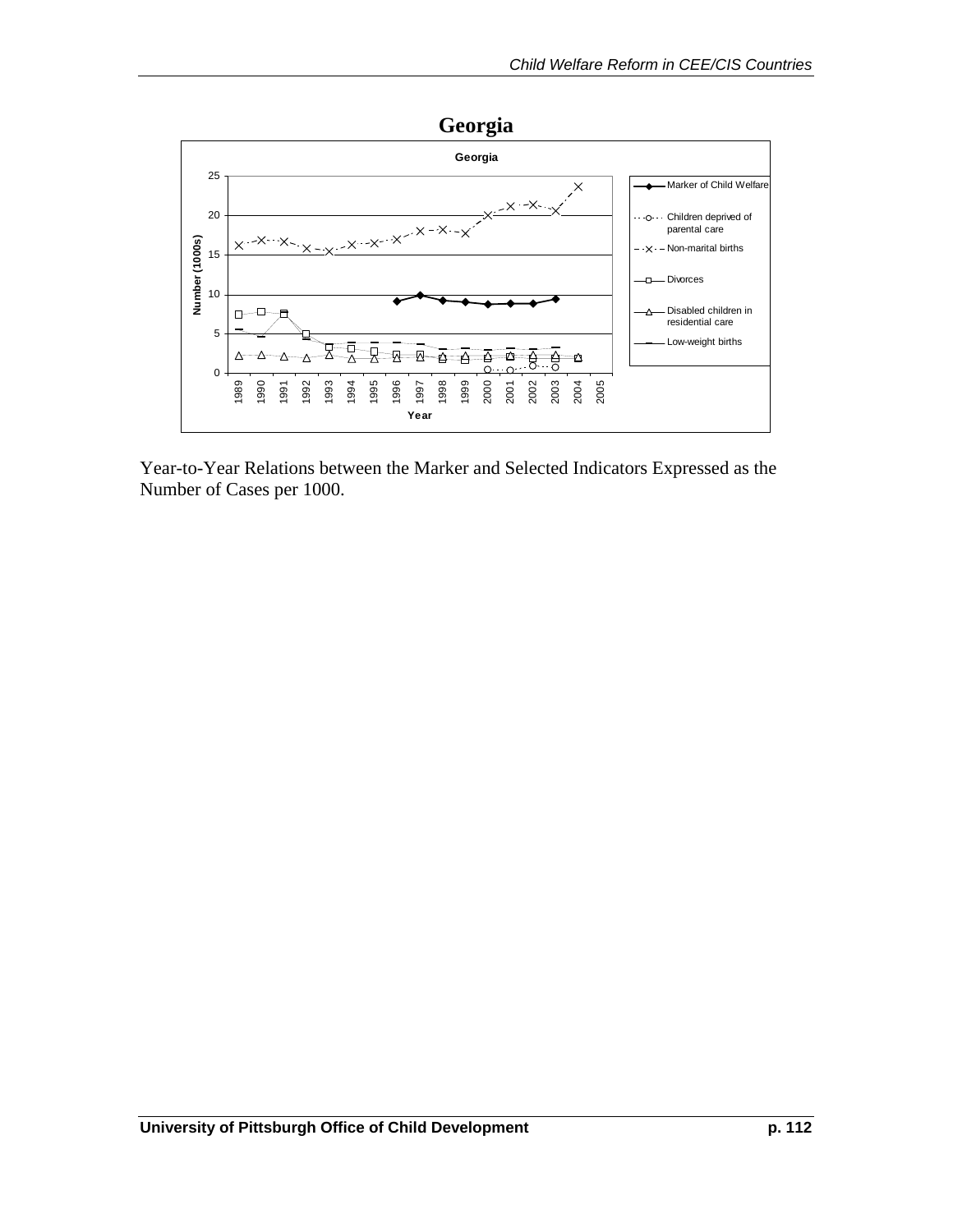# Georgia

Year-to-Year Relations between the Marker and Selected Indicators Expressed as the Number of Cases per 1000.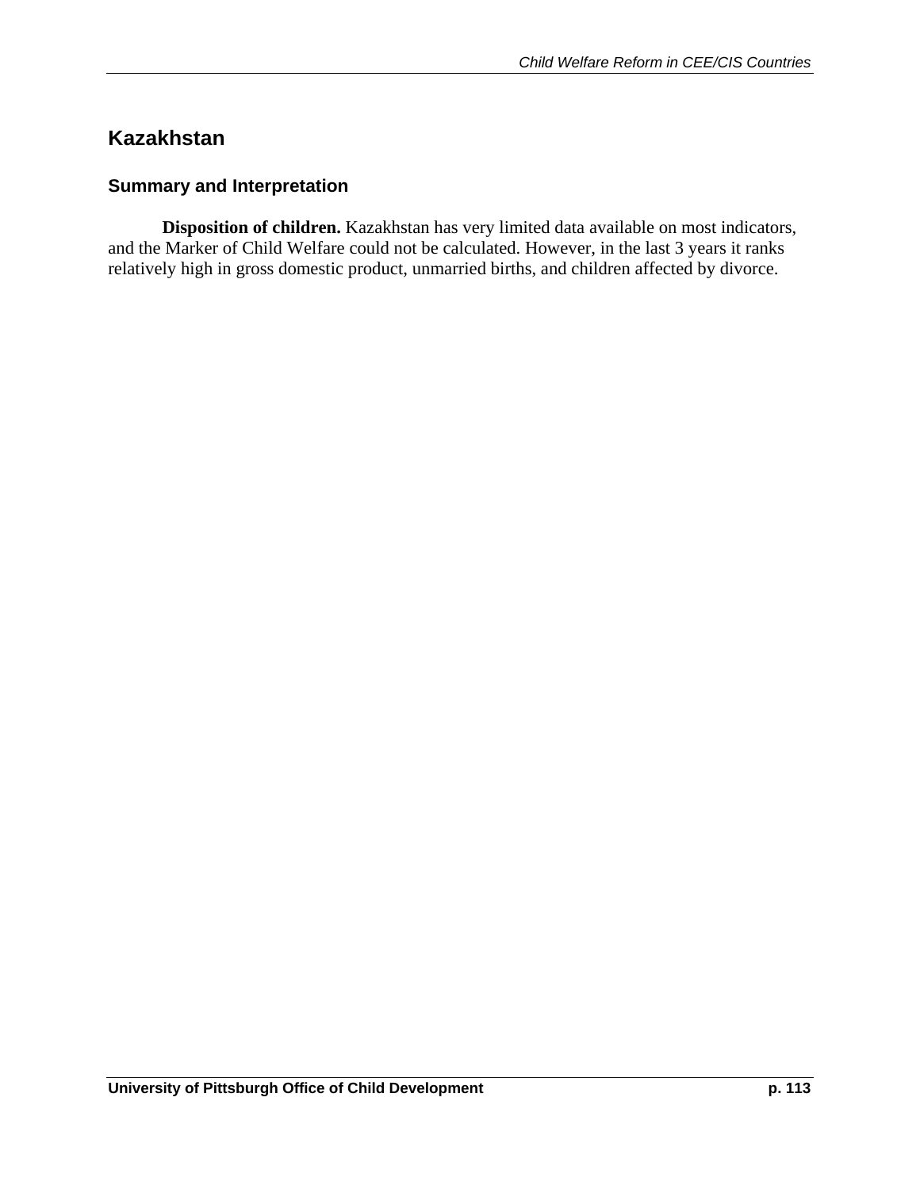## Kazakhstan

### Summary and Interpretation

**Disposition of children.** Kazakhstan has very limited data available on most indicators, and the Marker of Child Welfare could not be calculated. However, in the last 3 years it ranks relatively high in gross domestic product, unmarried births, and children affected by divorce.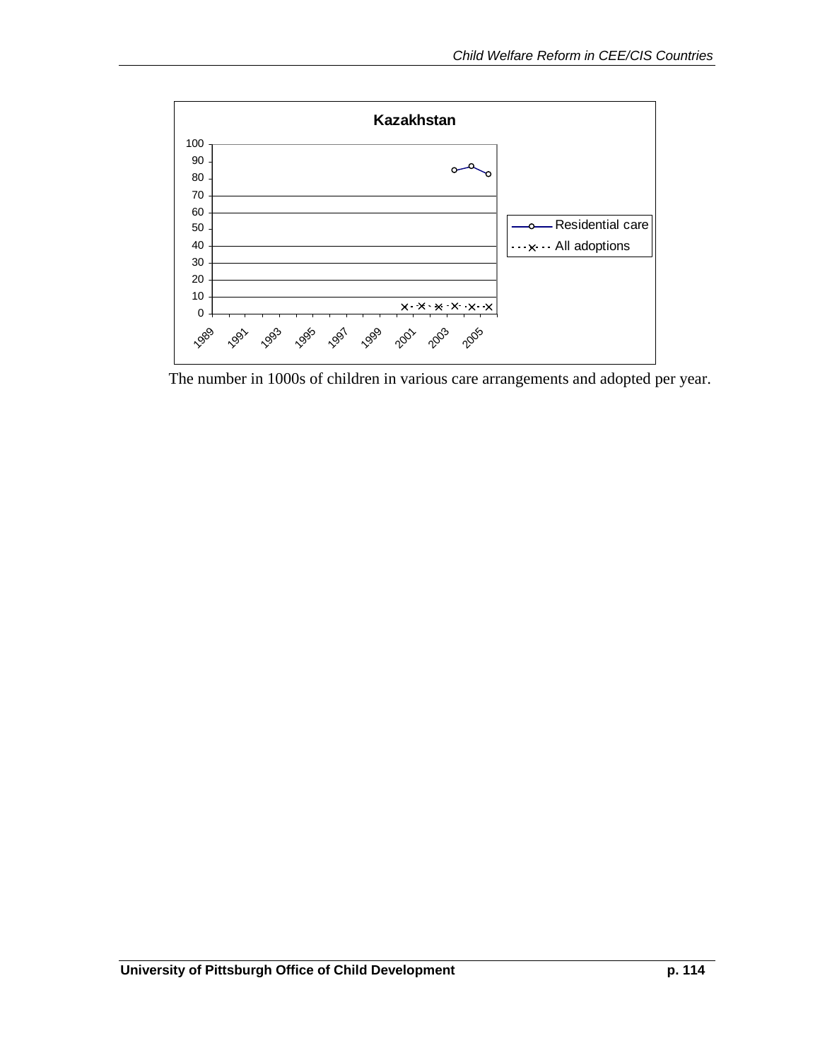**Kazakhstan**

The number in 1000s of children in various care arrangements and adopted per year.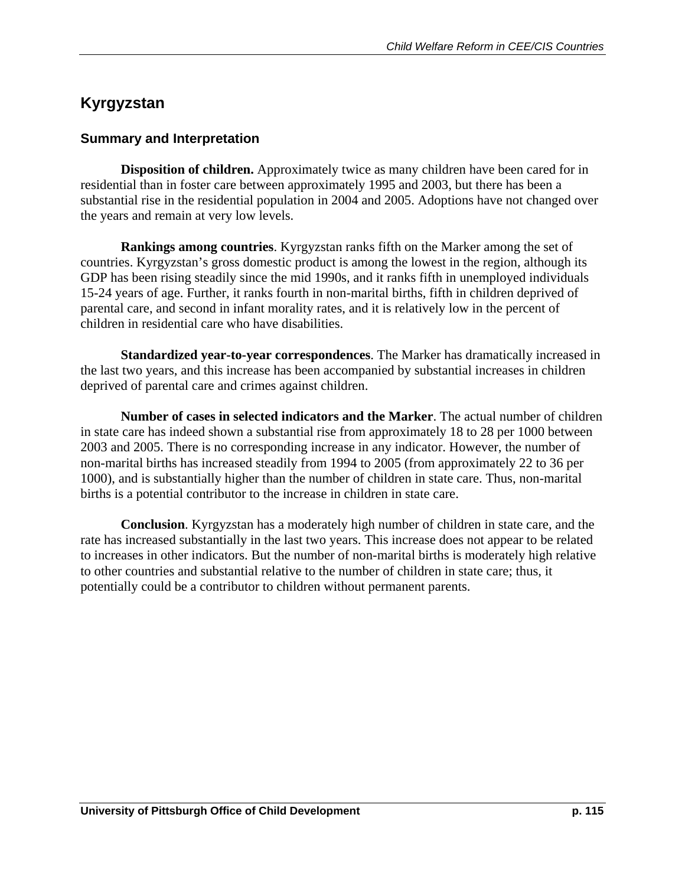## Kyrgyzstan

### Summary and Interpretation

**Disposition of children.** Approximately twice as many children have been cared for in residential than in foster care between approximately 1995 and 2003, but there has been a substantial rise in the residential population in 2004 and 2005. Adoptions have not changed over the years and remain at very low levels.

**Rankings among countries**. Kyrgyzstan ranks fifth on the Marker among the set of countries. Kyrgyzstan's gross domestic product is among the lowest in the region, although its GDP has been rising steadily since the mid 1990s, and it ranks fifth in unemployed individuals 15-24 years of age. Further, it ranks fourth in non-marital births, fifth in children deprived of parental care, and second in infant morality rates, and it is relatively low in the percent of children in residential care who have disabilities.

**Standardized year-to-year correspondences**. The Marker has dramatically increased in the last two years, and this increase has been accompanied by substantial increases in children deprived of parental care and crimes against children.

**Number of cases in selected indicators and the Marker**. The actual number of children in state care has indeed shown a substantial rise from approximately 18 to 28 per 1000 between 2003 and 2005. There is no corresponding increase in any indicator. However, the number of non-marital births has increased steadily from 1994 to 2005 (from approximately 22 to 36 per 1000), and is substantially higher than the number of children in state care. Thus, non-marital births is a potential contributor to the increase in children in state care.

**Conclusion**. Kyrgyzstan has a moderately high number of children in state care, and the rate has increased substantially in the last two years. This increase does not appear to be related to increases in other indicators. But the number of non-marital births is moderately high relative to other countries and substantial relative to the number of children in state care; thus, it potentially could be a contributor to children without permanent parents.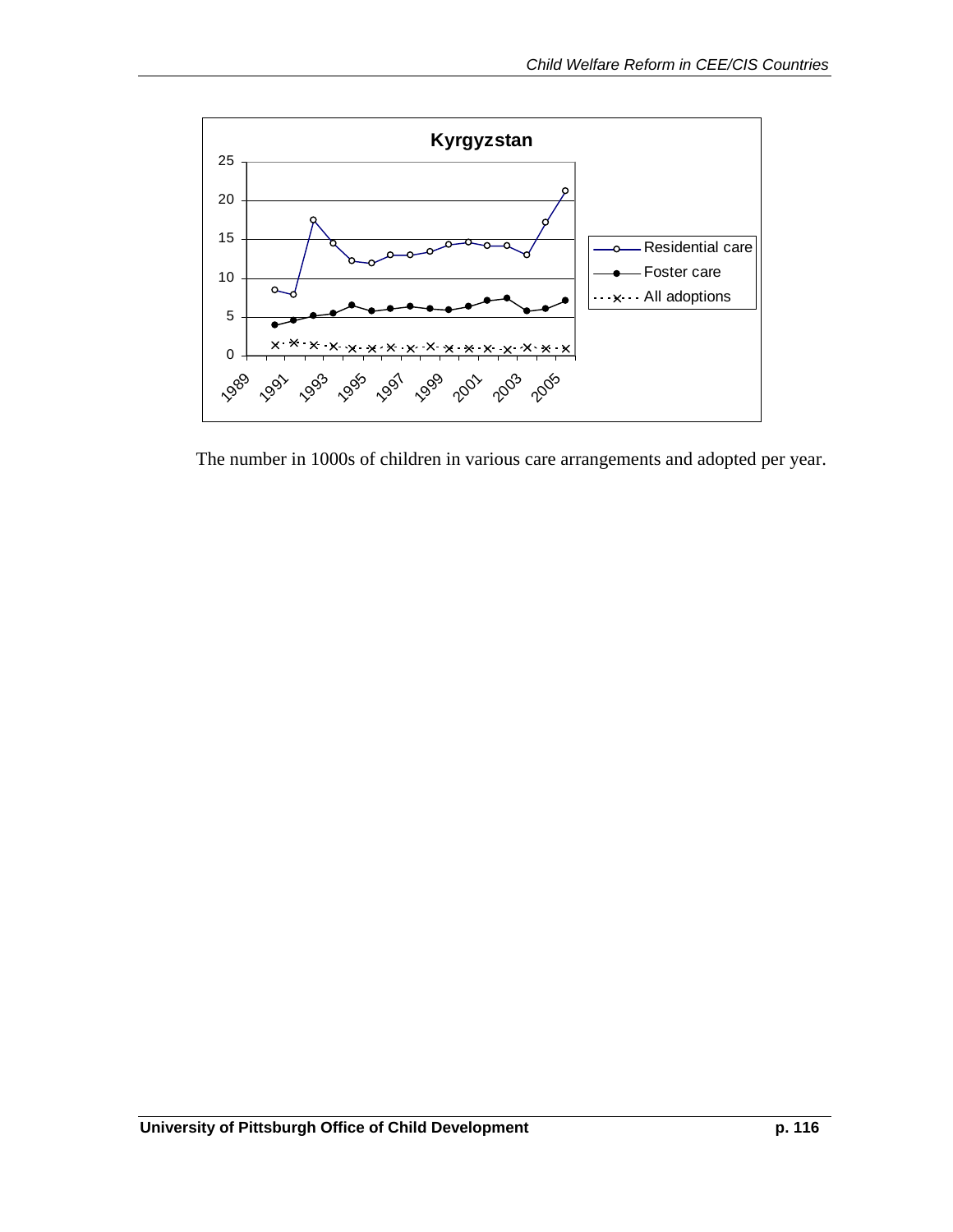The number in 1000s of children in various care arrangements and adopted per year.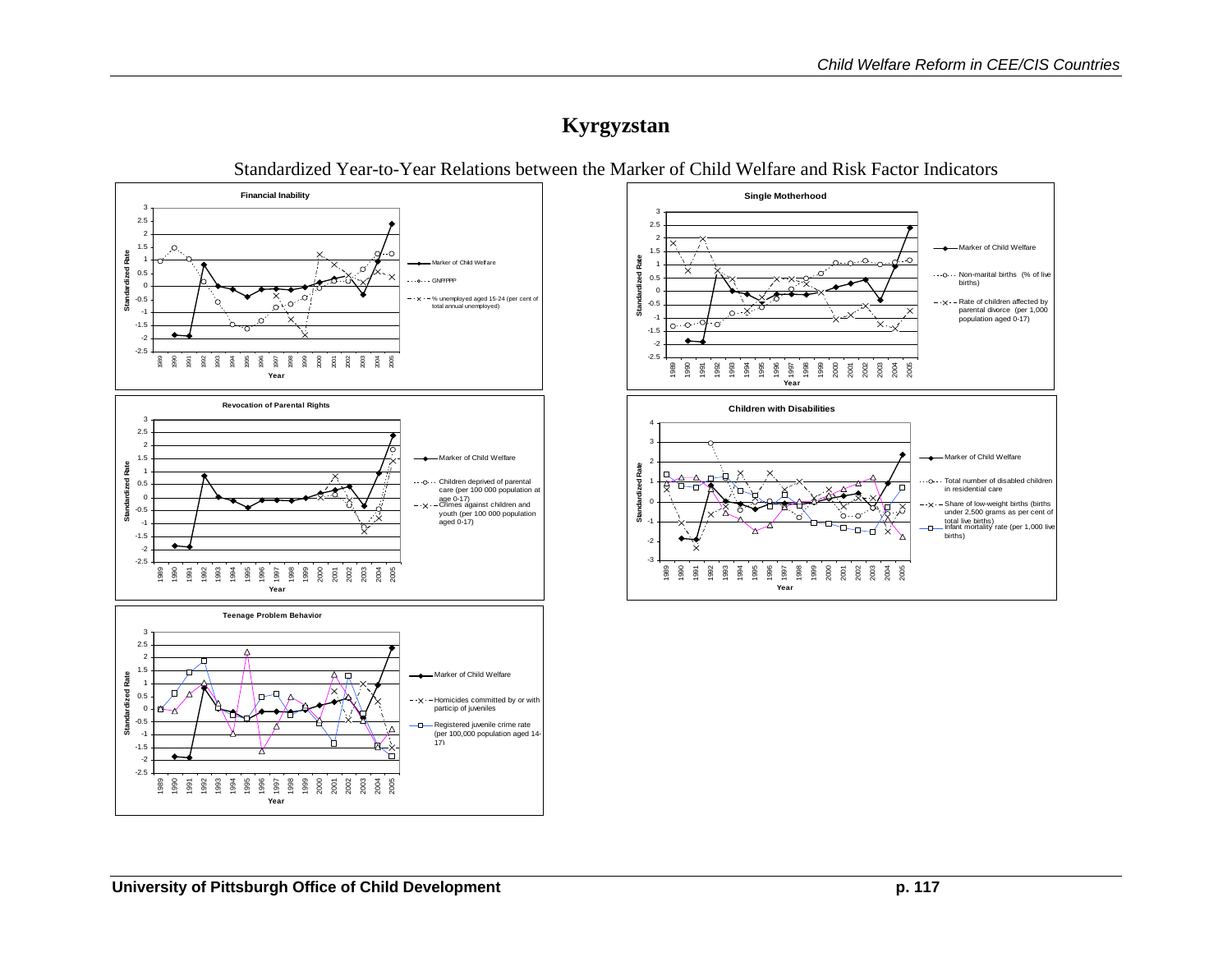# Kyrgyzstan

Standardized Year-to-Year Relations between the Marker of Child Welfare and Risk Factor Indicators

**Financial Inability**

Standardized Rate (y-axis: -2.5 to 3); Year (x-axis: 1989–2005)

- Marker of Child Welfare
- GNP/PPP
- % unemployed aged 15-24 (per cent of total annual unemployed)

**Single Motherhood**

Standardized Rate (y-axis: -2.5 to 3); Year (x-axis: 1989–2005)

- Marker of Child Welfare
- Non-marital births (% of live births)
- Rate of children affected by parental divorce (per 1,000 population aged 0-17)

**Revocation of Parental Rights**

Standardized Rate (y-axis: -2.5 to 3); Year (x-axis: 1989–2005)

- Marker of Child Welfare
- Children deprived of parental care (per 100 000 population at age 0-17)
- Crimes against children and youth (per 100 000 population aged 0-17)

**Children with Disabilities**

Standardized Rate (y-axis: -3 to 4); Year (x-axis: 1989–2005)

- Marker of Child Welfare
- Total number of disabled children in residential care
- Share of low-weight births (births under 2,500 grams as per cent of total live births)
- Infant mortality rate (per 1,000 live births)

**Teenage Problem Behavior**

Standardized Rate (y-axis: -2.5 to 3); Year (x-axis: 1989–2005)

- Marker of Child Welfare
- Homicides committed by or with particip of juveniles
- Registered juvenile crime rate (per 100,000 population aged 14-17)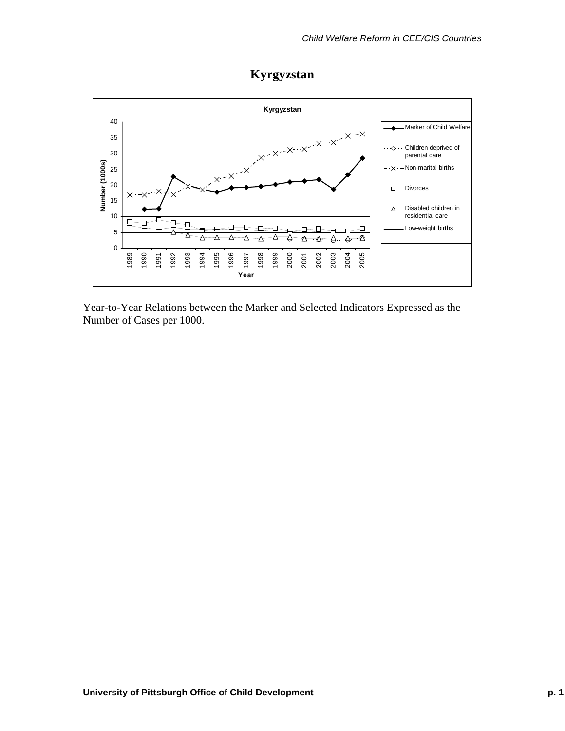# Kyrgyzstan

Year-to-Year Relations between the Marker and Selected Indicators Expressed as the Number of Cases per 1000.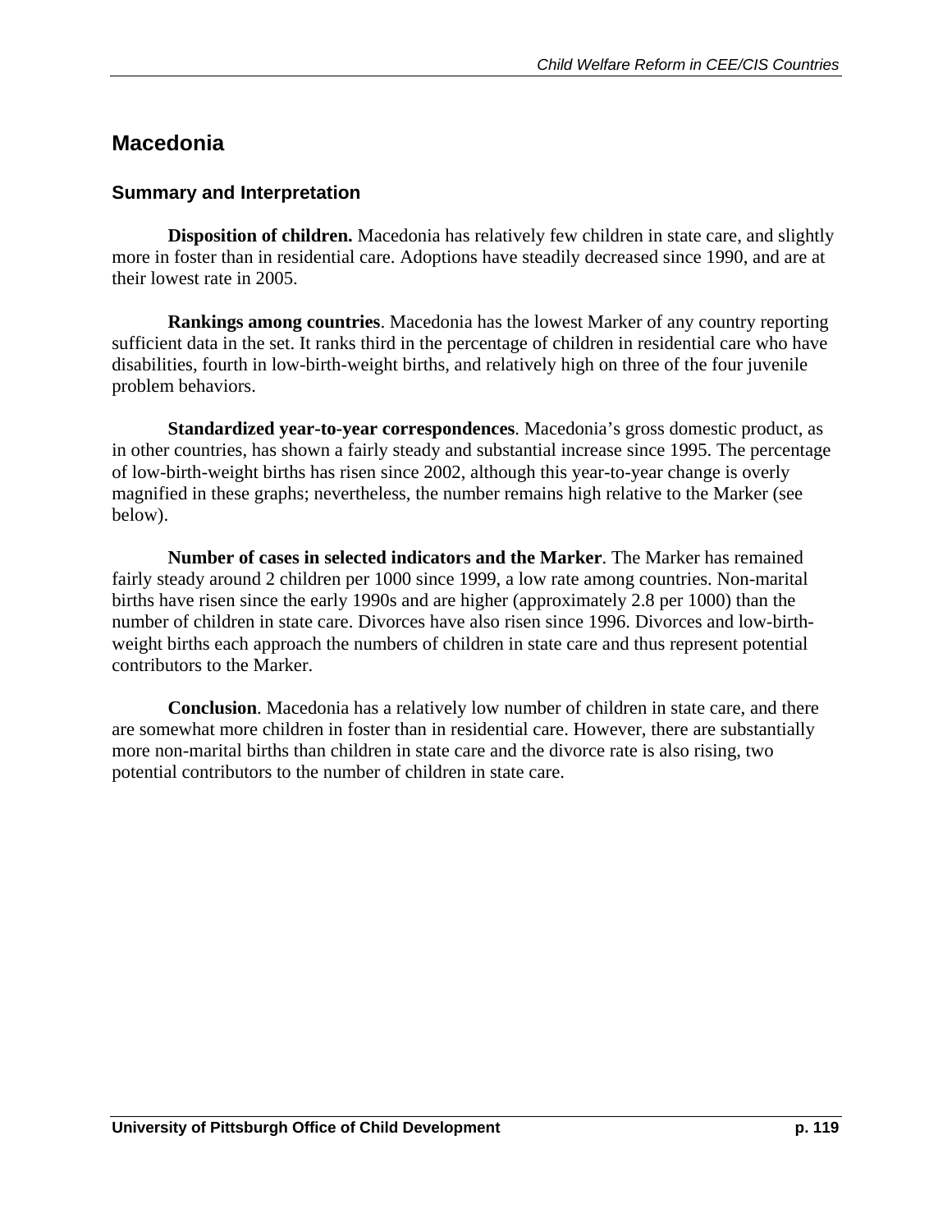## Macedonia

### Summary and Interpretation

**Disposition of children.** Macedonia has relatively few children in state care, and slightly more in foster than in residential care. Adoptions have steadily decreased since 1990, and are at their lowest rate in 2005.

**Rankings among countries**. Macedonia has the lowest Marker of any country reporting sufficient data in the set. It ranks third in the percentage of children in residential care who have disabilities, fourth in low-birth-weight births, and relatively high on three of the four juvenile problem behaviors.

**Standardized year-to-year correspondences**. Macedonia's gross domestic product, as in other countries, has shown a fairly steady and substantial increase since 1995. The percentage of low-birth-weight births has risen since 2002, although this year-to-year change is overly magnified in these graphs; nevertheless, the number remains high relative to the Marker (see below).

**Number of cases in selected indicators and the Marker**. The Marker has remained fairly steady around 2 children per 1000 since 1999, a low rate among countries. Non-marital births have risen since the early 1990s and are higher (approximately 2.8 per 1000) than the number of children in state care. Divorces have also risen since 1996. Divorces and low-birth-weight births each approach the numbers of children in state care and thus represent potential contributors to the Marker.

**Conclusion**. Macedonia has a relatively low number of children in state care, and there are somewhat more children in foster than in residential care. However, there are substantially more non-marital births than children in state care and the divorce rate is also rising, two potential contributors to the number of children in state care.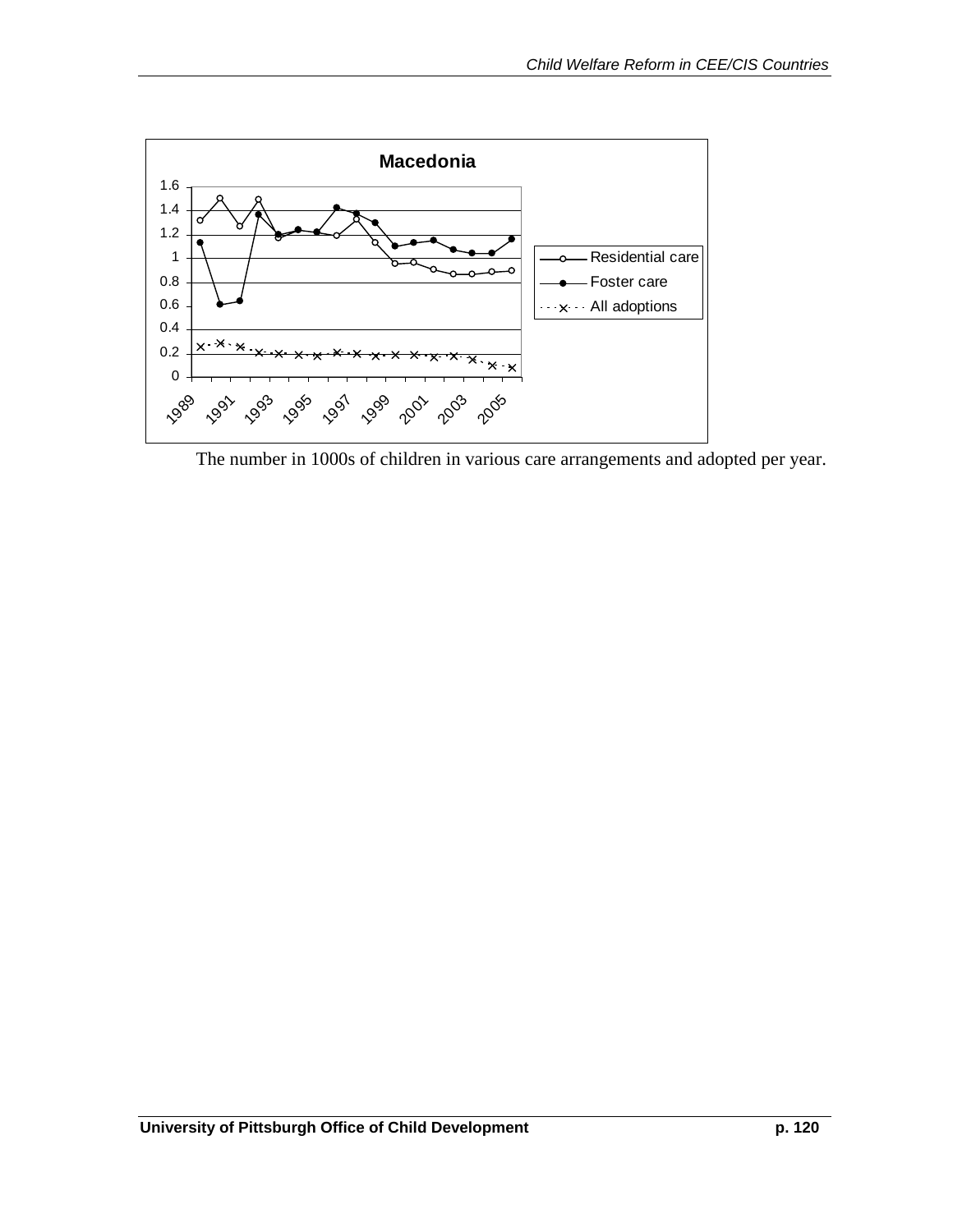**Macedonia**

| | 1989 | 1990 | 1991 | 1992 | 1993 | 1994 | 1995 | 1996 | 1997 | 1998 | 1999 | 2000 | 2001 | 2002 | 2003 | 2004 | 2005 |
|---|---|---|---|---|---|---|---|---|---|---|---|---|---|---|---|---|---|
| Residential care | | | | | | | | | | | | | | | | | |
| Foster care | | | | | | | | | | | | | | | | | |
| All adoptions | | | | | | | | | | | | | | | | | |

The number in 1000s of children in various care arrangements and adopted per year.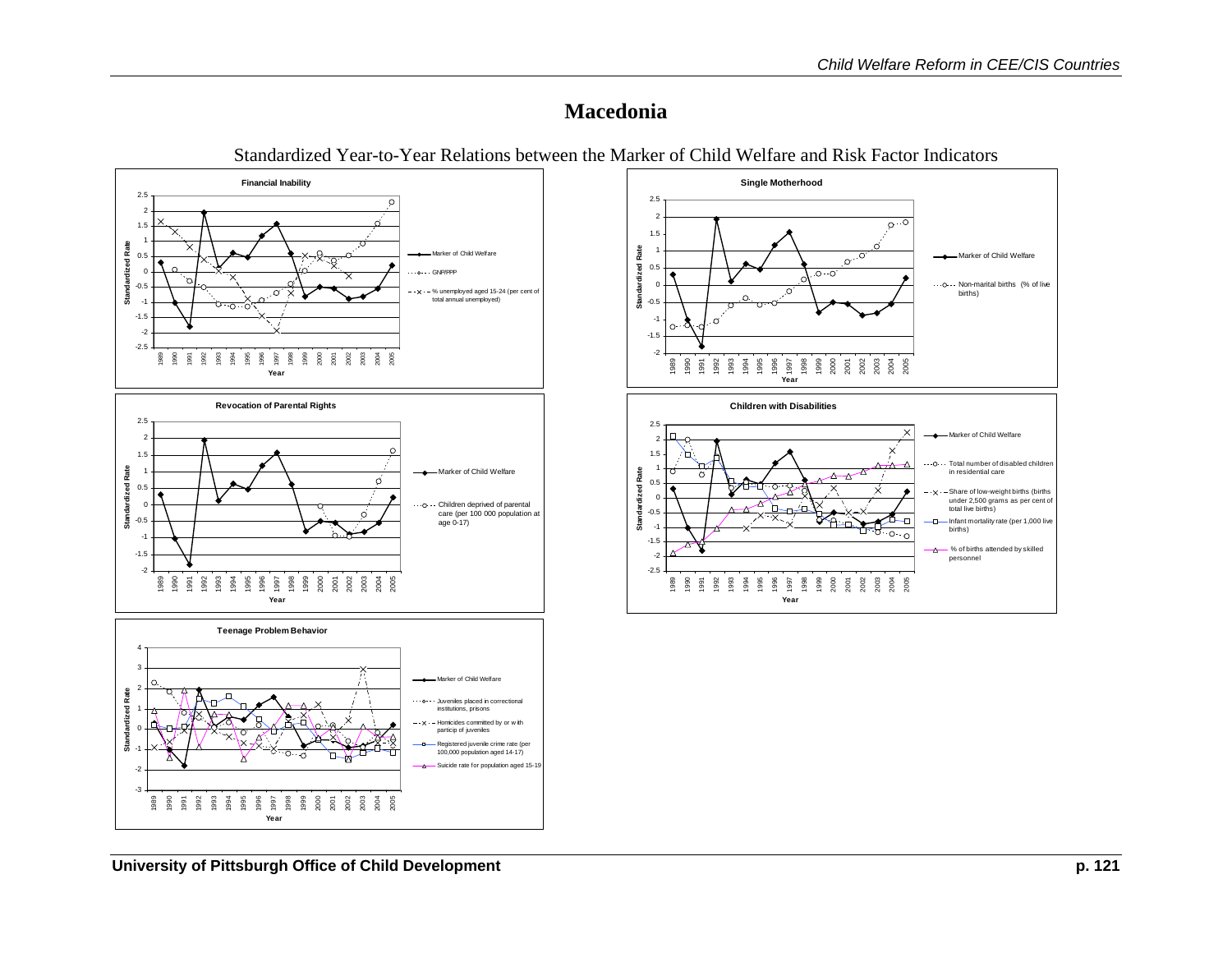# Macedonia

Standardized Year-to-Year Relations between the Marker of Child Welfare and Risk Factor Indicators

**Financial Inability**

Standardized Rate

Year

- Marker of Child Welfare
- GNP/PPP
- % unemployed aged 15-24 (per cent of total annual unemployed)

**Single Motherhood**

Standardized Rate

Year

- Marker of Child Welfare
- Non-marital births (% of live births)

**Revocation of Parental Rights**

Standardized Rate

Year

- Marker of Child Welfare
- Children deprived of parental care (per 100 000 population at age 0-17)

**Children with Disabilities**

Standardized Rate

Year

- Marker of Child Welfare
- Total number of disabled children in residential care
- Share of low-weight births (births under 2,500 grams as per cent of total live births)
- Infant mortality rate (per 1,000 live births)
- % of births attended by skilled personnel

**Teenage Problem Behavior**

Standardized Rate

Year

- Marker of Child Welfare
- Juveniles placed in correctional institutions, prisons
- Homicides committed by or with particip of juveniles
- Registered juvenile crime rate (per 100,000 population aged 14-17)
- Suicide rate for population aged 15-19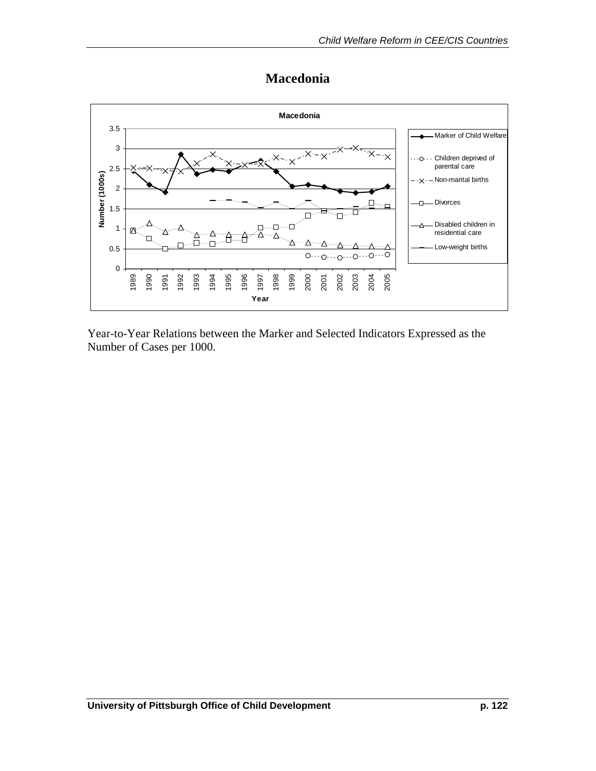# Macedonia

Year-to-Year Relations between the Marker and Selected Indicators Expressed as the Number of Cases per 1000.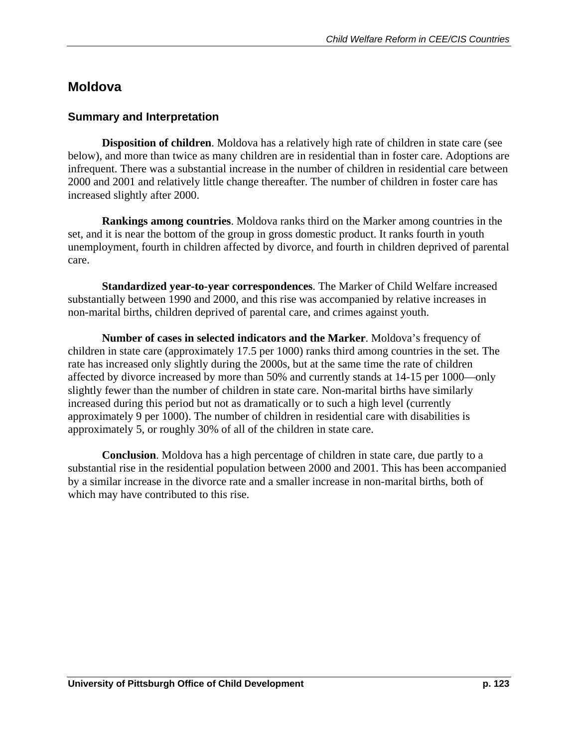## Moldova

### Summary and Interpretation

**Disposition of children**. Moldova has a relatively high rate of children in state care (see below), and more than twice as many children are in residential than in foster care. Adoptions are infrequent. There was a substantial increase in the number of children in residential care between 2000 and 2001 and relatively little change thereafter. The number of children in foster care has increased slightly after 2000.

**Rankings among countries**. Moldova ranks third on the Marker among countries in the set, and it is near the bottom of the group in gross domestic product. It ranks fourth in youth unemployment, fourth in children affected by divorce, and fourth in children deprived of parental care.

**Standardized year-to-year correspondences**. The Marker of Child Welfare increased substantially between 1990 and 2000, and this rise was accompanied by relative increases in non-marital births, children deprived of parental care, and crimes against youth.

**Number of cases in selected indicators and the Marker**. Moldova's frequency of children in state care (approximately 17.5 per 1000) ranks third among countries in the set. The rate has increased only slightly during the 2000s, but at the same time the rate of children affected by divorce increased by more than 50% and currently stands at 14-15 per 1000—only slightly fewer than the number of children in state care. Non-marital births have similarly increased during this period but not as dramatically or to such a high level (currently approximately 9 per 1000). The number of children in residential care with disabilities is approximately 5, or roughly 30% of all of the children in state care.

**Conclusion**. Moldova has a high percentage of children in state care, due partly to a substantial rise in the residential population between 2000 and 2001. This has been accompanied by a similar increase in the divorce rate and a smaller increase in non-marital births, both of which may have contributed to this rise.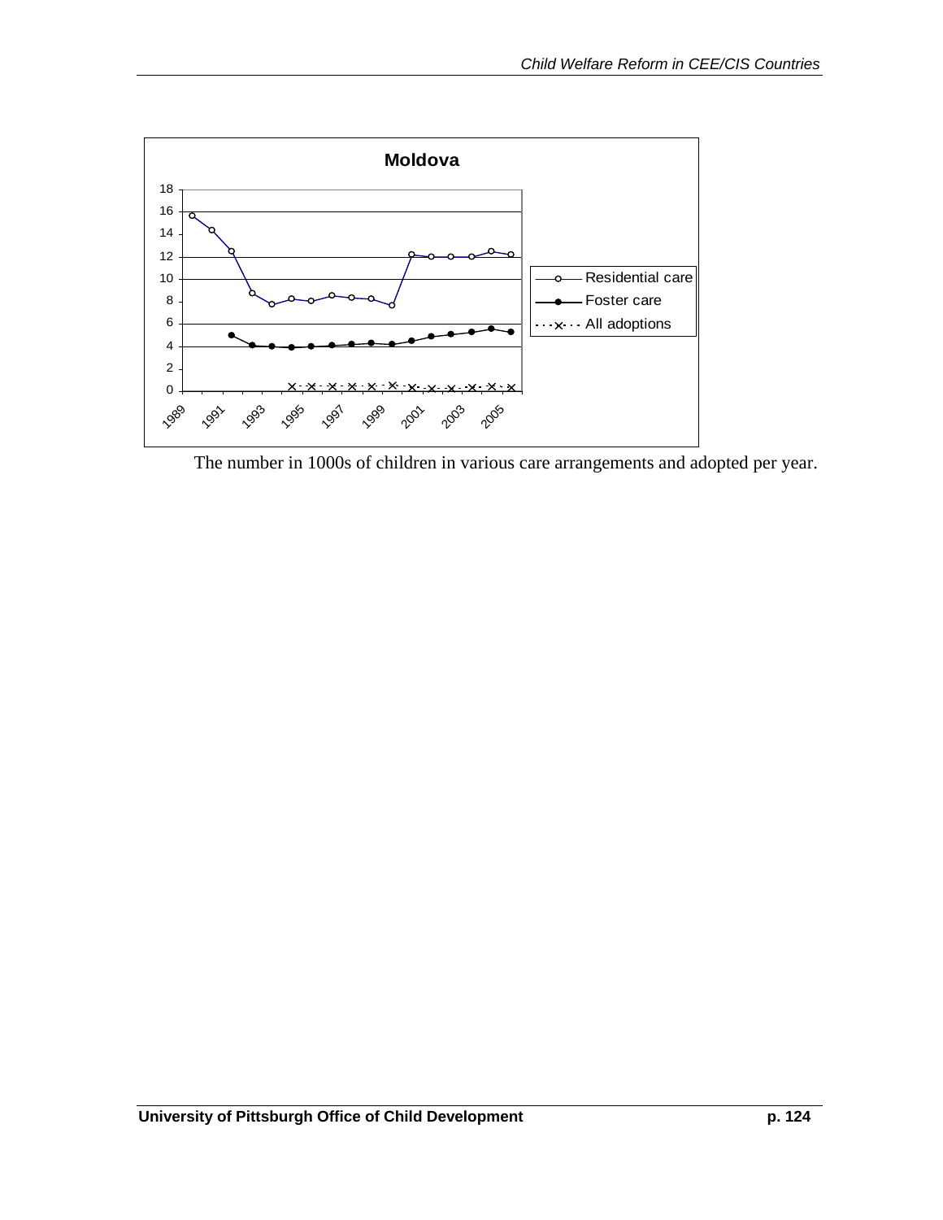**Moldova**

The number in 1000s of children in various care arrangements and adopted per year.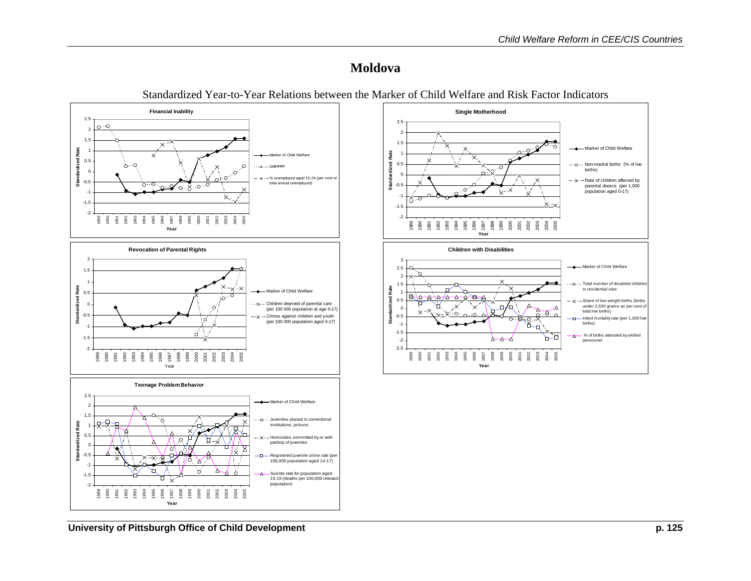# Moldova

Standardized Year-to-Year Relations between the Marker of Child Welfare and Risk Factor Indicators

**Financial Inability**

- Marker of Child Welfare
- GNP/PPP
- % unemployed aged 15-24 (per cent of total annual unemployed)

**Single Motherhood**

- Marker of Child Welfare
- Non-marital births (% of live births)
- Rate of children affected by parental divorce (per 1,000 population aged 0-17)

**Revocation of Parental Rights**

- Marker of Child Welfare
- Children deprived of parental care (per 100 000 population at age 0-17)
- Crimes against children and youth (per 100 000 population aged 0-17)

**Children with Disabilities**

- Marker of Child Welfare
- Total number of disabled children in residential care
- Share of low-weight births (births under 2,500 grams as per cent of total live births)
- Infant mortality rate (per 1,000 live births)
- % of births attended by skilled personnel

**Teenage Problem Behavior**

- Marker of Child Welfare
- Juveniles placed in correctional institutions, prisons
- Homicides committed by or with particip of juveniles
- Registered juvenile crime rate (per 100,000 population aged 14-17)
- Suicide rate for population aged 15-19 (deaths per 100,000 relevant population)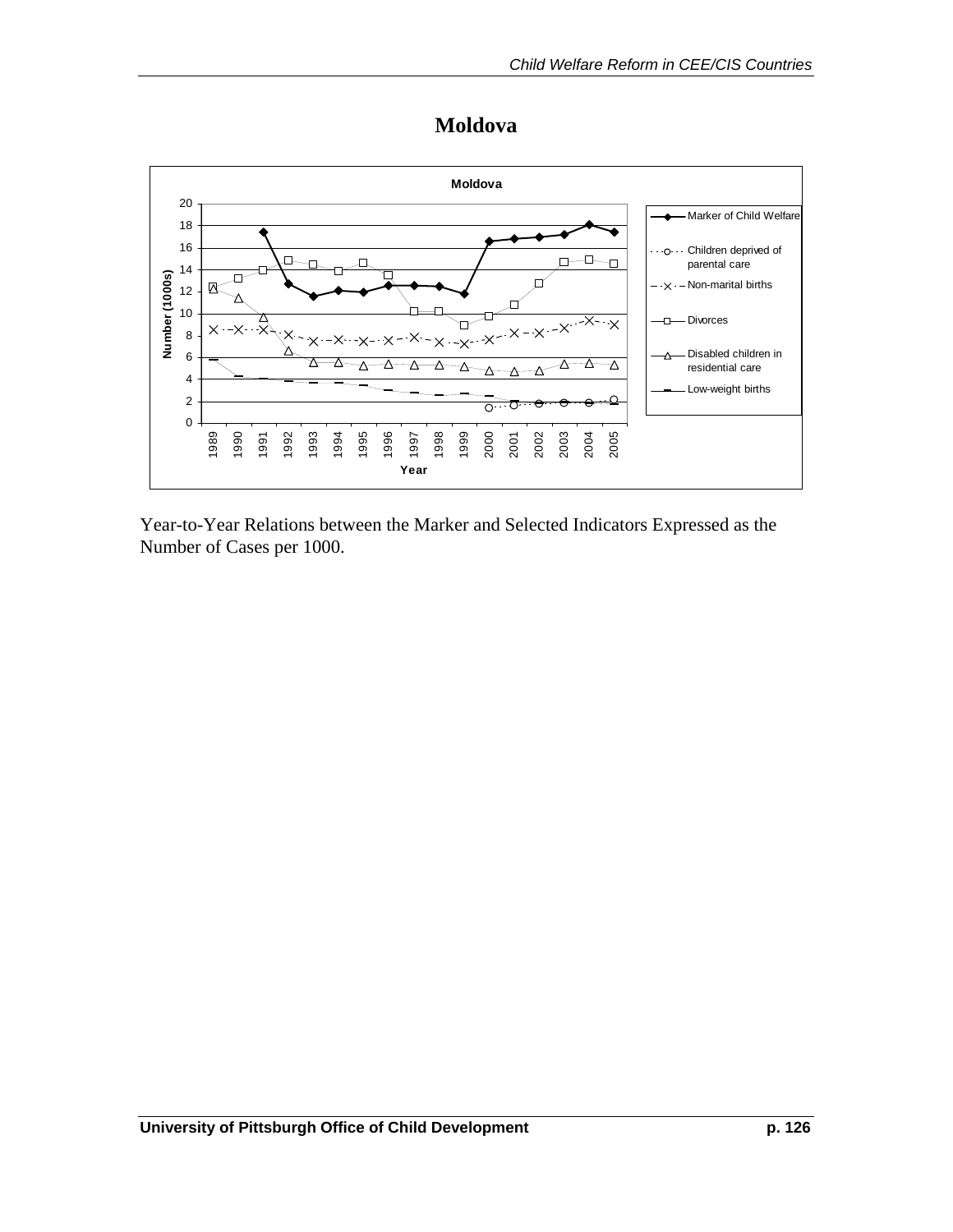# Moldova

Year-to-Year Relations between the Marker and Selected Indicators Expressed as the Number of Cases per 1000.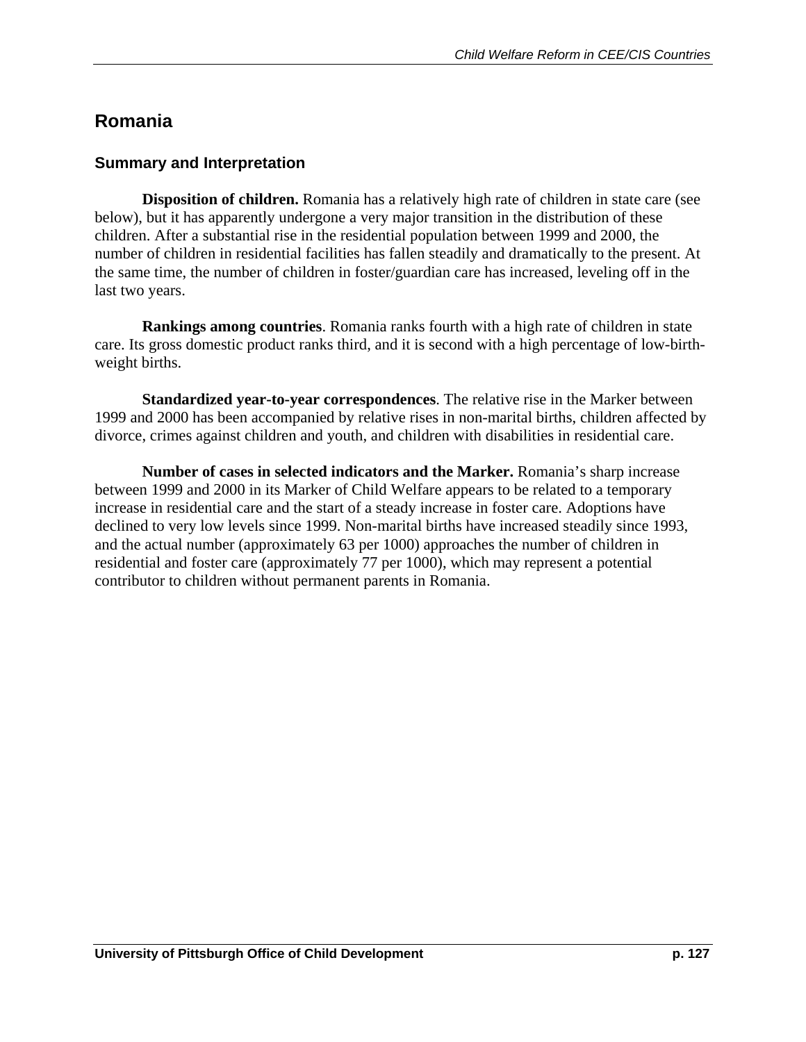## Romania

### Summary and Interpretation

**Disposition of children.** Romania has a relatively high rate of children in state care (see below), but it has apparently undergone a very major transition in the distribution of these children. After a substantial rise in the residential population between 1999 and 2000, the number of children in residential facilities has fallen steadily and dramatically to the present. At the same time, the number of children in foster/guardian care has increased, leveling off in the last two years.

**Rankings among countries**. Romania ranks fourth with a high rate of children in state care. Its gross domestic product ranks third, and it is second with a high percentage of low-birth-weight births.

**Standardized year-to-year correspondences**. The relative rise in the Marker between 1999 and 2000 has been accompanied by relative rises in non-marital births, children affected by divorce, crimes against children and youth, and children with disabilities in residential care.

**Number of cases in selected indicators and the Marker.** Romania's sharp increase between 1999 and 2000 in its Marker of Child Welfare appears to be related to a temporary increase in residential care and the start of a steady increase in foster care. Adoptions have declined to very low levels since 1999. Non-marital births have increased steadily since 1993, and the actual number (approximately 63 per 1000) approaches the number of children in residential and foster care (approximately 77 per 1000), which may represent a potential contributor to children without permanent parents in Romania.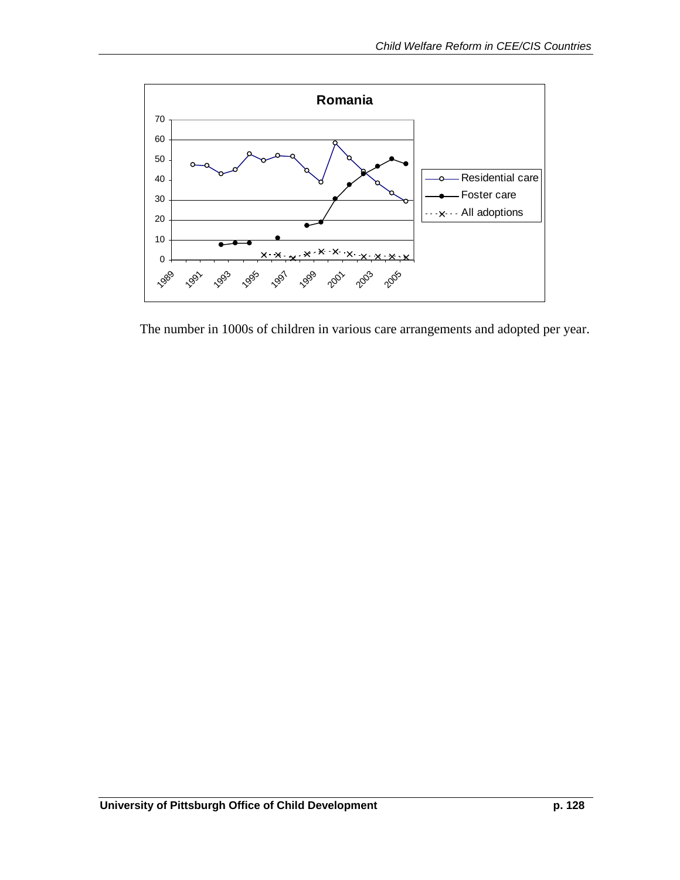The number in 1000s of children in various care arrangements and adopted per year.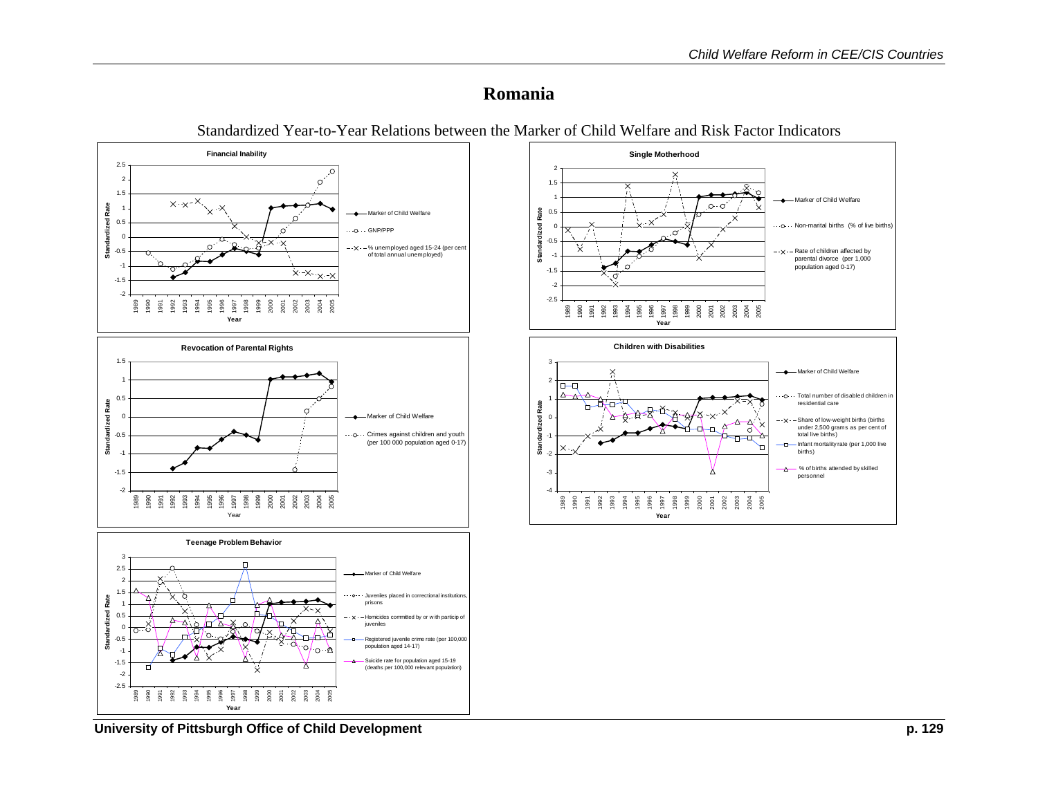# Romania

Standardized Year-to-Year Relations between the Marker of Child Welfare and Risk Factor Indicators

**Financial Inability**

- Marker of Child Welfare
- GNP/PPP
- % unemployed aged 15-24 (per cent of total annual unemployed)

**Single Motherhood**

- Marker of Child Welfare
- Non-marital births (% of live births)
- Rate of children affected by parental divorce (per 1,000 population aged 0-17)

**Revocation of Parental Rights**

- Marker of Child Welfare
- Crimes against children and youth (per 100 000 population aged 0-17)

**Children with Disabilities**

- Marker of Child Welfare
- Total number of disabled children in residential care
- Share of low-weight births (births under 2,500 grams as per cent of total live births)
- Infant mortality rate (per 1,000 live births)
- % of births attended by skilled personnel

**Teenage Problem Behavior**

- Marker of Child Welfare
- Juveniles placed in correctional institutions, prisons
- Homicides committed by or with particip of juveniles
- Registered juvenile crime rate (per 100,000 population aged 14-17)
- Suicide rate for population aged 15-19 (deaths per 100,000 relevant population)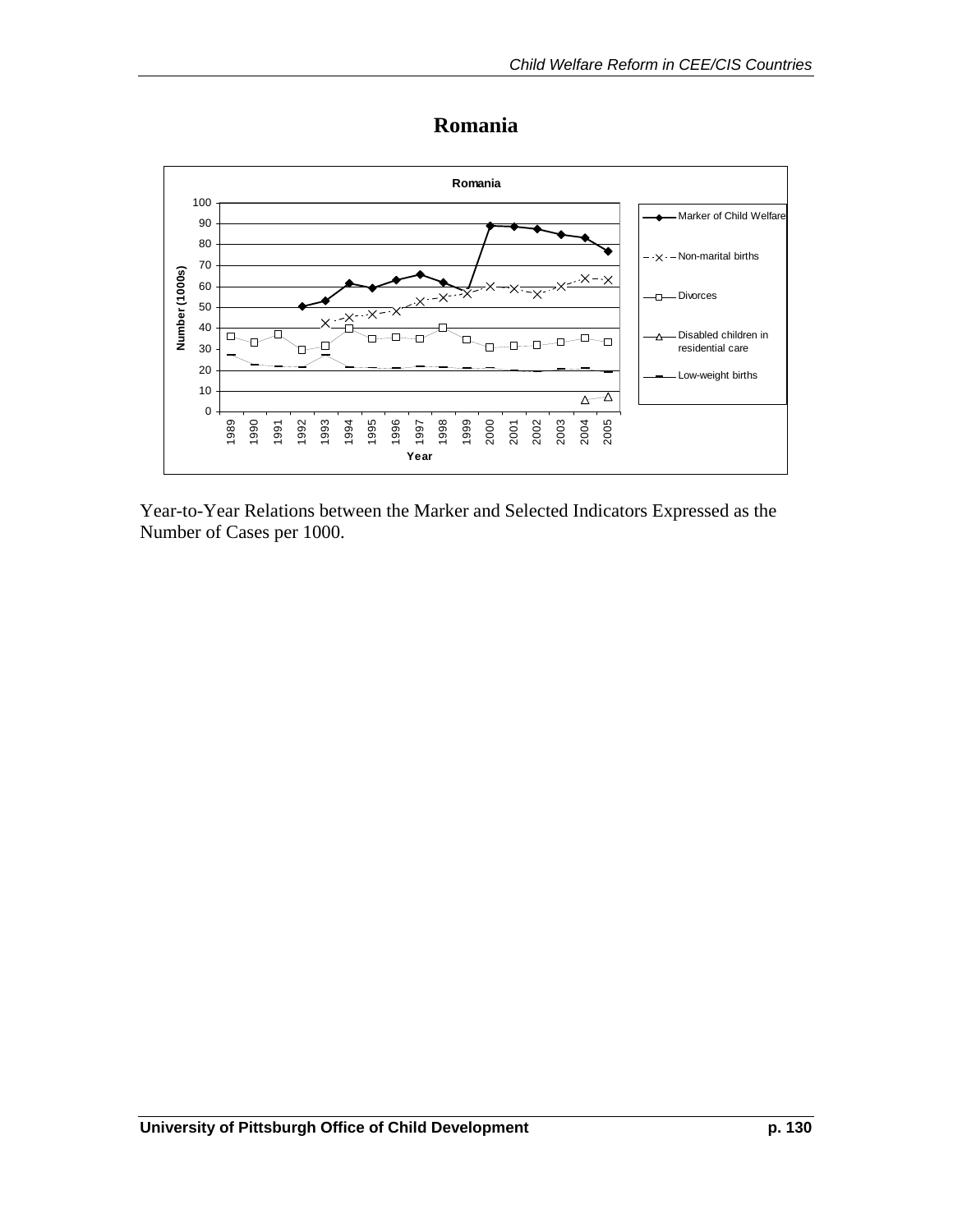# Romania

Year-to-Year Relations between the Marker and Selected Indicators Expressed as the Number of Cases per 1000.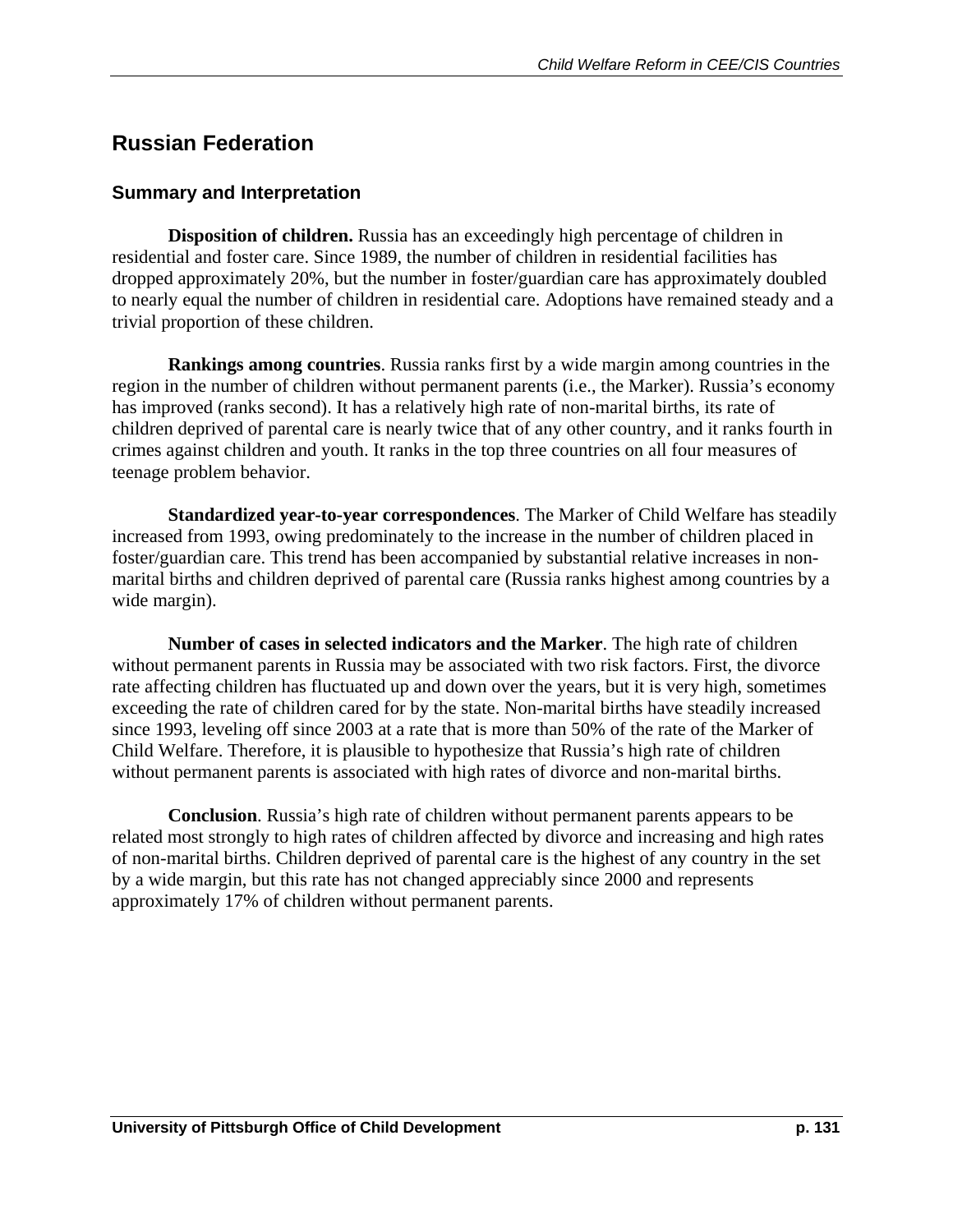## Russian Federation

### Summary and Interpretation

**Disposition of children.** Russia has an exceedingly high percentage of children in residential and foster care. Since 1989, the number of children in residential facilities has dropped approximately 20%, but the number in foster/guardian care has approximately doubled to nearly equal the number of children in residential care. Adoptions have remained steady and a trivial proportion of these children.

**Rankings among countries**. Russia ranks first by a wide margin among countries in the region in the number of children without permanent parents (i.e., the Marker). Russia's economy has improved (ranks second). It has a relatively high rate of non-marital births, its rate of children deprived of parental care is nearly twice that of any other country, and it ranks fourth in crimes against children and youth. It ranks in the top three countries on all four measures of teenage problem behavior.

**Standardized year-to-year correspondences**. The Marker of Child Welfare has steadily increased from 1993, owing predominately to the increase in the number of children placed in foster/guardian care. This trend has been accompanied by substantial relative increases in non-marital births and children deprived of parental care (Russia ranks highest among countries by a wide margin).

**Number of cases in selected indicators and the Marker**. The high rate of children without permanent parents in Russia may be associated with two risk factors. First, the divorce rate affecting children has fluctuated up and down over the years, but it is very high, sometimes exceeding the rate of children cared for by the state. Non-marital births have steadily increased since 1993, leveling off since 2003 at a rate that is more than 50% of the rate of the Marker of Child Welfare. Therefore, it is plausible to hypothesize that Russia's high rate of children without permanent parents is associated with high rates of divorce and non-marital births.

**Conclusion**. Russia's high rate of children without permanent parents appears to be related most strongly to high rates of children affected by divorce and increasing and high rates of non-marital births. Children deprived of parental care is the highest of any country in the set by a wide margin, but this rate has not changed appreciably since 2000 and represents approximately 17% of children without permanent parents.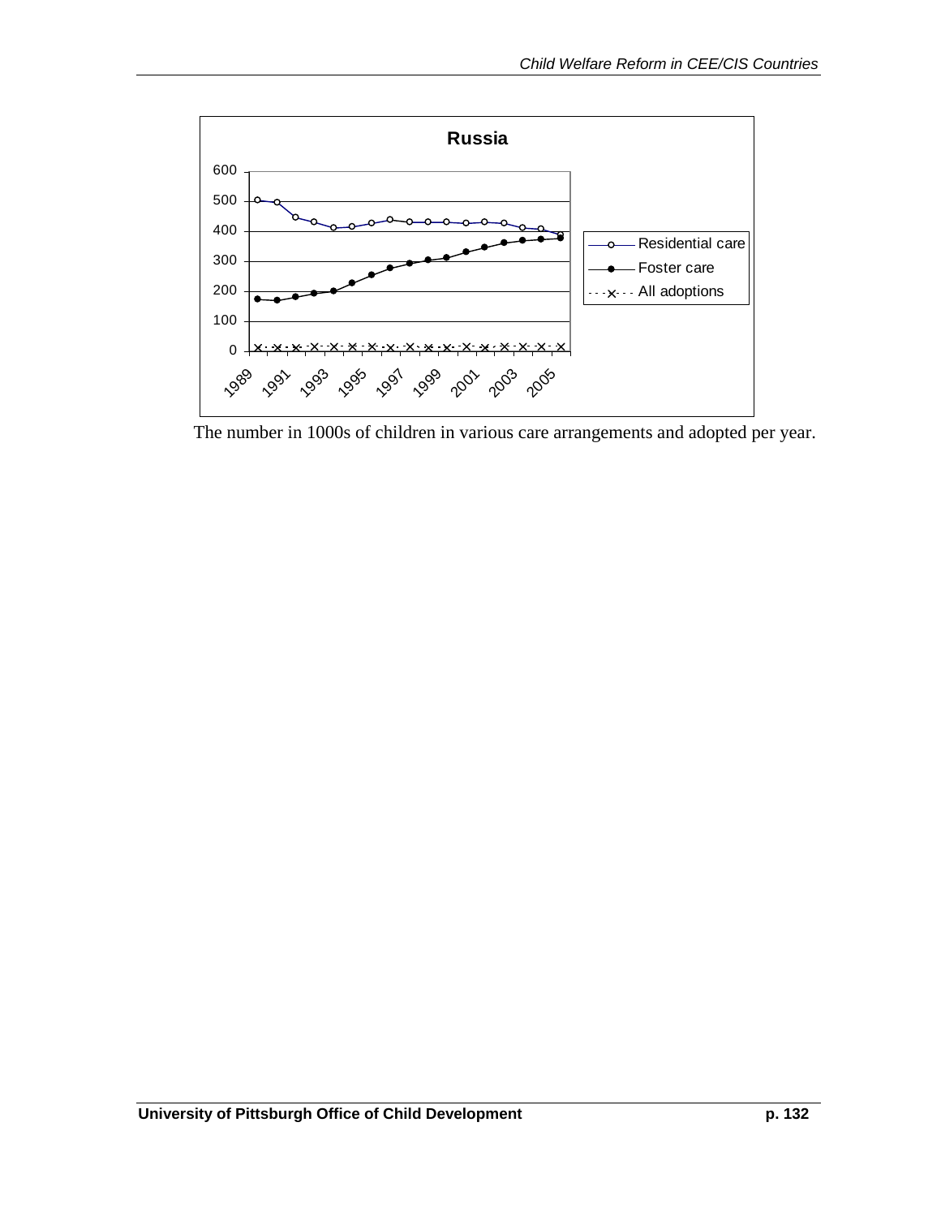The number in 1000s of children in various care arrangements and adopted per year.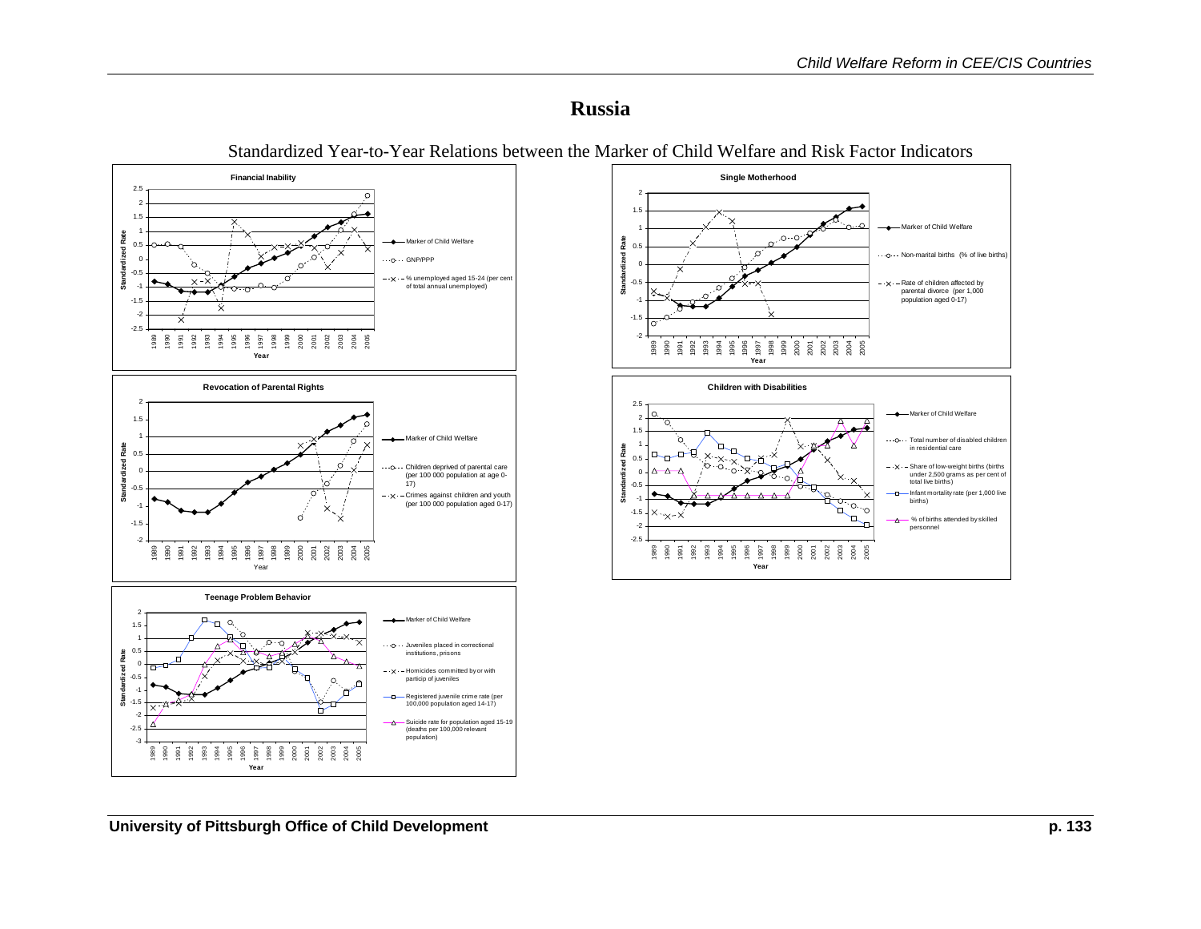# Russia

Standardized Year-to-Year Relations between the Marker of Child Welfare and Risk Factor Indicators

**Financial Inability**

- Marker of Child Welfare
- GNP/PPP
- % unemployed aged 15-24 (per cent of total annual unemployed)

**Single Motherhood**

- Marker of Child Welfare
- Non-marital births (% of live births)
- Rate of children affected by parental divorce (per 1,000 population aged 0-17)

**Revocation of Parental Rights**

- Marker of Child Welfare
- Children deprived of parental care (per 100 000 population at age 0-17)
- Crimes against children and youth (per 100 000 population aged 0-17)

**Children with Disabilities**

- Marker of Child Welfare
- Total number of disabled children in residential care
- Share of low-weight births (births under 2,500 grams as per cent of total live births)
- Infant mortality rate (per 1,000 live births)
- % of births attended by skilled personnel

**Teenage Problem Behavior**

- Marker of Child Welfare
- Juveniles placed in correctional institutions, prisons
- Homicides committed by or with particip of juveniles
- Registered juvenile crime rate (per 100,000 population aged 14-17)
- Suicide rate for population aged 15-19 (deaths per 100,000 relevant population)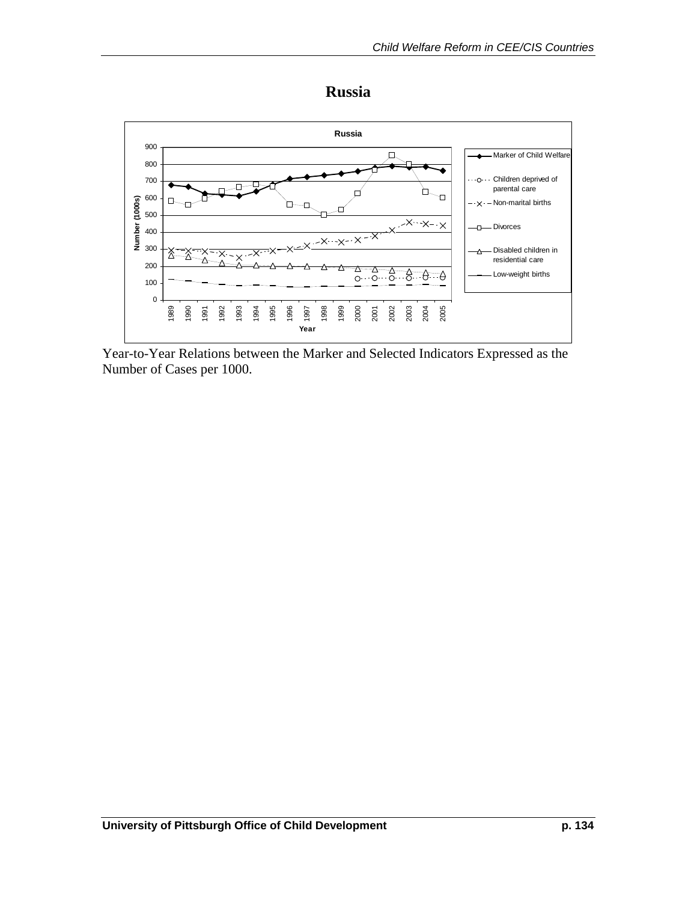# Russia

Year-to-Year Relations between the Marker and Selected Indicators Expressed as the Number of Cases per 1000.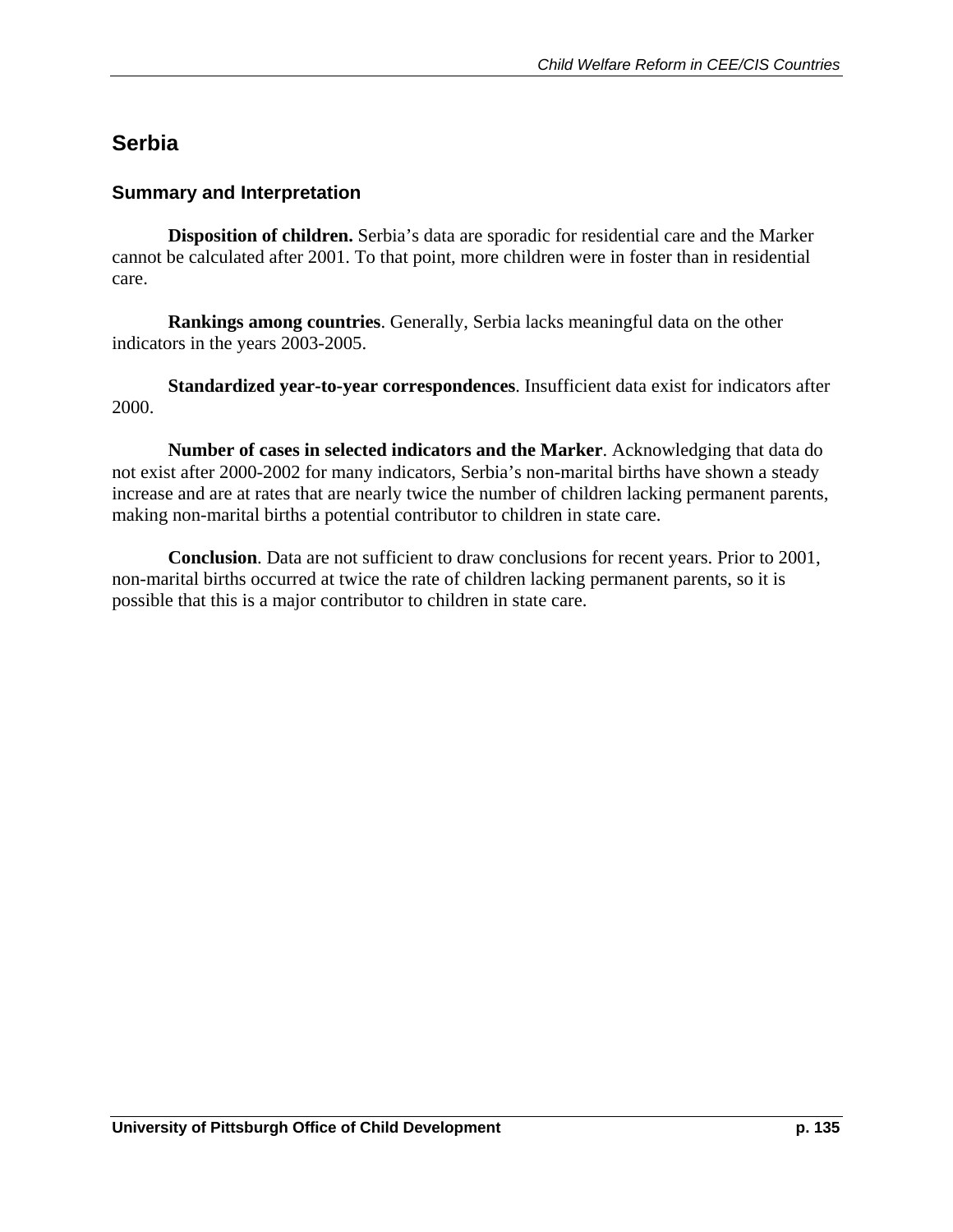# Serbia

## Summary and Interpretation

**Disposition of children.** Serbia's data are sporadic for residential care and the Marker cannot be calculated after 2001. To that point, more children were in foster than in residential care.

**Rankings among countries**. Generally, Serbia lacks meaningful data on the other indicators in the years 2003-2005.

**Standardized year-to-year correspondences**. Insufficient data exist for indicators after 2000.

**Number of cases in selected indicators and the Marker**. Acknowledging that data do not exist after 2000-2002 for many indicators, Serbia's non-marital births have shown a steady increase and are at rates that are nearly twice the number of children lacking permanent parents, making non-marital births a potential contributor to children in state care.

**Conclusion**. Data are not sufficient to draw conclusions for recent years. Prior to 2001, non-marital births occurred at twice the rate of children lacking permanent parents, so it is possible that this is a major contributor to children in state care.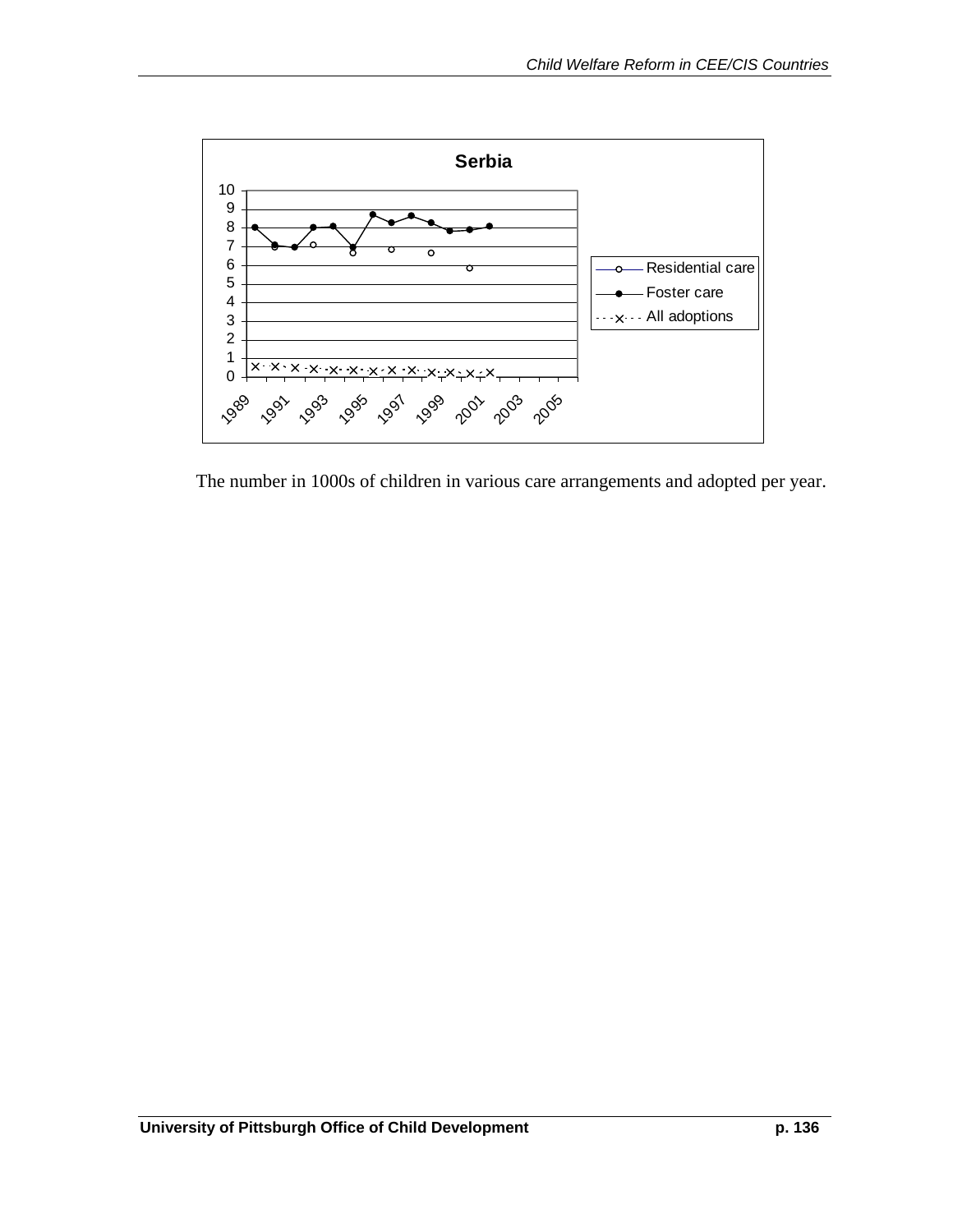The number in 1000s of children in various care arrangements and adopted per year.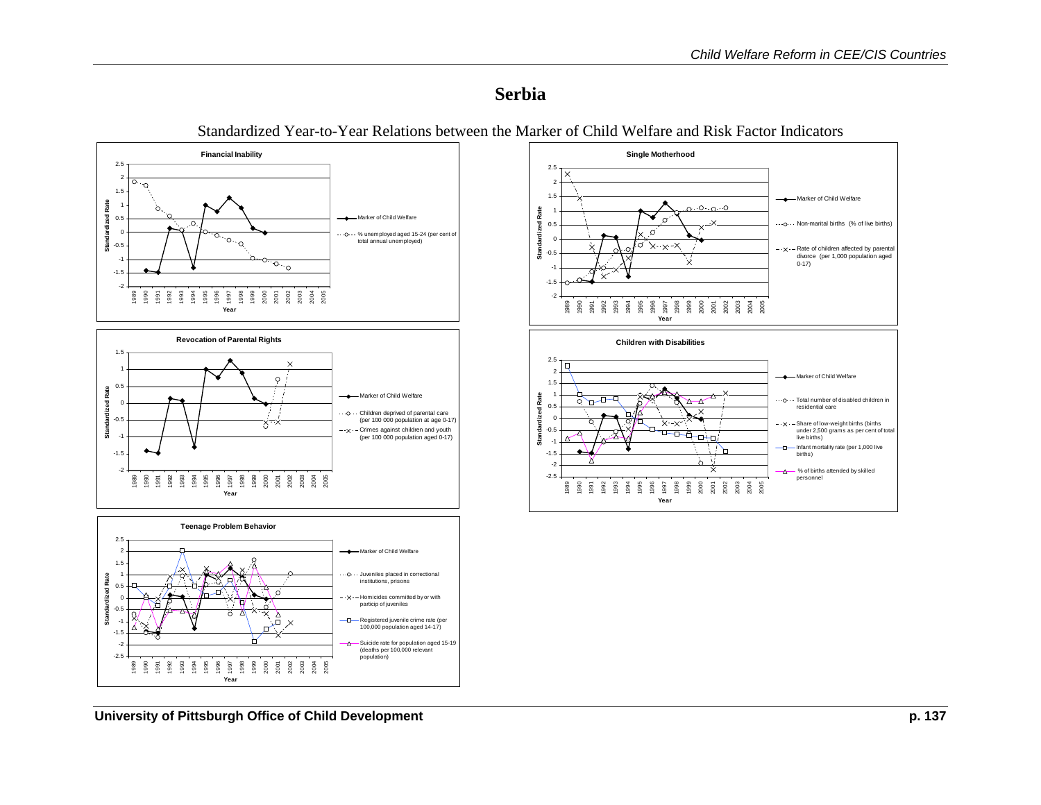# Serbia

Standardized Year-to-Year Relations between the Marker of Child Welfare and Risk Factor Indicators

**Financial Inability**

Standardized Rate

Year

- Marker of Child Welfare
- % unemployed aged 15-24 (per cent of total annual unemployed)

**Single Motherhood**

Standardized Rate

Year

- Marker of Child Welfare
- Non-marital births (% of live births)
- Rate of children affected by parental divorce (per 1,000 population aged 0-17)

**Revocation of Parental Rights**

Standardized Rate

Year

- Marker of Child Welfare
- Children deprived of parental care (per 100 000 population at age 0-17)
- Crimes against children and youth (per 100 000 population aged 0-17)

**Children with Disabilities**

Standardized Rate

Year

- Marker of Child Welfare
- Total number of disabled children in residential care
- Share of low-weight births (births under 2,500 grams as per cent of total live births)
- Infant mortality rate (per 1,000 live births)
- % of births attended by skilled personnel

**Teenage Problem Behavior**

Standardized Rate

Year

- Marker of Child Welfare
- Juveniles placed in correctional institutions, prisons
- Homicides committed by or with particip of juveniles
- Registered juvenile crime rate (per 100,000 population aged 14-17)
- Suicide rate for population aged 15-19 (deaths per 100,000 relevant population)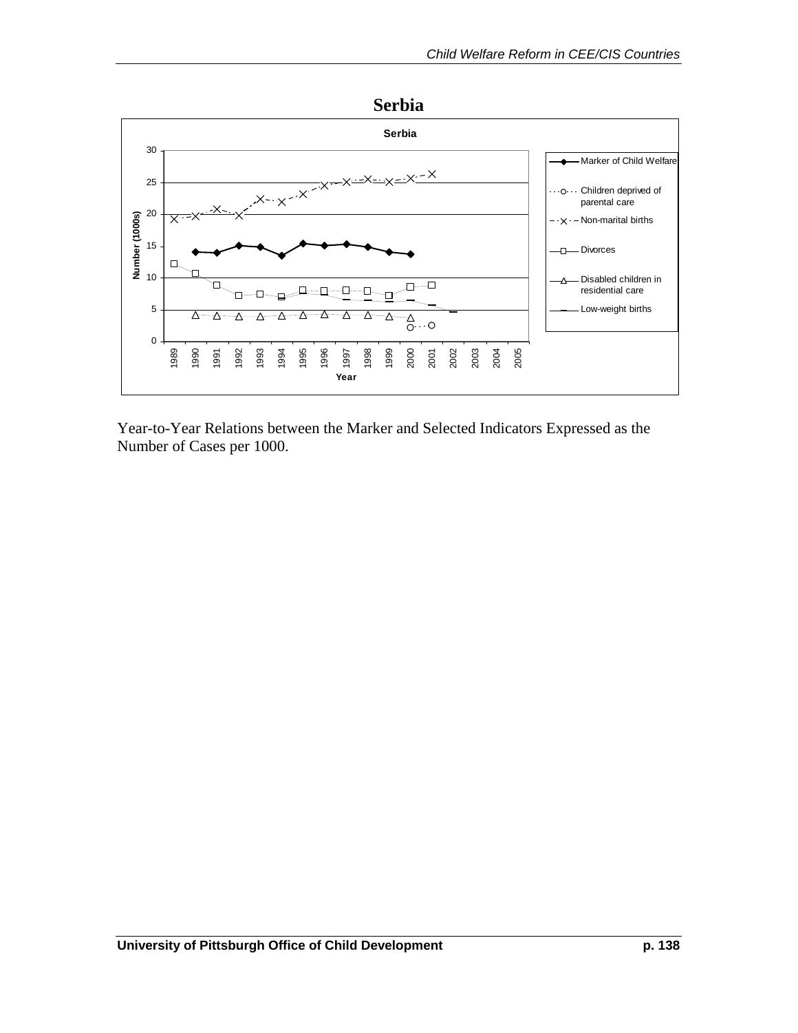# Serbia

Year-to-Year Relations between the Marker and Selected Indicators Expressed as the Number of Cases per 1000.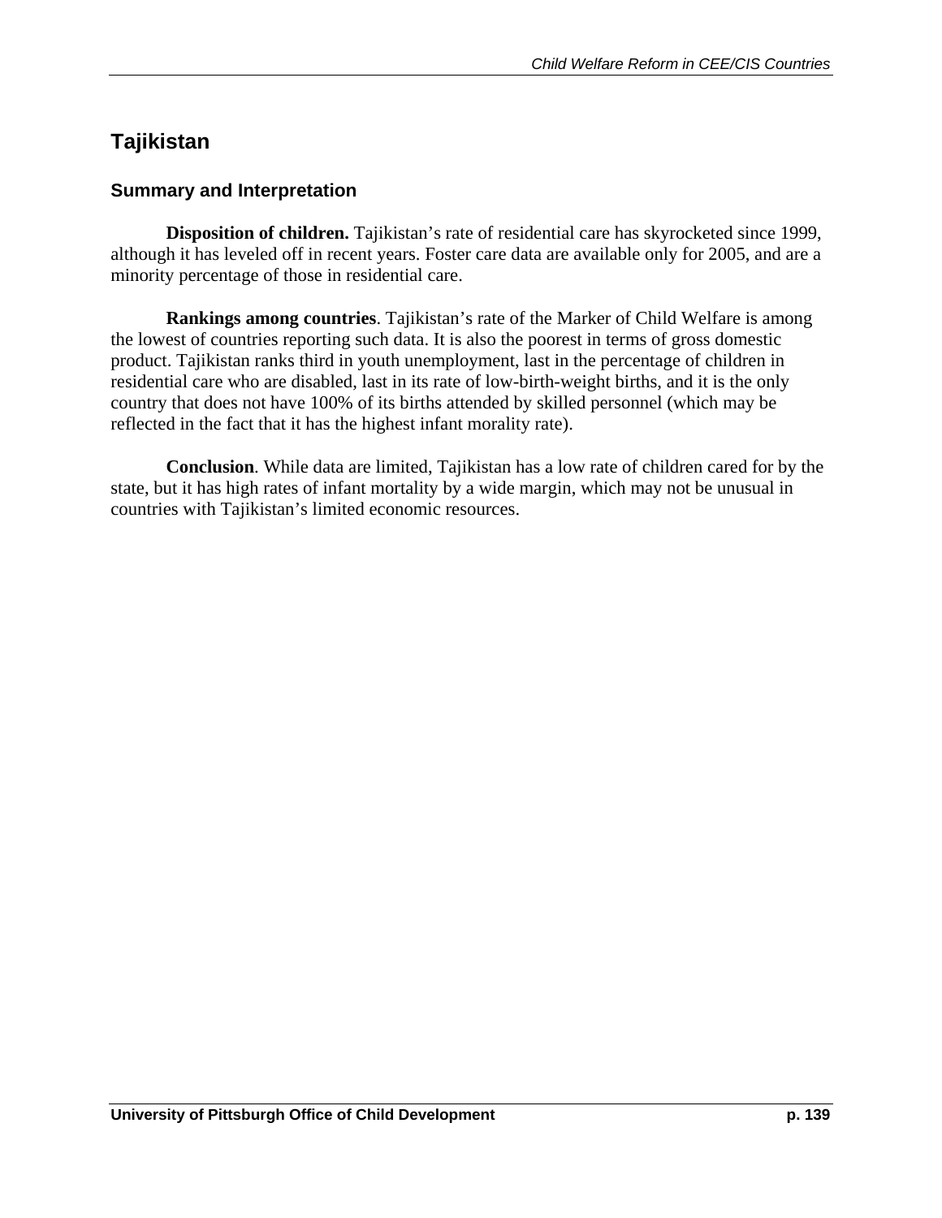## Tajikistan

### Summary and Interpretation

**Disposition of children.** Tajikistan's rate of residential care has skyrocketed since 1999, although it has leveled off in recent years. Foster care data are available only for 2005, and are a minority percentage of those in residential care.

**Rankings among countries**. Tajikistan's rate of the Marker of Child Welfare is among the lowest of countries reporting such data. It is also the poorest in terms of gross domestic product. Tajikistan ranks third in youth unemployment, last in the percentage of children in residential care who are disabled, last in its rate of low-birth-weight births, and it is the only country that does not have 100% of its births attended by skilled personnel (which may be reflected in the fact that it has the highest infant morality rate).

**Conclusion**. While data are limited, Tajikistan has a low rate of children cared for by the state, but it has high rates of infant mortality by a wide margin, which may not be unusual in countries with Tajikistan's limited economic resources.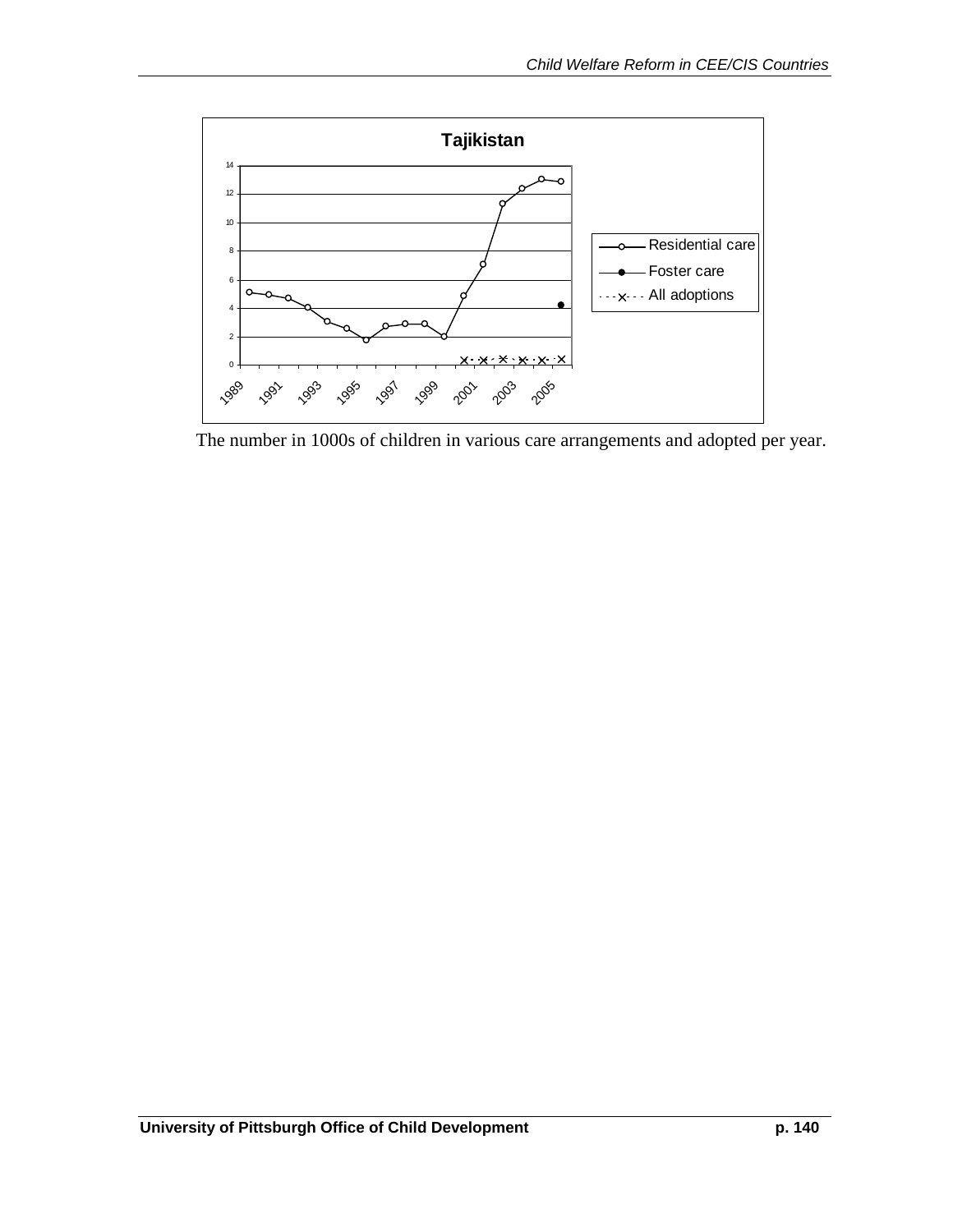The number in 1000s of children in various care arrangements and adopted per year.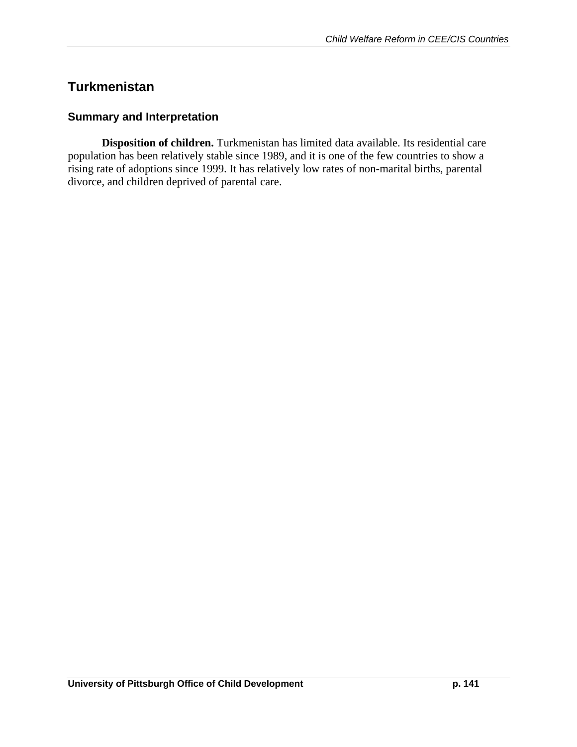# Turkmenistan

## Summary and Interpretation

**Disposition of children.** Turkmenistan has limited data available. Its residential care population has been relatively stable since 1989, and it is one of the few countries to show a rising rate of adoptions since 1999. It has relatively low rates of non-marital births, parental divorce, and children deprived of parental care.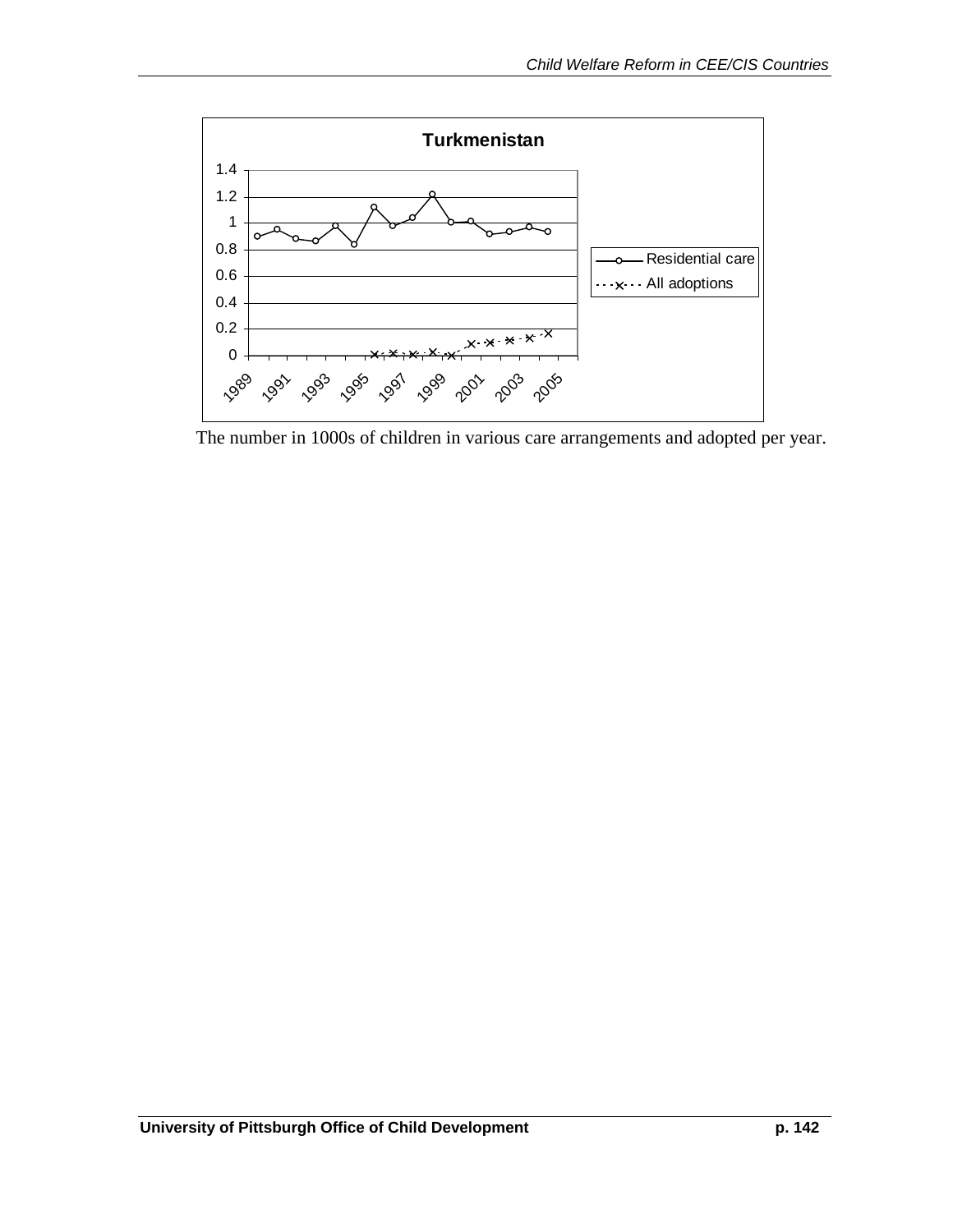**Turkmenistan**

The number in 1000s of children in various care arrangements and adopted per year.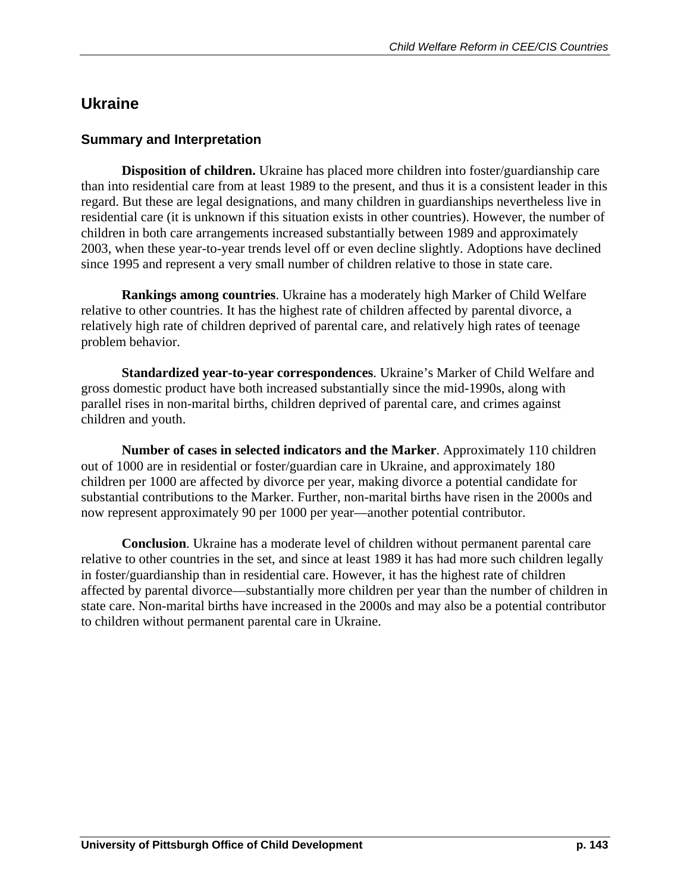## Ukraine

### Summary and Interpretation

**Disposition of children.** Ukraine has placed more children into foster/guardianship care than into residential care from at least 1989 to the present, and thus it is a consistent leader in this regard. But these are legal designations, and many children in guardianships nevertheless live in residential care (it is unknown if this situation exists in other countries). However, the number of children in both care arrangements increased substantially between 1989 and approximately 2003, when these year-to-year trends level off or even decline slightly. Adoptions have declined since 1995 and represent a very small number of children relative to those in state care.

**Rankings among countries**. Ukraine has a moderately high Marker of Child Welfare relative to other countries. It has the highest rate of children affected by parental divorce, a relatively high rate of children deprived of parental care, and relatively high rates of teenage problem behavior.

**Standardized year-to-year correspondences**. Ukraine's Marker of Child Welfare and gross domestic product have both increased substantially since the mid-1990s, along with parallel rises in non-marital births, children deprived of parental care, and crimes against children and youth.

**Number of cases in selected indicators and the Marker**. Approximately 110 children out of 1000 are in residential or foster/guardian care in Ukraine, and approximately 180 children per 1000 are affected by divorce per year, making divorce a potential candidate for substantial contributions to the Marker. Further, non-marital births have risen in the 2000s and now represent approximately 90 per 1000 per year—another potential contributor.

**Conclusion**. Ukraine has a moderate level of children without permanent parental care relative to other countries in the set, and since at least 1989 it has had more such children legally in foster/guardianship than in residential care. However, it has the highest rate of children affected by parental divorce—substantially more children per year than the number of children in state care. Non-marital births have increased in the 2000s and may also be a potential contributor to children without permanent parental care in Ukraine.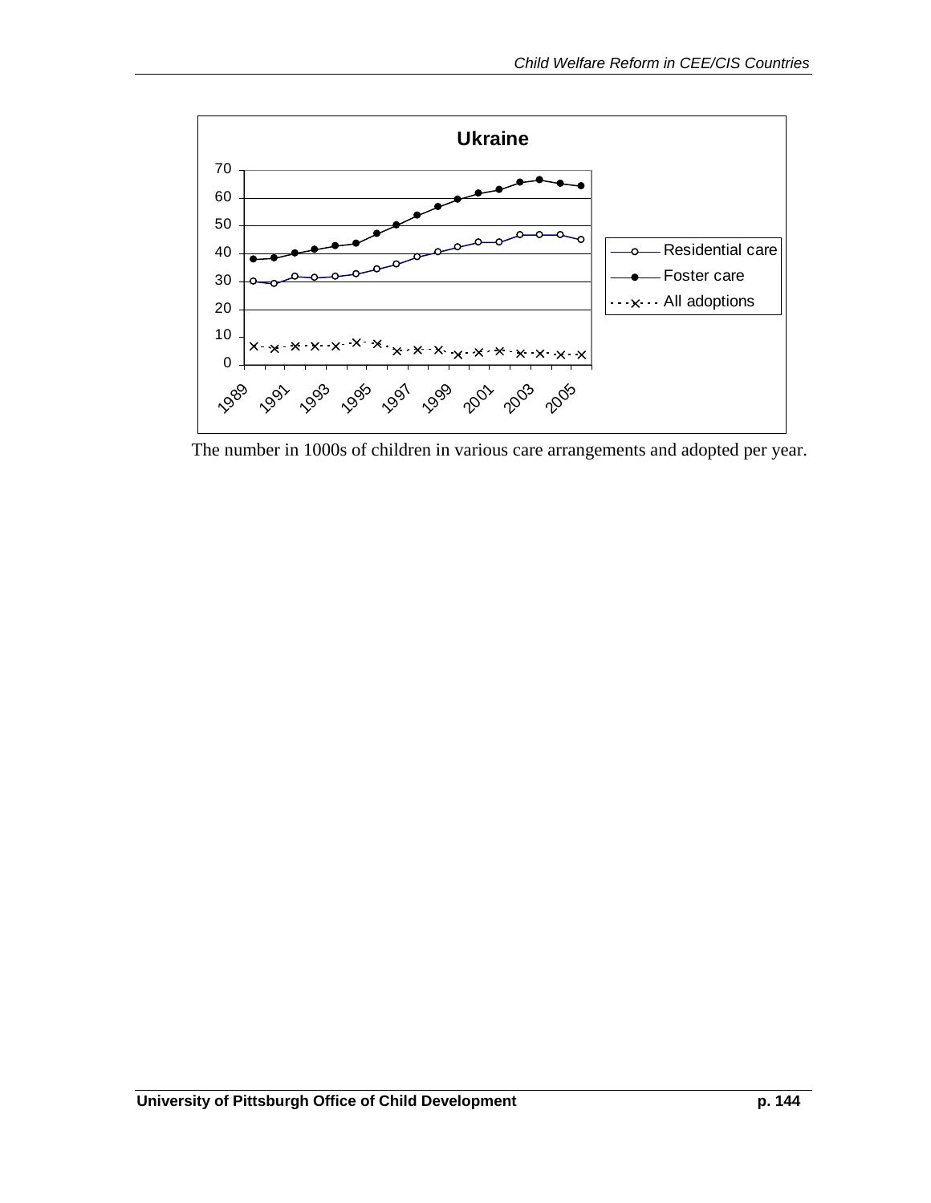The number in 1000s of children in various care arrangements and adopted per year.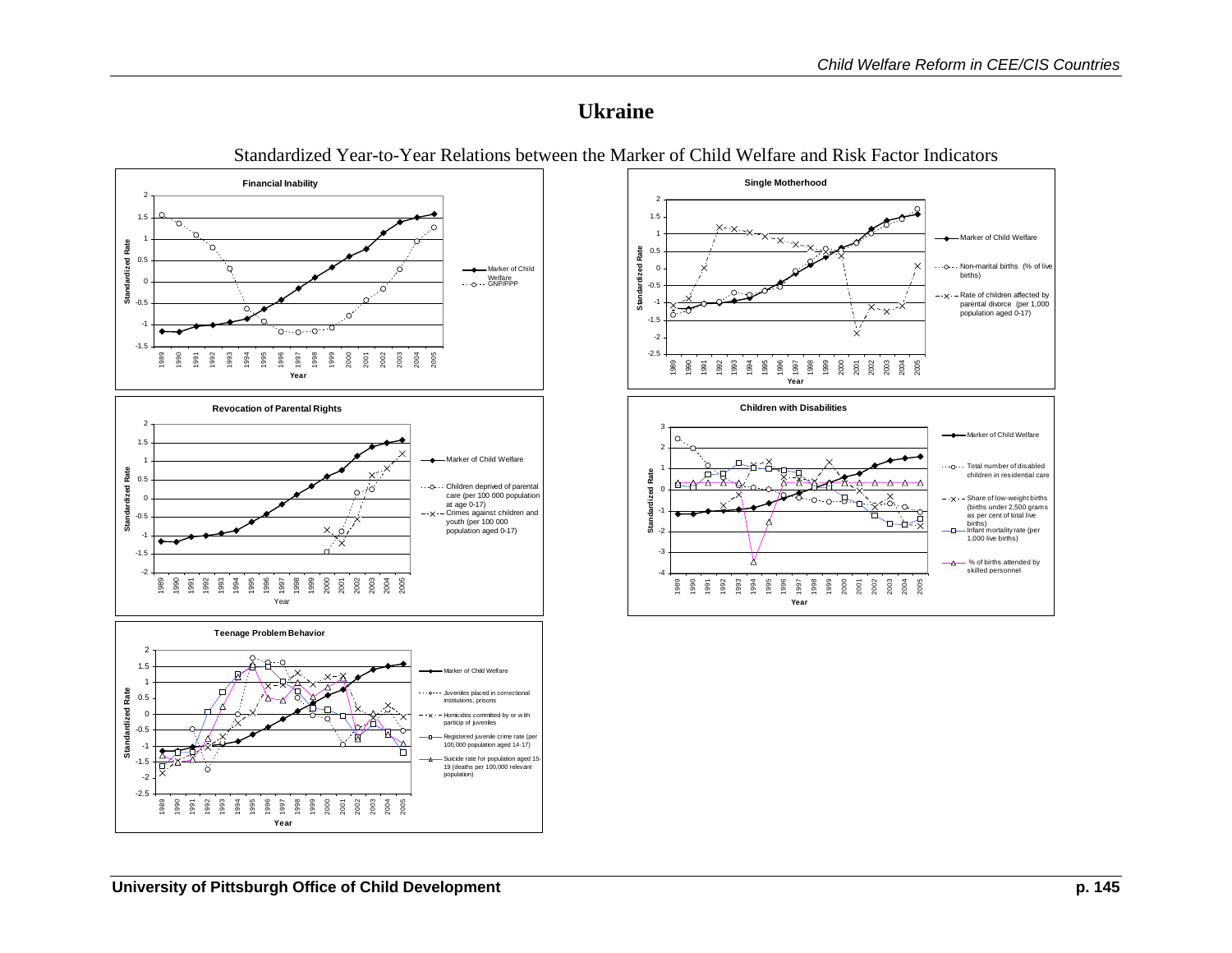# Ukraine

Standardized Year-to-Year Relations between the Marker of Child Welfare and Risk Factor Indicators

**Financial Inability**

Standardized Rate; Year (1989–2005)

- Marker of Child Welfare
- GNP/PPP

**Single Motherhood**

Standardized Rate; Year (1989–2005)

- Marker of Child Welfare
- Non-marital births (% of live births)
- Rate of children affected by parental divorce (per 1,000 population aged 0-17)

**Revocation of Parental Rights**

Standardized Rate; Year (1989–2005)

- Marker of Child Welfare
- Children deprived of parental care (per 100 000 population at age 0-17)
- Crimes against children and youth (per 100 000 population aged 0-17)

**Children with Disabilities**

Standardized Rate; Year (1989–2005)

- Marker of Child Welfare
- Total number of disabled children in residential care
- Share of low-weight births (births under 2,500 grams as per cent of total live births)
- Infant mortality rate (per 1,000 live births)
- % of births attended by skilled personnel

**Teenage Problem Behavior**

Standardized Rate; Year (1989–2005)

- Marker of Child Welfare
- Juveniles placed in correctional institutions, prisons
- Homicides committed by or with particip of juveniles
- Registered juvenile crime rate (per 100,000 population aged 14-17)
- Suicide rate for population aged 15-19 (deaths per 100,000 relevant population)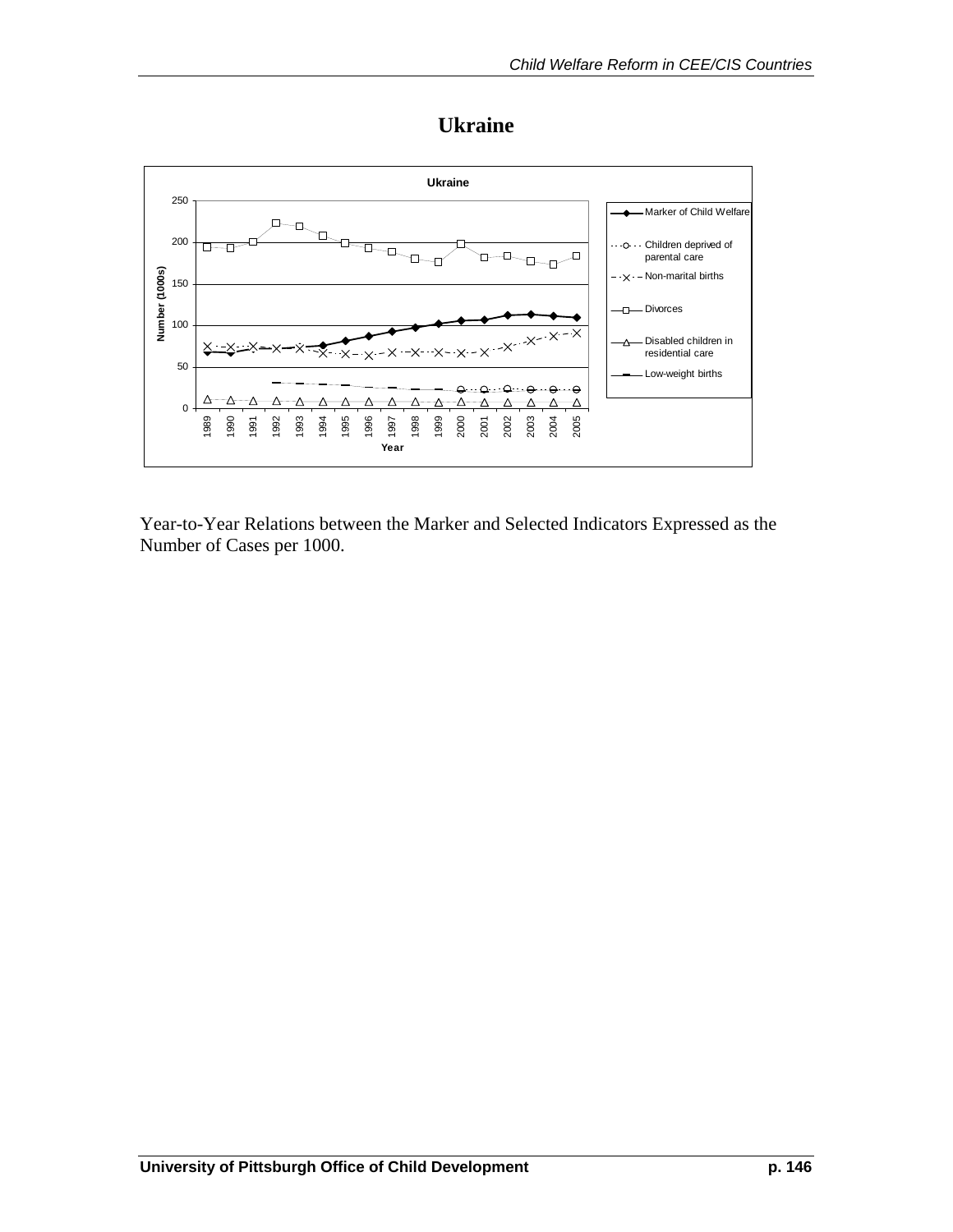# Ukraine

Year-to-Year Relations between the Marker and Selected Indicators Expressed as the Number of Cases per 1000.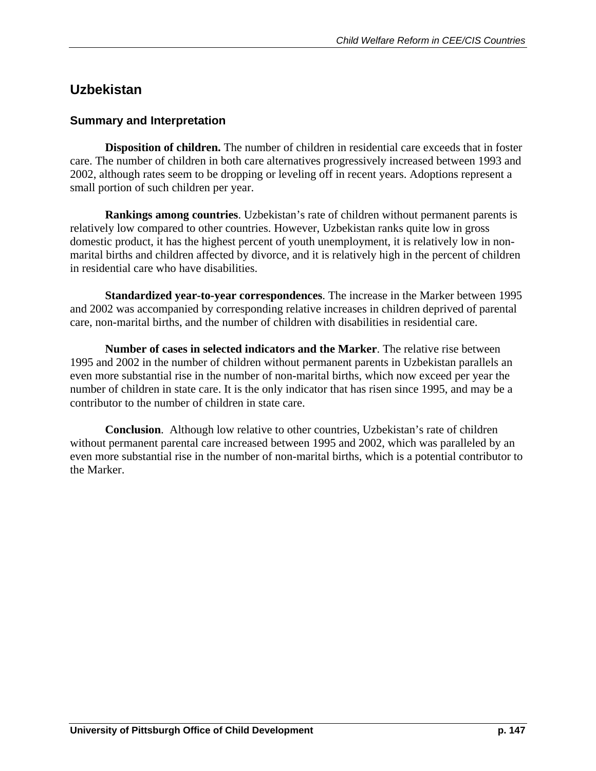## Uzbekistan

### Summary and Interpretation

**Disposition of children.** The number of children in residential care exceeds that in foster care. The number of children in both care alternatives progressively increased between 1993 and 2002, although rates seem to be dropping or leveling off in recent years. Adoptions represent a small portion of such children per year.

**Rankings among countries**. Uzbekistan's rate of children without permanent parents is relatively low compared to other countries. However, Uzbekistan ranks quite low in gross domestic product, it has the highest percent of youth unemployment, it is relatively low in non-marital births and children affected by divorce, and it is relatively high in the percent of children in residential care who have disabilities.

**Standardized year-to-year correspondences**. The increase in the Marker between 1995 and 2002 was accompanied by corresponding relative increases in children deprived of parental care, non-marital births, and the number of children with disabilities in residential care.

**Number of cases in selected indicators and the Marker**. The relative rise between 1995 and 2002 in the number of children without permanent parents in Uzbekistan parallels an even more substantial rise in the number of non-marital births, which now exceed per year the number of children in state care. It is the only indicator that has risen since 1995, and may be a contributor to the number of children in state care.

**Conclusion**. Although low relative to other countries, Uzbekistan's rate of children without permanent parental care increased between 1995 and 2002, which was paralleled by an even more substantial rise in the number of non-marital births, which is a potential contributor to the Marker.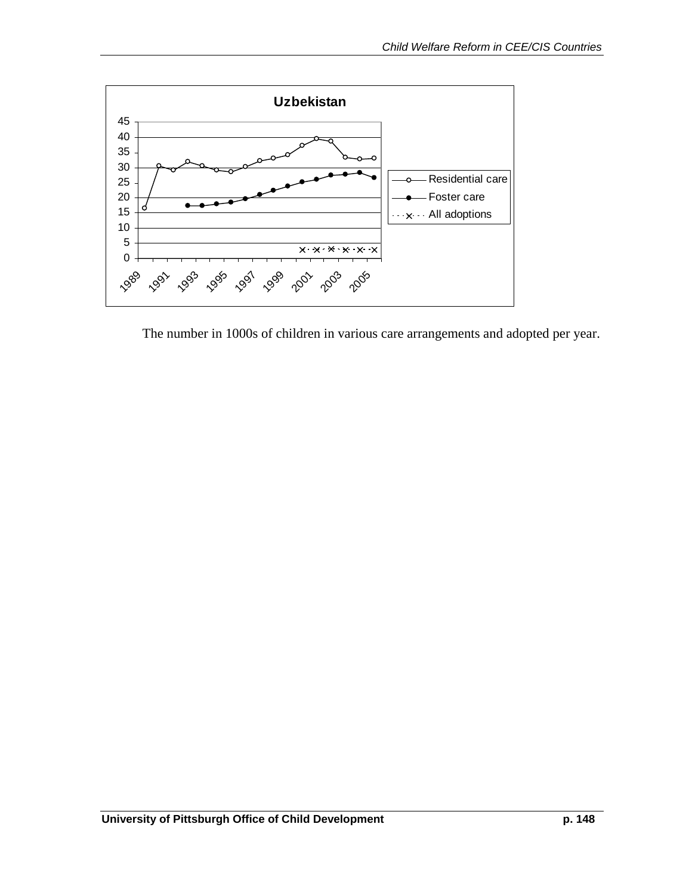**Uzbekistan**

| Year | Residential care | Foster care | All adoptions |
|---|---|---|---|
| 1989 | 16.6 | | |
| 1990 | 30.7 | | |
| 1991 | 29.3 | | |
| 1992 | 32.1 | 17.5 | |
| 1993 | 30.7 | 17.5 | |
| 1994 | 29.2 | 18.0 | |
| 1995 | 28.7 | 18.6 | |
| 1996 | 30.4 | 19.8 | |
| 1997 | 32.4 | 21.1 | |
| 1998 | 33.2 | 22.5 | |
| 1999 | 34.3 | 23.9 | |
| 2000 | 37.4 | 25.3 | 2.8 |
| 2001 | 39.6 | 26.1 | 2.8 |
| 2002 | 38.8 | 27.6 | 3.0 |
| 2003 | 33.5 | 27.8 | 2.8 |
| 2004 | 32.9 | 28.3 | 2.8 |
| 2005 | 33.2 | 26.8 | 2.8 |

The number in 1000s of children in various care arrangements and adopted per year.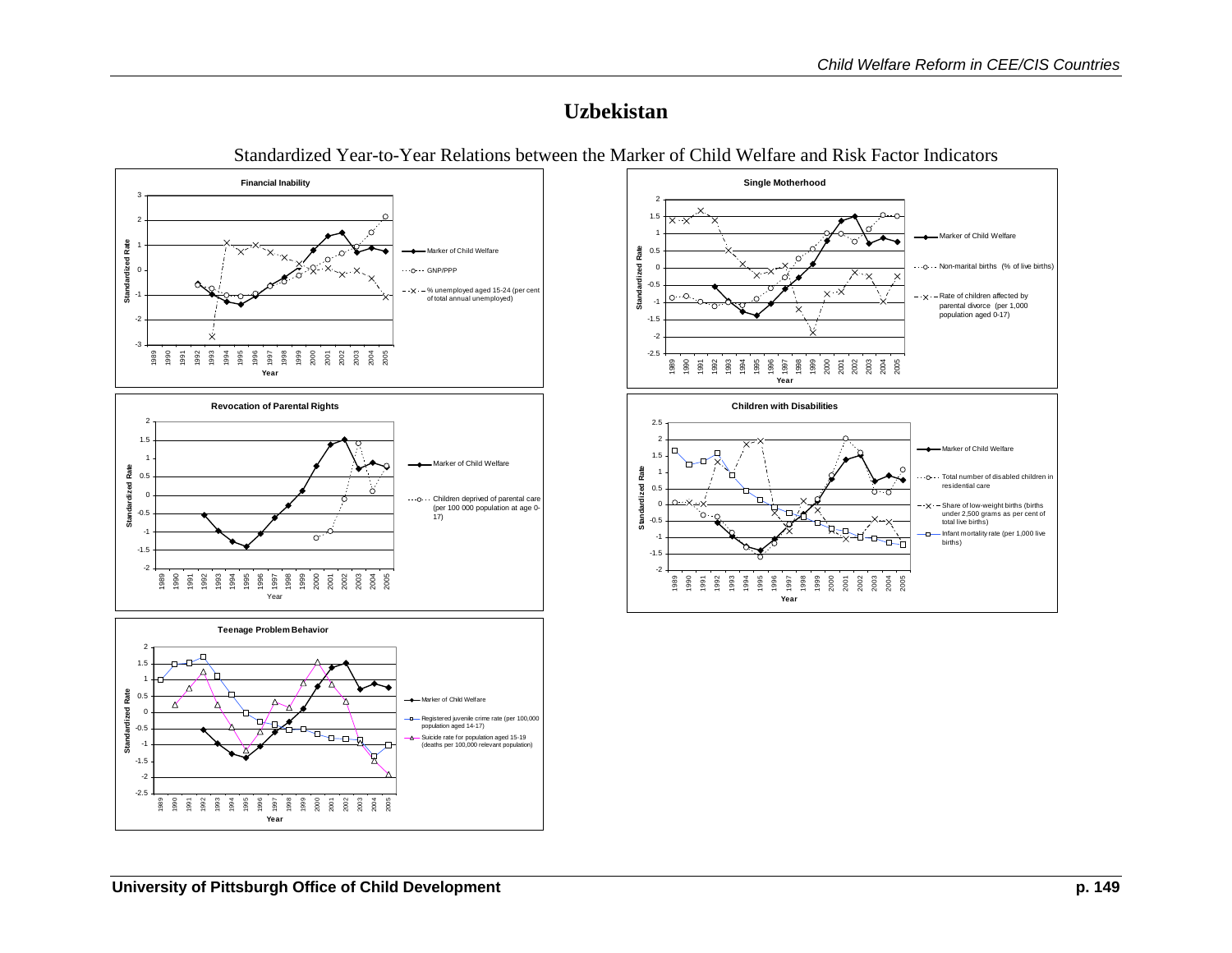# Uzbekistan

Standardized Year-to-Year Relations between the Marker of Child Welfare and Risk Factor Indicators

**Financial Inability**

- Marker of Child Welfare
- GNP/PPP
- % unemployed aged 15-24 (per cent of total annual unemployed)

**Single Motherhood**

- Marker of Child Welfare
- Non-marital births (% of live births)
- Rate of children affected by parental divorce (per 1,000 population aged 0-17)

**Revocation of Parental Rights**

- Marker of Child Welfare
- Children deprived of parental care (per 100 000 population at age 0-17)

**Children with Disabilities**

- Marker of Child Welfare
- Total number of disabled children in residential care
- Share of low-weight births (births under 2,500 grams as per cent of total live births)
- Infant mortality rate (per 1,000 live births)

**Teenage Problem Behavior**

- Marker of Child Welfare
- Registered juvenile crime rate (per 100,000 population aged 14-17)
- Suicide rate for population aged 15-19 (deaths per 100,000 relevant population)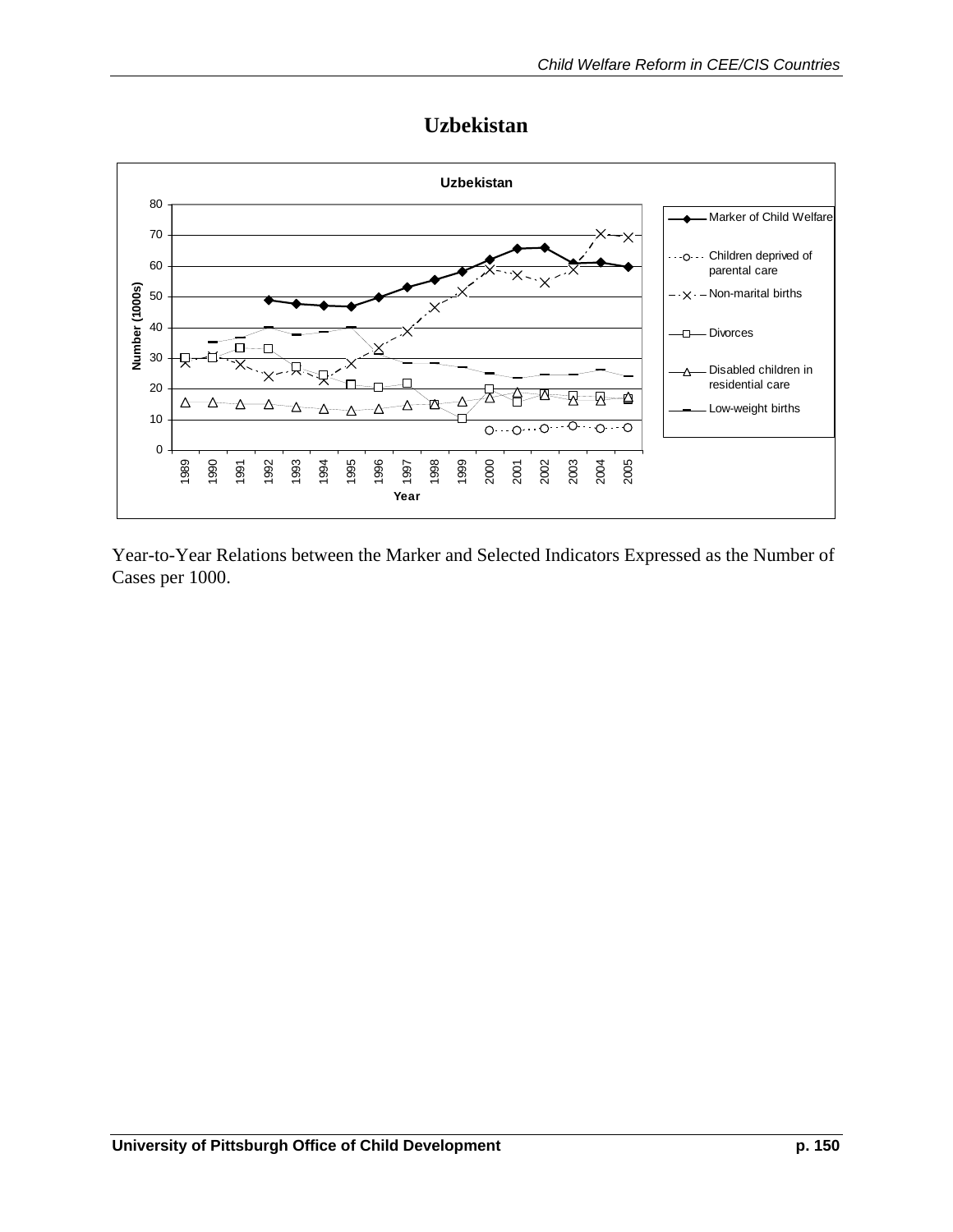# Uzbekistan

Uzbekistan

Number (1000s)

80
70
60
50
40
30
20
10
0

1989 1990 1991 1992 1993 1994 1995 1996 1997 1998 1999 2000 2001 2002 2003 2004 2005

Year

Marker of Child Welfare
Children deprived of parental care
Non-marital births
Divorces
Disabled children in residential care
Low-weight births

Year-to-Year Relations between the Marker and Selected Indicators Expressed as the Number of Cases per 1000.